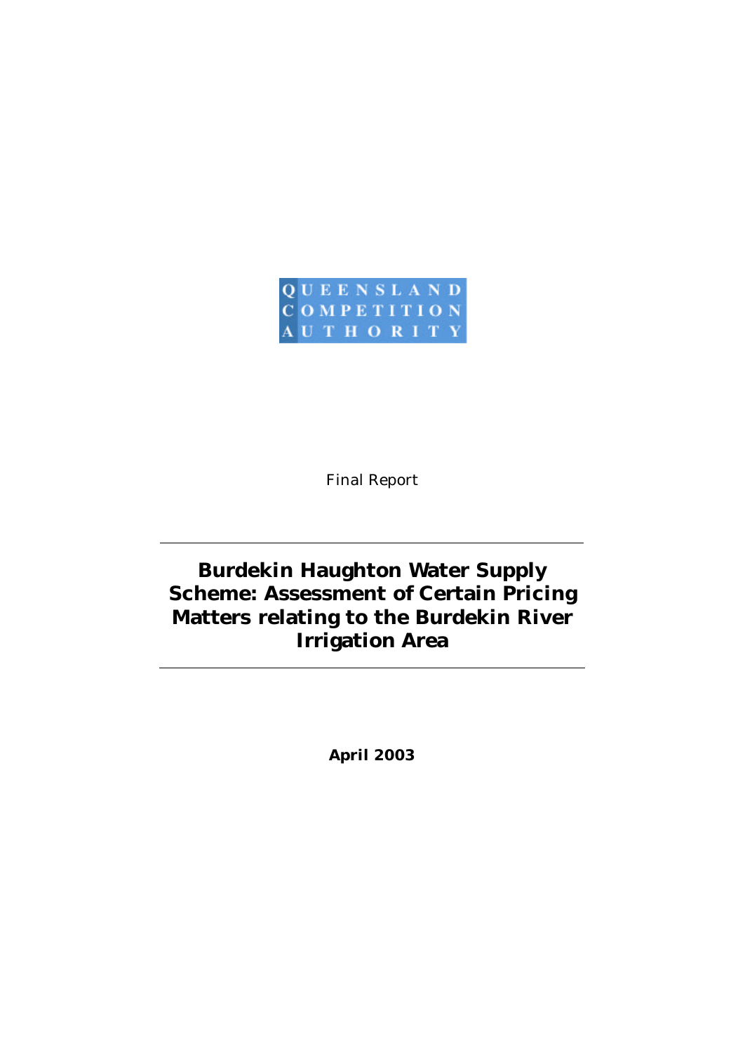QUEENSLAND
COMPETITION
AUTHORITY

*Final Report*

# Burdekin Haughton Water Supply Scheme: Assessment of Certain Pricing Matters relating to the Burdekin River Irrigation Area

**April 2003**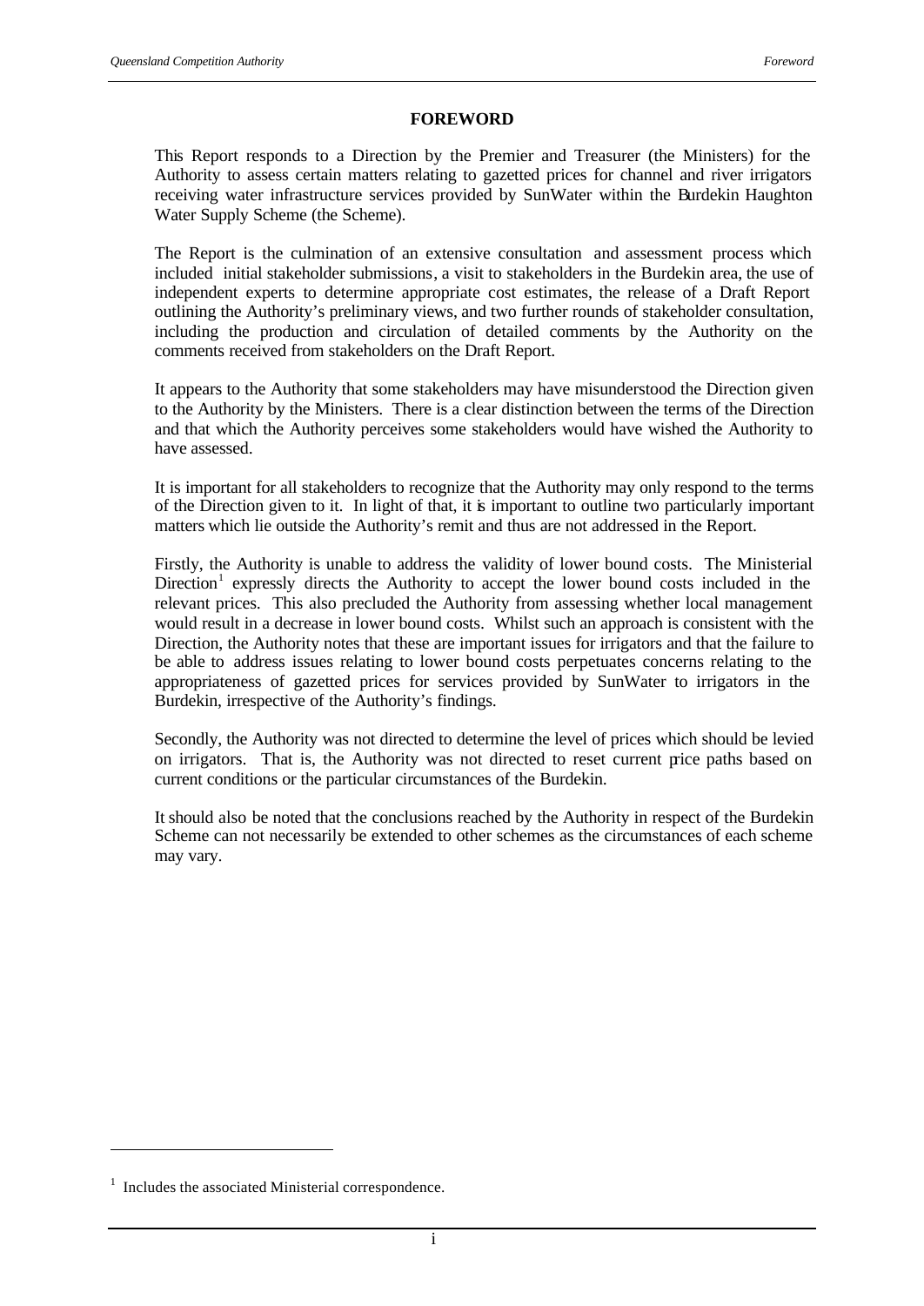# FOREWORD

This Report responds to a Direction by the Premier and Treasurer (the Ministers) for the Authority to assess certain matters relating to gazetted prices for channel and river irrigators receiving water infrastructure services provided by SunWater within the Burdekin Haughton Water Supply Scheme (the Scheme).

The Report is the culmination of an extensive consultation and assessment process which included initial stakeholder submissions, a visit to stakeholders in the Burdekin area, the use of independent experts to determine appropriate cost estimates, the release of a Draft Report outlining the Authority's preliminary views, and two further rounds of stakeholder consultation, including the production and circulation of detailed comments by the Authority on the comments received from stakeholders on the Draft Report.

It appears to the Authority that some stakeholders may have misunderstood the Direction given to the Authority by the Ministers. There is a clear distinction between the terms of the Direction and that which the Authority perceives some stakeholders would have wished the Authority to have assessed.

It is important for all stakeholders to recognize that the Authority may only respond to the terms of the Direction given to it. In light of that, it is important to outline two particularly important matters which lie outside the Authority's remit and thus are not addressed in the Report.

Firstly, the Authority is unable to address the validity of lower bound costs. The Ministerial Direction[1] expressly directs the Authority to accept the lower bound costs included in the relevant prices. This also precluded the Authority from assessing whether local management would result in a decrease in lower bound costs. Whilst such an approach is consistent with the Direction, the Authority notes that these are important issues for irrigators and that the failure to be able to address issues relating to lower bound costs perpetuates concerns relating to the appropriateness of gazetted prices for services provided by SunWater to irrigators in the Burdekin, irrespective of the Authority's findings.

Secondly, the Authority was not directed to determine the level of prices which should be levied on irrigators. That is, the Authority was not directed to reset current price paths based on current conditions or the particular circumstances of the Burdekin.

It should also be noted that the conclusions reached by the Authority in respect of the Burdekin Scheme can not necessarily be extended to other schemes as the circumstances of each scheme may vary.

[1] Includes the associated Ministerial correspondence.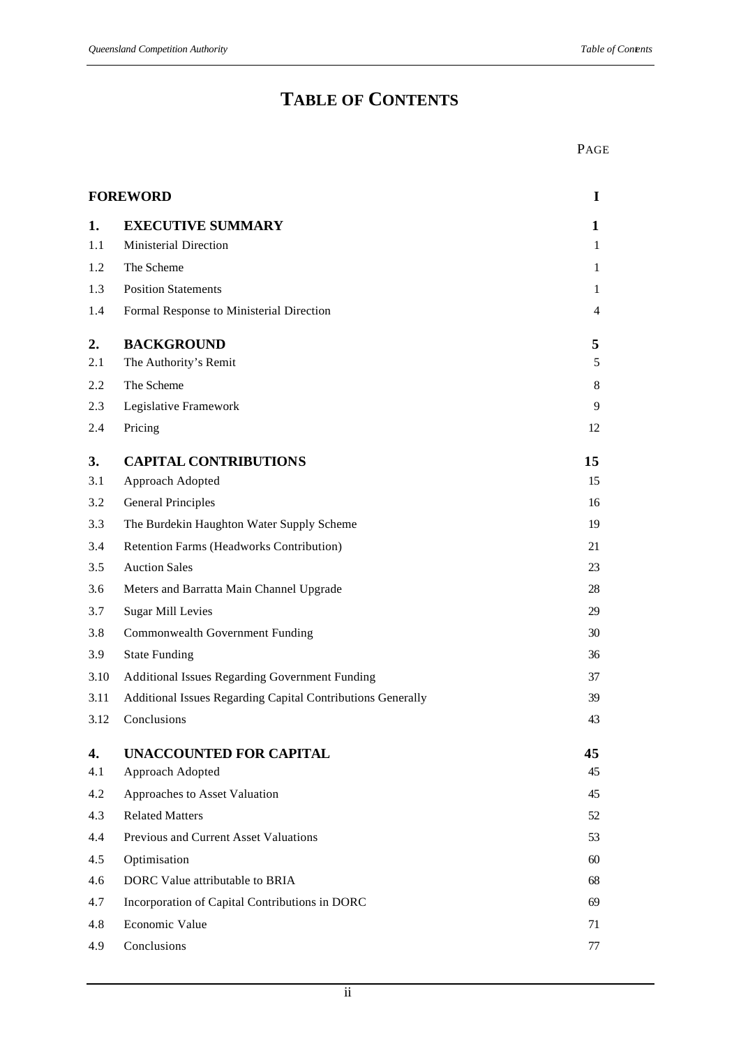# TABLE OF CONTENTS

| | | PAGE |
|---|---|---|
| **FOREWORD** | | **I** |
| **1.** | **EXECUTIVE SUMMARY** | **1** |
| 1.1 | Ministerial Direction | 1 |
| 1.2 | The Scheme | 1 |
| 1.3 | Position Statements | 1 |
| 1.4 | Formal Response to Ministerial Direction | 4 |
| **2.** | **BACKGROUND** | **5** |
| 2.1 | The Authority's Remit | 5 |
| 2.2 | The Scheme | 8 |
| 2.3 | Legislative Framework | 9 |
| 2.4 | Pricing | 12 |
| **3.** | **CAPITAL CONTRIBUTIONS** | **15** |
| 3.1 | Approach Adopted | 15 |
| 3.2 | General Principles | 16 |
| 3.3 | The Burdekin Haughton Water Supply Scheme | 19 |
| 3.4 | Retention Farms (Headworks Contribution) | 21 |
| 3.5 | Auction Sales | 23 |
| 3.6 | Meters and Barratta Main Channel Upgrade | 28 |
| 3.7 | Sugar Mill Levies | 29 |
| 3.8 | Commonwealth Government Funding | 30 |
| 3.9 | State Funding | 36 |
| 3.10 | Additional Issues Regarding Government Funding | 37 |
| 3.11 | Additional Issues Regarding Capital Contributions Generally | 39 |
| 3.12 | Conclusions | 43 |
| **4.** | **UNACCOUNTED FOR CAPITAL** | **45** |
| 4.1 | Approach Adopted | 45 |
| 4.2 | Approaches to Asset Valuation | 45 |
| 4.3 | Related Matters | 52 |
| 4.4 | Previous and Current Asset Valuations | 53 |
| 4.5 | Optimisation | 60 |
| 4.6 | DORC Value attributable to BRIA | 68 |
| 4.7 | Incorporation of Capital Contributions in DORC | 69 |
| 4.8 | Economic Value | 71 |
| 4.9 | Conclusions | 77 |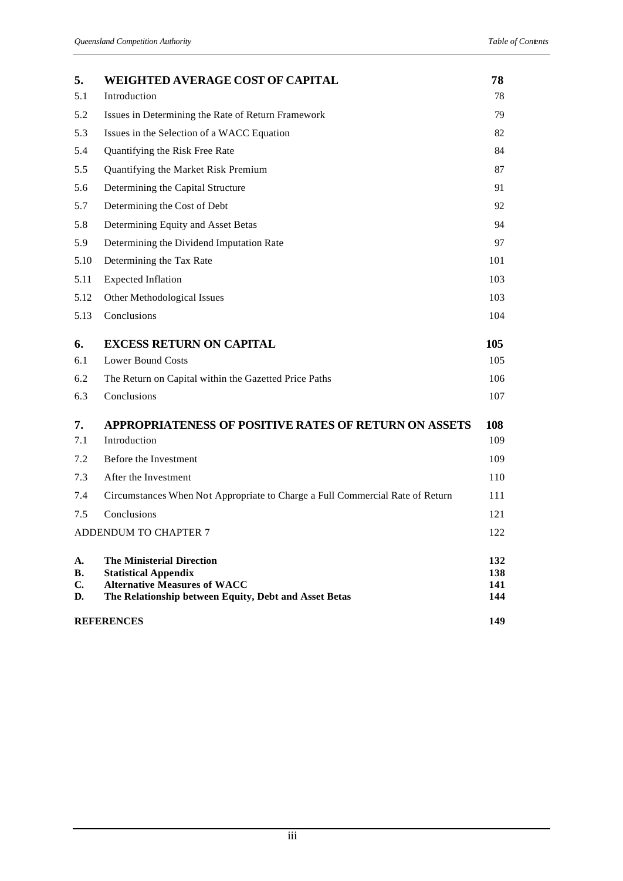| | | |
|---|---|---|
| **5.** | **WEIGHTED AVERAGE COST OF CAPITAL** | **78** |
| 5.1 | Introduction | 78 |
| 5.2 | Issues in Determining the Rate of Return Framework | 79 |
| 5.3 | Issues in the Selection of a WACC Equation | 82 |
| 5.4 | Quantifying the Risk Free Rate | 84 |
| 5.5 | Quantifying the Market Risk Premium | 87 |
| 5.6 | Determining the Capital Structure | 91 |
| 5.7 | Determining the Cost of Debt | 92 |
| 5.8 | Determining Equity and Asset Betas | 94 |
| 5.9 | Determining the Dividend Imputation Rate | 97 |
| 5.10 | Determining the Tax Rate | 101 |
| 5.11 | Expected Inflation | 103 |
| 5.12 | Other Methodological Issues | 103 |
| 5.13 | Conclusions | 104 |
| **6.** | **EXCESS RETURN ON CAPITAL** | **105** |
| 6.1 | Lower Bound Costs | 105 |
| 6.2 | The Return on Capital within the Gazetted Price Paths | 106 |
| 6.3 | Conclusions | 107 |
| **7.** | **APPROPRIATENESS OF POSITIVE RATES OF RETURN ON ASSETS** | **108** |
| 7.1 | Introduction | 109 |
| 7.2 | Before the Investment | 109 |
| 7.3 | After the Investment | 110 |
| 7.4 | Circumstances When Not Appropriate to Charge a Full Commercial Rate of Return | 111 |
| 7.5 | Conclusions | 121 |
| | ADDENDUM TO CHAPTER 7 | 122 |
| **A.** | **The Ministerial Direction** | **132** |
| **B.** | **Statistical Appendix** | **138** |
| **C.** | **Alternative Measures of WACC** | **141** |
| **D.** | **The Relationship between Equity, Debt and Asset Betas** | **144** |
| | **REFERENCES** | **149** |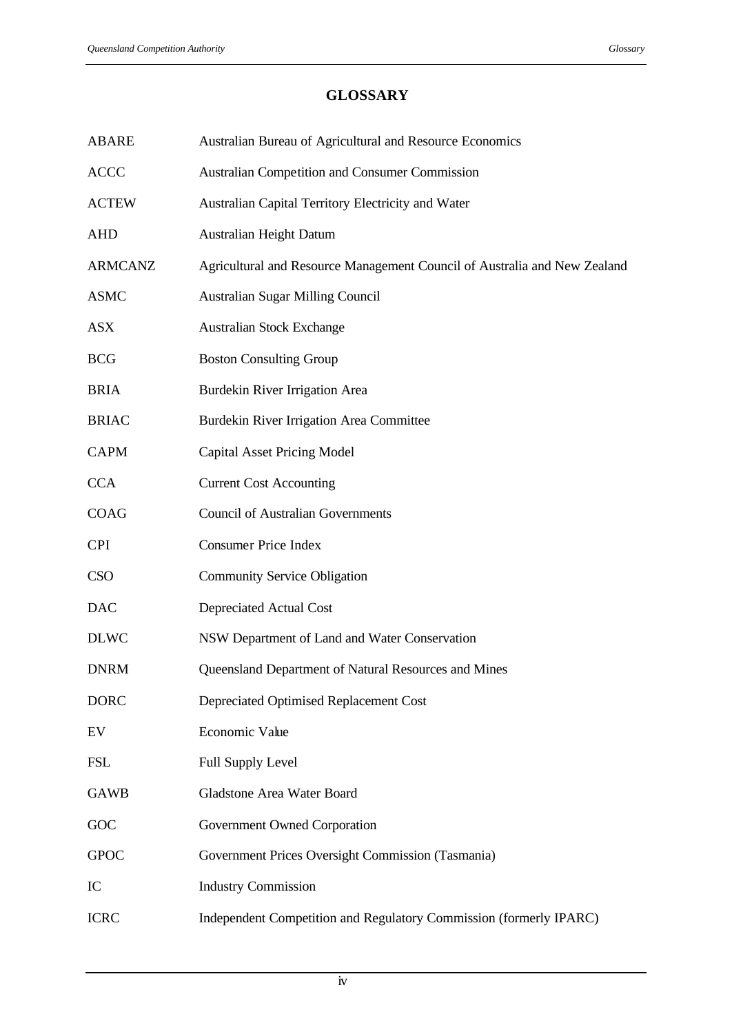## GLOSSARY

| | |
|---|---|
| ABARE | Australian Bureau of Agricultural and Resource Economics |
| ACCC | Australian Competition and Consumer Commission |
| ACTEW | Australian Capital Territory Electricity and Water |
| AHD | Australian Height Datum |
| ARMCANZ | Agricultural and Resource Management Council of Australia and New Zealand |
| ASMC | Australian Sugar Milling Council |
| ASX | Australian Stock Exchange |
| BCG | Boston Consulting Group |
| BRIA | Burdekin River Irrigation Area |
| BRIAC | Burdekin River Irrigation Area Committee |
| CAPM | Capital Asset Pricing Model |
| CCA | Current Cost Accounting |
| COAG | Council of Australian Governments |
| CPI | Consumer Price Index |
| CSO | Community Service Obligation |
| DAC | Depreciated Actual Cost |
| DLWC | NSW Department of Land and Water Conservation |
| DNRM | Queensland Department of Natural Resources and Mines |
| DORC | Depreciated Optimised Replacement Cost |
| EV | Economic Value |
| FSL | Full Supply Level |
| GAWB | Gladstone Area Water Board |
| GOC | Government Owned Corporation |
| GPOC | Government Prices Oversight Commission (Tasmania) |
| IC | Industry Commission |
| ICRC | Independent Competition and Regulatory Commission (formerly IPARC) |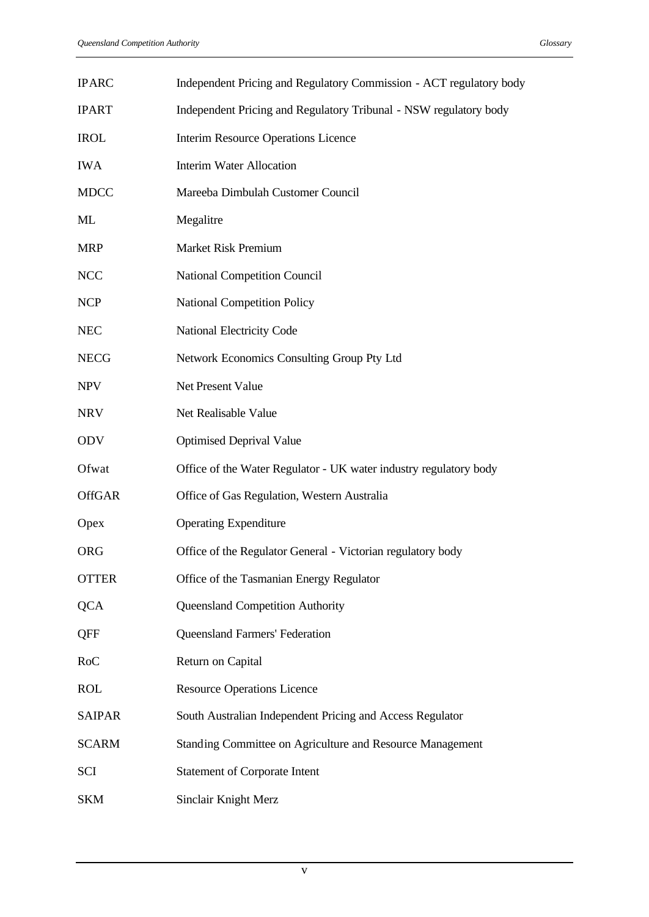| | |
|---|---|
| IPARC | Independent Pricing and Regulatory Commission - ACT regulatory body |
| IPART | Independent Pricing and Regulatory Tribunal - NSW regulatory body |
| IROL | Interim Resource Operations Licence |
| IWA | Interim Water Allocation |
| MDCC | Mareeba Dimbulah Customer Council |
| ML | Megalitre |
| MRP | Market Risk Premium |
| NCC | National Competition Council |
| NCP | National Competition Policy |
| NEC | National Electricity Code |
| NECG | Network Economics Consulting Group Pty Ltd |
| NPV | Net Present Value |
| NRV | Net Realisable Value |
| ODV | Optimised Deprival Value |
| Ofwat | Office of the Water Regulator - UK water industry regulatory body |
| OffGAR | Office of Gas Regulation, Western Australia |
| Opex | Operating Expenditure |
| ORG | Office of the Regulator General - Victorian regulatory body |
| OTTER | Office of the Tasmanian Energy Regulator |
| QCA | Queensland Competition Authority |
| QFF | Queensland Farmers' Federation |
| RoC | Return on Capital |
| ROL | Resource Operations Licence |
| SAIPAR | South Australian Independent Pricing and Access Regulator |
| SCARM | Standing Committee on Agriculture and Resource Management |
| SCI | Statement of Corporate Intent |
| SKM | Sinclair Knight Merz |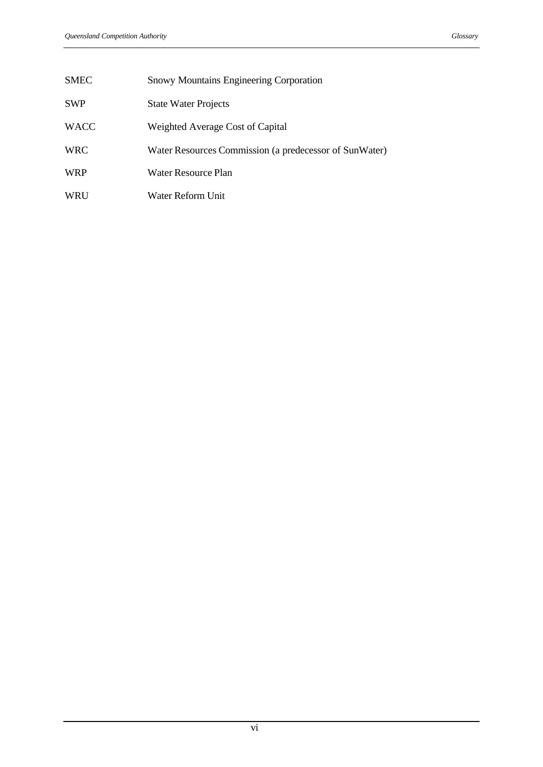| | |
|---|---|
| SMEC | Snowy Mountains Engineering Corporation |
| SWP | State Water Projects |
| WACC | Weighted Average Cost of Capital |
| WRC | Water Resources Commission (a predecessor of SunWater) |
| WRP | Water Resource Plan |
| WRU | Water Reform Unit |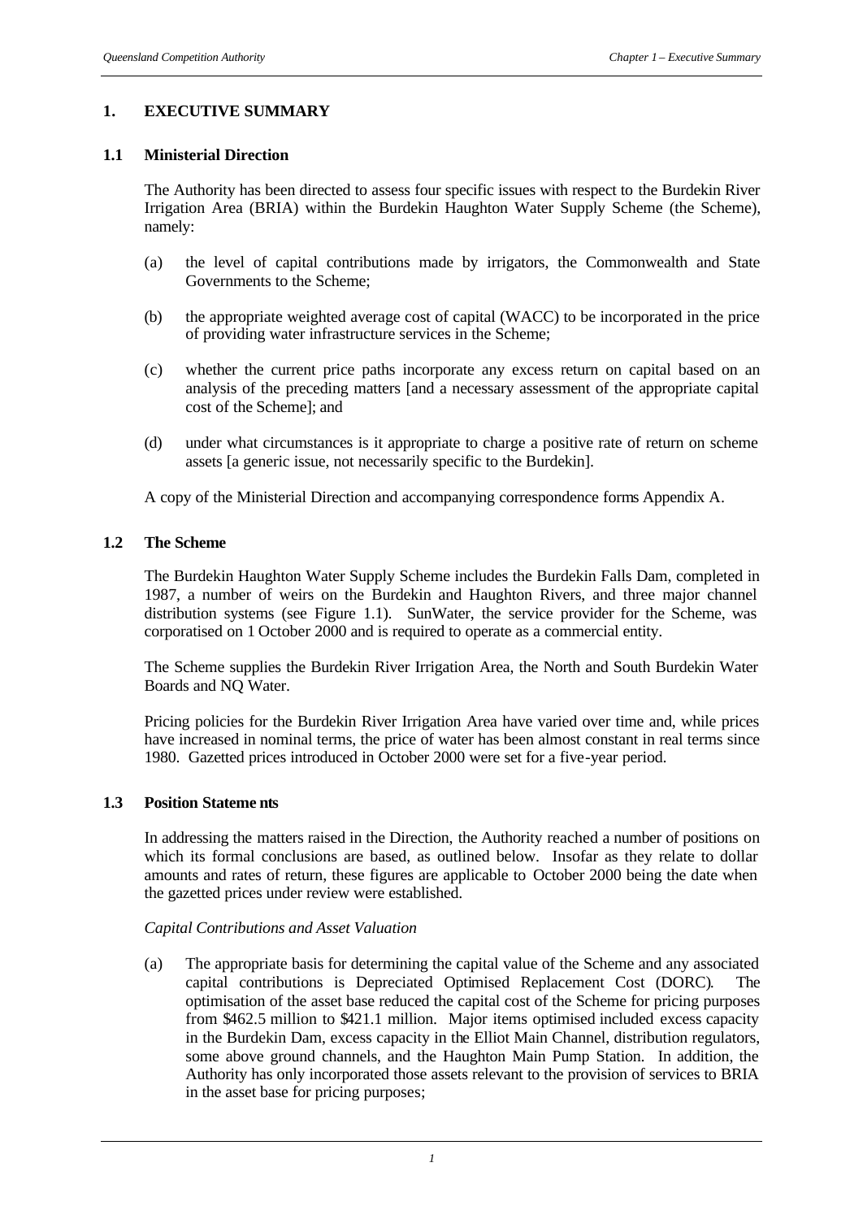# 1. EXECUTIVE SUMMARY

## 1.1 Ministerial Direction

The Authority has been directed to assess four specific issues with respect to the Burdekin River Irrigation Area (BRIA) within the Burdekin Haughton Water Supply Scheme (the Scheme), namely:

(a) the level of capital contributions made by irrigators, the Commonwealth and State Governments to the Scheme;

(b) the appropriate weighted average cost of capital (WACC) to be incorporated in the price of providing water infrastructure services in the Scheme;

(c) whether the current price paths incorporate any excess return on capital based on an analysis of the preceding matters [and a necessary assessment of the appropriate capital cost of the Scheme]; and

(d) under what circumstances is it appropriate to charge a positive rate of return on scheme assets [a generic issue, not necessarily specific to the Burdekin].

A copy of the Ministerial Direction and accompanying correspondence forms Appendix A.

## 1.2 The Scheme

The Burdekin Haughton Water Supply Scheme includes the Burdekin Falls Dam, completed in 1987, a number of weirs on the Burdekin and Haughton Rivers, and three major channel distribution systems (see Figure 1.1). SunWater, the service provider for the Scheme, was corporatised on 1 October 2000 and is required to operate as a commercial entity.

The Scheme supplies the Burdekin River Irrigation Area, the North and South Burdekin Water Boards and NQ Water.

Pricing policies for the Burdekin River Irrigation Area have varied over time and, while prices have increased in nominal terms, the price of water has been almost constant in real terms since 1980. Gazetted prices introduced in October 2000 were set for a five-year period.

## 1.3 Position Statements

In addressing the matters raised in the Direction, the Authority reached a number of positions on which its formal conclusions are based, as outlined below. Insofar as they relate to dollar amounts and rates of return, these figures are applicable to October 2000 being the date when the gazetted prices under review were established.

*Capital Contributions and Asset Valuation*

(a) The appropriate basis for determining the capital value of the Scheme and any associated capital contributions is Depreciated Optimised Replacement Cost (DORC). The optimisation of the asset base reduced the capital cost of the Scheme for pricing purposes from $462.5 million to $421.1 million. Major items optimised included excess capacity in the Burdekin Dam, excess capacity in the Elliot Main Channel, distribution regulators, some above ground channels, and the Haughton Main Pump Station. In addition, the Authority has only incorporated those assets relevant to the provision of services to BRIA in the asset base for pricing purposes;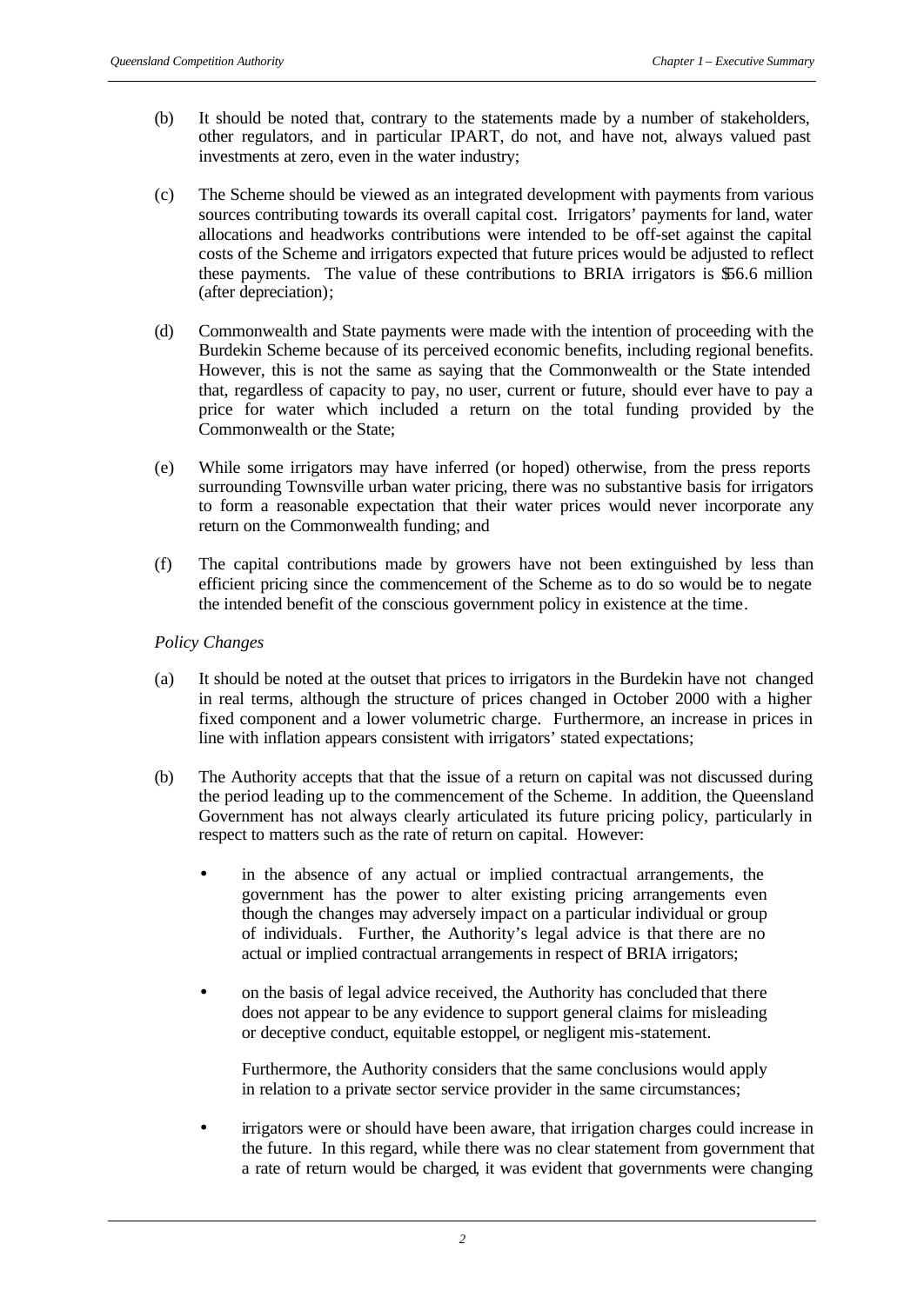(b) It should be noted that, contrary to the statements made by a number of stakeholders, other regulators, and in particular IPART, do not, and have not, always valued past investments at zero, even in the water industry;

(c) The Scheme should be viewed as an integrated development with payments from various sources contributing towards its overall capital cost. Irrigators' payments for land, water allocations and headworks contributions were intended to be off-set against the capital costs of the Scheme and irrigators expected that future prices would be adjusted to reflect these payments. The value of these contributions to BRIA irrigators is $56.6 million (after depreciation);

(d) Commonwealth and State payments were made with the intention of proceeding with the Burdekin Scheme because of its perceived economic benefits, including regional benefits. However, this is not the same as saying that the Commonwealth or the State intended that, regardless of capacity to pay, no user, current or future, should ever have to pay a price for water which included a return on the total funding provided by the Commonwealth or the State;

(e) While some irrigators may have inferred (or hoped) otherwise, from the press reports surrounding Townsville urban water pricing, there was no substantive basis for irrigators to form a reasonable expectation that their water prices would never incorporate any return on the Commonwealth funding; and

(f) The capital contributions made by growers have not been extinguished by less than efficient pricing since the commencement of the Scheme as to do so would be to negate the intended benefit of the conscious government policy in existence at the time.

*Policy Changes*

(a) It should be noted at the outset that prices to irrigators in the Burdekin have not changed in real terms, although the structure of prices changed in October 2000 with a higher fixed component and a lower volumetric charge. Furthermore, an increase in prices in line with inflation appears consistent with irrigators' stated expectations;

(b) The Authority accepts that that the issue of a return on capital was not discussed during the period leading up to the commencement of the Scheme. In addition, the Queensland Government has not always clearly articulated its future pricing policy, particularly in respect to matters such as the rate of return on capital. However:

- in the absence of any actual or implied contractual arrangements, the government has the power to alter existing pricing arrangements even though the changes may adversely impact on a particular individual or group of individuals. Further, the Authority's legal advice is that there are no actual or implied contractual arrangements in respect of BRIA irrigators;

- on the basis of legal advice received, the Authority has concluded that there does not appear to be any evidence to support general claims for misleading or deceptive conduct, equitable estoppel, or negligent mis-statement.

  Furthermore, the Authority considers that the same conclusions would apply in relation to a private sector service provider in the same circumstances;

- irrigators were or should have been aware, that irrigation charges could increase in the future. In this regard, while there was no clear statement from government that a rate of return would be charged, it was evident that governments were changing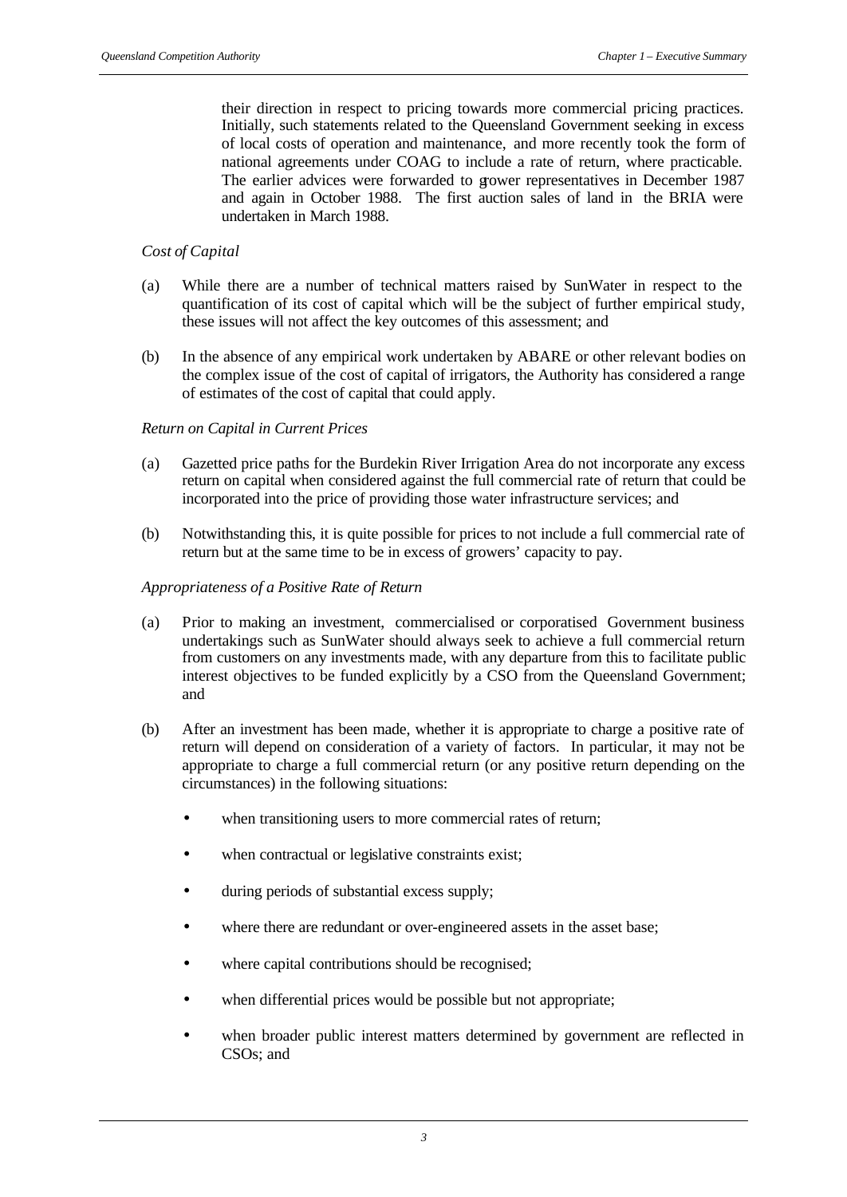their direction in respect to pricing towards more commercial pricing practices. Initially, such statements related to the Queensland Government seeking in excess of local costs of operation and maintenance, and more recently took the form of national agreements under COAG to include a rate of return, where practicable. The earlier advices were forwarded to grower representatives in December 1987 and again in October 1988. The first auction sales of land in the BRIA were undertaken in March 1988.

*Cost of Capital*

(a) While there are a number of technical matters raised by SunWater in respect to the quantification of its cost of capital which will be the subject of further empirical study, these issues will not affect the key outcomes of this assessment; and

(b) In the absence of any empirical work undertaken by ABARE or other relevant bodies on the complex issue of the cost of capital of irrigators, the Authority has considered a range of estimates of the cost of capital that could apply.

*Return on Capital in Current Prices*

(a) Gazetted price paths for the Burdekin River Irrigation Area do not incorporate any excess return on capital when considered against the full commercial rate of return that could be incorporated into the price of providing those water infrastructure services; and

(b) Notwithstanding this, it is quite possible for prices to not include a full commercial rate of return but at the same time to be in excess of growers' capacity to pay.

*Appropriateness of a Positive Rate of Return*

(a) Prior to making an investment, commercialised or corporatised Government business undertakings such as SunWater should always seek to achieve a full commercial return from customers on any investments made, with any departure from this to facilitate public interest objectives to be funded explicitly by a CSO from the Queensland Government; and

(b) After an investment has been made, whether it is appropriate to charge a positive rate of return will depend on consideration of a variety of factors. In particular, it may not be appropriate to charge a full commercial return (or any positive return depending on the circumstances) in the following situations:

- when transitioning users to more commercial rates of return;
- when contractual or legislative constraints exist;
- during periods of substantial excess supply;
- where there are redundant or over-engineered assets in the asset base;
- where capital contributions should be recognised;
- when differential prices would be possible but not appropriate;
- when broader public interest matters determined by government are reflected in CSOs; and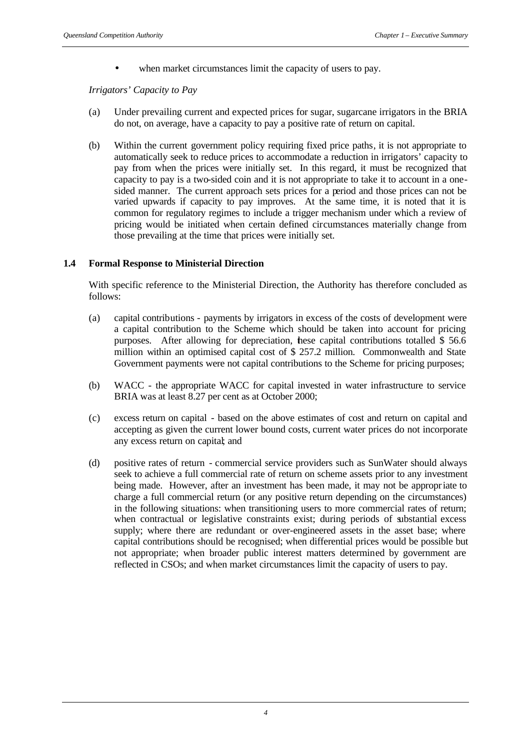- when market circumstances limit the capacity of users to pay.

*Irrigators' Capacity to Pay*

(a) Under prevailing current and expected prices for sugar, sugarcane irrigators in the BRIA do not, on average, have a capacity to pay a positive rate of return on capital.

(b) Within the current government policy requiring fixed price paths, it is not appropriate to automatically seek to reduce prices to accommodate a reduction in irrigators' capacity to pay from when the prices were initially set. In this regard, it must be recognized that capacity to pay is a two-sided coin and it is not appropriate to take it to account in a one-sided manner. The current approach sets prices for a period and those prices can not be varied upwards if capacity to pay improves. At the same time, it is noted that it is common for regulatory regimes to include a trigger mechanism under which a review of pricing would be initiated when certain defined circumstances materially change from those prevailing at the time that prices were initially set.

### 1.4 Formal Response to Ministerial Direction

With specific reference to the Ministerial Direction, the Authority has therefore concluded as follows:

(a) capital contributions - payments by irrigators in excess of the costs of development were a capital contribution to the Scheme which should be taken into account for pricing purposes. After allowing for depreciation, these capital contributions totalled $ 56.6 million within an optimised capital cost of $ 257.2 million. Commonwealth and State Government payments were not capital contributions to the Scheme for pricing purposes;

(b) WACC - the appropriate WACC for capital invested in water infrastructure to service BRIA was at least 8.27 per cent as at October 2000;

(c) excess return on capital - based on the above estimates of cost and return on capital and accepting as given the current lower bound costs, current water prices do not incorporate any excess return on capital; and

(d) positive rates of return - commercial service providers such as SunWater should always seek to achieve a full commercial rate of return on scheme assets prior to any investment being made. However, after an investment has been made, it may not be appropriate to charge a full commercial return (or any positive return depending on the circumstances) in the following situations: when transitioning users to more commercial rates of return; when contractual or legislative constraints exist; during periods of substantial excess supply; where there are redundant or over-engineered assets in the asset base; where capital contributions should be recognised; when differential prices would be possible but not appropriate; when broader public interest matters determined by government are reflected in CSOs; and when market circumstances limit the capacity of users to pay.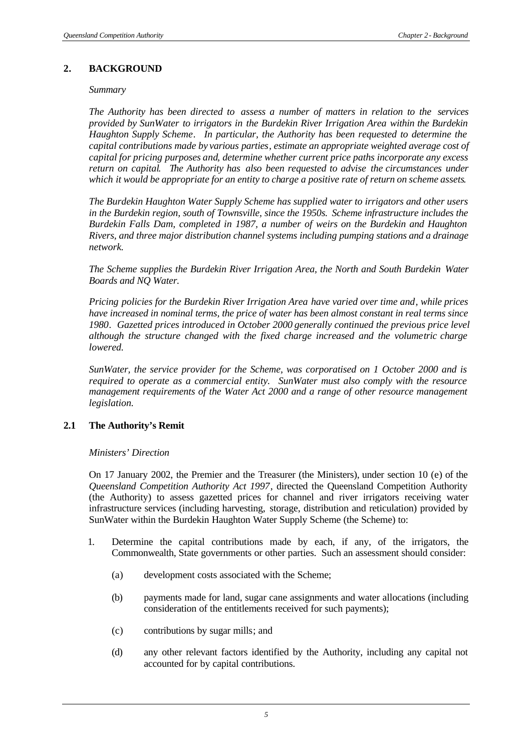## 2. BACKGROUND

*Summary*

*The Authority has been directed to assess a number of matters in relation to the services provided by SunWater to irrigators in the Burdekin River Irrigation Area within the Burdekin Haughton Supply Scheme. In particular, the Authority has been requested to determine the capital contributions made by various parties, estimate an appropriate weighted average cost of capital for pricing purposes and, determine whether current price paths incorporate any excess return on capital. The Authority has also been requested to advise the circumstances under which it would be appropriate for an entity to charge a positive rate of return on scheme assets.*

*The Burdekin Haughton Water Supply Scheme has supplied water to irrigators and other users in the Burdekin region, south of Townsville, since the 1950s. Scheme infrastructure includes the Burdekin Falls Dam, completed in 1987, a number of weirs on the Burdekin and Haughton Rivers, and three major distribution channel systems including pumping stations and a drainage network.*

*The Scheme supplies the Burdekin River Irrigation Area, the North and South Burdekin Water Boards and NQ Water.*

*Pricing policies for the Burdekin River Irrigation Area have varied over time and, while prices have increased in nominal terms, the price of water has been almost constant in real terms since 1980. Gazetted prices introduced in October 2000 generally continued the previous price level although the structure changed with the fixed charge increased and the volumetric charge lowered.*

*SunWater, the service provider for the Scheme, was corporatised on 1 October 2000 and is required to operate as a commercial entity. SunWater must also comply with the resource management requirements of the Water Act 2000 and a range of other resource management legislation.*

### 2.1 The Authority's Remit

*Ministers' Direction*

On 17 January 2002, the Premier and the Treasurer (the Ministers), under section 10 (e) of the *Queensland Competition Authority Act 1997*, directed the Queensland Competition Authority (the Authority) to assess gazetted prices for channel and river irrigators receiving water infrastructure services (including harvesting, storage, distribution and reticulation) provided by SunWater within the Burdekin Haughton Water Supply Scheme (the Scheme) to:

1. Determine the capital contributions made by each, if any, of the irrigators, the Commonwealth, State governments or other parties. Such an assessment should consider:

    (a) development costs associated with the Scheme;

    (b) payments made for land, sugar cane assignments and water allocations (including consideration of the entitlements received for such payments);

    (c) contributions by sugar mills; and

    (d) any other relevant factors identified by the Authority, including any capital not accounted for by capital contributions.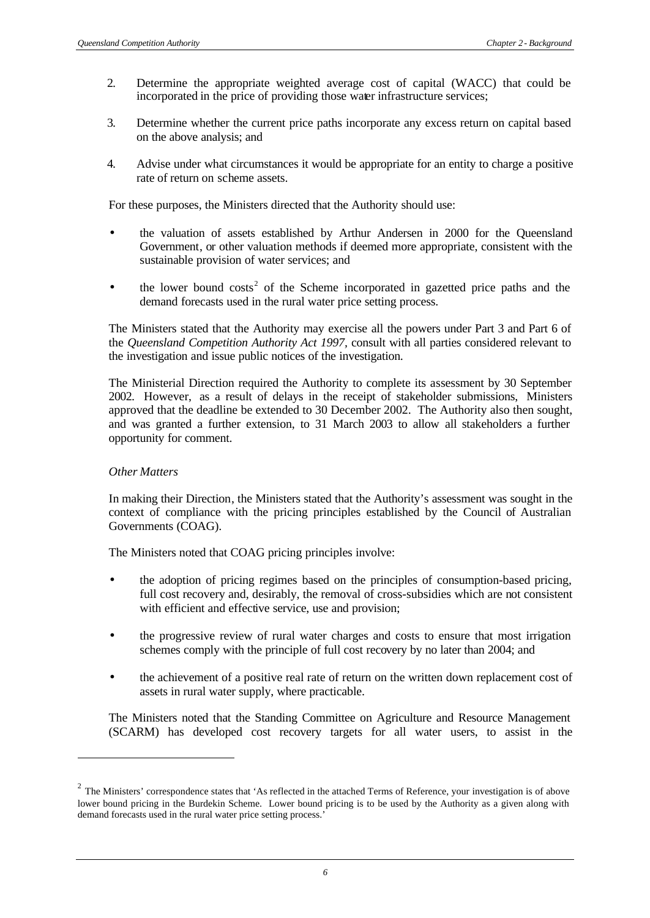2. Determine the appropriate weighted average cost of capital (WACC) that could be incorporated in the price of providing those water infrastructure services;

3. Determine whether the current price paths incorporate any excess return on capital based on the above analysis; and

4. Advise under what circumstances it would be appropriate for an entity to charge a positive rate of return on scheme assets.

For these purposes, the Ministers directed that the Authority should use:

- the valuation of assets established by Arthur Andersen in 2000 for the Queensland Government, or other valuation methods if deemed more appropriate, consistent with the sustainable provision of water services; and

- the lower bound costs[2] of the Scheme incorporated in gazetted price paths and the demand forecasts used in the rural water price setting process.

The Ministers stated that the Authority may exercise all the powers under Part 3 and Part 6 of the *Queensland Competition Authority Act 1997*, consult with all parties considered relevant to the investigation and issue public notices of the investigation.

The Ministerial Direction required the Authority to complete its assessment by 30 September 2002. However, as a result of delays in the receipt of stakeholder submissions, Ministers approved that the deadline be extended to 30 December 2002. The Authority also then sought, and was granted a further extension, to 31 March 2003 to allow all stakeholders a further opportunity for comment.

*Other Matters*

In making their Direction, the Ministers stated that the Authority's assessment was sought in the context of compliance with the pricing principles established by the Council of Australian Governments (COAG).

The Ministers noted that COAG pricing principles involve:

- the adoption of pricing regimes based on the principles of consumption-based pricing, full cost recovery and, desirably, the removal of cross-subsidies which are not consistent with efficient and effective service, use and provision;

- the progressive review of rural water charges and costs to ensure that most irrigation schemes comply with the principle of full cost recovery by no later than 2004; and

- the achievement of a positive real rate of return on the written down replacement cost of assets in rural water supply, where practicable.

The Ministers noted that the Standing Committee on Agriculture and Resource Management (SCARM) has developed cost recovery targets for all water users, to assist in the

---

[2] The Ministers' correspondence states that 'As reflected in the attached Terms of Reference, your investigation is of above lower bound pricing in the Burdekin Scheme. Lower bound pricing is to be used by the Authority as a given along with demand forecasts used in the rural water price setting process.'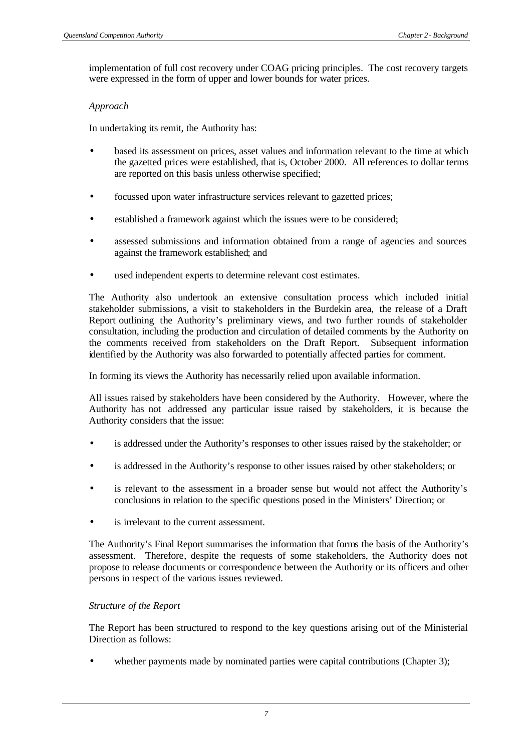implementation of full cost recovery under COAG pricing principles. The cost recovery targets were expressed in the form of upper and lower bounds for water prices.

*Approach*

In undertaking its remit, the Authority has:

- based its assessment on prices, asset values and information relevant to the time at which the gazetted prices were established, that is, October 2000. All references to dollar terms are reported on this basis unless otherwise specified;
- focussed upon water infrastructure services relevant to gazetted prices;
- established a framework against which the issues were to be considered;
- assessed submissions and information obtained from a range of agencies and sources against the framework established; and
- used independent experts to determine relevant cost estimates.

The Authority also undertook an extensive consultation process which included initial stakeholder submissions, a visit to stakeholders in the Burdekin area, the release of a Draft Report outlining the Authority's preliminary views, and two further rounds of stakeholder consultation, including the production and circulation of detailed comments by the Authority on the comments received from stakeholders on the Draft Report. Subsequent information identified by the Authority was also forwarded to potentially affected parties for comment.

In forming its views the Authority has necessarily relied upon available information.

All issues raised by stakeholders have been considered by the Authority. However, where the Authority has not addressed any particular issue raised by stakeholders, it is because the Authority considers that the issue:

- is addressed under the Authority's responses to other issues raised by the stakeholder; or
- is addressed in the Authority's response to other issues raised by other stakeholders; or
- is relevant to the assessment in a broader sense but would not affect the Authority's conclusions in relation to the specific questions posed in the Ministers' Direction; or
- is irrelevant to the current assessment.

The Authority's Final Report summarises the information that forms the basis of the Authority's assessment. Therefore, despite the requests of some stakeholders, the Authority does not propose to release documents or correspondence between the Authority or its officers and other persons in respect of the various issues reviewed.

*Structure of the Report*

The Report has been structured to respond to the key questions arising out of the Ministerial Direction as follows:

- whether payments made by nominated parties were capital contributions (Chapter 3);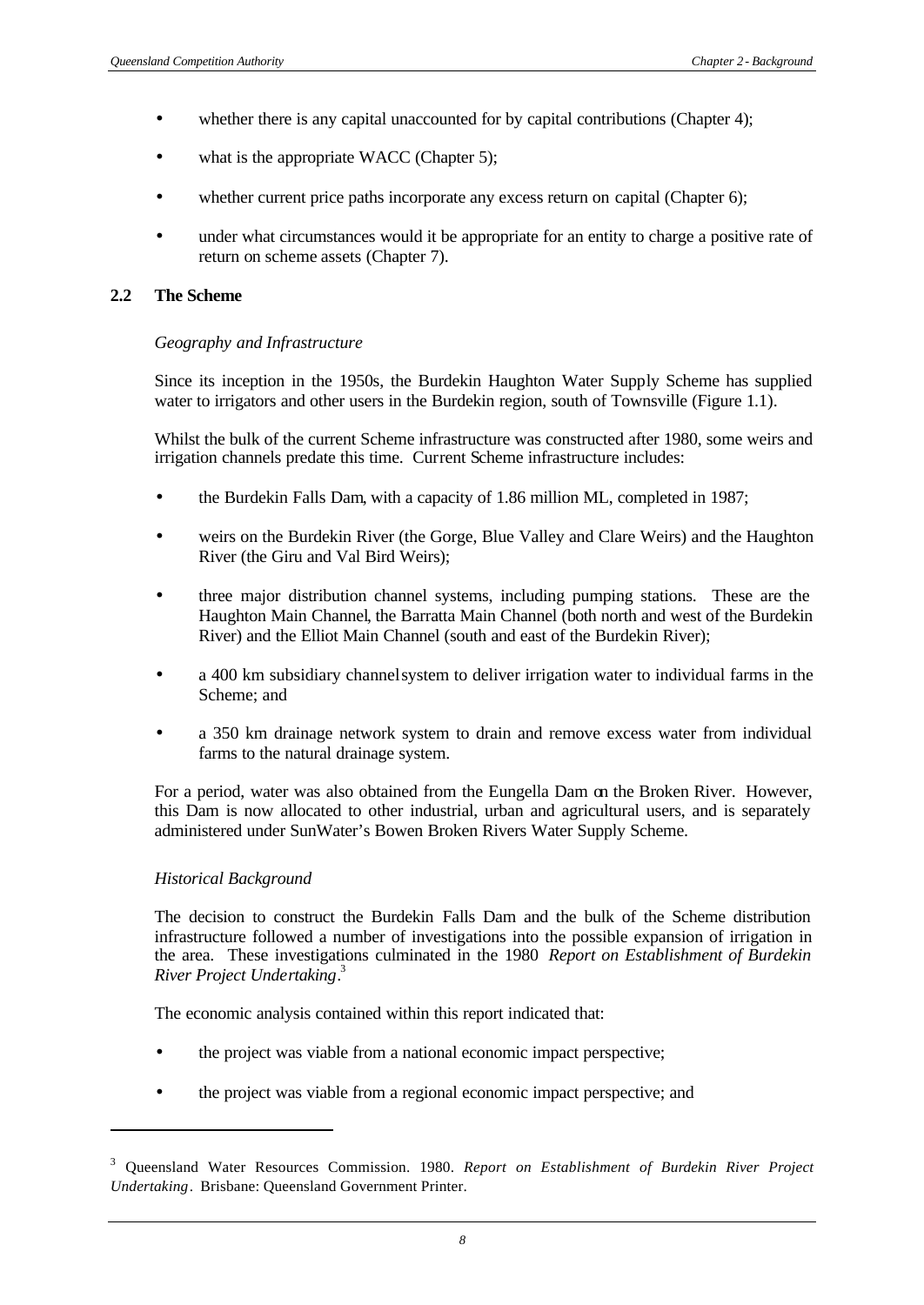- whether there is any capital unaccounted for by capital contributions (Chapter 4);
- what is the appropriate WACC (Chapter 5);
- whether current price paths incorporate any excess return on capital (Chapter 6);
- under what circumstances would it be appropriate for an entity to charge a positive rate of return on scheme assets (Chapter 7).

## 2.2 The Scheme

*Geography and Infrastructure*

Since its inception in the 1950s, the Burdekin Haughton Water Supply Scheme has supplied water to irrigators and other users in the Burdekin region, south of Townsville (Figure 1.1).

Whilst the bulk of the current Scheme infrastructure was constructed after 1980, some weirs and irrigation channels predate this time. Current Scheme infrastructure includes:

- the Burdekin Falls Dam, with a capacity of 1.86 million ML, completed in 1987;
- weirs on the Burdekin River (the Gorge, Blue Valley and Clare Weirs) and the Haughton River (the Giru and Val Bird Weirs);
- three major distribution channel systems, including pumping stations. These are the Haughton Main Channel, the Barratta Main Channel (both north and west of the Burdekin River) and the Elliot Main Channel (south and east of the Burdekin River);
- a 400 km subsidiary channel system to deliver irrigation water to individual farms in the Scheme; and
- a 350 km drainage network system to drain and remove excess water from individual farms to the natural drainage system.

For a period, water was also obtained from the Eungella Dam on the Broken River. However, this Dam is now allocated to other industrial, urban and agricultural users, and is separately administered under SunWater's Bowen Broken Rivers Water Supply Scheme.

*Historical Background*

The decision to construct the Burdekin Falls Dam and the bulk of the Scheme distribution infrastructure followed a number of investigations into the possible expansion of irrigation in the area. These investigations culminated in the 1980 *Report on Establishment of Burdekin River Project Undertaking*.[3]

The economic analysis contained within this report indicated that:

- the project was viable from a national economic impact perspective;
- the project was viable from a regional economic impact perspective; and

[3] Queensland Water Resources Commission. 1980. *Report on Establishment of Burdekin River Project Undertaking*. Brisbane: Queensland Government Printer.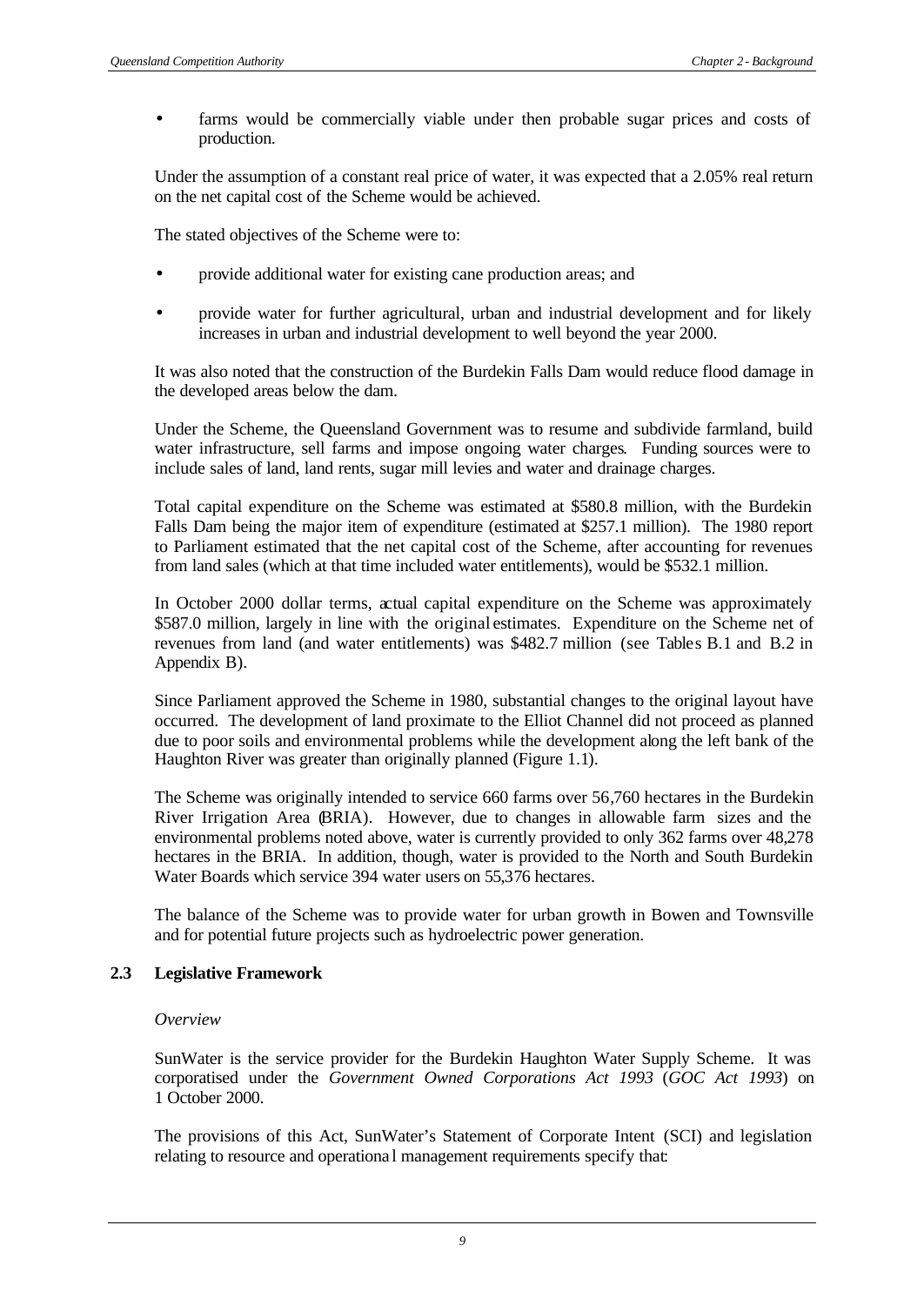- farms would be commercially viable under then probable sugar prices and costs of production.

Under the assumption of a constant real price of water, it was expected that a 2.05% real return on the net capital cost of the Scheme would be achieved.

The stated objectives of the Scheme were to:

- provide additional water for existing cane production areas; and
- provide water for further agricultural, urban and industrial development and for likely increases in urban and industrial development to well beyond the year 2000.

It was also noted that the construction of the Burdekin Falls Dam would reduce flood damage in the developed areas below the dam.

Under the Scheme, the Queensland Government was to resume and subdivide farmland, build water infrastructure, sell farms and impose ongoing water charges. Funding sources were to include sales of land, land rents, sugar mill levies and water and drainage charges.

Total capital expenditure on the Scheme was estimated at $580.8 million, with the Burdekin Falls Dam being the major item of expenditure (estimated at $257.1 million). The 1980 report to Parliament estimated that the net capital cost of the Scheme, after accounting for revenues from land sales (which at that time included water entitlements), would be $532.1 million.

In October 2000 dollar terms, actual capital expenditure on the Scheme was approximately $587.0 million, largely in line with the original estimates. Expenditure on the Scheme net of revenues from land (and water entitlements) was $482.7 million (see Tables B.1 and B.2 in Appendix B).

Since Parliament approved the Scheme in 1980, substantial changes to the original layout have occurred. The development of land proximate to the Elliot Channel did not proceed as planned due to poor soils and environmental problems while the development along the left bank of the Haughton River was greater than originally planned (Figure 1.1).

The Scheme was originally intended to service 660 farms over 56,760 hectares in the Burdekin River Irrigation Area (BRIA). However, due to changes in allowable farm sizes and the environmental problems noted above, water is currently provided to only 362 farms over 48,278 hectares in the BRIA. In addition, though, water is provided to the North and South Burdekin Water Boards which service 394 water users on 55,376 hectares.

The balance of the Scheme was to provide water for urban growth in Bowen and Townsville and for potential future projects such as hydroelectric power generation.

## 2.3 Legislative Framework

*Overview*

SunWater is the service provider for the Burdekin Haughton Water Supply Scheme. It was corporatised under the *Government Owned Corporations Act 1993* (*GOC Act 1993*) on 1 October 2000.

The provisions of this Act, SunWater's Statement of Corporate Intent (SCI) and legislation relating to resource and operational management requirements specify that: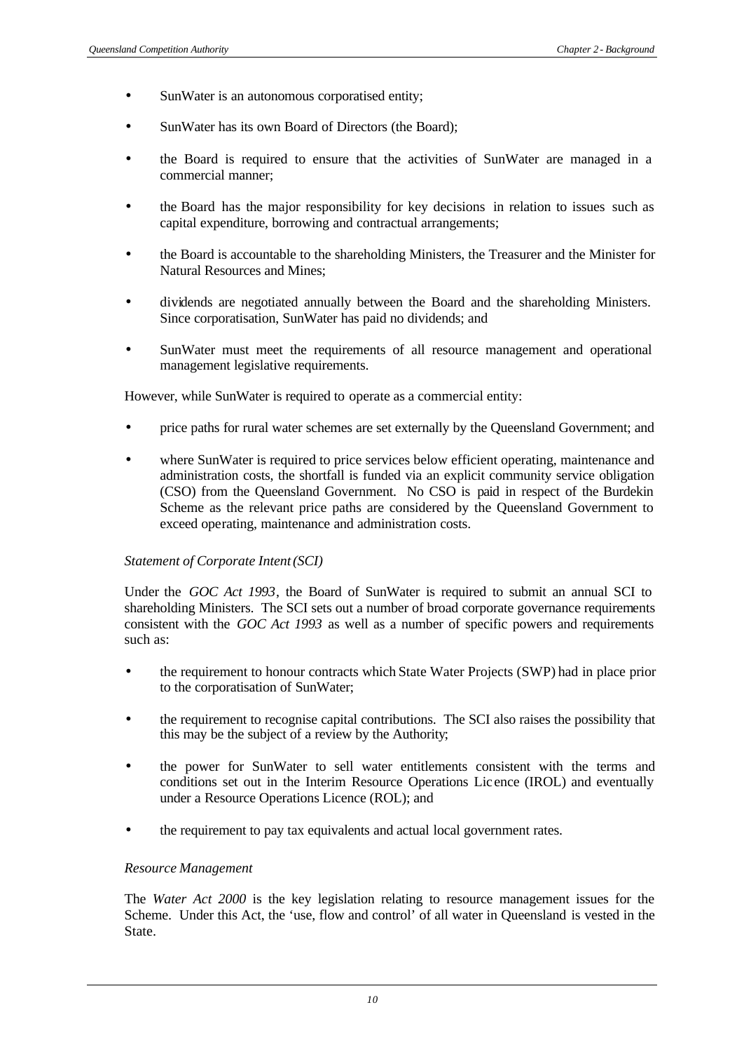- SunWater is an autonomous corporatised entity;
- SunWater has its own Board of Directors (the Board);
- the Board is required to ensure that the activities of SunWater are managed in a commercial manner;
- the Board has the major responsibility for key decisions in relation to issues such as capital expenditure, borrowing and contractual arrangements;
- the Board is accountable to the shareholding Ministers, the Treasurer and the Minister for Natural Resources and Mines;
- dividends are negotiated annually between the Board and the shareholding Ministers. Since corporatisation, SunWater has paid no dividends; and
- SunWater must meet the requirements of all resource management and operational management legislative requirements.

However, while SunWater is required to operate as a commercial entity:

- price paths for rural water schemes are set externally by the Queensland Government; and
- where SunWater is required to price services below efficient operating, maintenance and administration costs, the shortfall is funded via an explicit community service obligation (CSO) from the Queensland Government. No CSO is paid in respect of the Burdekin Scheme as the relevant price paths are considered by the Queensland Government to exceed operating, maintenance and administration costs.

*Statement of Corporate Intent (SCI)*

Under the *GOC Act 1993*, the Board of SunWater is required to submit an annual SCI to shareholding Ministers. The SCI sets out a number of broad corporate governance requirements consistent with the *GOC Act 1993* as well as a number of specific powers and requirements such as:

- the requirement to honour contracts which State Water Projects (SWP) had in place prior to the corporatisation of SunWater;
- the requirement to recognise capital contributions. The SCI also raises the possibility that this may be the subject of a review by the Authority;
- the power for SunWater to sell water entitlements consistent with the terms and conditions set out in the Interim Resource Operations Licence (IROL) and eventually under a Resource Operations Licence (ROL); and
- the requirement to pay tax equivalents and actual local government rates.

*Resource Management*

The *Water Act 2000* is the key legislation relating to resource management issues for the Scheme. Under this Act, the 'use, flow and control' of all water in Queensland is vested in the State.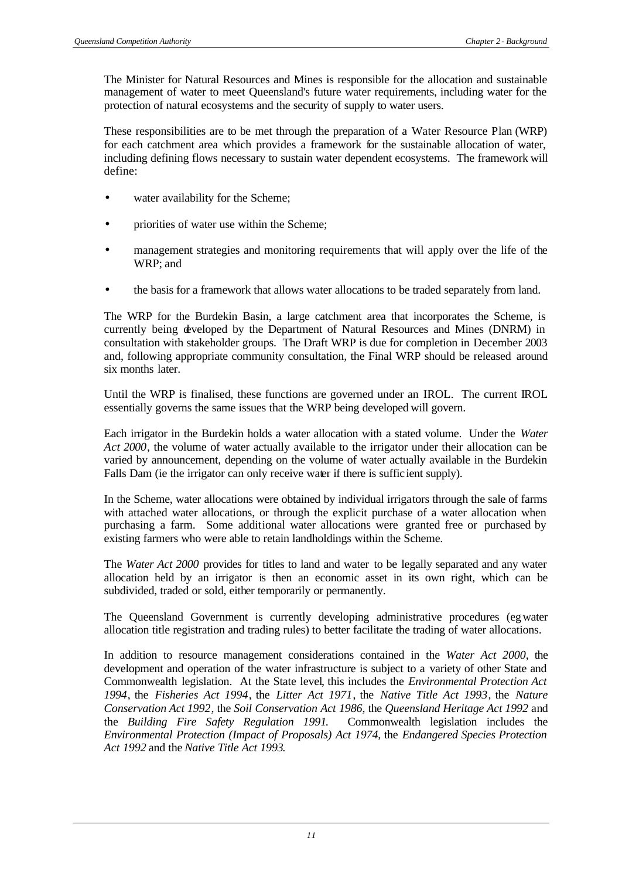The Minister for Natural Resources and Mines is responsible for the allocation and sustainable management of water to meet Queensland's future water requirements, including water for the protection of natural ecosystems and the security of supply to water users.

These responsibilities are to be met through the preparation of a Water Resource Plan (WRP) for each catchment area which provides a framework for the sustainable allocation of water, including defining flows necessary to sustain water dependent ecosystems. The framework will define:

- water availability for the Scheme;
- priorities of water use within the Scheme;
- management strategies and monitoring requirements that will apply over the life of the WRP; and
- the basis for a framework that allows water allocations to be traded separately from land.

The WRP for the Burdekin Basin, a large catchment area that incorporates the Scheme, is currently being developed by the Department of Natural Resources and Mines (DNRM) in consultation with stakeholder groups. The Draft WRP is due for completion in December 2003 and, following appropriate community consultation, the Final WRP should be released around six months later.

Until the WRP is finalised, these functions are governed under an IROL. The current IROL essentially governs the same issues that the WRP being developed will govern.

Each irrigator in the Burdekin holds a water allocation with a stated volume. Under the *Water Act 2000*, the volume of water actually available to the irrigator under their allocation can be varied by announcement, depending on the volume of water actually available in the Burdekin Falls Dam (ie the irrigator can only receive water if there is sufficient supply).

In the Scheme, water allocations were obtained by individual irrigators through the sale of farms with attached water allocations, or through the explicit purchase of a water allocation when purchasing a farm. Some additional water allocations were granted free or purchased by existing farmers who were able to retain landholdings within the Scheme.

The *Water Act 2000* provides for titles to land and water to be legally separated and any water allocation held by an irrigator is then an economic asset in its own right, which can be subdivided, traded or sold, either temporarily or permanently.

The Queensland Government is currently developing administrative procedures (eg water allocation title registration and trading rules) to better facilitate the trading of water allocations.

In addition to resource management considerations contained in the *Water Act 2000*, the development and operation of the water infrastructure is subject to a variety of other State and Commonwealth legislation. At the State level, this includes the *Environmental Protection Act 1994*, the *Fisheries Act 1994*, the *Litter Act 1971*, the *Native Title Act 1993*, the *Nature Conservation Act 1992*, the *Soil Conservation Act 1986*, the *Queensland Heritage Act 1992* and the *Building Fire Safety Regulation 1991*. Commonwealth legislation includes the *Environmental Protection (Impact of Proposals) Act 1974*, the *Endangered Species Protection Act 1992* and the *Native Title Act 1993*.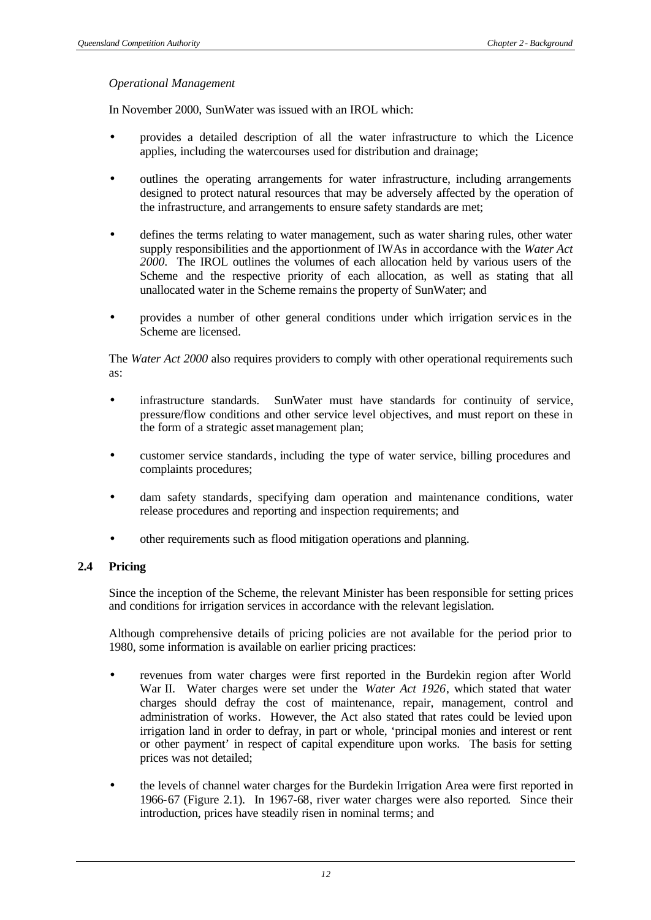*Operational Management*

In November 2000, SunWater was issued with an IROL which:

- provides a detailed description of all the water infrastructure to which the Licence applies, including the watercourses used for distribution and drainage;
- outlines the operating arrangements for water infrastructure, including arrangements designed to protect natural resources that may be adversely affected by the operation of the infrastructure, and arrangements to ensure safety standards are met;
- defines the terms relating to water management, such as water sharing rules, other water supply responsibilities and the apportionment of IWAs in accordance with the *Water Act 2000*. The IROL outlines the volumes of each allocation held by various users of the Scheme and the respective priority of each allocation, as well as stating that all unallocated water in the Scheme remains the property of SunWater; and
- provides a number of other general conditions under which irrigation services in the Scheme are licensed.

The *Water Act 2000* also requires providers to comply with other operational requirements such as:

- infrastructure standards. SunWater must have standards for continuity of service, pressure/flow conditions and other service level objectives, and must report on these in the form of a strategic asset management plan;
- customer service standards, including the type of water service, billing procedures and complaints procedures;
- dam safety standards, specifying dam operation and maintenance conditions, water release procedures and reporting and inspection requirements; and
- other requirements such as flood mitigation operations and planning.

## 2.4 Pricing

Since the inception of the Scheme, the relevant Minister has been responsible for setting prices and conditions for irrigation services in accordance with the relevant legislation.

Although comprehensive details of pricing policies are not available for the period prior to 1980, some information is available on earlier pricing practices:

- revenues from water charges were first reported in the Burdekin region after World War II. Water charges were set under the *Water Act 1926*, which stated that water charges should defray the cost of maintenance, repair, management, control and administration of works. However, the Act also stated that rates could be levied upon irrigation land in order to defray, in part or whole, 'principal monies and interest or rent or other payment' in respect of capital expenditure upon works. The basis for setting prices was not detailed;
- the levels of channel water charges for the Burdekin Irrigation Area were first reported in 1966-67 (Figure 2.1). In 1967-68, river water charges were also reported. Since their introduction, prices have steadily risen in nominal terms; and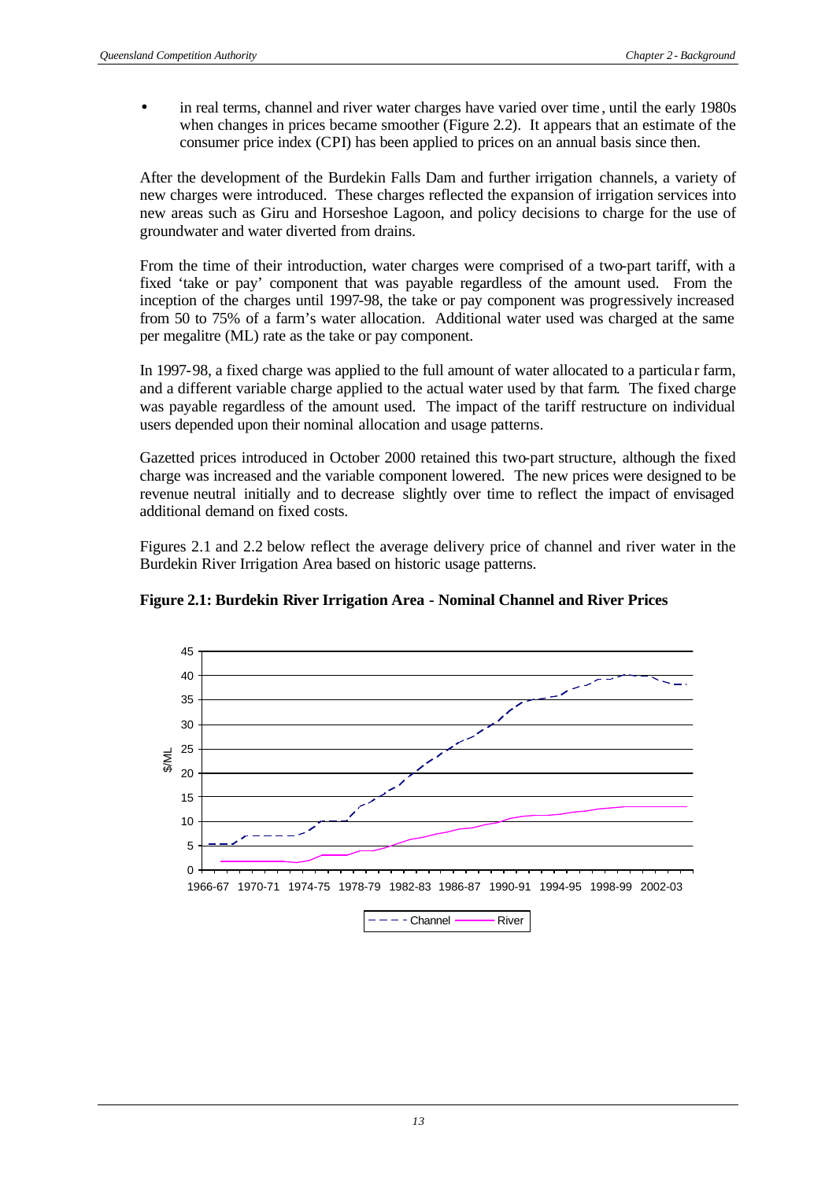- in real terms, channel and river water charges have varied over time, until the early 1980s when changes in prices became smoother (Figure 2.2). It appears that an estimate of the consumer price index (CPI) has been applied to prices on an annual basis since then.

After the development of the Burdekin Falls Dam and further irrigation channels, a variety of new charges were introduced. These charges reflected the expansion of irrigation services into new areas such as Giru and Horseshoe Lagoon, and policy decisions to charge for the use of groundwater and water diverted from drains.

From the time of their introduction, water charges were comprised of a two-part tariff, with a fixed 'take or pay' component that was payable regardless of the amount used. From the inception of the charges until 1997-98, the take or pay component was progressively increased from 50 to 75% of a farm's water allocation. Additional water used was charged at the same per megalitre (ML) rate as the take or pay component.

In 1997-98, a fixed charge was applied to the full amount of water allocated to a particular farm, and a different variable charge applied to the actual water used by that farm. The fixed charge was payable regardless of the amount used. The impact of the tariff restructure on individual users depended upon their nominal allocation and usage patterns.

Gazetted prices introduced in October 2000 retained this two-part structure, although the fixed charge was increased and the variable component lowered. The new prices were designed to be revenue neutral initially and to decrease slightly over time to reflect the impact of envisaged additional demand on fixed costs.

Figures 2.1 and 2.2 below reflect the average delivery price of channel and river water in the Burdekin River Irrigation Area based on historic usage patterns.

**Figure 2.1: Burdekin River Irrigation Area - Nominal Channel and River Prices**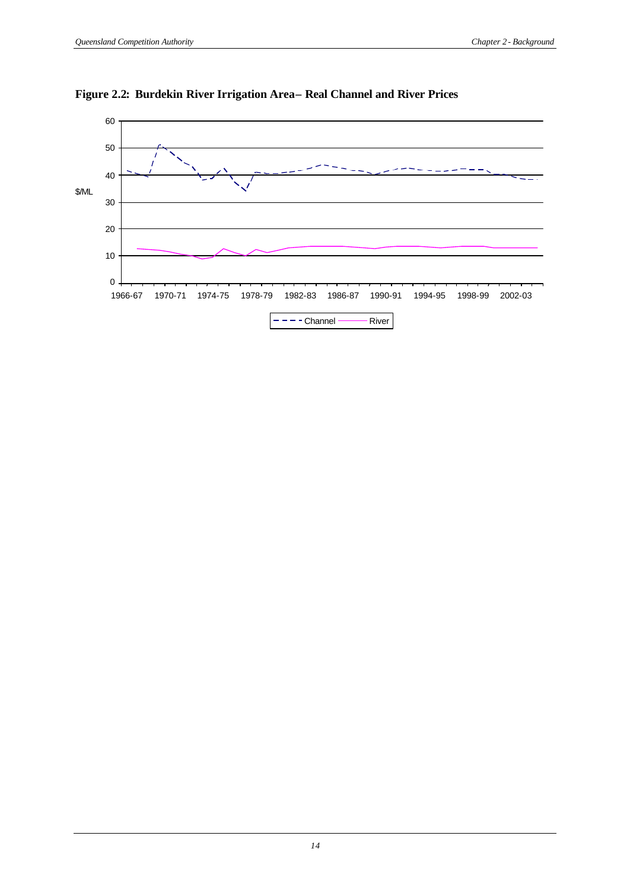**Figure 2.2: Burdekin River Irrigation Area– Real Channel and River Prices**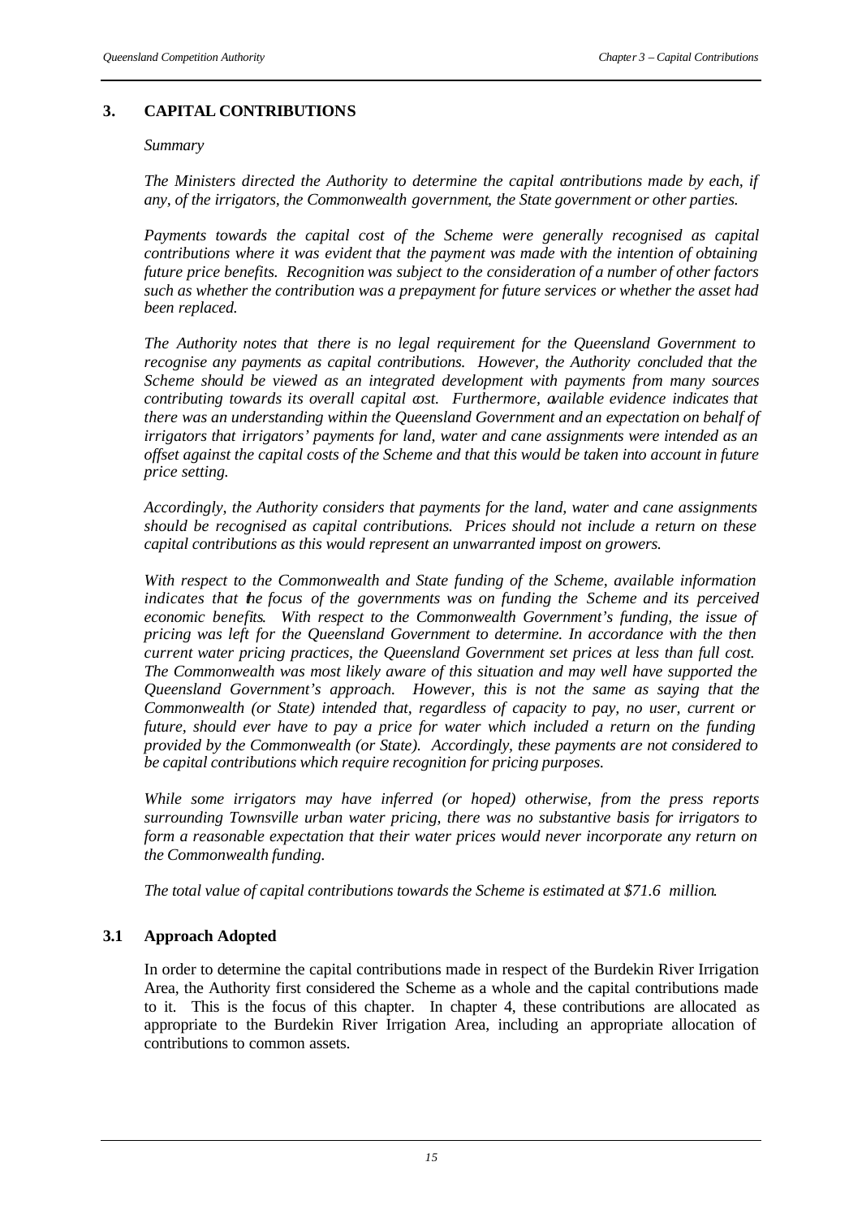## 3. CAPITAL CONTRIBUTIONS

*Summary*

*The Ministers directed the Authority to determine the capital contributions made by each, if any, of the irrigators, the Commonwealth government, the State government or other parties.*

*Payments towards the capital cost of the Scheme were generally recognised as capital contributions where it was evident that the payment was made with the intention of obtaining future price benefits. Recognition was subject to the consideration of a number of other factors such as whether the contribution was a prepayment for future services or whether the asset had been replaced.*

*The Authority notes that there is no legal requirement for the Queensland Government to recognise any payments as capital contributions. However, the Authority concluded that the Scheme should be viewed as an integrated development with payments from many sources contributing towards its overall capital cost. Furthermore, available evidence indicates that there was an understanding within the Queensland Government and an expectation on behalf of irrigators that irrigators' payments for land, water and cane assignments were intended as an offset against the capital costs of the Scheme and that this would be taken into account in future price setting.*

*Accordingly, the Authority considers that payments for the land, water and cane assignments should be recognised as capital contributions. Prices should not include a return on these capital contributions as this would represent an unwarranted impost on growers.*

*With respect to the Commonwealth and State funding of the Scheme, available information indicates that the focus of the governments was on funding the Scheme and its perceived economic benefits. With respect to the Commonwealth Government's funding, the issue of pricing was left for the Queensland Government to determine. In accordance with the then current water pricing practices, the Queensland Government set prices at less than full cost. The Commonwealth was most likely aware of this situation and may well have supported the Queensland Government's approach. However, this is not the same as saying that the Commonwealth (or State) intended that, regardless of capacity to pay, no user, current or future, should ever have to pay a price for water which included a return on the funding provided by the Commonwealth (or State). Accordingly, these payments are not considered to be capital contributions which require recognition for pricing purposes.*

*While some irrigators may have inferred (or hoped) otherwise, from the press reports surrounding Townsville urban water pricing, there was no substantive basis for irrigators to form a reasonable expectation that their water prices would never incorporate any return on the Commonwealth funding.*

*The total value of capital contributions towards the Scheme is estimated at $71.6 million.*

### 3.1 Approach Adopted

In order to determine the capital contributions made in respect of the Burdekin River Irrigation Area, the Authority first considered the Scheme as a whole and the capital contributions made to it. This is the focus of this chapter. In chapter 4, these contributions are allocated as appropriate to the Burdekin River Irrigation Area, including an appropriate allocation of contributions to common assets.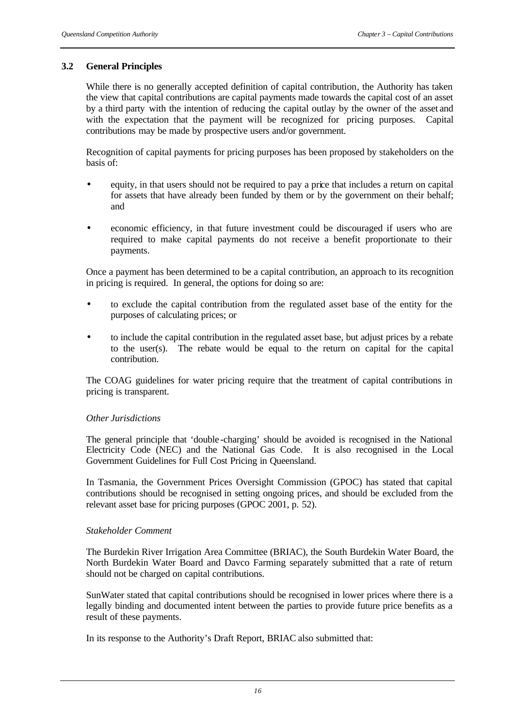## 3.2 General Principles

While there is no generally accepted definition of capital contribution, the Authority has taken the view that capital contributions are capital payments made towards the capital cost of an asset by a third party with the intention of reducing the capital outlay by the owner of the asset and with the expectation that the payment will be recognized for pricing purposes. Capital contributions may be made by prospective users and/or government.

Recognition of capital payments for pricing purposes has been proposed by stakeholders on the basis of:

- equity, in that users should not be required to pay a price that includes a return on capital for assets that have already been funded by them or by the government on their behalf; and
- economic efficiency, in that future investment could be discouraged if users who are required to make capital payments do not receive a benefit proportionate to their payments.

Once a payment has been determined to be a capital contribution, an approach to its recognition in pricing is required. In general, the options for doing so are:

- to exclude the capital contribution from the regulated asset base of the entity for the purposes of calculating prices; or
- to include the capital contribution in the regulated asset base, but adjust prices by a rebate to the user(s). The rebate would be equal to the return on capital for the capital contribution.

The COAG guidelines for water pricing require that the treatment of capital contributions in pricing is transparent.

*Other Jurisdictions*

The general principle that 'double-charging' should be avoided is recognised in the National Electricity Code (NEC) and the National Gas Code. It is also recognised in the Local Government Guidelines for Full Cost Pricing in Queensland.

In Tasmania, the Government Prices Oversight Commission (GPOC) has stated that capital contributions should be recognised in setting ongoing prices, and should be excluded from the relevant asset base for pricing purposes (GPOC 2001, p. 52).

*Stakeholder Comment*

The Burdekin River Irrigation Area Committee (BRIAC), the South Burdekin Water Board, the North Burdekin Water Board and Davco Farming separately submitted that a rate of return should not be charged on capital contributions.

SunWater stated that capital contributions should be recognised in lower prices where there is a legally binding and documented intent between the parties to provide future price benefits as a result of these payments.

In its response to the Authority's Draft Report, BRIAC also submitted that: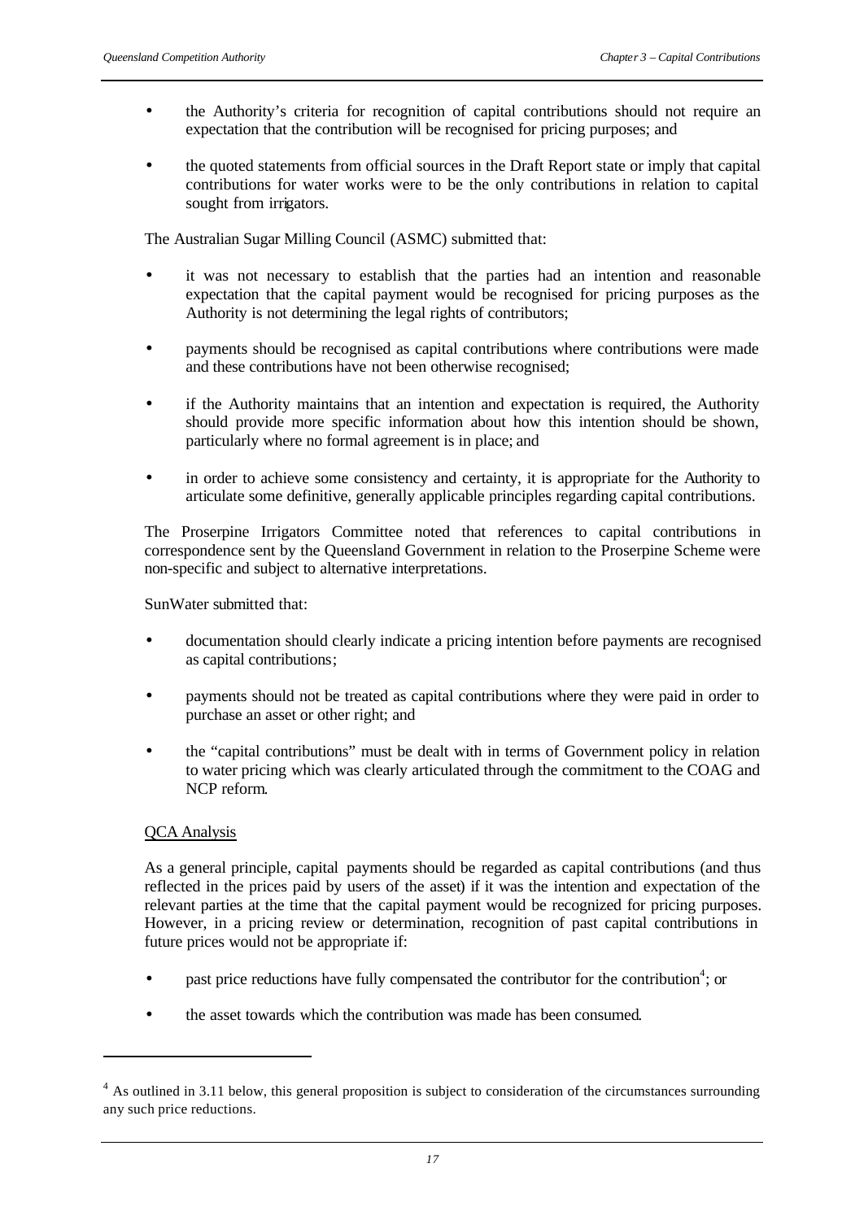- the Authority's criteria for recognition of capital contributions should not require an expectation that the contribution will be recognised for pricing purposes; and
- the quoted statements from official sources in the Draft Report state or imply that capital contributions for water works were to be the only contributions in relation to capital sought from irrigators.

The Australian Sugar Milling Council (ASMC) submitted that:

- it was not necessary to establish that the parties had an intention and reasonable expectation that the capital payment would be recognised for pricing purposes as the Authority is not determining the legal rights of contributors;
- payments should be recognised as capital contributions where contributions were made and these contributions have not been otherwise recognised;
- if the Authority maintains that an intention and expectation is required, the Authority should provide more specific information about how this intention should be shown, particularly where no formal agreement is in place; and
- in order to achieve some consistency and certainty, it is appropriate for the Authority to articulate some definitive, generally applicable principles regarding capital contributions.

The Proserpine Irrigators Committee noted that references to capital contributions in correspondence sent by the Queensland Government in relation to the Proserpine Scheme were non-specific and subject to alternative interpretations.

SunWater submitted that:

- documentation should clearly indicate a pricing intention before payments are recognised as capital contributions;
- payments should not be treated as capital contributions where they were paid in order to purchase an asset or other right; and
- the "capital contributions" must be dealt with in terms of Government policy in relation to water pricing which was clearly articulated through the commitment to the COAG and NCP reform.

QCA Analysis

As a general principle, capital payments should be regarded as capital contributions (and thus reflected in the prices paid by users of the asset) if it was the intention and expectation of the relevant parties at the time that the capital payment would be recognized for pricing purposes. However, in a pricing review or determination, recognition of past capital contributions in future prices would not be appropriate if:

- past price reductions have fully compensated the contributor for the contribution[4]; or
- the asset towards which the contribution was made has been consumed.

[4] As outlined in 3.11 below, this general proposition is subject to consideration of the circumstances surrounding any such price reductions.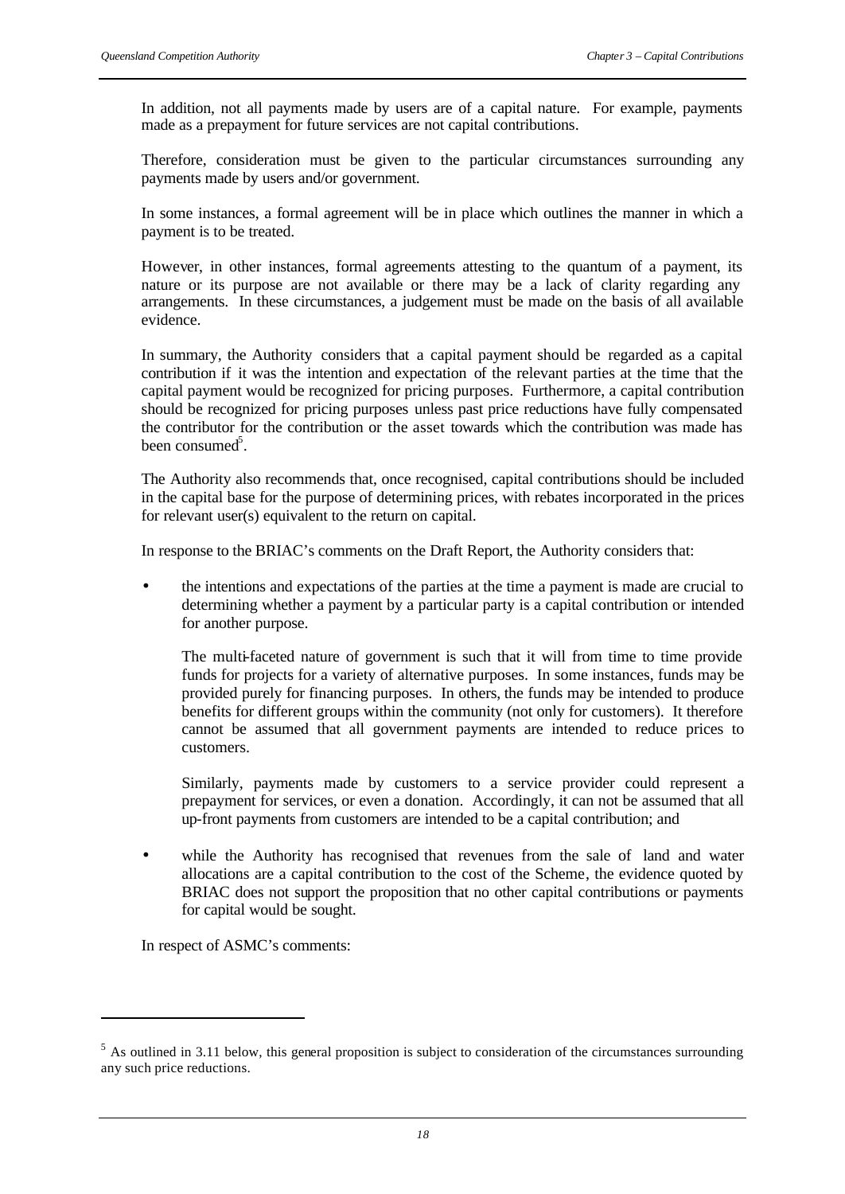In addition, not all payments made by users are of a capital nature. For example, payments made as a prepayment for future services are not capital contributions.

Therefore, consideration must be given to the particular circumstances surrounding any payments made by users and/or government.

In some instances, a formal agreement will be in place which outlines the manner in which a payment is to be treated.

However, in other instances, formal agreements attesting to the quantum of a payment, its nature or its purpose are not available or there may be a lack of clarity regarding any arrangements. In these circumstances, a judgement must be made on the basis of all available evidence.

In summary, the Authority considers that a capital payment should be regarded as a capital contribution if it was the intention and expectation of the relevant parties at the time that the capital payment would be recognized for pricing purposes. Furthermore, a capital contribution should be recognized for pricing purposes unless past price reductions have fully compensated the contributor for the contribution or the asset towards which the contribution was made has been consumed[5].

The Authority also recommends that, once recognised, capital contributions should be included in the capital base for the purpose of determining prices, with rebates incorporated in the prices for relevant user(s) equivalent to the return on capital.

In response to the BRIAC's comments on the Draft Report, the Authority considers that:

- the intentions and expectations of the parties at the time a payment is made are crucial to determining whether a payment by a particular party is a capital contribution or intended for another purpose.

  The multi-faceted nature of government is such that it will from time to time provide funds for projects for a variety of alternative purposes. In some instances, funds may be provided purely for financing purposes. In others, the funds may be intended to produce benefits for different groups within the community (not only for customers). It therefore cannot be assumed that all government payments are intended to reduce prices to customers.

  Similarly, payments made by customers to a service provider could represent a prepayment for services, or even a donation. Accordingly, it can not be assumed that all up-front payments from customers are intended to be a capital contribution; and

- while the Authority has recognised that revenues from the sale of land and water allocations are a capital contribution to the cost of the Scheme, the evidence quoted by BRIAC does not support the proposition that no other capital contributions or payments for capital would be sought.

In respect of ASMC's comments:

[5] As outlined in 3.11 below, this general proposition is subject to consideration of the circumstances surrounding any such price reductions.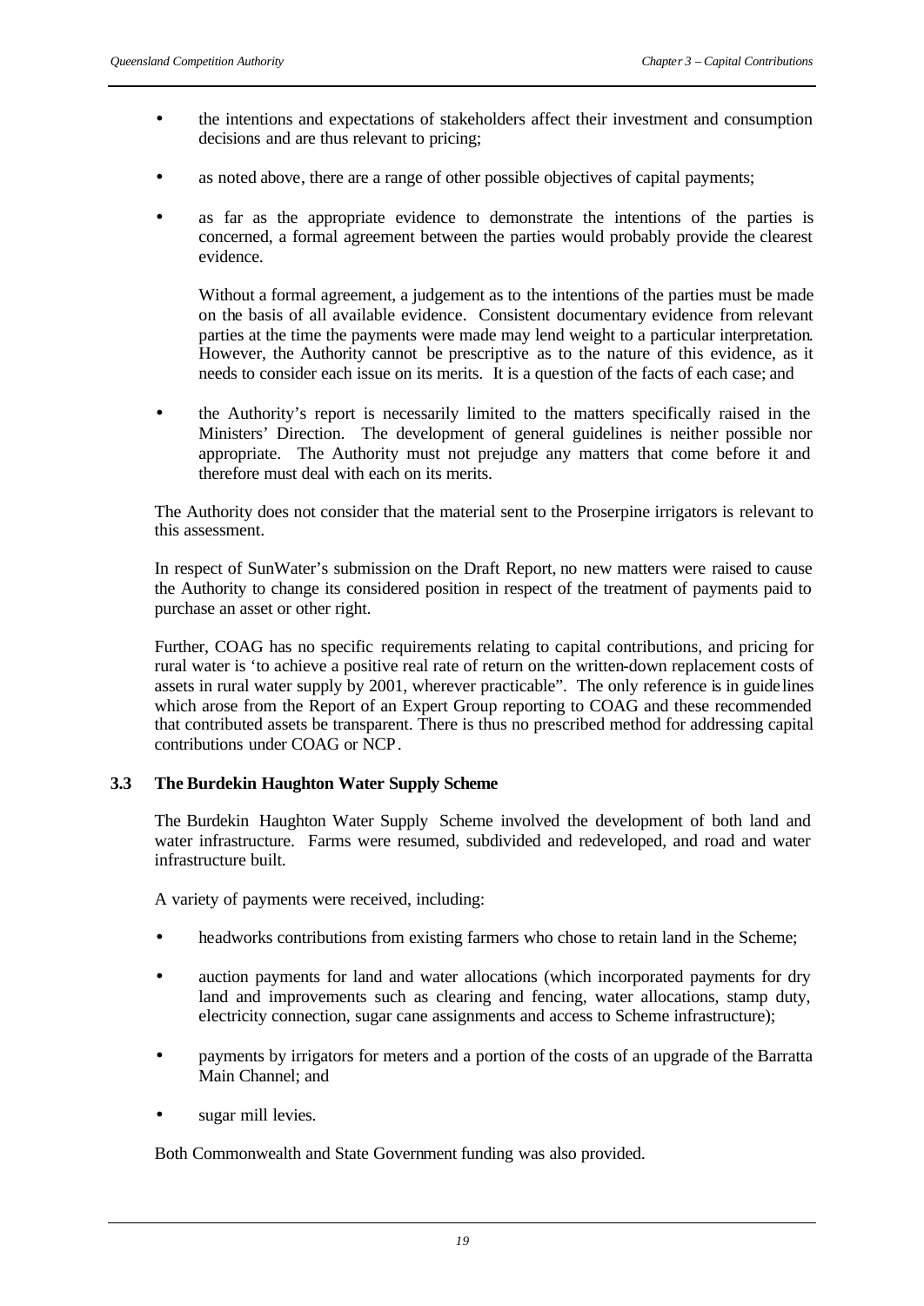- the intentions and expectations of stakeholders affect their investment and consumption decisions and are thus relevant to pricing;
- as noted above, there are a range of other possible objectives of capital payments;
- as far as the appropriate evidence to demonstrate the intentions of the parties is concerned, a formal agreement between the parties would probably provide the clearest evidence.

  Without a formal agreement, a judgement as to the intentions of the parties must be made on the basis of all available evidence. Consistent documentary evidence from relevant parties at the time the payments were made may lend weight to a particular interpretation. However, the Authority cannot be prescriptive as to the nature of this evidence, as it needs to consider each issue on its merits. It is a question of the facts of each case; and
- the Authority's report is necessarily limited to the matters specifically raised in the Ministers' Direction. The development of general guidelines is neither possible nor appropriate. The Authority must not prejudge any matters that come before it and therefore must deal with each on its merits.

The Authority does not consider that the material sent to the Proserpine irrigators is relevant to this assessment.

In respect of SunWater's submission on the Draft Report, no new matters were raised to cause the Authority to change its considered position in respect of the treatment of payments paid to purchase an asset or other right.

Further, COAG has no specific requirements relating to capital contributions, and pricing for rural water is 'to achieve a positive real rate of return on the written-down replacement costs of assets in rural water supply by 2001, wherever practicable". The only reference is in guidelines which arose from the Report of an Expert Group reporting to COAG and these recommended that contributed assets be transparent. There is thus no prescribed method for addressing capital contributions under COAG or NCP.

### 3.3 The Burdekin Haughton Water Supply Scheme

The Burdekin Haughton Water Supply Scheme involved the development of both land and water infrastructure. Farms were resumed, subdivided and redeveloped, and road and water infrastructure built.

A variety of payments were received, including:

- headworks contributions from existing farmers who chose to retain land in the Scheme;
- auction payments for land and water allocations (which incorporated payments for dry land and improvements such as clearing and fencing, water allocations, stamp duty, electricity connection, sugar cane assignments and access to Scheme infrastructure);
- payments by irrigators for meters and a portion of the costs of an upgrade of the Barratta Main Channel; and
- sugar mill levies.

Both Commonwealth and State Government funding was also provided.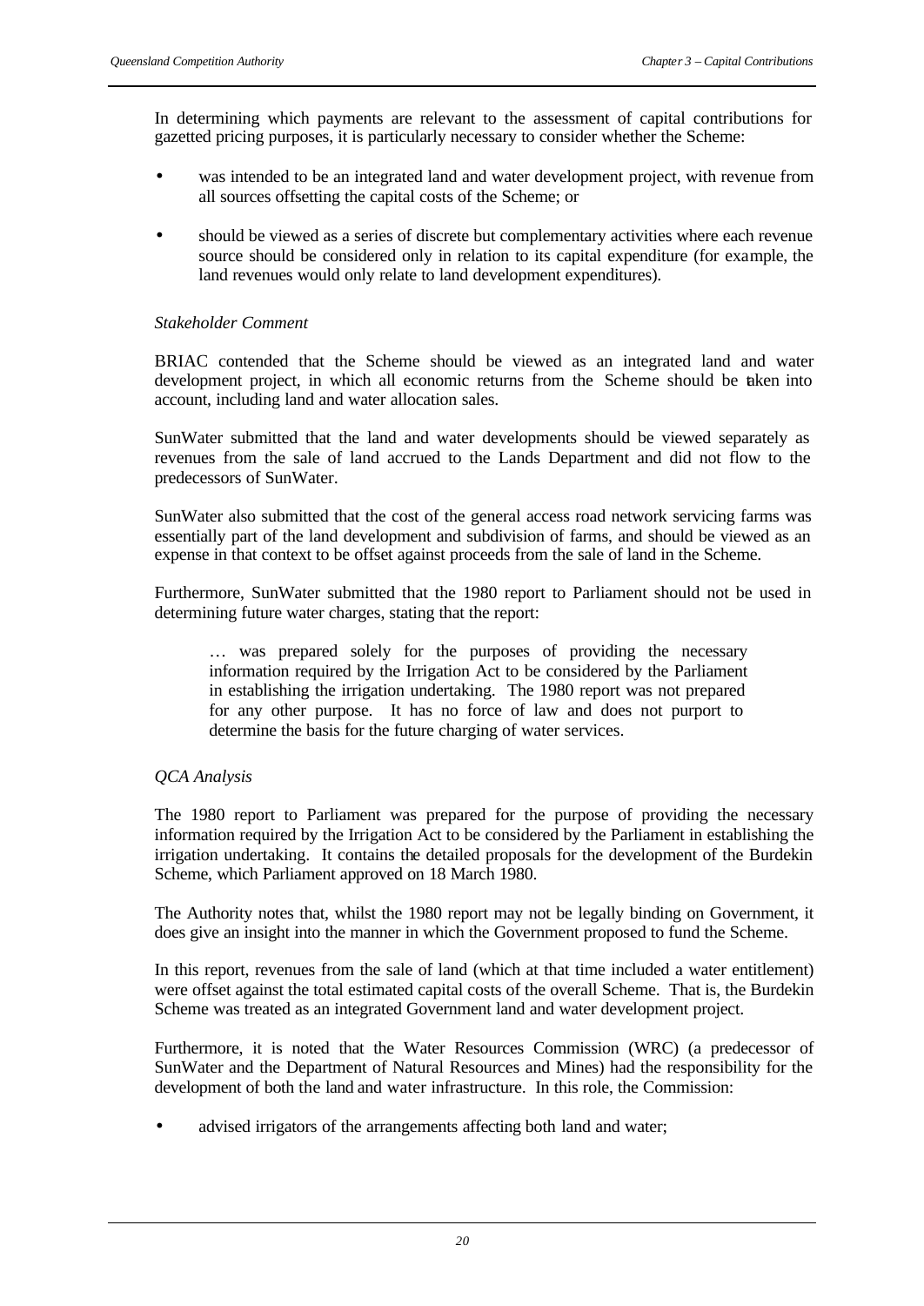In determining which payments are relevant to the assessment of capital contributions for gazetted pricing purposes, it is particularly necessary to consider whether the Scheme:

- was intended to be an integrated land and water development project, with revenue from all sources offsetting the capital costs of the Scheme; or
- should be viewed as a series of discrete but complementary activities where each revenue source should be considered only in relation to its capital expenditure (for example, the land revenues would only relate to land development expenditures).

*Stakeholder Comment*

BRIAC contended that the Scheme should be viewed as an integrated land and water development project, in which all economic returns from the Scheme should be taken into account, including land and water allocation sales.

SunWater submitted that the land and water developments should be viewed separately as revenues from the sale of land accrued to the Lands Department and did not flow to the predecessors of SunWater.

SunWater also submitted that the cost of the general access road network servicing farms was essentially part of the land development and subdivision of farms, and should be viewed as an expense in that context to be offset against proceeds from the sale of land in the Scheme.

Furthermore, SunWater submitted that the 1980 report to Parliament should not be used in determining future water charges, stating that the report:

> … was prepared solely for the purposes of providing the necessary information required by the Irrigation Act to be considered by the Parliament in establishing the irrigation undertaking. The 1980 report was not prepared for any other purpose. It has no force of law and does not purport to determine the basis for the future charging of water services.

*QCA Analysis*

The 1980 report to Parliament was prepared for the purpose of providing the necessary information required by the Irrigation Act to be considered by the Parliament in establishing the irrigation undertaking. It contains the detailed proposals for the development of the Burdekin Scheme, which Parliament approved on 18 March 1980.

The Authority notes that, whilst the 1980 report may not be legally binding on Government, it does give an insight into the manner in which the Government proposed to fund the Scheme.

In this report, revenues from the sale of land (which at that time included a water entitlement) were offset against the total estimated capital costs of the overall Scheme. That is, the Burdekin Scheme was treated as an integrated Government land and water development project.

Furthermore, it is noted that the Water Resources Commission (WRC) (a predecessor of SunWater and the Department of Natural Resources and Mines) had the responsibility for the development of both the land and water infrastructure. In this role, the Commission:

- advised irrigators of the arrangements affecting both land and water;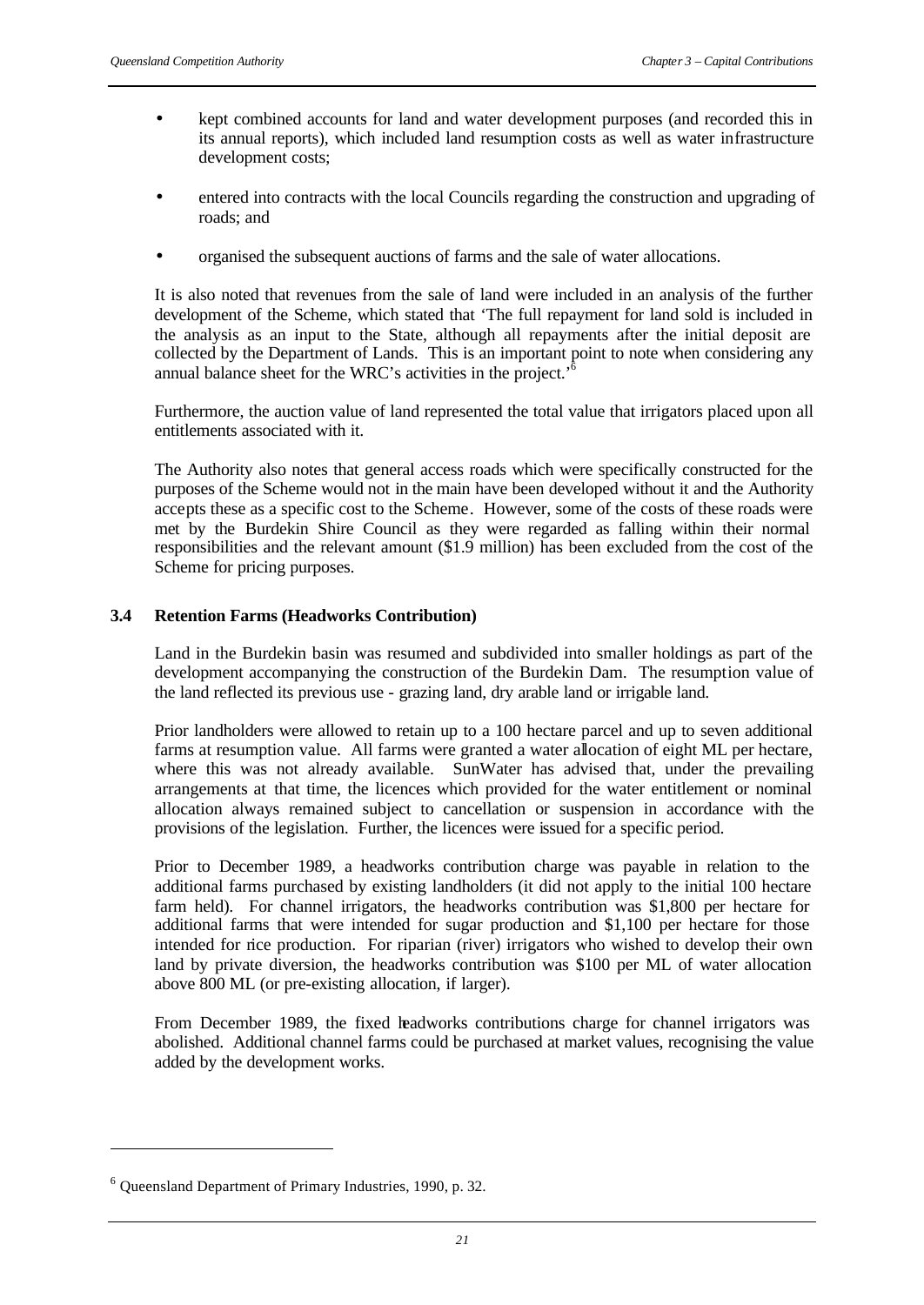- kept combined accounts for land and water development purposes (and recorded this in its annual reports), which included land resumption costs as well as water infrastructure development costs;
- entered into contracts with the local Councils regarding the construction and upgrading of roads; and
- organised the subsequent auctions of farms and the sale of water allocations.

It is also noted that revenues from the sale of land were included in an analysis of the further development of the Scheme, which stated that 'The full repayment for land sold is included in the analysis as an input to the State, although all repayments after the initial deposit are collected by the Department of Lands. This is an important point to note when considering any annual balance sheet for the WRC's activities in the project.'[6]

Furthermore, the auction value of land represented the total value that irrigators placed upon all entitlements associated with it.

The Authority also notes that general access roads which were specifically constructed for the purposes of the Scheme would not in the main have been developed without it and the Authority accepts these as a specific cost to the Scheme. However, some of the costs of these roads were met by the Burdekin Shire Council as they were regarded as falling within their normal responsibilities and the relevant amount ($1.9 million) has been excluded from the cost of the Scheme for pricing purposes.

### 3.4 Retention Farms (Headworks Contribution)

Land in the Burdekin basin was resumed and subdivided into smaller holdings as part of the development accompanying the construction of the Burdekin Dam. The resumption value of the land reflected its previous use - grazing land, dry arable land or irrigable land.

Prior landholders were allowed to retain up to a 100 hectare parcel and up to seven additional farms at resumption value. All farms were granted a water allocation of eight ML per hectare, where this was not already available. SunWater has advised that, under the prevailing arrangements at that time, the licences which provided for the water entitlement or nominal allocation always remained subject to cancellation or suspension in accordance with the provisions of the legislation. Further, the licences were issued for a specific period.

Prior to December 1989, a headworks contribution charge was payable in relation to the additional farms purchased by existing landholders (it did not apply to the initial 100 hectare farm held). For channel irrigators, the headworks contribution was $1,800 per hectare for additional farms that were intended for sugar production and $1,100 per hectare for those intended for rice production. For riparian (river) irrigators who wished to develop their own land by private diversion, the headworks contribution was $100 per ML of water allocation above 800 ML (or pre-existing allocation, if larger).

From December 1989, the fixed headworks contributions charge for channel irrigators was abolished. Additional channel farms could be purchased at market values, recognising the value added by the development works.

---

[6] Queensland Department of Primary Industries, 1990, p. 32.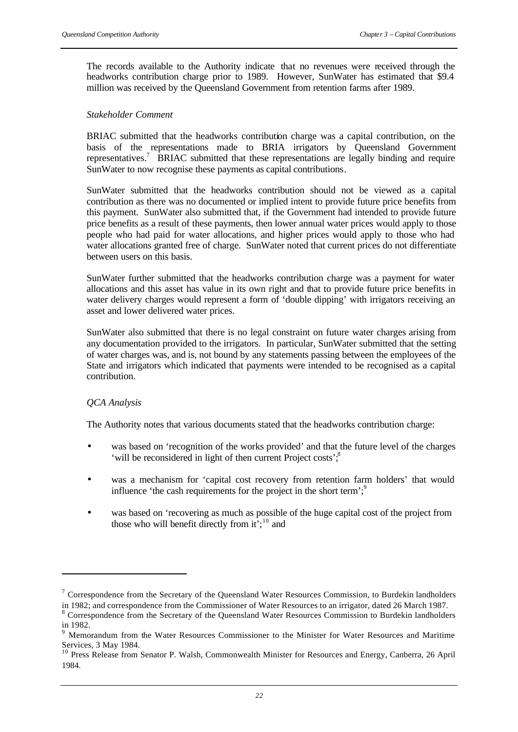The records available to the Authority indicate that no revenues were received through the headworks contribution charge prior to 1989. However, SunWater has estimated that $9.4 million was received by the Queensland Government from retention farms after 1989.

*Stakeholder Comment*

BRIAC submitted that the headworks contribution charge was a capital contribution, on the basis of the representations made to BRIA irrigators by Queensland Government representatives.[7] BRIAC submitted that these representations are legally binding and require SunWater to now recognise these payments as capital contributions.

SunWater submitted that the headworks contribution should not be viewed as a capital contribution as there was no documented or implied intent to provide future price benefits from this payment. SunWater also submitted that, if the Government had intended to provide future price benefits as a result of these payments, then lower annual water prices would apply to those people who had paid for water allocations, and higher prices would apply to those who had water allocations granted free of charge. SunWater noted that current prices do not differentiate between users on this basis.

SunWater further submitted that the headworks contribution charge was a payment for water allocations and this asset has value in its own right and that to provide future price benefits in water delivery charges would represent a form of 'double dipping' with irrigators receiving an asset and lower delivered water prices.

SunWater also submitted that there is no legal constraint on future water charges arising from any documentation provided to the irrigators. In particular, SunWater submitted that the setting of water charges was, and is, not bound by any statements passing between the employees of the State and irrigators which indicated that payments were intended to be recognised as a capital contribution.

*QCA Analysis*

The Authority notes that various documents stated that the headworks contribution charge:

- was based on 'recognition of the works provided' and that the future level of the charges 'will be reconsidered in light of then current Project costs';[8]
- was a mechanism for 'capital cost recovery from retention farm holders' that would influence 'the cash requirements for the project in the short term';[9]
- was based on 'recovering as much as possible of the huge capital cost of the project from those who will benefit directly from it';[10] and

---

[7] Correspondence from the Secretary of the Queensland Water Resources Commission, to Burdekin landholders in 1982; and correspondence from the Commissioner of Water Resources to an irrigator, dated 26 March 1987.

[8] Correspondence from the Secretary of the Queensland Water Resources Commission to Burdekin landholders in 1982.

[9] Memorandum from the Water Resources Commissioner to the Minister for Water Resources and Maritime Services, 3 May 1984.

[10] Press Release from Senator P. Walsh, Commonwealth Minister for Resources and Energy, Canberra, 26 April 1984.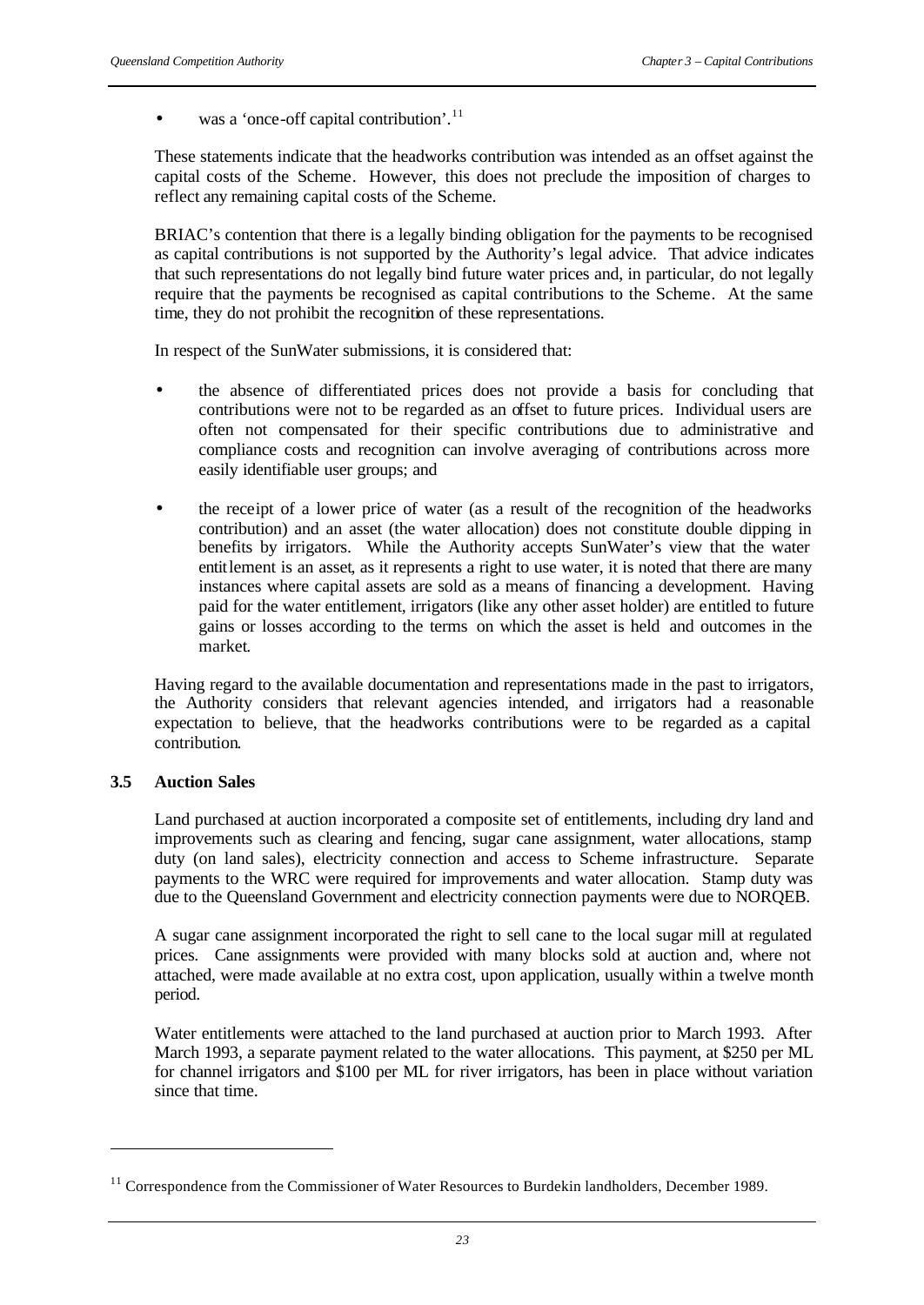- was a 'once-off capital contribution'.[11]

These statements indicate that the headworks contribution was intended as an offset against the capital costs of the Scheme. However, this does not preclude the imposition of charges to reflect any remaining capital costs of the Scheme.

BRIAC's contention that there is a legally binding obligation for the payments to be recognised as capital contributions is not supported by the Authority's legal advice. That advice indicates that such representations do not legally bind future water prices and, in particular, do not legally require that the payments be recognised as capital contributions to the Scheme. At the same time, they do not prohibit the recognition of these representations.

In respect of the SunWater submissions, it is considered that:

- the absence of differentiated prices does not provide a basis for concluding that contributions were not to be regarded as an offset to future prices. Individual users are often not compensated for their specific contributions due to administrative and compliance costs and recognition can involve averaging of contributions across more easily identifiable user groups; and
- the receipt of a lower price of water (as a result of the recognition of the headworks contribution) and an asset (the water allocation) does not constitute double dipping in benefits by irrigators. While the Authority accepts SunWater's view that the water entitlement is an asset, as it represents a right to use water, it is noted that there are many instances where capital assets are sold as a means of financing a development. Having paid for the water entitlement, irrigators (like any other asset holder) are entitled to future gains or losses according to the terms on which the asset is held and outcomes in the market.

Having regard to the available documentation and representations made in the past to irrigators, the Authority considers that relevant agencies intended, and irrigators had a reasonable expectation to believe, that the headworks contributions were to be regarded as a capital contribution.

### 3.5 Auction Sales

Land purchased at auction incorporated a composite set of entitlements, including dry land and improvements such as clearing and fencing, sugar cane assignment, water allocations, stamp duty (on land sales), electricity connection and access to Scheme infrastructure. Separate payments to the WRC were required for improvements and water allocation. Stamp duty was due to the Queensland Government and electricity connection payments were due to NORQEB.

A sugar cane assignment incorporated the right to sell cane to the local sugar mill at regulated prices. Cane assignments were provided with many blocks sold at auction and, where not attached, were made available at no extra cost, upon application, usually within a twelve month period.

Water entitlements were attached to the land purchased at auction prior to March 1993. After March 1993, a separate payment related to the water allocations. This payment, at $250 per ML for channel irrigators and $100 per ML for river irrigators, has been in place without variation since that time.

---

[11] Correspondence from the Commissioner of Water Resources to Burdekin landholders, December 1989.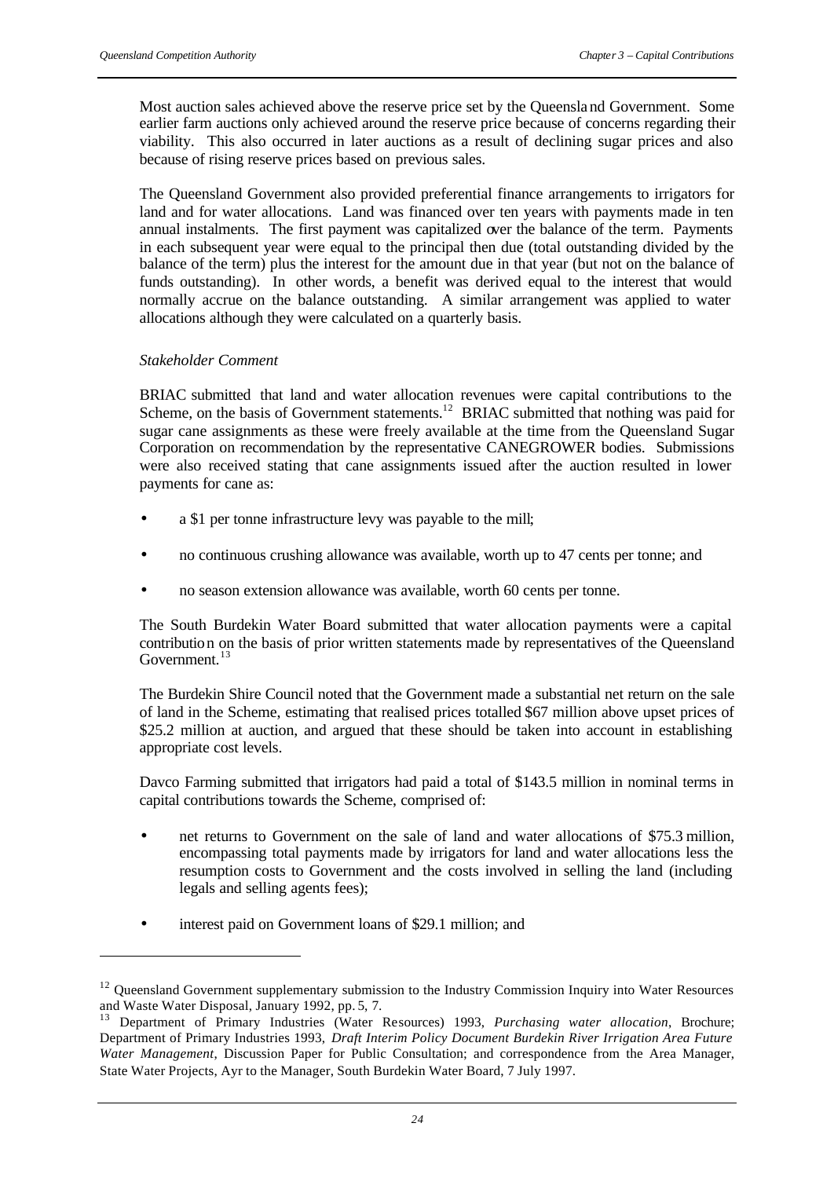Most auction sales achieved above the reserve price set by the Queensland Government. Some earlier farm auctions only achieved around the reserve price because of concerns regarding their viability. This also occurred in later auctions as a result of declining sugar prices and also because of rising reserve prices based on previous sales.

The Queensland Government also provided preferential finance arrangements to irrigators for land and for water allocations. Land was financed over ten years with payments made in ten annual instalments. The first payment was capitalized over the balance of the term. Payments in each subsequent year were equal to the principal then due (total outstanding divided by the balance of the term) plus the interest for the amount due in that year (but not on the balance of funds outstanding). In other words, a benefit was derived equal to the interest that would normally accrue on the balance outstanding. A similar arrangement was applied to water allocations although they were calculated on a quarterly basis.

*Stakeholder Comment*

BRIAC submitted that land and water allocation revenues were capital contributions to the Scheme, on the basis of Government statements.[12] BRIAC submitted that nothing was paid for sugar cane assignments as these were freely available at the time from the Queensland Sugar Corporation on recommendation by the representative CANEGROWER bodies. Submissions were also received stating that cane assignments issued after the auction resulted in lower payments for cane as:

- a $1 per tonne infrastructure levy was payable to the mill;
- no continuous crushing allowance was available, worth up to 47 cents per tonne; and
- no season extension allowance was available, worth 60 cents per tonne.

The South Burdekin Water Board submitted that water allocation payments were a capital contribution on the basis of prior written statements made by representatives of the Queensland Government.[13]

The Burdekin Shire Council noted that the Government made a substantial net return on the sale of land in the Scheme, estimating that realised prices totalled $67 million above upset prices of $25.2 million at auction, and argued that these should be taken into account in establishing appropriate cost levels.

Davco Farming submitted that irrigators had paid a total of $143.5 million in nominal terms in capital contributions towards the Scheme, comprised of:

- net returns to Government on the sale of land and water allocations of $75.3 million, encompassing total payments made by irrigators for land and water allocations less the resumption costs to Government and the costs involved in selling the land (including legals and selling agents fees);
- interest paid on Government loans of $29.1 million; and

---

[12] Queensland Government supplementary submission to the Industry Commission Inquiry into Water Resources and Waste Water Disposal, January 1992, pp. 5, 7.

[13] Department of Primary Industries (Water Resources) 1993, *Purchasing water allocation*, Brochure; Department of Primary Industries 1993, *Draft Interim Policy Document Burdekin River Irrigation Area Future Water Management*, Discussion Paper for Public Consultation; and correspondence from the Area Manager, State Water Projects, Ayr to the Manager, South Burdekin Water Board, 7 July 1997.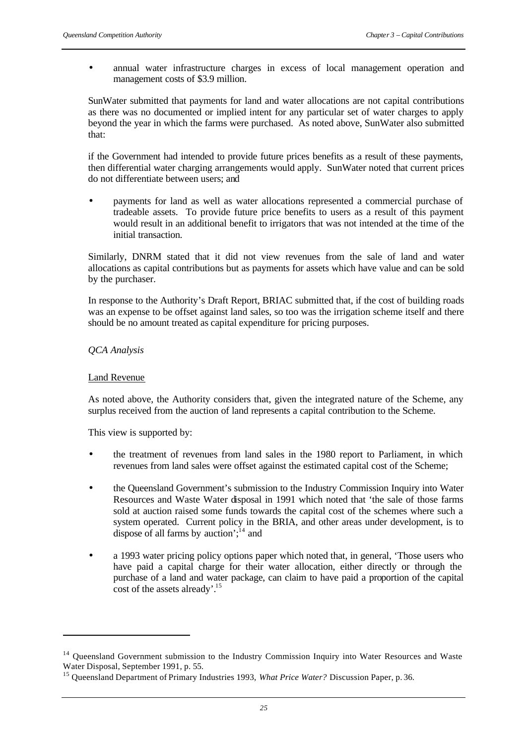- annual water infrastructure charges in excess of local management operation and management costs of $3.9 million.

SunWater submitted that payments for land and water allocations are not capital contributions as there was no documented or implied intent for any particular set of water charges to apply beyond the year in which the farms were purchased. As noted above, SunWater also submitted that:

if the Government had intended to provide future prices benefits as a result of these payments, then differential water charging arrangements would apply. SunWater noted that current prices do not differentiate between users; and

- payments for land as well as water allocations represented a commercial purchase of tradeable assets. To provide future price benefits to users as a result of this payment would result in an additional benefit to irrigators that was not intended at the time of the initial transaction.

Similarly, DNRM stated that it did not view revenues from the sale of land and water allocations as capital contributions but as payments for assets which have value and can be sold by the purchaser.

In response to the Authority's Draft Report, BRIAC submitted that, if the cost of building roads was an expense to be offset against land sales, so too was the irrigation scheme itself and there should be no amount treated as capital expenditure for pricing purposes.

*QCA Analysis*

Land Revenue

As noted above, the Authority considers that, given the integrated nature of the Scheme, any surplus received from the auction of land represents a capital contribution to the Scheme.

This view is supported by:

- the treatment of revenues from land sales in the 1980 report to Parliament, in which revenues from land sales were offset against the estimated capital cost of the Scheme;
- the Queensland Government's submission to the Industry Commission Inquiry into Water Resources and Waste Water disposal in 1991 which noted that 'the sale of those farms sold at auction raised some funds towards the capital cost of the schemes where such a system operated. Current policy in the BRIA, and other areas under development, is to dispose of all farms by auction';[14] and
- a 1993 water pricing policy options paper which noted that, in general, 'Those users who have paid a capital charge for their water allocation, either directly or through the purchase of a land and water package, can claim to have paid a proportion of the capital cost of the assets already'.[15]

---

[14] Queensland Government submission to the Industry Commission Inquiry into Water Resources and Waste Water Disposal, September 1991, p. 55.

[15] Queensland Department of Primary Industries 1993, *What Price Water?* Discussion Paper, p. 36.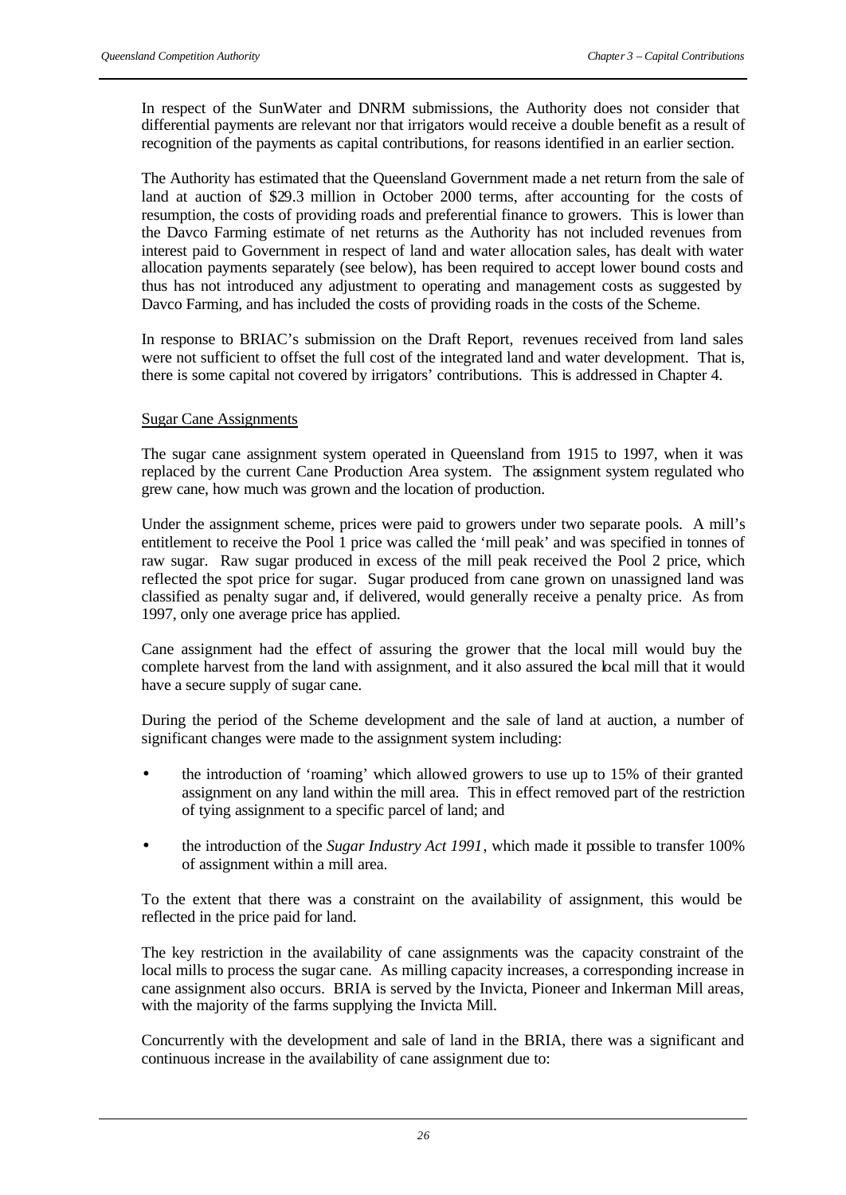In respect of the SunWater and DNRM submissions, the Authority does not consider that differential payments are relevant nor that irrigators would receive a double benefit as a result of recognition of the payments as capital contributions, for reasons identified in an earlier section.

The Authority has estimated that the Queensland Government made a net return from the sale of land at auction of $29.3 million in October 2000 terms, after accounting for the costs of resumption, the costs of providing roads and preferential finance to growers. This is lower than the Davco Farming estimate of net returns as the Authority has not included revenues from interest paid to Government in respect of land and water allocation sales, has dealt with water allocation payments separately (see below), has been required to accept lower bound costs and thus has not introduced any adjustment to operating and management costs as suggested by Davco Farming, and has included the costs of providing roads in the costs of the Scheme.

In response to BRIAC's submission on the Draft Report, revenues received from land sales were not sufficient to offset the full cost of the integrated land and water development. That is, there is some capital not covered by irrigators' contributions. This is addressed in Chapter 4.

Sugar Cane Assignments

The sugar cane assignment system operated in Queensland from 1915 to 1997, when it was replaced by the current Cane Production Area system. The assignment system regulated who grew cane, how much was grown and the location of production.

Under the assignment scheme, prices were paid to growers under two separate pools. A mill's entitlement to receive the Pool 1 price was called the 'mill peak' and was specified in tonnes of raw sugar. Raw sugar produced in excess of the mill peak received the Pool 2 price, which reflected the spot price for sugar. Sugar produced from cane grown on unassigned land was classified as penalty sugar and, if delivered, would generally receive a penalty price. As from 1997, only one average price has applied.

Cane assignment had the effect of assuring the grower that the local mill would buy the complete harvest from the land with assignment, and it also assured the local mill that it would have a secure supply of sugar cane.

During the period of the Scheme development and the sale of land at auction, a number of significant changes were made to the assignment system including:

- the introduction of 'roaming' which allowed growers to use up to 15% of their granted assignment on any land within the mill area. This in effect removed part of the restriction of tying assignment to a specific parcel of land; and
- the introduction of the *Sugar Industry Act 1991*, which made it possible to transfer 100% of assignment within a mill area.

To the extent that there was a constraint on the availability of assignment, this would be reflected in the price paid for land.

The key restriction in the availability of cane assignments was the capacity constraint of the local mills to process the sugar cane. As milling capacity increases, a corresponding increase in cane assignment also occurs. BRIA is served by the Invicta, Pioneer and Inkerman Mill areas, with the majority of the farms supplying the Invicta Mill.

Concurrently with the development and sale of land in the BRIA, there was a significant and continuous increase in the availability of cane assignment due to: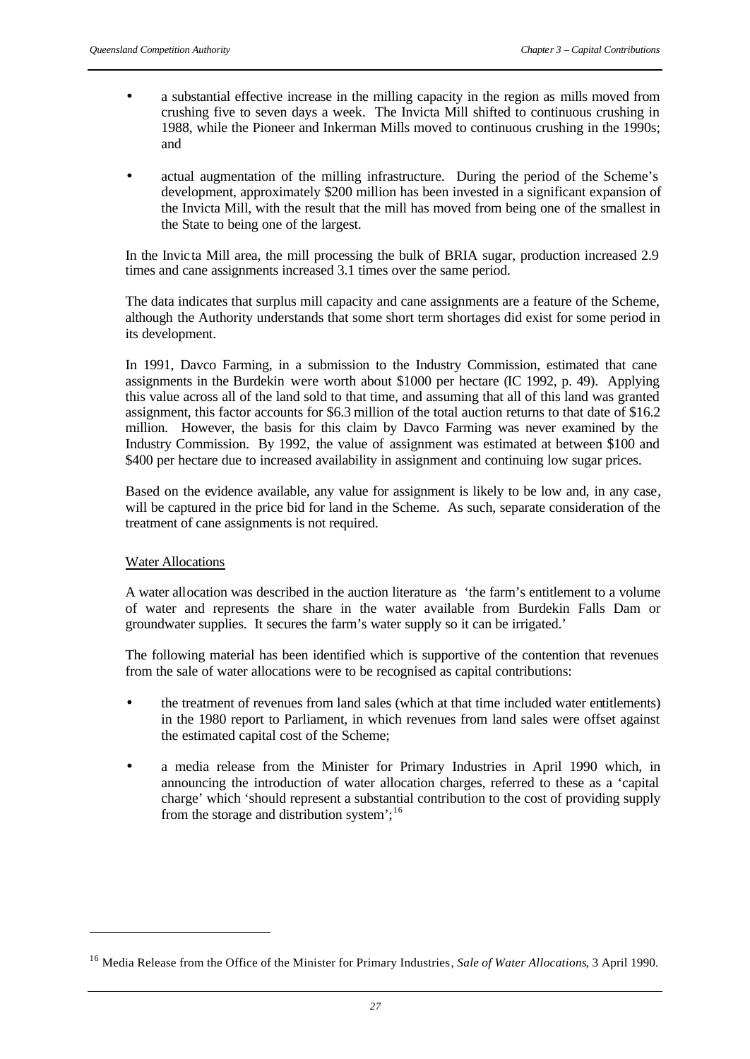- a substantial effective increase in the milling capacity in the region as mills moved from crushing five to seven days a week. The Invicta Mill shifted to continuous crushing in 1988, while the Pioneer and Inkerman Mills moved to continuous crushing in the 1990s; and
- actual augmentation of the milling infrastructure. During the period of the Scheme's development, approximately $200 million has been invested in a significant expansion of the Invicta Mill, with the result that the mill has moved from being one of the smallest in the State to being one of the largest.

In the Invicta Mill area, the mill processing the bulk of BRIA sugar, production increased 2.9 times and cane assignments increased 3.1 times over the same period.

The data indicates that surplus mill capacity and cane assignments are a feature of the Scheme, although the Authority understands that some short term shortages did exist for some period in its development.

In 1991, Davco Farming, in a submission to the Industry Commission, estimated that cane assignments in the Burdekin were worth about $1000 per hectare (IC 1992, p. 49). Applying this value across all of the land sold to that time, and assuming that all of this land was granted assignment, this factor accounts for $6.3 million of the total auction returns to that date of $16.2 million. However, the basis for this claim by Davco Farming was never examined by the Industry Commission. By 1992, the value of assignment was estimated at between $100 and $400 per hectare due to increased availability in assignment and continuing low sugar prices.

Based on the evidence available, any value for assignment is likely to be low and, in any case, will be captured in the price bid for land in the Scheme. As such, separate consideration of the treatment of cane assignments is not required.

<u>Water Allocations</u>

A water allocation was described in the auction literature as 'the farm's entitlement to a volume of water and represents the share in the water available from Burdekin Falls Dam or groundwater supplies. It secures the farm's water supply so it can be irrigated.'

The following material has been identified which is supportive of the contention that revenues from the sale of water allocations were to be recognised as capital contributions:

- the treatment of revenues from land sales (which at that time included water entitlements) in the 1980 report to Parliament, in which revenues from land sales were offset against the estimated capital cost of the Scheme;
- a media release from the Minister for Primary Industries in April 1990 which, in announcing the introduction of water allocation charges, referred to these as a 'capital charge' which 'should represent a substantial contribution to the cost of providing supply from the storage and distribution system';[16]

[16] Media Release from the Office of the Minister for Primary Industries, *Sale of Water Allocations*, 3 April 1990.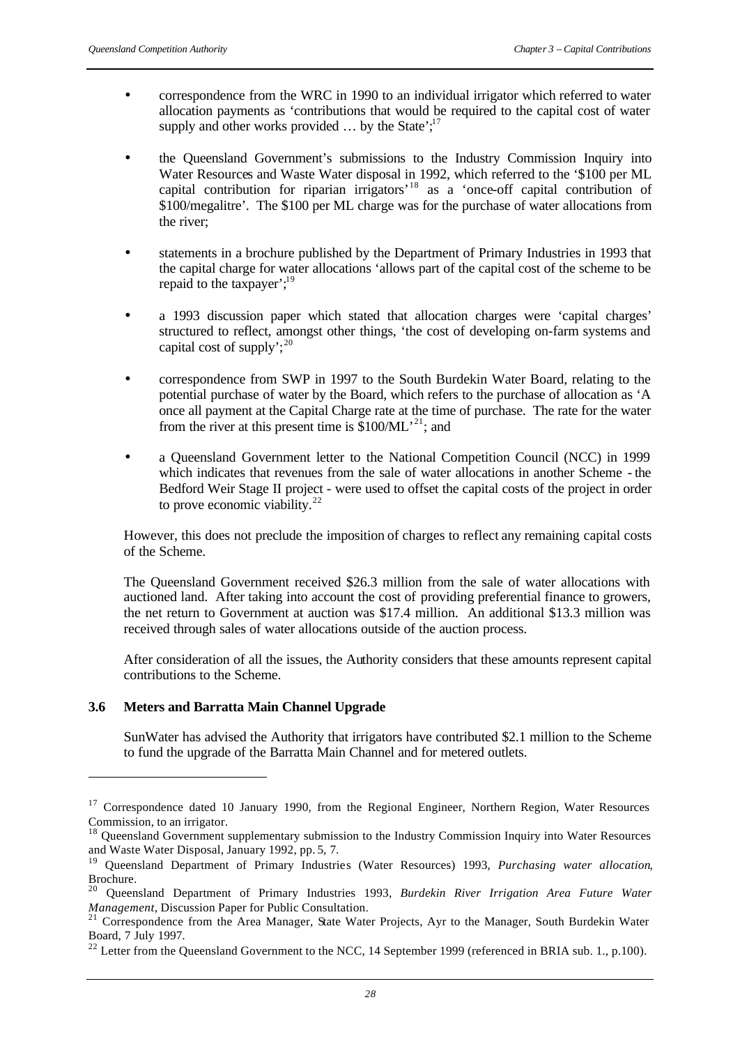- correspondence from the WRC in 1990 to an individual irrigator which referred to water allocation payments as 'contributions that would be required to the capital cost of water supply and other works provided … by the State';[17]

- the Queensland Government's submissions to the Industry Commission Inquiry into Water Resources and Waste Water disposal in 1992, which referred to the '$100 per ML capital contribution for riparian irrigators'[18] as a 'once-off capital contribution of $100/megalitre'. The $100 per ML charge was for the purchase of water allocations from the river;

- statements in a brochure published by the Department of Primary Industries in 1993 that the capital charge for water allocations 'allows part of the capital cost of the scheme to be repaid to the taxpayer';[19]

- a 1993 discussion paper which stated that allocation charges were 'capital charges' structured to reflect, amongst other things, 'the cost of developing on-farm systems and capital cost of supply';[20]

- correspondence from SWP in 1997 to the South Burdekin Water Board, relating to the potential purchase of water by the Board, which refers to the purchase of allocation as 'A once all payment at the Capital Charge rate at the time of purchase. The rate for the water from the river at this present time is $100/ML'[21]; and

- a Queensland Government letter to the National Competition Council (NCC) in 1999 which indicates that revenues from the sale of water allocations in another Scheme - the Bedford Weir Stage II project - were used to offset the capital costs of the project in order to prove economic viability.[22]

However, this does not preclude the imposition of charges to reflect any remaining capital costs of the Scheme.

The Queensland Government received $26.3 million from the sale of water allocations with auctioned land. After taking into account the cost of providing preferential finance to growers, the net return to Government at auction was $17.4 million. An additional $13.3 million was received through sales of water allocations outside of the auction process.

After consideration of all the issues, the Authority considers that these amounts represent capital contributions to the Scheme.

### 3.6 Meters and Barratta Main Channel Upgrade

SunWater has advised the Authority that irrigators have contributed $2.1 million to the Scheme to fund the upgrade of the Barratta Main Channel and for metered outlets.

---

[17] Correspondence dated 10 January 1990, from the Regional Engineer, Northern Region, Water Resources Commission, to an irrigator.

[18] Queensland Government supplementary submission to the Industry Commission Inquiry into Water Resources and Waste Water Disposal, January 1992, pp. 5, 7.

[19] Queensland Department of Primary Industries (Water Resources) 1993, *Purchasing water allocation*, Brochure.

[20] Queensland Department of Primary Industries 1993, *Burdekin River Irrigation Area Future Water Management*, Discussion Paper for Public Consultation.

[21] Correspondence from the Area Manager, State Water Projects, Ayr to the Manager, South Burdekin Water Board, 7 July 1997.

[22] Letter from the Queensland Government to the NCC, 14 September 1999 (referenced in BRIA sub. 1., p.100).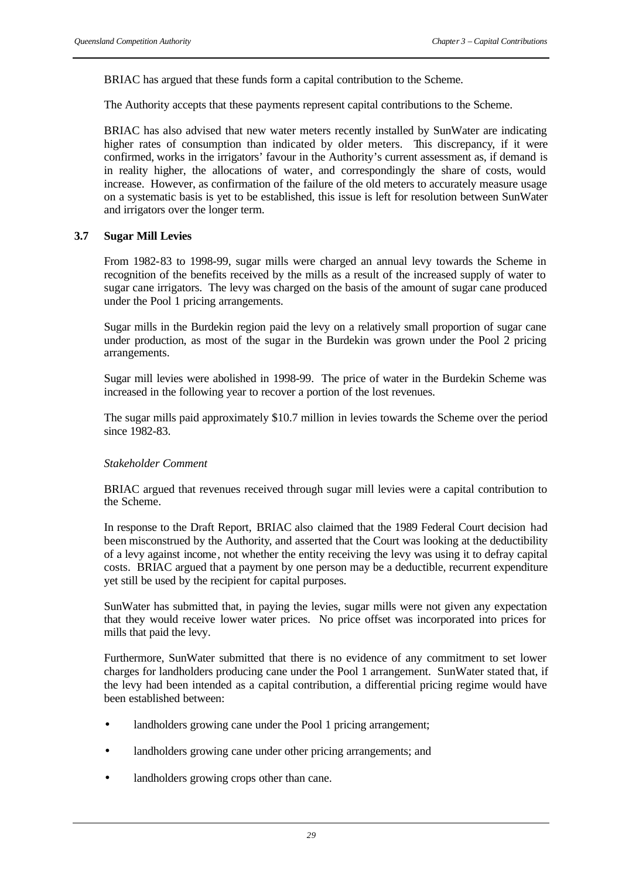BRIAC has argued that these funds form a capital contribution to the Scheme.

The Authority accepts that these payments represent capital contributions to the Scheme.

BRIAC has also advised that new water meters recently installed by SunWater are indicating higher rates of consumption than indicated by older meters. This discrepancy, if it were confirmed, works in the irrigators' favour in the Authority's current assessment as, if demand is in reality higher, the allocations of water, and correspondingly the share of costs, would increase. However, as confirmation of the failure of the old meters to accurately measure usage on a systematic basis is yet to be established, this issue is left for resolution between SunWater and irrigators over the longer term.

### 3.7 Sugar Mill Levies

From 1982-83 to 1998-99, sugar mills were charged an annual levy towards the Scheme in recognition of the benefits received by the mills as a result of the increased supply of water to sugar cane irrigators. The levy was charged on the basis of the amount of sugar cane produced under the Pool 1 pricing arrangements.

Sugar mills in the Burdekin region paid the levy on a relatively small proportion of sugar cane under production, as most of the sugar in the Burdekin was grown under the Pool 2 pricing arrangements.

Sugar mill levies were abolished in 1998-99. The price of water in the Burdekin Scheme was increased in the following year to recover a portion of the lost revenues.

The sugar mills paid approximately $10.7 million in levies towards the Scheme over the period since 1982-83.

*Stakeholder Comment*

BRIAC argued that revenues received through sugar mill levies were a capital contribution to the Scheme.

In response to the Draft Report, BRIAC also claimed that the 1989 Federal Court decision had been misconstrued by the Authority, and asserted that the Court was looking at the deductibility of a levy against income, not whether the entity receiving the levy was using it to defray capital costs. BRIAC argued that a payment by one person may be a deductible, recurrent expenditure yet still be used by the recipient for capital purposes.

SunWater has submitted that, in paying the levies, sugar mills were not given any expectation that they would receive lower water prices. No price offset was incorporated into prices for mills that paid the levy.

Furthermore, SunWater submitted that there is no evidence of any commitment to set lower charges for landholders producing cane under the Pool 1 arrangement. SunWater stated that, if the levy had been intended as a capital contribution, a differential pricing regime would have been established between:

- landholders growing cane under the Pool 1 pricing arrangement;
- landholders growing cane under other pricing arrangements; and
- landholders growing crops other than cane.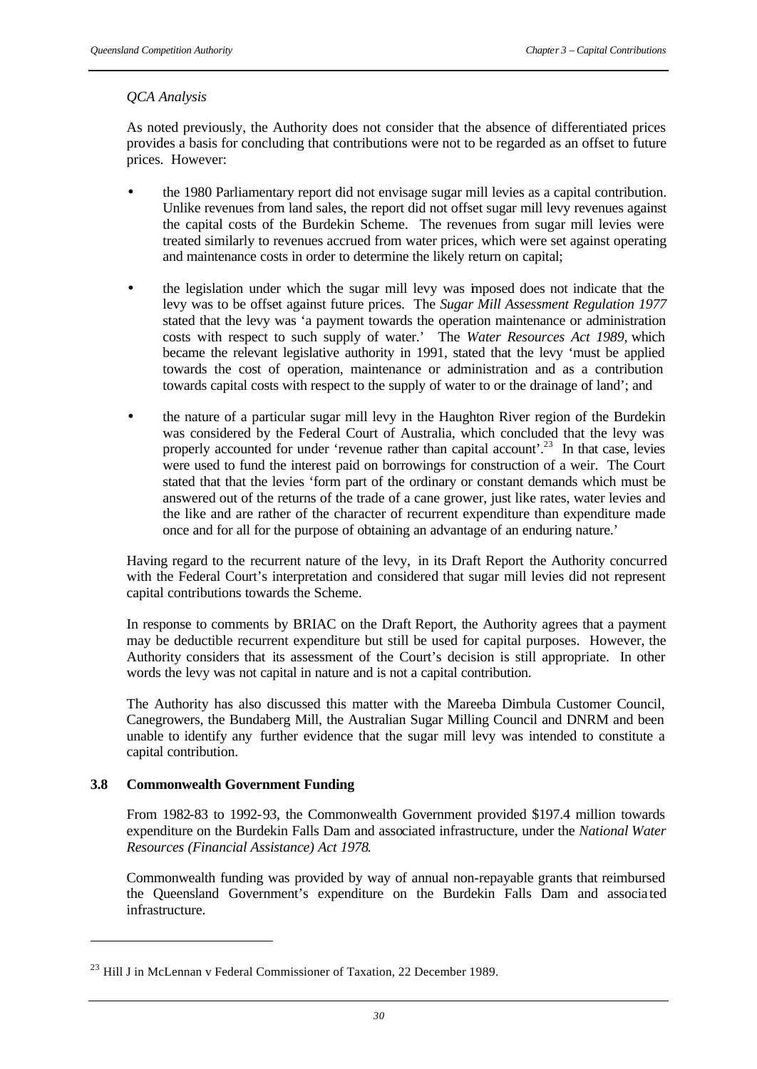*QCA Analysis*

As noted previously, the Authority does not consider that the absence of differentiated prices provides a basis for concluding that contributions were not to be regarded as an offset to future prices. However:

- the 1980 Parliamentary report did not envisage sugar mill levies as a capital contribution. Unlike revenues from land sales, the report did not offset sugar mill levy revenues against the capital costs of the Burdekin Scheme. The revenues from sugar mill levies were treated similarly to revenues accrued from water prices, which were set against operating and maintenance costs in order to determine the likely return on capital;

- the legislation under which the sugar mill levy was imposed does not indicate that the levy was to be offset against future prices. The *Sugar Mill Assessment Regulation 1977* stated that the levy was 'a payment towards the operation maintenance or administration costs with respect to such supply of water.' The *Water Resources Act 1989*, which became the relevant legislative authority in 1991, stated that the levy 'must be applied towards the cost of operation, maintenance or administration and as a contribution towards capital costs with respect to the supply of water to or the drainage of land'; and

- the nature of a particular sugar mill levy in the Haughton River region of the Burdekin was considered by the Federal Court of Australia, which concluded that the levy was properly accounted for under 'revenue rather than capital account'.[23] In that case, levies were used to fund the interest paid on borrowings for construction of a weir. The Court stated that that the levies 'form part of the ordinary or constant demands which must be answered out of the returns of the trade of a cane grower, just like rates, water levies and the like and are rather of the character of recurrent expenditure than expenditure made once and for all for the purpose of obtaining an advantage of an enduring nature.'

Having regard to the recurrent nature of the levy, in its Draft Report the Authority concurred with the Federal Court's interpretation and considered that sugar mill levies did not represent capital contributions towards the Scheme.

In response to comments by BRIAC on the Draft Report, the Authority agrees that a payment may be deductible recurrent expenditure but still be used for capital purposes. However, the Authority considers that its assessment of the Court's decision is still appropriate. In other words the levy was not capital in nature and is not a capital contribution.

The Authority has also discussed this matter with the Mareeba Dimbula Customer Council, Canegrowers, the Bundaberg Mill, the Australian Sugar Milling Council and DNRM and been unable to identify any further evidence that the sugar mill levy was intended to constitute a capital contribution.

### 3.8 Commonwealth Government Funding

From 1982-83 to 1992-93, the Commonwealth Government provided $197.4 million towards expenditure on the Burdekin Falls Dam and associated infrastructure, under the *National Water Resources (Financial Assistance) Act 1978*.

Commonwealth funding was provided by way of annual non-repayable grants that reimbursed the Queensland Government's expenditure on the Burdekin Falls Dam and associated infrastructure.

---

[23] Hill J in McLennan v Federal Commissioner of Taxation, 22 December 1989.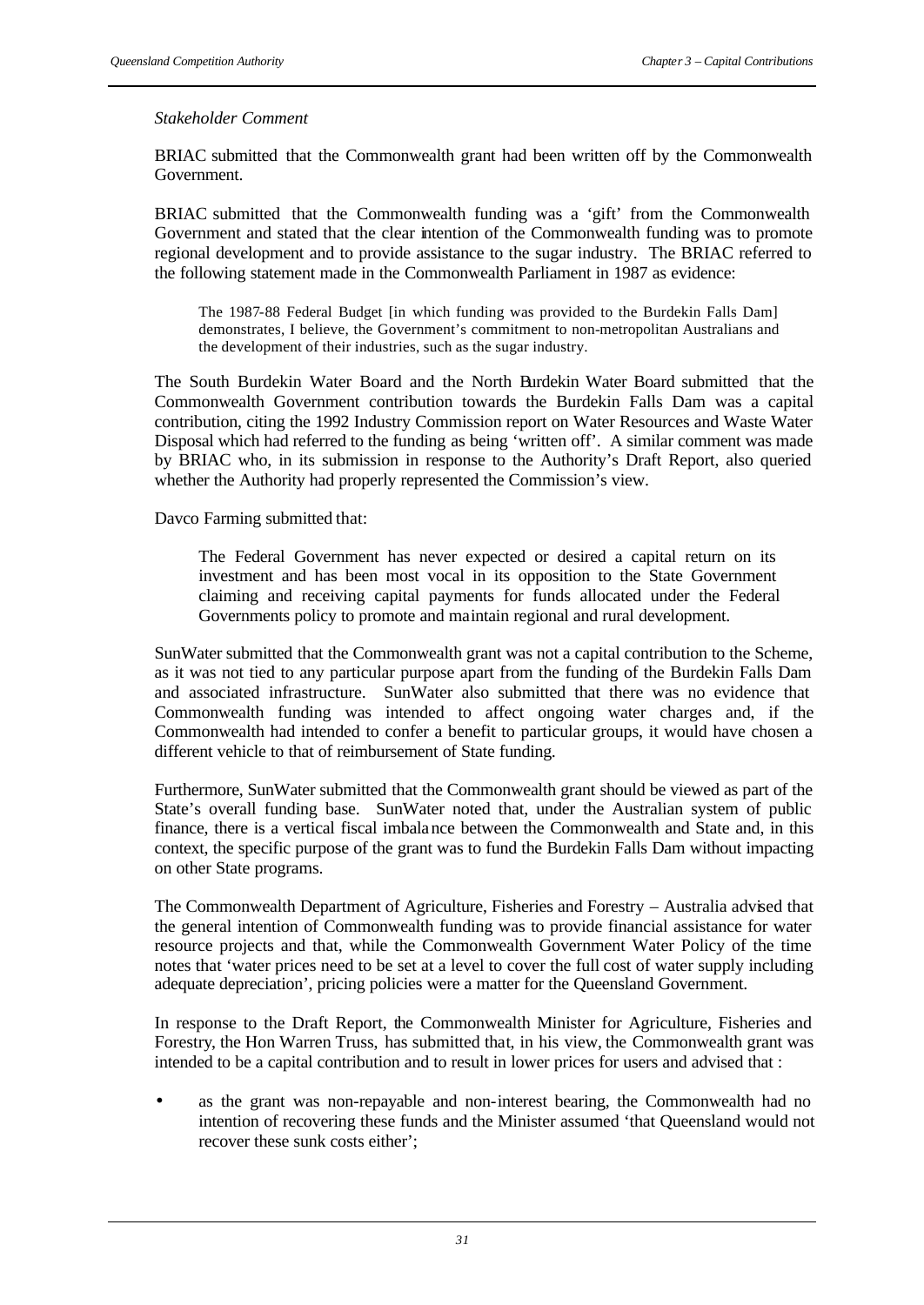*Stakeholder Comment*

BRIAC submitted that the Commonwealth grant had been written off by the Commonwealth Government.

BRIAC submitted that the Commonwealth funding was a 'gift' from the Commonwealth Government and stated that the clear intention of the Commonwealth funding was to promote regional development and to provide assistance to the sugar industry. The BRIAC referred to the following statement made in the Commonwealth Parliament in 1987 as evidence:

> The 1987-88 Federal Budget [in which funding was provided to the Burdekin Falls Dam] demonstrates, I believe, the Government's commitment to non-metropolitan Australians and the development of their industries, such as the sugar industry.

The South Burdekin Water Board and the North Burdekin Water Board submitted that the Commonwealth Government contribution towards the Burdekin Falls Dam was a capital contribution, citing the 1992 Industry Commission report on Water Resources and Waste Water Disposal which had referred to the funding as being 'written off'. A similar comment was made by BRIAC who, in its submission in response to the Authority's Draft Report, also queried whether the Authority had properly represented the Commission's view.

Davco Farming submitted that:

> The Federal Government has never expected or desired a capital return on its investment and has been most vocal in its opposition to the State Government claiming and receiving capital payments for funds allocated under the Federal Governments policy to promote and maintain regional and rural development.

SunWater submitted that the Commonwealth grant was not a capital contribution to the Scheme, as it was not tied to any particular purpose apart from the funding of the Burdekin Falls Dam and associated infrastructure. SunWater also submitted that there was no evidence that Commonwealth funding was intended to affect ongoing water charges and, if the Commonwealth had intended to confer a benefit to particular groups, it would have chosen a different vehicle to that of reimbursement of State funding.

Furthermore, SunWater submitted that the Commonwealth grant should be viewed as part of the State's overall funding base. SunWater noted that, under the Australian system of public finance, there is a vertical fiscal imbalance between the Commonwealth and State and, in this context, the specific purpose of the grant was to fund the Burdekin Falls Dam without impacting on other State programs.

The Commonwealth Department of Agriculture, Fisheries and Forestry – Australia advised that the general intention of Commonwealth funding was to provide financial assistance for water resource projects and that, while the Commonwealth Government Water Policy of the time notes that 'water prices need to be set at a level to cover the full cost of water supply including adequate depreciation', pricing policies were a matter for the Queensland Government.

In response to the Draft Report, the Commonwealth Minister for Agriculture, Fisheries and Forestry, the Hon Warren Truss, has submitted that, in his view, the Commonwealth grant was intended to be a capital contribution and to result in lower prices for users and advised that :

- as the grant was non-repayable and non-interest bearing, the Commonwealth had no intention of recovering these funds and the Minister assumed 'that Queensland would not recover these sunk costs either';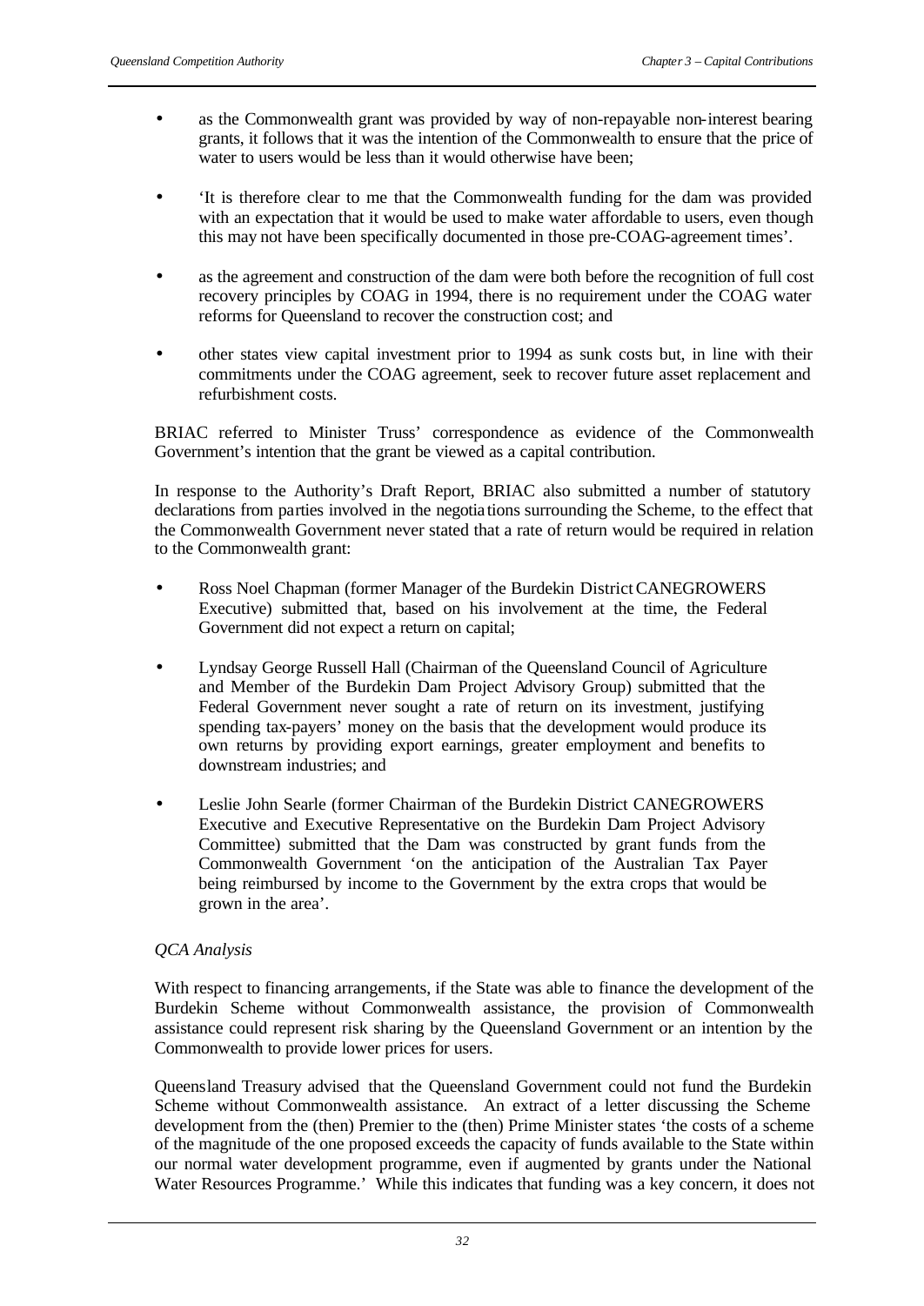- as the Commonwealth grant was provided by way of non-repayable non-interest bearing grants, it follows that it was the intention of the Commonwealth to ensure that the price of water to users would be less than it would otherwise have been;

- 'It is therefore clear to me that the Commonwealth funding for the dam was provided with an expectation that it would be used to make water affordable to users, even though this may not have been specifically documented in those pre-COAG-agreement times'.

- as the agreement and construction of the dam were both before the recognition of full cost recovery principles by COAG in 1994, there is no requirement under the COAG water reforms for Queensland to recover the construction cost; and

- other states view capital investment prior to 1994 as sunk costs but, in line with their commitments under the COAG agreement, seek to recover future asset replacement and refurbishment costs.

BRIAC referred to Minister Truss' correspondence as evidence of the Commonwealth Government's intention that the grant be viewed as a capital contribution.

In response to the Authority's Draft Report, BRIAC also submitted a number of statutory declarations from parties involved in the negotiations surrounding the Scheme, to the effect that the Commonwealth Government never stated that a rate of return would be required in relation to the Commonwealth grant:

- Ross Noel Chapman (former Manager of the Burdekin District CANEGROWERS Executive) submitted that, based on his involvement at the time, the Federal Government did not expect a return on capital;

- Lyndsay George Russell Hall (Chairman of the Queensland Council of Agriculture and Member of the Burdekin Dam Project Advisory Group) submitted that the Federal Government never sought a rate of return on its investment, justifying spending tax-payers' money on the basis that the development would produce its own returns by providing export earnings, greater employment and benefits to downstream industries; and

- Leslie John Searle (former Chairman of the Burdekin District CANEGROWERS Executive and Executive Representative on the Burdekin Dam Project Advisory Committee) submitted that the Dam was constructed by grant funds from the Commonwealth Government 'on the anticipation of the Australian Tax Payer being reimbursed by income to the Government by the extra crops that would be grown in the area'.

*QCA Analysis*

With respect to financing arrangements, if the State was able to finance the development of the Burdekin Scheme without Commonwealth assistance, the provision of Commonwealth assistance could represent risk sharing by the Queensland Government or an intention by the Commonwealth to provide lower prices for users.

Queensland Treasury advised that the Queensland Government could not fund the Burdekin Scheme without Commonwealth assistance. An extract of a letter discussing the Scheme development from the (then) Premier to the (then) Prime Minister states 'the costs of a scheme of the magnitude of the one proposed exceeds the capacity of funds available to the State within our normal water development programme, even if augmented by grants under the National Water Resources Programme.' While this indicates that funding was a key concern, it does not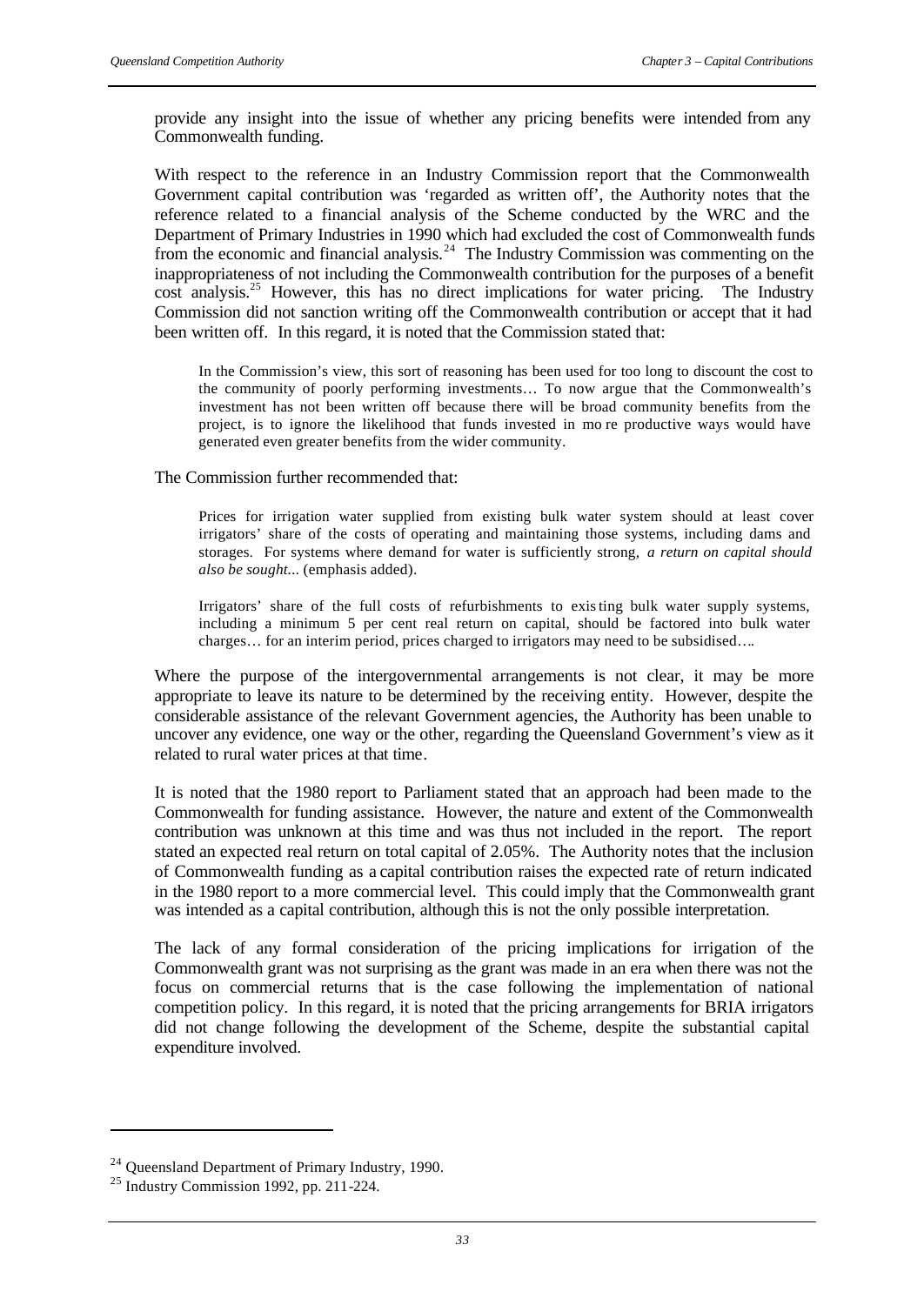provide any insight into the issue of whether any pricing benefits were intended from any Commonwealth funding.

With respect to the reference in an Industry Commission report that the Commonwealth Government capital contribution was 'regarded as written off', the Authority notes that the reference related to a financial analysis of the Scheme conducted by the WRC and the Department of Primary Industries in 1990 which had excluded the cost of Commonwealth funds from the economic and financial analysis.[24] The Industry Commission was commenting on the inappropriateness of not including the Commonwealth contribution for the purposes of a benefit cost analysis.[25] However, this has no direct implications for water pricing. The Industry Commission did not sanction writing off the Commonwealth contribution or accept that it had been written off. In this regard, it is noted that the Commission stated that:

> In the Commission's view, this sort of reasoning has been used for too long to discount the cost to the community of poorly performing investments… To now argue that the Commonwealth's investment has not been written off because there will be broad community benefits from the project, is to ignore the likelihood that funds invested in more productive ways would have generated even greater benefits from the wider community.

The Commission further recommended that:

> Prices for irrigation water supplied from existing bulk water system should at least cover irrigators' share of the costs of operating and maintaining those systems, including dams and storages. For systems where demand for water is sufficiently strong, *a return on capital should also be sought...* (emphasis added).
>
> Irrigators' share of the full costs of refurbishments to existing bulk water supply systems, including a minimum 5 per cent real return on capital, should be factored into bulk water charges… for an interim period, prices charged to irrigators may need to be subsidised….

Where the purpose of the intergovernmental arrangements is not clear, it may be more appropriate to leave its nature to be determined by the receiving entity. However, despite the considerable assistance of the relevant Government agencies, the Authority has been unable to uncover any evidence, one way or the other, regarding the Queensland Government's view as it related to rural water prices at that time.

It is noted that the 1980 report to Parliament stated that an approach had been made to the Commonwealth for funding assistance. However, the nature and extent of the Commonwealth contribution was unknown at this time and was thus not included in the report. The report stated an expected real return on total capital of 2.05%. The Authority notes that the inclusion of Commonwealth funding as a capital contribution raises the expected rate of return indicated in the 1980 report to a more commercial level. This could imply that the Commonwealth grant was intended as a capital contribution, although this is not the only possible interpretation.

The lack of any formal consideration of the pricing implications for irrigation of the Commonwealth grant was not surprising as the grant was made in an era when there was not the focus on commercial returns that is the case following the implementation of national competition policy. In this regard, it is noted that the pricing arrangements for BRIA irrigators did not change following the development of the Scheme, despite the substantial capital expenditure involved.

---

[24] Queensland Department of Primary Industry, 1990.

[25] Industry Commission 1992, pp. 211-224.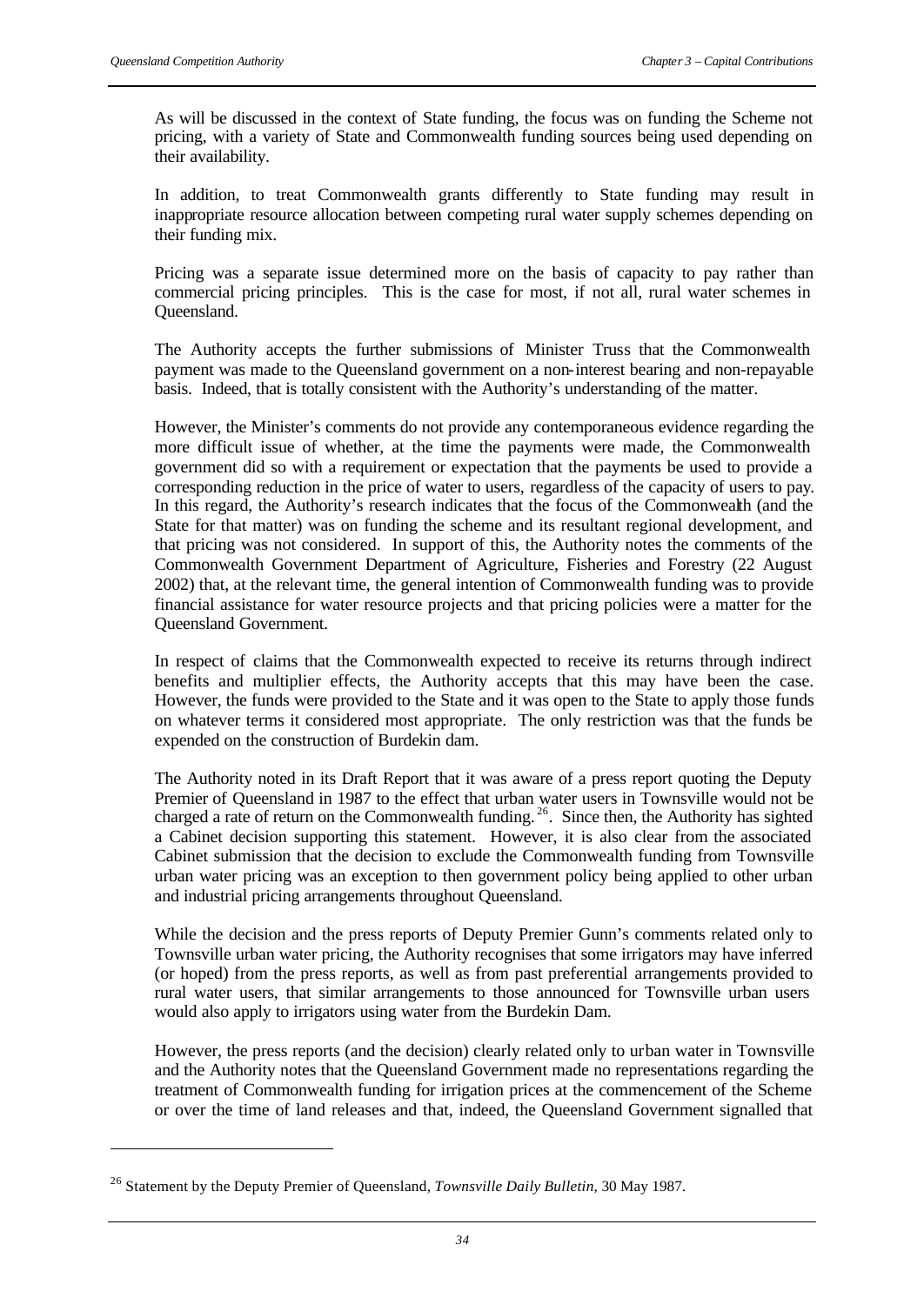As will be discussed in the context of State funding, the focus was on funding the Scheme not pricing, with a variety of State and Commonwealth funding sources being used depending on their availability.

In addition, to treat Commonwealth grants differently to State funding may result in inappropriate resource allocation between competing rural water supply schemes depending on their funding mix.

Pricing was a separate issue determined more on the basis of capacity to pay rather than commercial pricing principles. This is the case for most, if not all, rural water schemes in Queensland.

The Authority accepts the further submissions of Minister Truss that the Commonwealth payment was made to the Queensland government on a non-interest bearing and non-repayable basis. Indeed, that is totally consistent with the Authority's understanding of the matter.

However, the Minister's comments do not provide any contemporaneous evidence regarding the more difficult issue of whether, at the time the payments were made, the Commonwealth government did so with a requirement or expectation that the payments be used to provide a corresponding reduction in the price of water to users, regardless of the capacity of users to pay. In this regard, the Authority's research indicates that the focus of the Commonwealth (and the State for that matter) was on funding the scheme and its resultant regional development, and that pricing was not considered. In support of this, the Authority notes the comments of the Commonwealth Government Department of Agriculture, Fisheries and Forestry (22 August 2002) that, at the relevant time, the general intention of Commonwealth funding was to provide financial assistance for water resource projects and that pricing policies were a matter for the Queensland Government.

In respect of claims that the Commonwealth expected to receive its returns through indirect benefits and multiplier effects, the Authority accepts that this may have been the case. However, the funds were provided to the State and it was open to the State to apply those funds on whatever terms it considered most appropriate. The only restriction was that the funds be expended on the construction of Burdekin dam.

The Authority noted in its Draft Report that it was aware of a press report quoting the Deputy Premier of Queensland in 1987 to the effect that urban water users in Townsville would not be charged a rate of return on the Commonwealth funding.[26]. Since then, the Authority has sighted a Cabinet decision supporting this statement. However, it is also clear from the associated Cabinet submission that the decision to exclude the Commonwealth funding from Townsville urban water pricing was an exception to then government policy being applied to other urban and industrial pricing arrangements throughout Queensland.

While the decision and the press reports of Deputy Premier Gunn's comments related only to Townsville urban water pricing, the Authority recognises that some irrigators may have inferred (or hoped) from the press reports, as well as from past preferential arrangements provided to rural water users, that similar arrangements to those announced for Townsville urban users would also apply to irrigators using water from the Burdekin Dam.

However, the press reports (and the decision) clearly related only to urban water in Townsville and the Authority notes that the Queensland Government made no representations regarding the treatment of Commonwealth funding for irrigation prices at the commencement of the Scheme or over the time of land releases and that, indeed, the Queensland Government signalled that

[26] Statement by the Deputy Premier of Queensland, *Townsville Daily Bulletin*, 30 May 1987.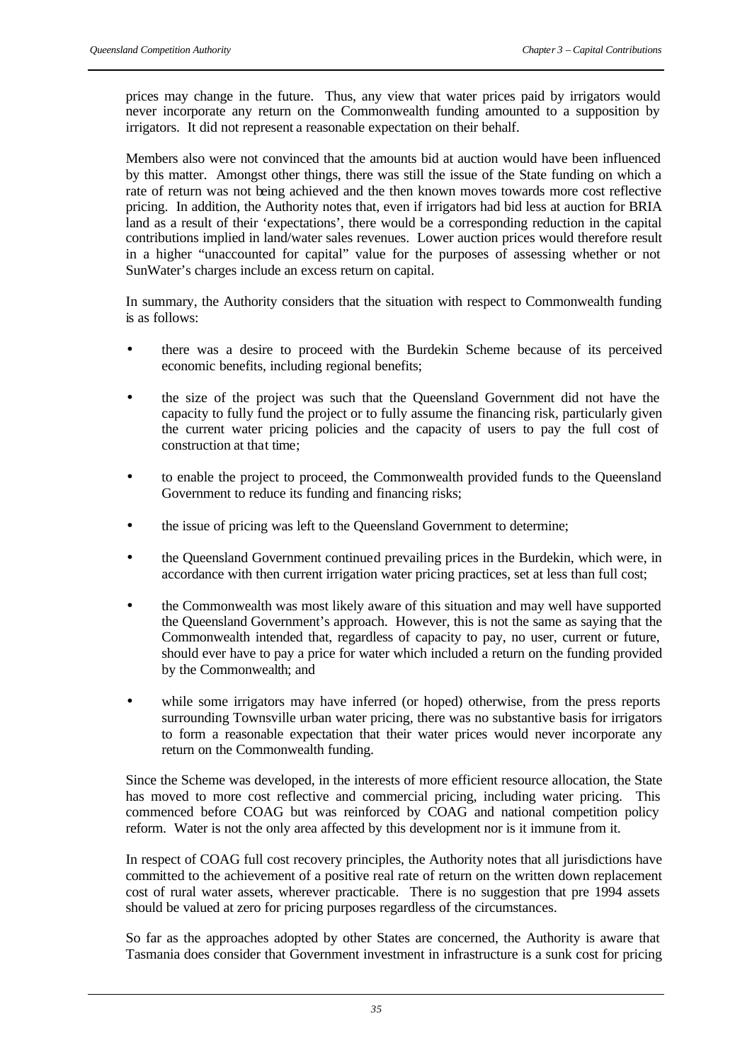prices may change in the future. Thus, any view that water prices paid by irrigators would never incorporate any return on the Commonwealth funding amounted to a supposition by irrigators. It did not represent a reasonable expectation on their behalf.

Members also were not convinced that the amounts bid at auction would have been influenced by this matter. Amongst other things, there was still the issue of the State funding on which a rate of return was not being achieved and the then known moves towards more cost reflective pricing. In addition, the Authority notes that, even if irrigators had bid less at auction for BRIA land as a result of their 'expectations', there would be a corresponding reduction in the capital contributions implied in land/water sales revenues. Lower auction prices would therefore result in a higher "unaccounted for capital" value for the purposes of assessing whether or not SunWater's charges include an excess return on capital.

In summary, the Authority considers that the situation with respect to Commonwealth funding is as follows:

- there was a desire to proceed with the Burdekin Scheme because of its perceived economic benefits, including regional benefits;
- the size of the project was such that the Queensland Government did not have the capacity to fully fund the project or to fully assume the financing risk, particularly given the current water pricing policies and the capacity of users to pay the full cost of construction at that time;
- to enable the project to proceed, the Commonwealth provided funds to the Queensland Government to reduce its funding and financing risks;
- the issue of pricing was left to the Queensland Government to determine;
- the Queensland Government continued prevailing prices in the Burdekin, which were, in accordance with then current irrigation water pricing practices, set at less than full cost;
- the Commonwealth was most likely aware of this situation and may well have supported the Queensland Government's approach. However, this is not the same as saying that the Commonwealth intended that, regardless of capacity to pay, no user, current or future, should ever have to pay a price for water which included a return on the funding provided by the Commonwealth; and
- while some irrigators may have inferred (or hoped) otherwise, from the press reports surrounding Townsville urban water pricing, there was no substantive basis for irrigators to form a reasonable expectation that their water prices would never incorporate any return on the Commonwealth funding.

Since the Scheme was developed, in the interests of more efficient resource allocation, the State has moved to more cost reflective and commercial pricing, including water pricing. This commenced before COAG but was reinforced by COAG and national competition policy reform. Water is not the only area affected by this development nor is it immune from it.

In respect of COAG full cost recovery principles, the Authority notes that all jurisdictions have committed to the achievement of a positive real rate of return on the written down replacement cost of rural water assets, wherever practicable. There is no suggestion that pre 1994 assets should be valued at zero for pricing purposes regardless of the circumstances.

So far as the approaches adopted by other States are concerned, the Authority is aware that Tasmania does consider that Government investment in infrastructure is a sunk cost for pricing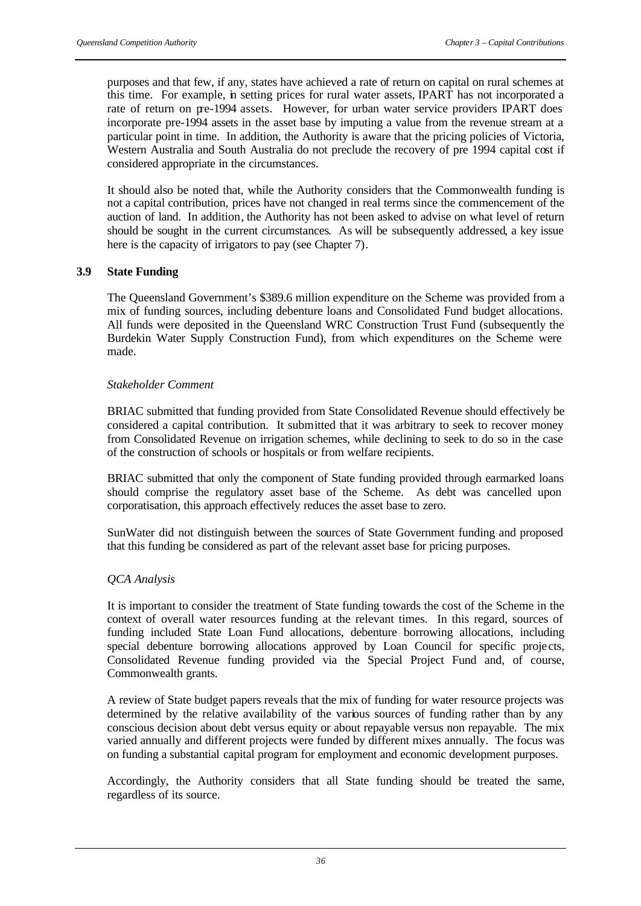purposes and that few, if any, states have achieved a rate of return on capital on rural schemes at this time. For example, in setting prices for rural water assets, IPART has not incorporated a rate of return on pre-1994 assets. However, for urban water service providers IPART does incorporate pre-1994 assets in the asset base by imputing a value from the revenue stream at a particular point in time. In addition, the Authority is aware that the pricing policies of Victoria, Western Australia and South Australia do not preclude the recovery of pre 1994 capital cost if considered appropriate in the circumstances.

It should also be noted that, while the Authority considers that the Commonwealth funding is not a capital contribution, prices have not changed in real terms since the commencement of the auction of land. In addition, the Authority has not been asked to advise on what level of return should be sought in the current circumstances. As will be subsequently addressed, a key issue here is the capacity of irrigators to pay (see Chapter 7).

## 3.9 State Funding

The Queensland Government's $389.6 million expenditure on the Scheme was provided from a mix of funding sources, including debenture loans and Consolidated Fund budget allocations. All funds were deposited in the Queensland WRC Construction Trust Fund (subsequently the Burdekin Water Supply Construction Fund), from which expenditures on the Scheme were made.

*Stakeholder Comment*

BRIAC submitted that funding provided from State Consolidated Revenue should effectively be considered a capital contribution. It submitted that it was arbitrary to seek to recover money from Consolidated Revenue on irrigation schemes, while declining to seek to do so in the case of the construction of schools or hospitals or from welfare recipients.

BRIAC submitted that only the component of State funding provided through earmarked loans should comprise the regulatory asset base of the Scheme. As debt was cancelled upon corporatisation, this approach effectively reduces the asset base to zero.

SunWater did not distinguish between the sources of State Government funding and proposed that this funding be considered as part of the relevant asset base for pricing purposes.

*QCA Analysis*

It is important to consider the treatment of State funding towards the cost of the Scheme in the context of overall water resources funding at the relevant times. In this regard, sources of funding included State Loan Fund allocations, debenture borrowing allocations, including special debenture borrowing allocations approved by Loan Council for specific projects, Consolidated Revenue funding provided via the Special Project Fund and, of course, Commonwealth grants.

A review of State budget papers reveals that the mix of funding for water resource projects was determined by the relative availability of the various sources of funding rather than by any conscious decision about debt versus equity or about repayable versus non repayable. The mix varied annually and different projects were funded by different mixes annually. The focus was on funding a substantial capital program for employment and economic development purposes.

Accordingly, the Authority considers that all State funding should be treated the same, regardless of its source.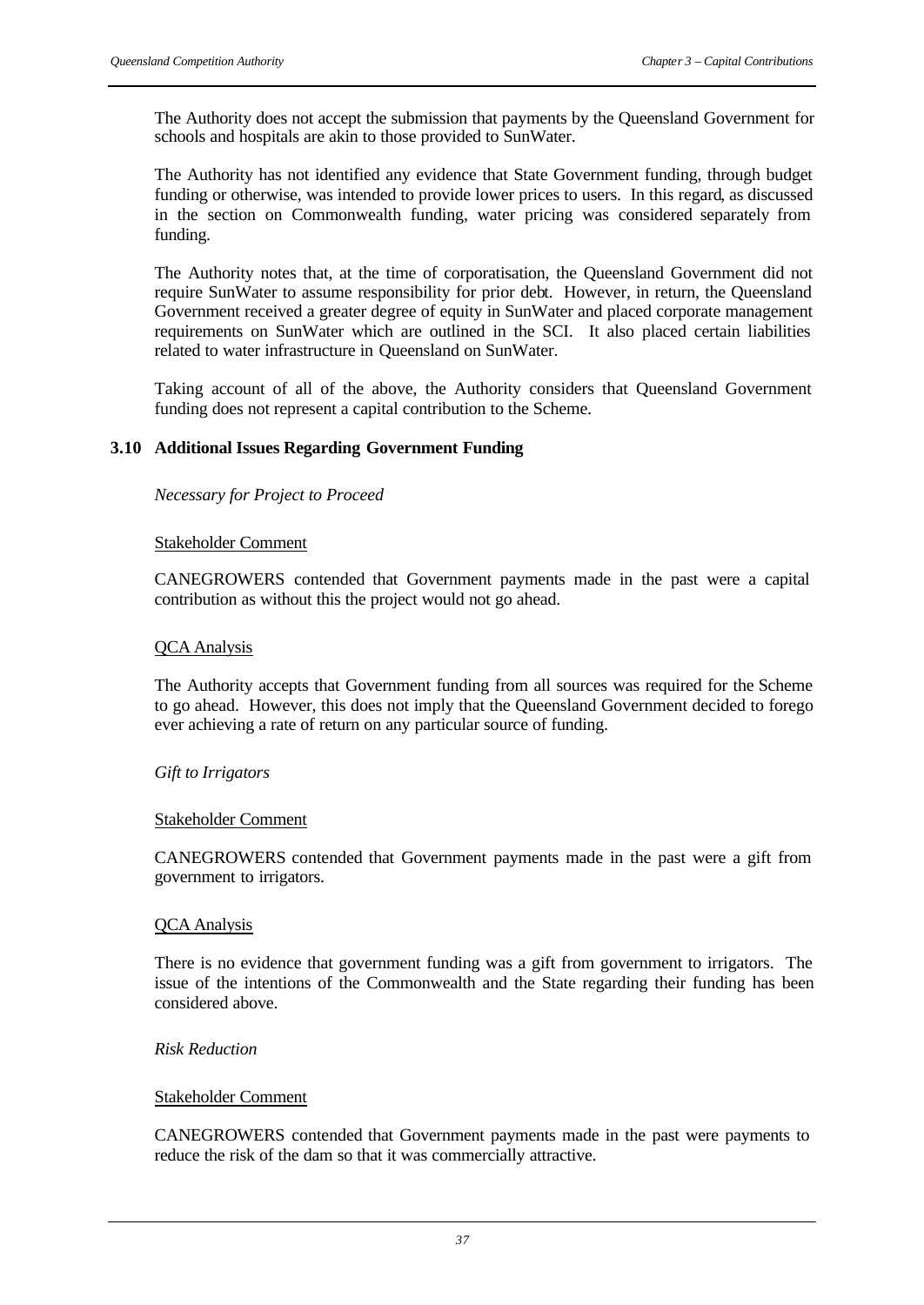The Authority does not accept the submission that payments by the Queensland Government for schools and hospitals are akin to those provided to SunWater.

The Authority has not identified any evidence that State Government funding, through budget funding or otherwise, was intended to provide lower prices to users. In this regard, as discussed in the section on Commonwealth funding, water pricing was considered separately from funding.

The Authority notes that, at the time of corporatisation, the Queensland Government did not require SunWater to assume responsibility for prior debt. However, in return, the Queensland Government received a greater degree of equity in SunWater and placed corporate management requirements on SunWater which are outlined in the SCI. It also placed certain liabilities related to water infrastructure in Queensland on SunWater.

Taking account of all of the above, the Authority considers that Queensland Government funding does not represent a capital contribution to the Scheme.

### 3.10 Additional Issues Regarding Government Funding

*Necessary for Project to Proceed*

Stakeholder Comment

CANEGROWERS contended that Government payments made in the past were a capital contribution as without this the project would not go ahead.

QCA Analysis

The Authority accepts that Government funding from all sources was required for the Scheme to go ahead. However, this does not imply that the Queensland Government decided to forego ever achieving a rate of return on any particular source of funding.

*Gift to Irrigators*

Stakeholder Comment

CANEGROWERS contended that Government payments made in the past were a gift from government to irrigators.

QCA Analysis

There is no evidence that government funding was a gift from government to irrigators. The issue of the intentions of the Commonwealth and the State regarding their funding has been considered above.

*Risk Reduction*

Stakeholder Comment

CANEGROWERS contended that Government payments made in the past were payments to reduce the risk of the dam so that it was commercially attractive.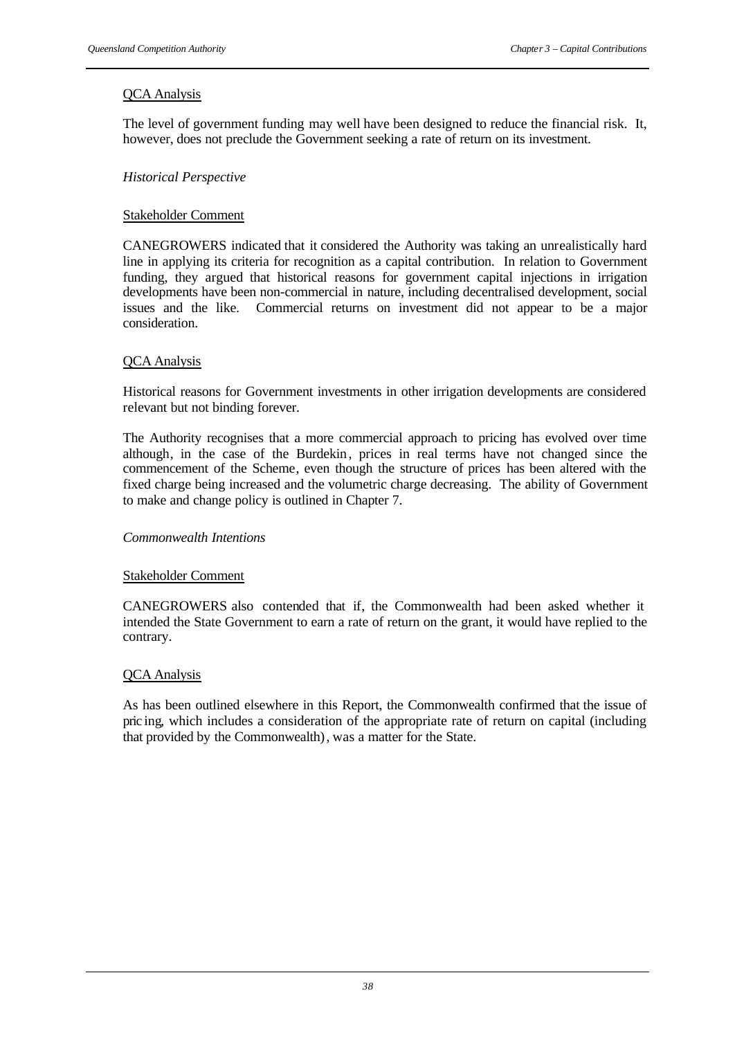<u>QCA Analysis</u>

The level of government funding may well have been designed to reduce the financial risk. It, however, does not preclude the Government seeking a rate of return on its investment.

*Historical Perspective*

<u>Stakeholder Comment</u>

CANEGROWERS indicated that it considered the Authority was taking an unrealistically hard line in applying its criteria for recognition as a capital contribution. In relation to Government funding, they argued that historical reasons for government capital injections in irrigation developments have been non-commercial in nature, including decentralised development, social issues and the like. Commercial returns on investment did not appear to be a major consideration.

<u>QCA Analysis</u>

Historical reasons for Government investments in other irrigation developments are considered relevant but not binding forever.

The Authority recognises that a more commercial approach to pricing has evolved over time although, in the case of the Burdekin, prices in real terms have not changed since the commencement of the Scheme, even though the structure of prices has been altered with the fixed charge being increased and the volumetric charge decreasing. The ability of Government to make and change policy is outlined in Chapter 7.

*Commonwealth Intentions*

<u>Stakeholder Comment</u>

CANEGROWERS also contended that if, the Commonwealth had been asked whether it intended the State Government to earn a rate of return on the grant, it would have replied to the contrary.

<u>QCA Analysis</u>

As has been outlined elsewhere in this Report, the Commonwealth confirmed that the issue of pricing, which includes a consideration of the appropriate rate of return on capital (including that provided by the Commonwealth), was a matter for the State.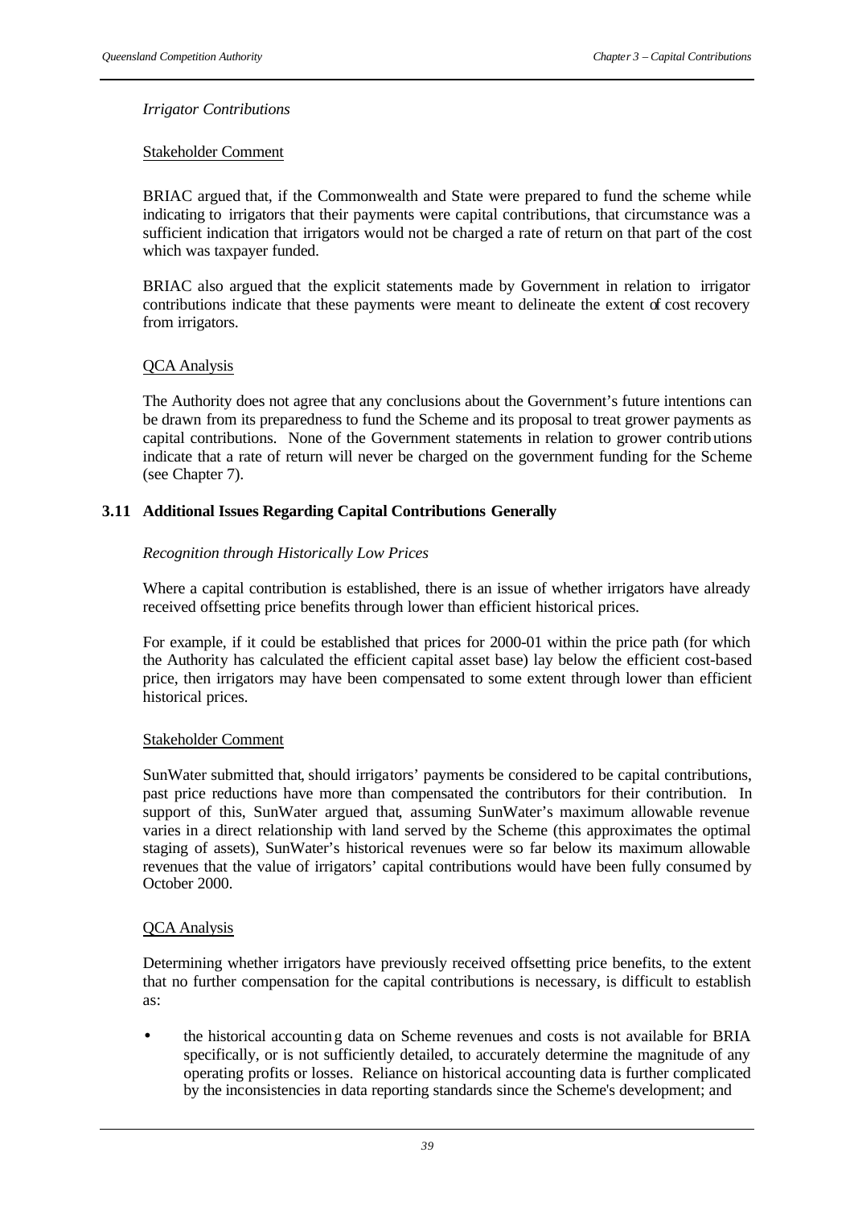*Irrigator Contributions*

Stakeholder Comment

BRIAC argued that, if the Commonwealth and State were prepared to fund the scheme while indicating to irrigators that their payments were capital contributions, that circumstance was a sufficient indication that irrigators would not be charged a rate of return on that part of the cost which was taxpayer funded.

BRIAC also argued that the explicit statements made by Government in relation to irrigator contributions indicate that these payments were meant to delineate the extent of cost recovery from irrigators.

QCA Analysis

The Authority does not agree that any conclusions about the Government's future intentions can be drawn from its preparedness to fund the Scheme and its proposal to treat grower payments as capital contributions. None of the Government statements in relation to grower contributions indicate that a rate of return will never be charged on the government funding for the Scheme (see Chapter 7).

## 3.11 Additional Issues Regarding Capital Contributions Generally

*Recognition through Historically Low Prices*

Where a capital contribution is established, there is an issue of whether irrigators have already received offsetting price benefits through lower than efficient historical prices.

For example, if it could be established that prices for 2000-01 within the price path (for which the Authority has calculated the efficient capital asset base) lay below the efficient cost-based price, then irrigators may have been compensated to some extent through lower than efficient historical prices.

Stakeholder Comment

SunWater submitted that, should irrigators' payments be considered to be capital contributions, past price reductions have more than compensated the contributors for their contribution. In support of this, SunWater argued that, assuming SunWater's maximum allowable revenue varies in a direct relationship with land served by the Scheme (this approximates the optimal staging of assets), SunWater's historical revenues were so far below its maximum allowable revenues that the value of irrigators' capital contributions would have been fully consumed by October 2000.

QCA Analysis

Determining whether irrigators have previously received offsetting price benefits, to the extent that no further compensation for the capital contributions is necessary, is difficult to establish as:

- the historical accounting data on Scheme revenues and costs is not available for BRIA specifically, or is not sufficiently detailed, to accurately determine the magnitude of any operating profits or losses. Reliance on historical accounting data is further complicated by the inconsistencies in data reporting standards since the Scheme's development; and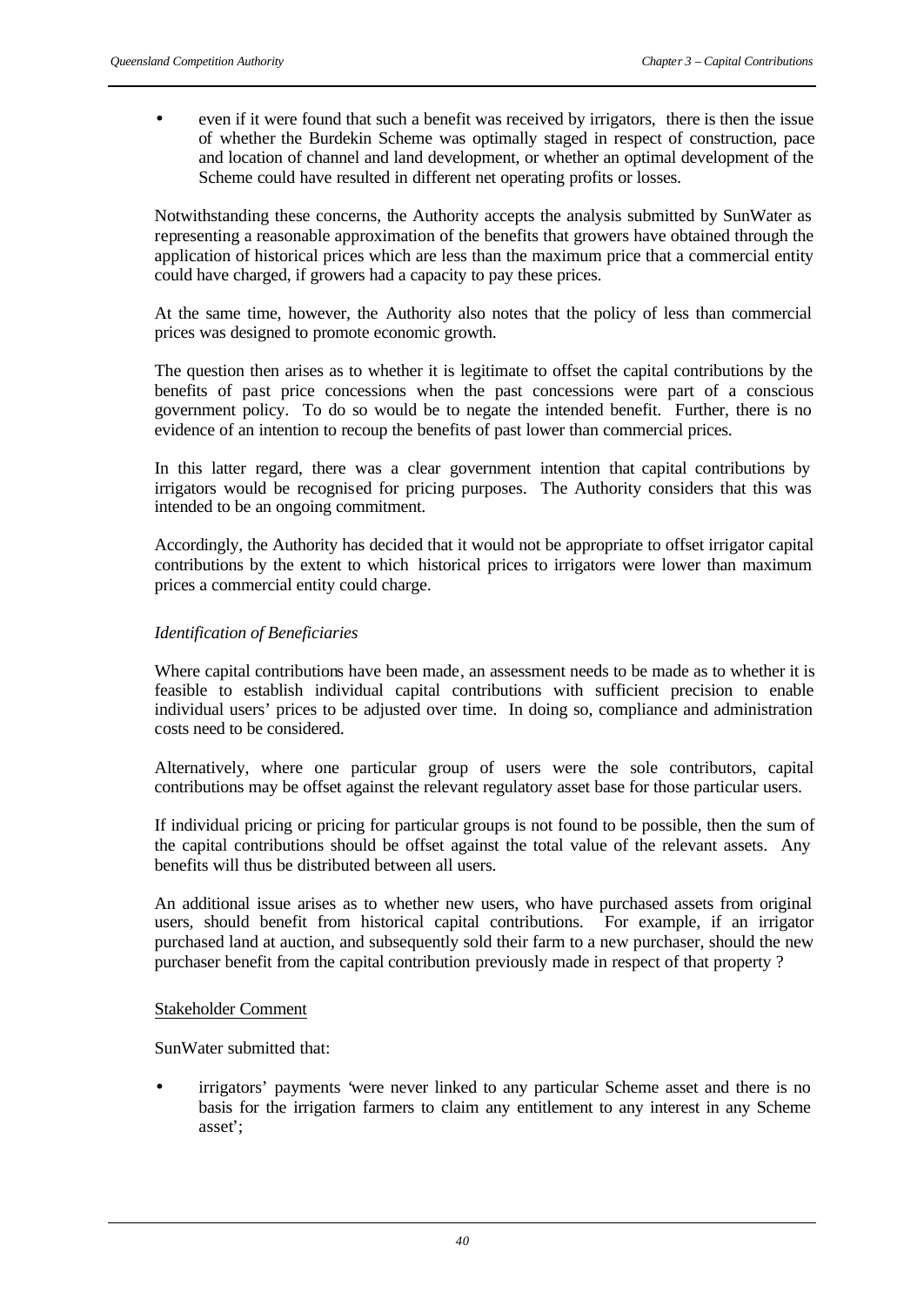- even if it were found that such a benefit was received by irrigators, there is then the issue of whether the Burdekin Scheme was optimally staged in respect of construction, pace and location of channel and land development, or whether an optimal development of the Scheme could have resulted in different net operating profits or losses.

Notwithstanding these concerns, the Authority accepts the analysis submitted by SunWater as representing a reasonable approximation of the benefits that growers have obtained through the application of historical prices which are less than the maximum price that a commercial entity could have charged, if growers had a capacity to pay these prices.

At the same time, however, the Authority also notes that the policy of less than commercial prices was designed to promote economic growth.

The question then arises as to whether it is legitimate to offset the capital contributions by the benefits of past price concessions when the past concessions were part of a conscious government policy. To do so would be to negate the intended benefit. Further, there is no evidence of an intention to recoup the benefits of past lower than commercial prices.

In this latter regard, there was a clear government intention that capital contributions by irrigators would be recognised for pricing purposes. The Authority considers that this was intended to be an ongoing commitment.

Accordingly, the Authority has decided that it would not be appropriate to offset irrigator capital contributions by the extent to which historical prices to irrigators were lower than maximum prices a commercial entity could charge.

*Identification of Beneficiaries*

Where capital contributions have been made, an assessment needs to be made as to whether it is feasible to establish individual capital contributions with sufficient precision to enable individual users' prices to be adjusted over time. In doing so, compliance and administration costs need to be considered.

Alternatively, where one particular group of users were the sole contributors, capital contributions may be offset against the relevant regulatory asset base for those particular users.

If individual pricing or pricing for particular groups is not found to be possible, then the sum of the capital contributions should be offset against the total value of the relevant assets. Any benefits will thus be distributed between all users.

An additional issue arises as to whether new users, who have purchased assets from original users, should benefit from historical capital contributions. For example, if an irrigator purchased land at auction, and subsequently sold their farm to a new purchaser, should the new purchaser benefit from the capital contribution previously made in respect of that property ?

<u>Stakeholder Comment</u>

SunWater submitted that:

- irrigators' payments 'were never linked to any particular Scheme asset and there is no basis for the irrigation farmers to claim any entitlement to any interest in any Scheme asset';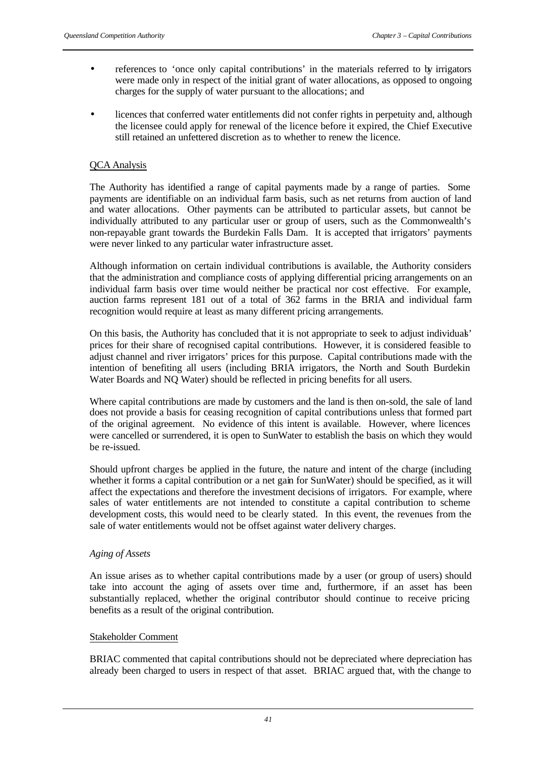- references to 'once only capital contributions' in the materials referred to by irrigators were made only in respect of the initial grant of water allocations, as opposed to ongoing charges for the supply of water pursuant to the allocations; and

- licences that conferred water entitlements did not confer rights in perpetuity and, although the licensee could apply for renewal of the licence before it expired, the Chief Executive still retained an unfettered discretion as to whether to renew the licence.

QCA Analysis

The Authority has identified a range of capital payments made by a range of parties. Some payments are identifiable on an individual farm basis, such as net returns from auction of land and water allocations. Other payments can be attributed to particular assets, but cannot be individually attributed to any particular user or group of users, such as the Commonwealth's non-repayable grant towards the Burdekin Falls Dam. It is accepted that irrigators' payments were never linked to any particular water infrastructure asset.

Although information on certain individual contributions is available, the Authority considers that the administration and compliance costs of applying differential pricing arrangements on an individual farm basis over time would neither be practical nor cost effective. For example, auction farms represent 181 out of a total of 362 farms in the BRIA and individual farm recognition would require at least as many different pricing arrangements.

On this basis, the Authority has concluded that it is not appropriate to seek to adjust individuals' prices for their share of recognised capital contributions. However, it is considered feasible to adjust channel and river irrigators' prices for this purpose. Capital contributions made with the intention of benefiting all users (including BRIA irrigators, the North and South Burdekin Water Boards and NQ Water) should be reflected in pricing benefits for all users.

Where capital contributions are made by customers and the land is then on-sold, the sale of land does not provide a basis for ceasing recognition of capital contributions unless that formed part of the original agreement. No evidence of this intent is available. However, where licences were cancelled or surrendered, it is open to SunWater to establish the basis on which they would be re-issued.

Should upfront charges be applied in the future, the nature and intent of the charge (including whether it forms a capital contribution or a net gain for SunWater) should be specified, as it will affect the expectations and therefore the investment decisions of irrigators. For example, where sales of water entitlements are not intended to constitute a capital contribution to scheme development costs, this would need to be clearly stated. In this event, the revenues from the sale of water entitlements would not be offset against water delivery charges.

*Aging of Assets*

An issue arises as to whether capital contributions made by a user (or group of users) should take into account the aging of assets over time and, furthermore, if an asset has been substantially replaced, whether the original contributor should continue to receive pricing benefits as a result of the original contribution.

Stakeholder Comment

BRIAC commented that capital contributions should not be depreciated where depreciation has already been charged to users in respect of that asset. BRIAC argued that, with the change to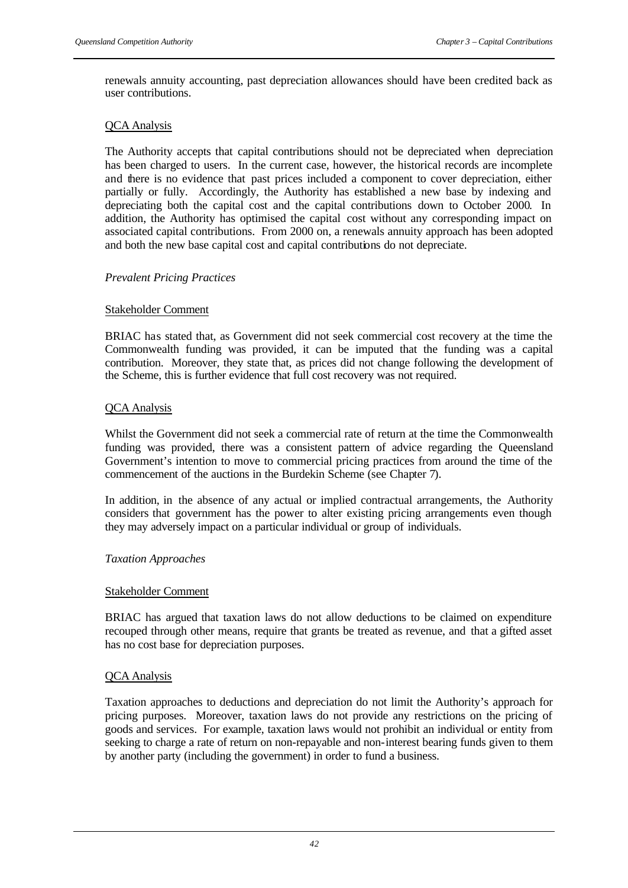renewals annuity accounting, past depreciation allowances should have been credited back as user contributions.

QCA Analysis

The Authority accepts that capital contributions should not be depreciated when depreciation has been charged to users. In the current case, however, the historical records are incomplete and there is no evidence that past prices included a component to cover depreciation, either partially or fully. Accordingly, the Authority has established a new base by indexing and depreciating both the capital cost and the capital contributions down to October 2000. In addition, the Authority has optimised the capital cost without any corresponding impact on associated capital contributions. From 2000 on, a renewals annuity approach has been adopted and both the new base capital cost and capital contributions do not depreciate.

*Prevalent Pricing Practices*

Stakeholder Comment

BRIAC has stated that, as Government did not seek commercial cost recovery at the time the Commonwealth funding was provided, it can be imputed that the funding was a capital contribution. Moreover, they state that, as prices did not change following the development of the Scheme, this is further evidence that full cost recovery was not required.

QCA Analysis

Whilst the Government did not seek a commercial rate of return at the time the Commonwealth funding was provided, there was a consistent pattern of advice regarding the Queensland Government's intention to move to commercial pricing practices from around the time of the commencement of the auctions in the Burdekin Scheme (see Chapter 7).

In addition, in the absence of any actual or implied contractual arrangements, the Authority considers that government has the power to alter existing pricing arrangements even though they may adversely impact on a particular individual or group of individuals.

*Taxation Approaches*

Stakeholder Comment

BRIAC has argued that taxation laws do not allow deductions to be claimed on expenditure recouped through other means, require that grants be treated as revenue, and that a gifted asset has no cost base for depreciation purposes.

QCA Analysis

Taxation approaches to deductions and depreciation do not limit the Authority's approach for pricing purposes. Moreover, taxation laws do not provide any restrictions on the pricing of goods and services. For example, taxation laws would not prohibit an individual or entity from seeking to charge a rate of return on non-repayable and non-interest bearing funds given to them by another party (including the government) in order to fund a business.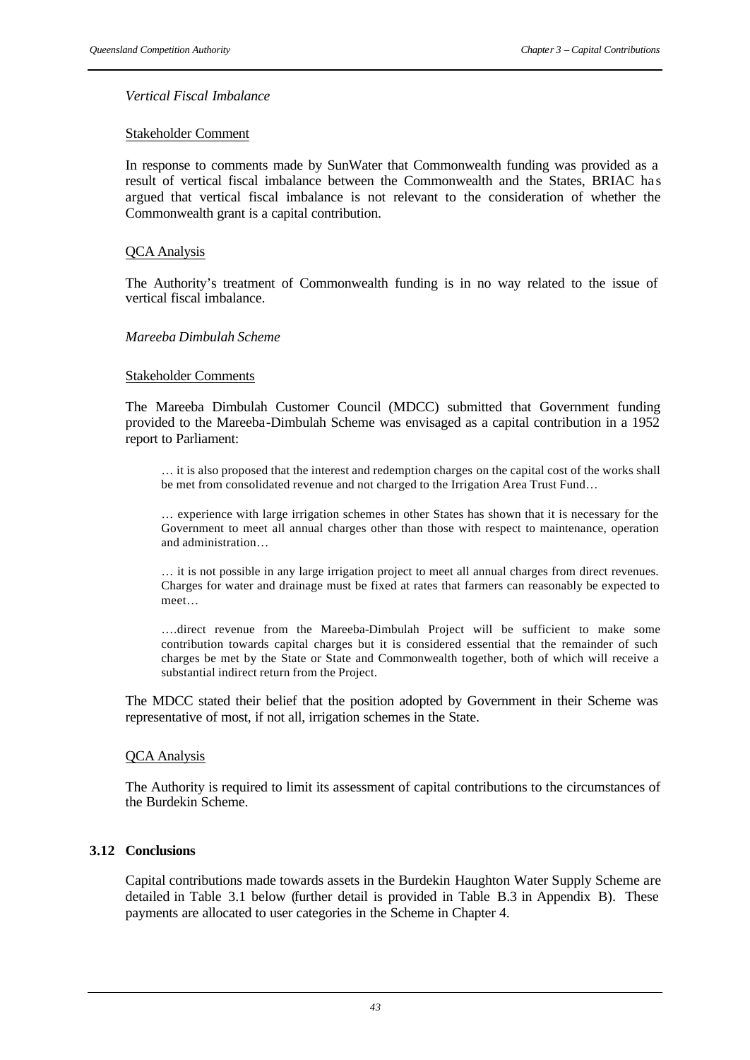*Vertical Fiscal Imbalance*

Stakeholder Comment

In response to comments made by SunWater that Commonwealth funding was provided as a result of vertical fiscal imbalance between the Commonwealth and the States, BRIAC has argued that vertical fiscal imbalance is not relevant to the consideration of whether the Commonwealth grant is a capital contribution.

QCA Analysis

The Authority's treatment of Commonwealth funding is in no way related to the issue of vertical fiscal imbalance.

*Mareeba Dimbulah Scheme*

Stakeholder Comments

The Mareeba Dimbulah Customer Council (MDCC) submitted that Government funding provided to the Mareeba-Dimbulah Scheme was envisaged as a capital contribution in a 1952 report to Parliament:

> … it is also proposed that the interest and redemption charges on the capital cost of the works shall be met from consolidated revenue and not charged to the Irrigation Area Trust Fund…
>
> … experience with large irrigation schemes in other States has shown that it is necessary for the Government to meet all annual charges other than those with respect to maintenance, operation and administration…
>
> … it is not possible in any large irrigation project to meet all annual charges from direct revenues. Charges for water and drainage must be fixed at rates that farmers can reasonably be expected to meet…
>
> ….direct revenue from the Mareeba-Dimbulah Project will be sufficient to make some contribution towards capital charges but it is considered essential that the remainder of such charges be met by the State or State and Commonwealth together, both of which will receive a substantial indirect return from the Project.

The MDCC stated their belief that the position adopted by Government in their Scheme was representative of most, if not all, irrigation schemes in the State.

QCA Analysis

The Authority is required to limit its assessment of capital contributions to the circumstances of the Burdekin Scheme.

## 3.12 Conclusions

Capital contributions made towards assets in the Burdekin Haughton Water Supply Scheme are detailed in Table 3.1 below (further detail is provided in Table B.3 in Appendix B). These payments are allocated to user categories in the Scheme in Chapter 4.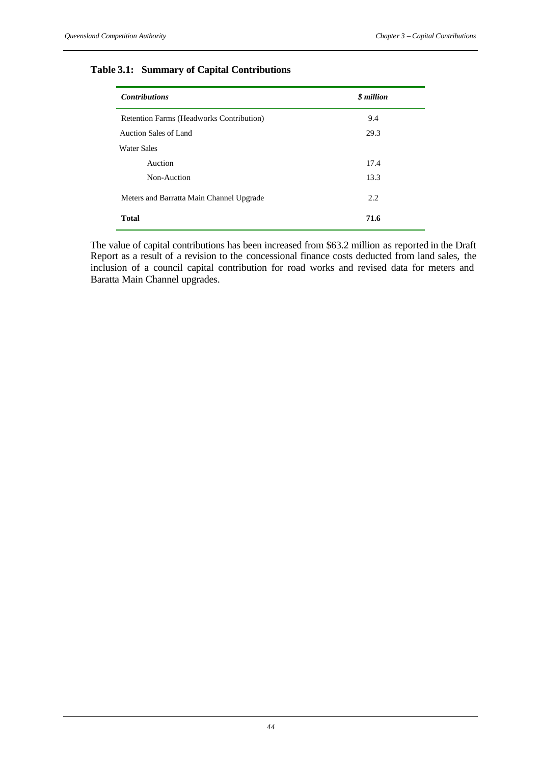**Table 3.1: Summary of Capital Contributions**

| *Contributions* | *$ million* |
| --- | --- |
| Retention Farms (Headworks Contribution) | 9.4 |
| Auction Sales of Land | 29.3 |
| Water Sales | |
| Auction | 17.4 |
| Non-Auction | 13.3 |
| Meters and Barratta Main Channel Upgrade | 2.2 |
| **Total** | **71.6** |

The value of capital contributions has been increased from $63.2 million as reported in the Draft Report as a result of a revision to the concessional finance costs deducted from land sales, the inclusion of a council capital contribution for road works and revised data for meters and Baratta Main Channel upgrades.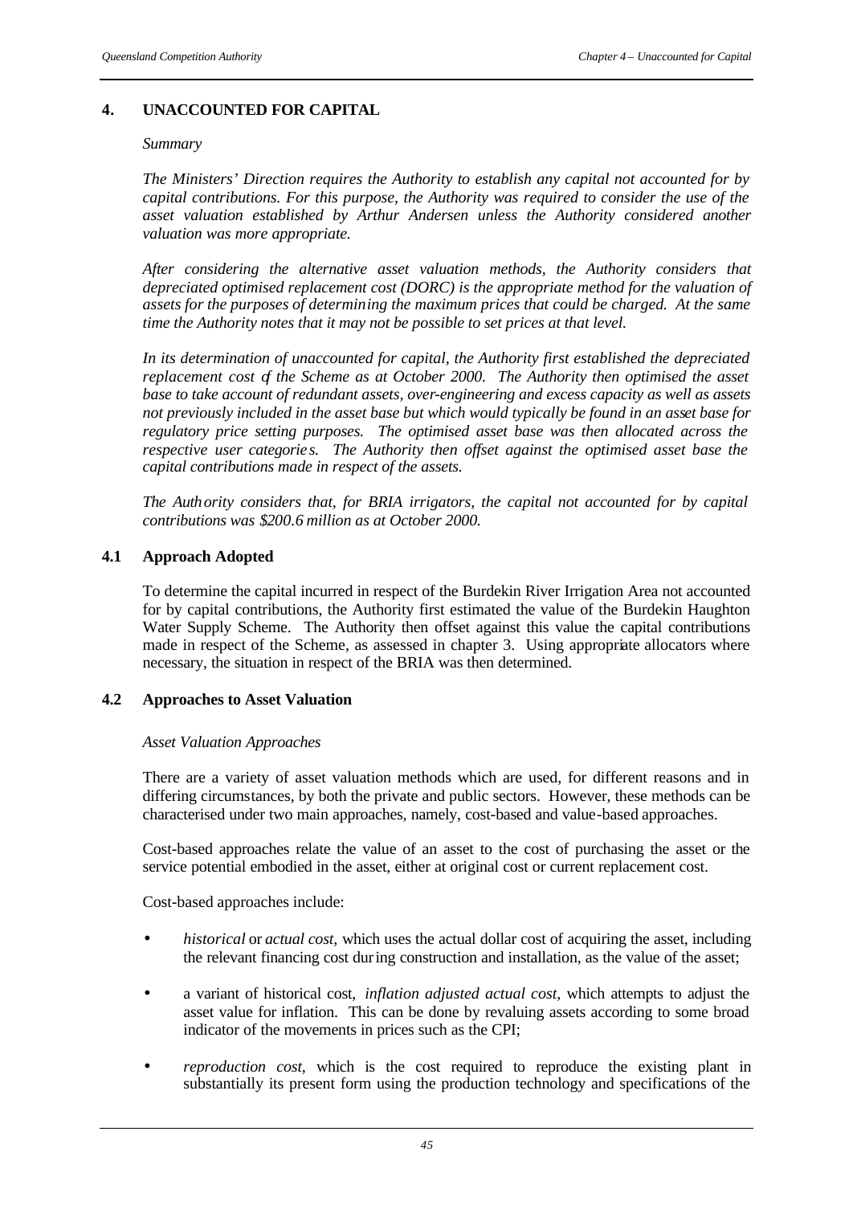## 4. UNACCOUNTED FOR CAPITAL

*Summary*

*The Ministers' Direction requires the Authority to establish any capital not accounted for by capital contributions. For this purpose, the Authority was required to consider the use of the asset valuation established by Arthur Andersen unless the Authority considered another valuation was more appropriate.*

*After considering the alternative asset valuation methods, the Authority considers that depreciated optimised replacement cost (DORC) is the appropriate method for the valuation of assets for the purposes of determining the maximum prices that could be charged. At the same time the Authority notes that it may not be possible to set prices at that level.*

*In its determination of unaccounted for capital, the Authority first established the depreciated replacement cost of the Scheme as at October 2000. The Authority then optimised the asset base to take account of redundant assets, over-engineering and excess capacity as well as assets not previously included in the asset base but which would typically be found in an asset base for regulatory price setting purposes. The optimised asset base was then allocated across the respective user categories. The Authority then offset against the optimised asset base the capital contributions made in respect of the assets.*

*The Authority considers that, for BRIA irrigators, the capital not accounted for by capital contributions was $200.6 million as at October 2000.*

### 4.1 Approach Adopted

To determine the capital incurred in respect of the Burdekin River Irrigation Area not accounted for by capital contributions, the Authority first estimated the value of the Burdekin Haughton Water Supply Scheme. The Authority then offset against this value the capital contributions made in respect of the Scheme, as assessed in chapter 3. Using appropriate allocators where necessary, the situation in respect of the BRIA was then determined.

### 4.2 Approaches to Asset Valuation

*Asset Valuation Approaches*

There are a variety of asset valuation methods which are used, for different reasons and in differing circumstances, by both the private and public sectors. However, these methods can be characterised under two main approaches, namely, cost-based and value-based approaches.

Cost-based approaches relate the value of an asset to the cost of purchasing the asset or the service potential embodied in the asset, either at original cost or current replacement cost.

Cost-based approaches include:

- *historical* or *actual cost*, which uses the actual dollar cost of acquiring the asset, including the relevant financing cost during construction and installation, as the value of the asset;
- a variant of historical cost, *inflation adjusted actual cost*, which attempts to adjust the asset value for inflation. This can be done by revaluing assets according to some broad indicator of the movements in prices such as the CPI;
- *reproduction cost*, which is the cost required to reproduce the existing plant in substantially its present form using the production technology and specifications of the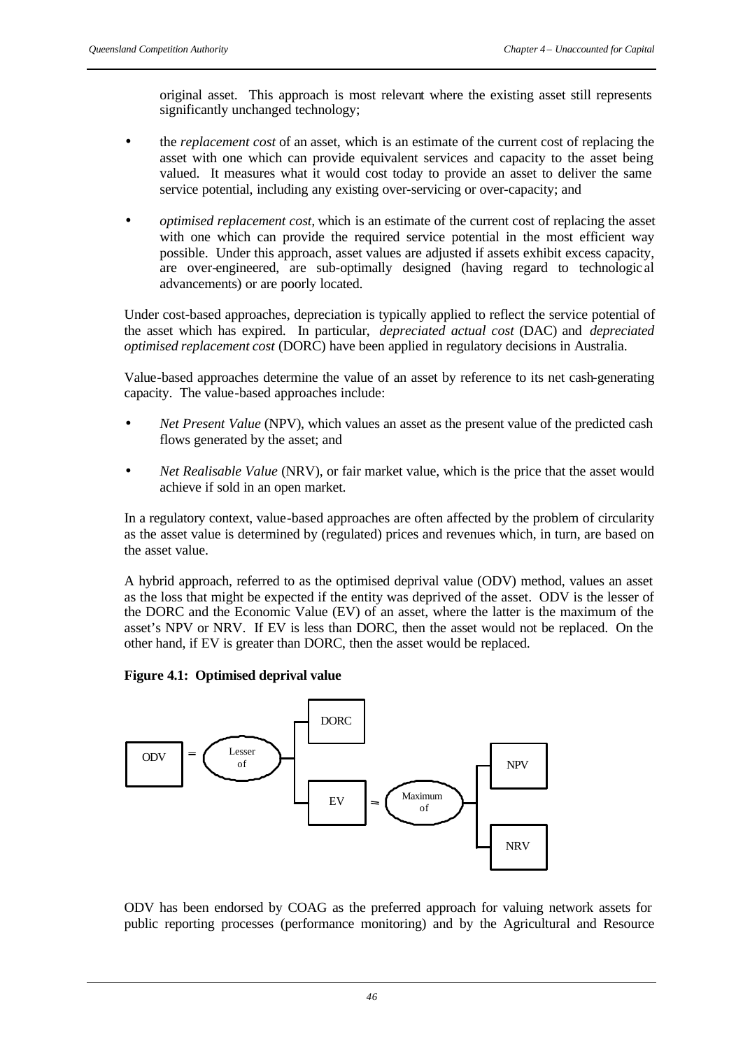original asset. This approach is most relevant where the existing asset still represents significantly unchanged technology;

- the *replacement cost* of an asset, which is an estimate of the current cost of replacing the asset with one which can provide equivalent services and capacity to the asset being valued. It measures what it would cost today to provide an asset to deliver the same service potential, including any existing over-servicing or over-capacity; and

- *optimised replacement cost,* which is an estimate of the current cost of replacing the asset with one which can provide the required service potential in the most efficient way possible. Under this approach, asset values are adjusted if assets exhibit excess capacity, are over-engineered, are sub-optimally designed (having regard to technological advancements) or are poorly located.

Under cost-based approaches, depreciation is typically applied to reflect the service potential of the asset which has expired. In particular, *depreciated actual cost* (DAC) and *depreciated optimised replacement cost* (DORC) have been applied in regulatory decisions in Australia.

Value-based approaches determine the value of an asset by reference to its net cash-generating capacity. The value-based approaches include:

- *Net Present Value* (NPV), which values an asset as the present value of the predicted cash flows generated by the asset; and

- *Net Realisable Value* (NRV), or fair market value, which is the price that the asset would achieve if sold in an open market.

In a regulatory context, value-based approaches are often affected by the problem of circularity as the asset value is determined by (regulated) prices and revenues which, in turn, are based on the asset value.

A hybrid approach, referred to as the optimised deprival value (ODV) method, values an asset as the loss that might be expected if the entity was deprived of the asset. ODV is the lesser of the DORC and the Economic Value (EV) of an asset, where the latter is the maximum of the asset's NPV or NRV. If EV is less than DORC, then the asset would not be replaced. On the other hand, if EV is greater than DORC, then the asset would be replaced.

**Figure 4.1: Optimised deprival value**

ODV = Lesser of [DORC; EV]

EV = Maximum of [NPV; NRV]

ODV has been endorsed by COAG as the preferred approach for valuing network assets for public reporting processes (performance monitoring) and by the Agricultural and Resource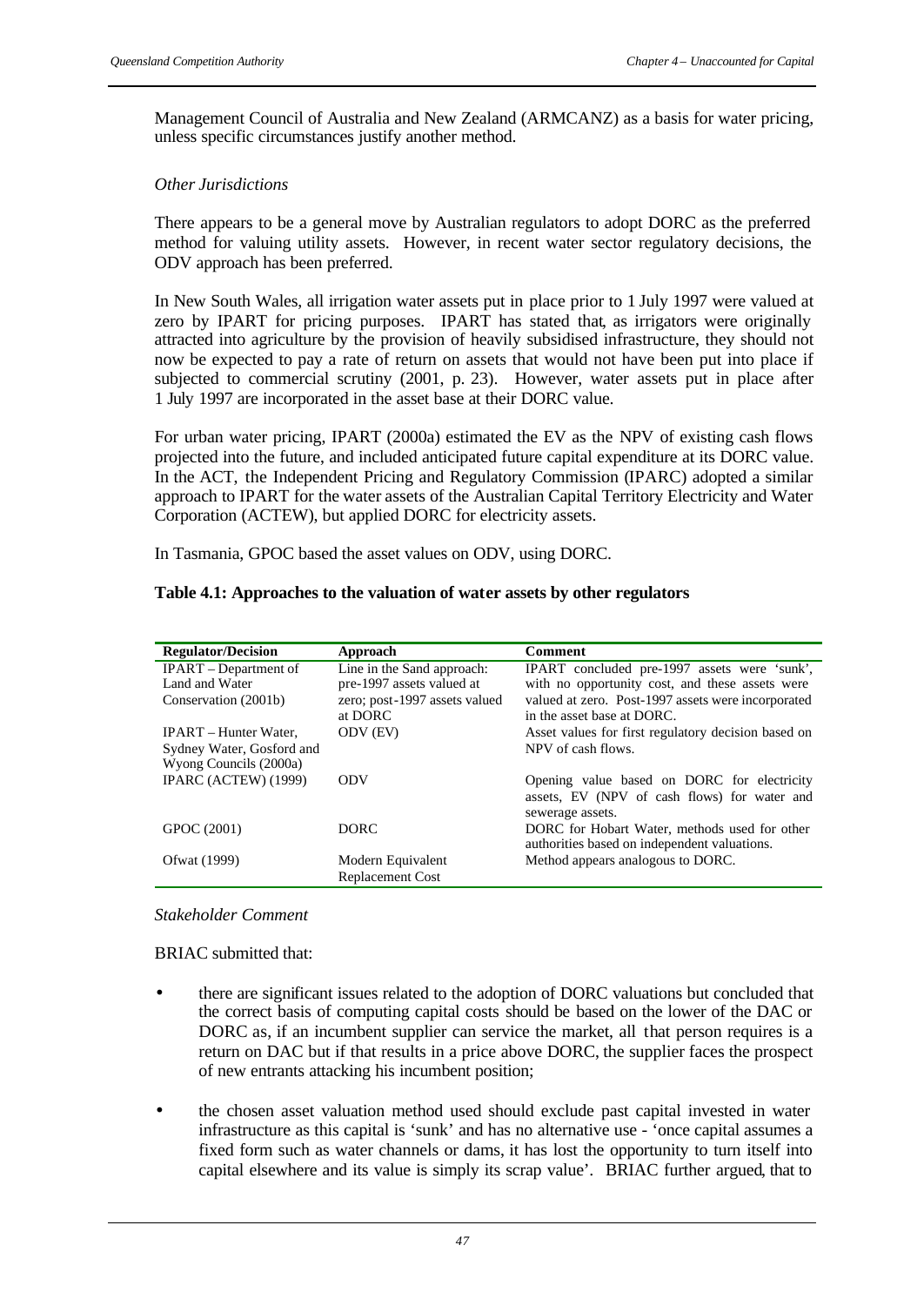Management Council of Australia and New Zealand (ARMCANZ) as a basis for water pricing, unless specific circumstances justify another method.

*Other Jurisdictions*

There appears to be a general move by Australian regulators to adopt DORC as the preferred method for valuing utility assets. However, in recent water sector regulatory decisions, the ODV approach has been preferred.

In New South Wales, all irrigation water assets put in place prior to 1 July 1997 were valued at zero by IPART for pricing purposes. IPART has stated that, as irrigators were originally attracted into agriculture by the provision of heavily subsidised infrastructure, they should not now be expected to pay a rate of return on assets that would not have been put into place if subjected to commercial scrutiny (2001, p. 23). However, water assets put in place after 1 July 1997 are incorporated in the asset base at their DORC value.

For urban water pricing, IPART (2000a) estimated the EV as the NPV of existing cash flows projected into the future, and included anticipated future capital expenditure at its DORC value. In the ACT, the Independent Pricing and Regulatory Commission (IPARC) adopted a similar approach to IPART for the water assets of the Australian Capital Territory Electricity and Water Corporation (ACTEW), but applied DORC for electricity assets.

In Tasmania, GPOC based the asset values on ODV, using DORC.

**Table 4.1: Approaches to the valuation of water assets by other regulators**

| Regulator/Decision | Approach | Comment |
|---|---|---|
| IPART – Department of Land and Water Conservation (2001b) | Line in the Sand approach: pre-1997 assets valued at zero; post-1997 assets valued at DORC | IPART concluded pre-1997 assets were 'sunk', with no opportunity cost, and these assets were valued at zero. Post-1997 assets were incorporated in the asset base at DORC. |
| IPART – Hunter Water, Sydney Water, Gosford and Wyong Councils (2000a) | ODV (EV) | Asset values for first regulatory decision based on NPV of cash flows. |
| IPARC (ACTEW) (1999) | ODV | Opening value based on DORC for electricity assets, EV (NPV of cash flows) for water and sewerage assets. |
| GPOC (2001) | DORC | DORC for Hobart Water, methods used for other authorities based on independent valuations. |
| Ofwat (1999) | Modern Equivalent Replacement Cost | Method appears analogous to DORC. |

*Stakeholder Comment*

BRIAC submitted that:

- there are significant issues related to the adoption of DORC valuations but concluded that the correct basis of computing capital costs should be based on the lower of the DAC or DORC as, if an incumbent supplier can service the market, all that person requires is a return on DAC but if that results in a price above DORC, the supplier faces the prospect of new entrants attacking his incumbent position;
- the chosen asset valuation method used should exclude past capital invested in water infrastructure as this capital is 'sunk' and has no alternative use - 'once capital assumes a fixed form such as water channels or dams, it has lost the opportunity to turn itself into capital elsewhere and its value is simply its scrap value'. BRIAC further argued, that to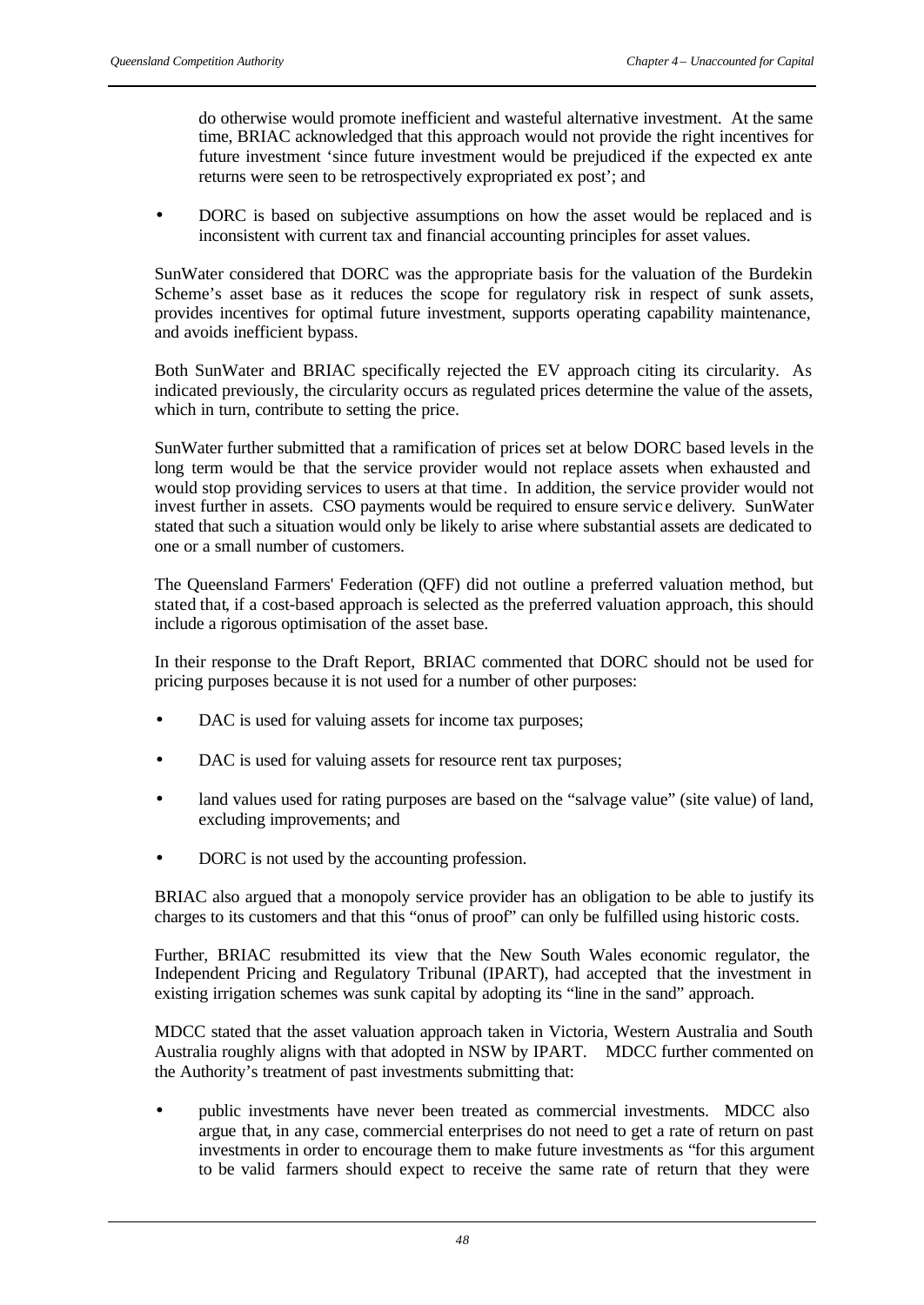do otherwise would promote inefficient and wasteful alternative investment. At the same time, BRIAC acknowledged that this approach would not provide the right incentives for future investment 'since future investment would be prejudiced if the expected ex ante returns were seen to be retrospectively expropriated ex post'; and

- DORC is based on subjective assumptions on how the asset would be replaced and is inconsistent with current tax and financial accounting principles for asset values.

SunWater considered that DORC was the appropriate basis for the valuation of the Burdekin Scheme's asset base as it reduces the scope for regulatory risk in respect of sunk assets, provides incentives for optimal future investment, supports operating capability maintenance, and avoids inefficient bypass.

Both SunWater and BRIAC specifically rejected the EV approach citing its circularity. As indicated previously, the circularity occurs as regulated prices determine the value of the assets, which in turn, contribute to setting the price.

SunWater further submitted that a ramification of prices set at below DORC based levels in the long term would be that the service provider would not replace assets when exhausted and would stop providing services to users at that time. In addition, the service provider would not invest further in assets. CSO payments would be required to ensure service delivery. SunWater stated that such a situation would only be likely to arise where substantial assets are dedicated to one or a small number of customers.

The Queensland Farmers' Federation (QFF) did not outline a preferred valuation method, but stated that, if a cost-based approach is selected as the preferred valuation approach, this should include a rigorous optimisation of the asset base.

In their response to the Draft Report, BRIAC commented that DORC should not be used for pricing purposes because it is not used for a number of other purposes:

- DAC is used for valuing assets for income tax purposes;
- DAC is used for valuing assets for resource rent tax purposes;
- land values used for rating purposes are based on the "salvage value" (site value) of land, excluding improvements; and
- DORC is not used by the accounting profession.

BRIAC also argued that a monopoly service provider has an obligation to be able to justify its charges to its customers and that this "onus of proof" can only be fulfilled using historic costs.

Further, BRIAC resubmitted its view that the New South Wales economic regulator, the Independent Pricing and Regulatory Tribunal (IPART), had accepted that the investment in existing irrigation schemes was sunk capital by adopting its "line in the sand" approach.

MDCC stated that the asset valuation approach taken in Victoria, Western Australia and South Australia roughly aligns with that adopted in NSW by IPART. MDCC further commented on the Authority's treatment of past investments submitting that:

- public investments have never been treated as commercial investments. MDCC also argue that, in any case, commercial enterprises do not need to get a rate of return on past investments in order to encourage them to make future investments as "for this argument to be valid farmers should expect to receive the same rate of return that they were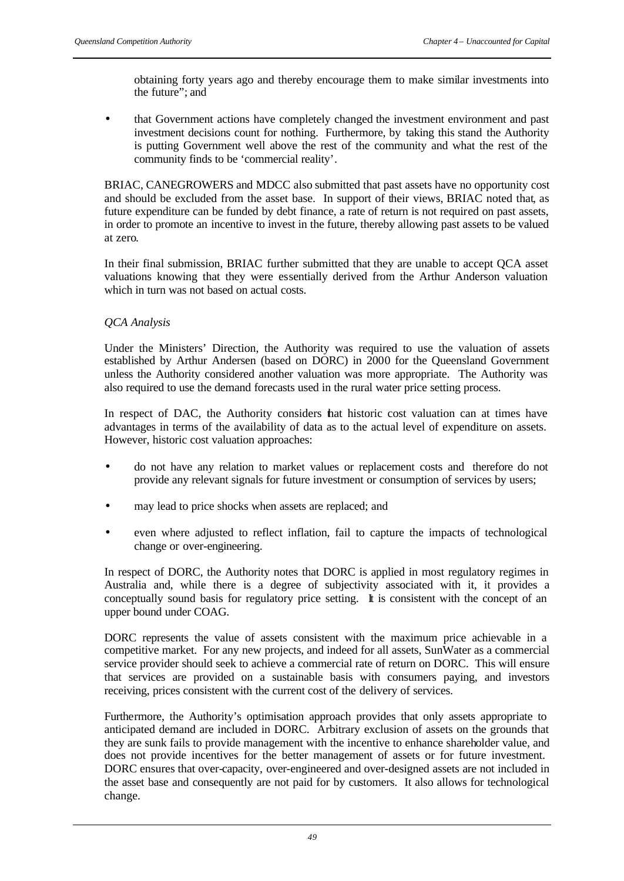obtaining forty years ago and thereby encourage them to make similar investments into the future"; and

- that Government actions have completely changed the investment environment and past investment decisions count for nothing. Furthermore, by taking this stand the Authority is putting Government well above the rest of the community and what the rest of the community finds to be 'commercial reality'.

BRIAC, CANEGROWERS and MDCC also submitted that past assets have no opportunity cost and should be excluded from the asset base. In support of their views, BRIAC noted that, as future expenditure can be funded by debt finance, a rate of return is not required on past assets, in order to promote an incentive to invest in the future, thereby allowing past assets to be valued at zero.

In their final submission, BRIAC further submitted that they are unable to accept QCA asset valuations knowing that they were essentially derived from the Arthur Anderson valuation which in turn was not based on actual costs.

*QCA Analysis*

Under the Ministers' Direction, the Authority was required to use the valuation of assets established by Arthur Andersen (based on DORC) in 2000 for the Queensland Government unless the Authority considered another valuation was more appropriate. The Authority was also required to use the demand forecasts used in the rural water price setting process.

In respect of DAC, the Authority considers that historic cost valuation can at times have advantages in terms of the availability of data as to the actual level of expenditure on assets. However, historic cost valuation approaches:

- do not have any relation to market values or replacement costs and therefore do not provide any relevant signals for future investment or consumption of services by users;
- may lead to price shocks when assets are replaced; and
- even where adjusted to reflect inflation, fail to capture the impacts of technological change or over-engineering.

In respect of DORC, the Authority notes that DORC is applied in most regulatory regimes in Australia and, while there is a degree of subjectivity associated with it, it provides a conceptually sound basis for regulatory price setting. It is consistent with the concept of an upper bound under COAG.

DORC represents the value of assets consistent with the maximum price achievable in a competitive market. For any new projects, and indeed for all assets, SunWater as a commercial service provider should seek to achieve a commercial rate of return on DORC. This will ensure that services are provided on a sustainable basis with consumers paying, and investors receiving, prices consistent with the current cost of the delivery of services.

Furthermore, the Authority's optimisation approach provides that only assets appropriate to anticipated demand are included in DORC. Arbitrary exclusion of assets on the grounds that they are sunk fails to provide management with the incentive to enhance shareholder value, and does not provide incentives for the better management of assets or for future investment. DORC ensures that over-capacity, over-engineered and over-designed assets are not included in the asset base and consequently are not paid for by customers. It also allows for technological change.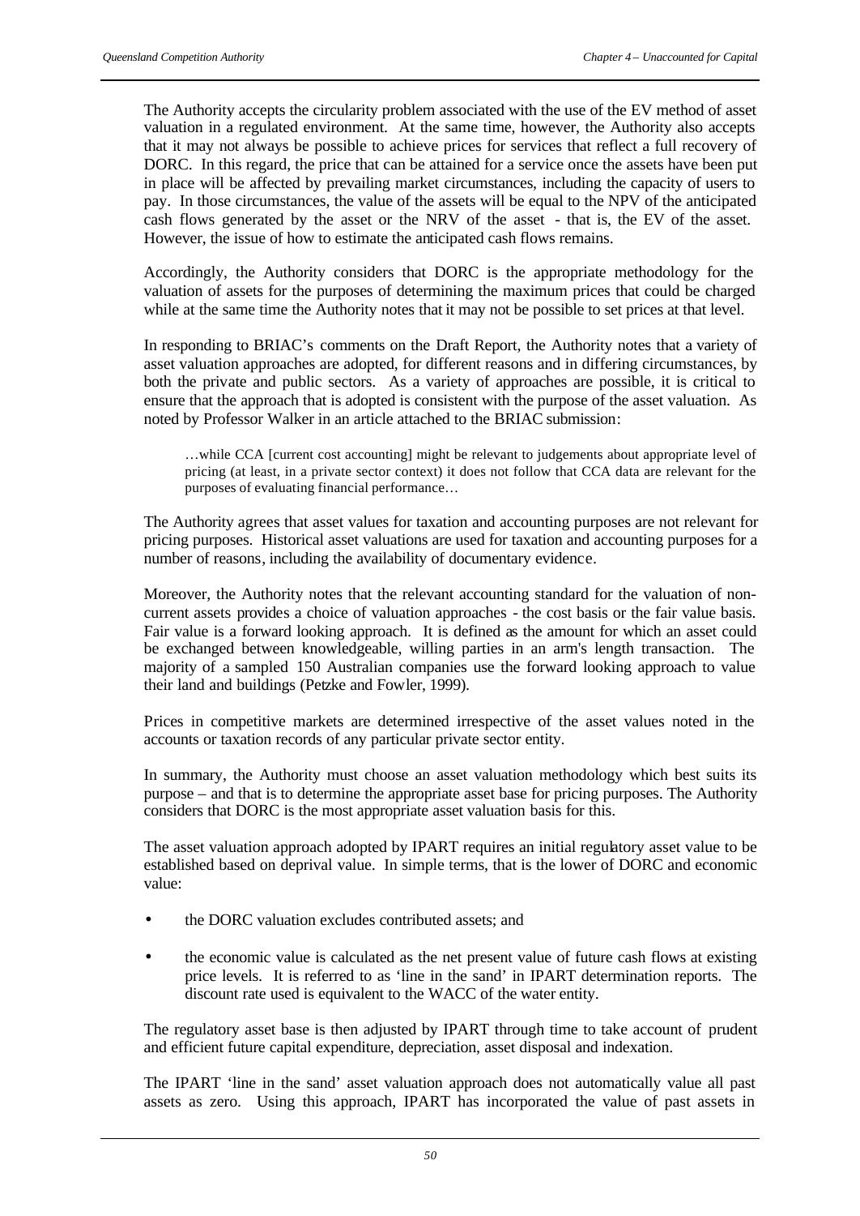The Authority accepts the circularity problem associated with the use of the EV method of asset valuation in a regulated environment. At the same time, however, the Authority also accepts that it may not always be possible to achieve prices for services that reflect a full recovery of DORC. In this regard, the price that can be attained for a service once the assets have been put in place will be affected by prevailing market circumstances, including the capacity of users to pay. In those circumstances, the value of the assets will be equal to the NPV of the anticipated cash flows generated by the asset or the NRV of the asset - that is, the EV of the asset. However, the issue of how to estimate the anticipated cash flows remains.

Accordingly, the Authority considers that DORC is the appropriate methodology for the valuation of assets for the purposes of determining the maximum prices that could be charged while at the same time the Authority notes that it may not be possible to set prices at that level.

In responding to BRIAC's comments on the Draft Report, the Authority notes that a variety of asset valuation approaches are adopted, for different reasons and in differing circumstances, by both the private and public sectors. As a variety of approaches are possible, it is critical to ensure that the approach that is adopted is consistent with the purpose of the asset valuation. As noted by Professor Walker in an article attached to the BRIAC submission:

> …while CCA [current cost accounting] might be relevant to judgements about appropriate level of pricing (at least, in a private sector context) it does not follow that CCA data are relevant for the purposes of evaluating financial performance…

The Authority agrees that asset values for taxation and accounting purposes are not relevant for pricing purposes. Historical asset valuations are used for taxation and accounting purposes for a number of reasons, including the availability of documentary evidence.

Moreover, the Authority notes that the relevant accounting standard for the valuation of non-current assets provides a choice of valuation approaches - the cost basis or the fair value basis. Fair value is a forward looking approach. It is defined as the amount for which an asset could be exchanged between knowledgeable, willing parties in an arm's length transaction. The majority of a sampled 150 Australian companies use the forward looking approach to value their land and buildings (Petzke and Fowler, 1999).

Prices in competitive markets are determined irrespective of the asset values noted in the accounts or taxation records of any particular private sector entity.

In summary, the Authority must choose an asset valuation methodology which best suits its purpose – and that is to determine the appropriate asset base for pricing purposes. The Authority considers that DORC is the most appropriate asset valuation basis for this.

The asset valuation approach adopted by IPART requires an initial regulatory asset value to be established based on deprival value. In simple terms, that is the lower of DORC and economic value:

- the DORC valuation excludes contributed assets; and
- the economic value is calculated as the net present value of future cash flows at existing price levels. It is referred to as 'line in the sand' in IPART determination reports. The discount rate used is equivalent to the WACC of the water entity.

The regulatory asset base is then adjusted by IPART through time to take account of prudent and efficient future capital expenditure, depreciation, asset disposal and indexation.

The IPART 'line in the sand' asset valuation approach does not automatically value all past assets as zero. Using this approach, IPART has incorporated the value of past assets in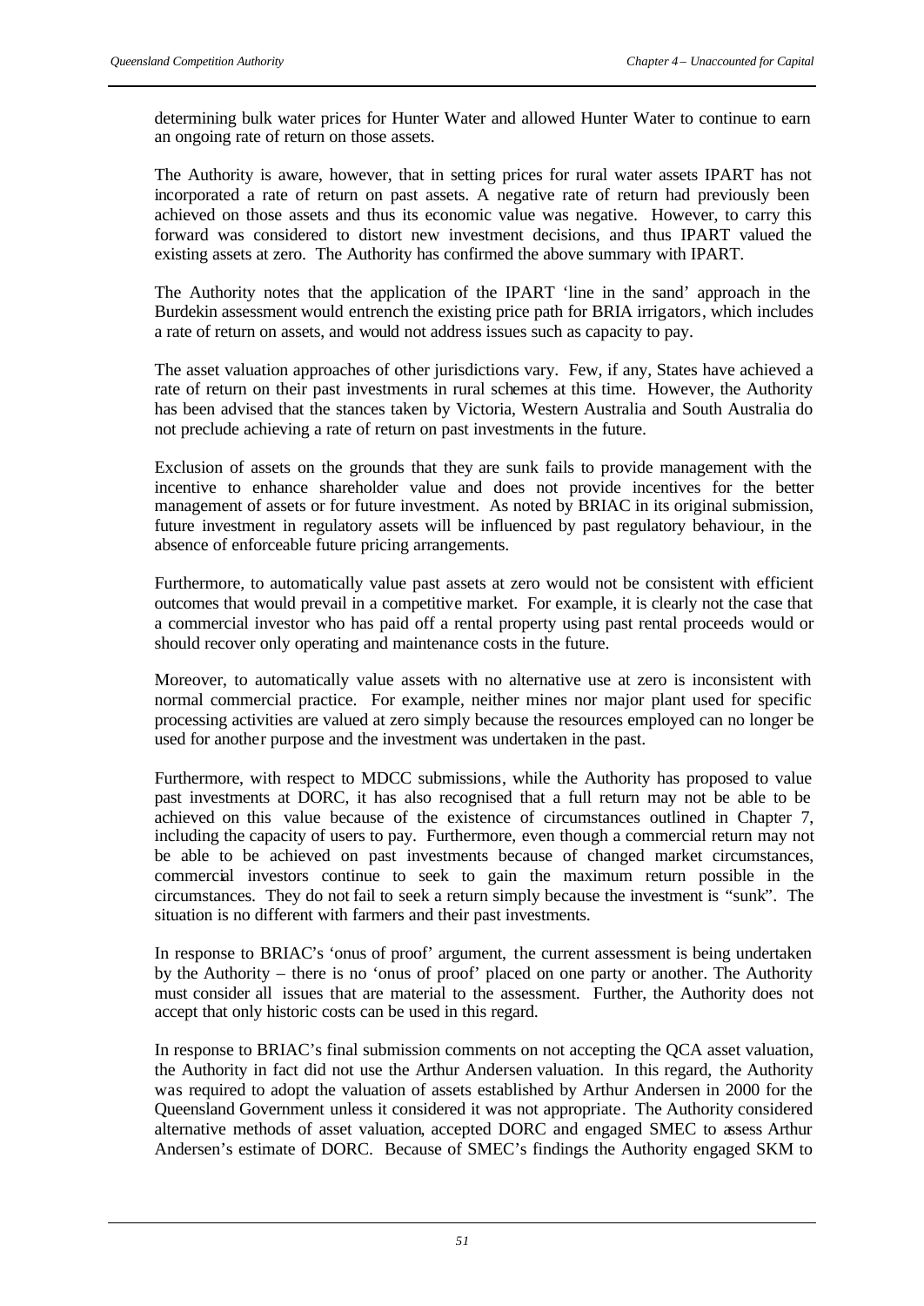determining bulk water prices for Hunter Water and allowed Hunter Water to continue to earn an ongoing rate of return on those assets.

The Authority is aware, however, that in setting prices for rural water assets IPART has not incorporated a rate of return on past assets. A negative rate of return had previously been achieved on those assets and thus its economic value was negative. However, to carry this forward was considered to distort new investment decisions, and thus IPART valued the existing assets at zero. The Authority has confirmed the above summary with IPART.

The Authority notes that the application of the IPART 'line in the sand' approach in the Burdekin assessment would entrench the existing price path for BRIA irrigators, which includes a rate of return on assets, and would not address issues such as capacity to pay.

The asset valuation approaches of other jurisdictions vary. Few, if any, States have achieved a rate of return on their past investments in rural schemes at this time. However, the Authority has been advised that the stances taken by Victoria, Western Australia and South Australia do not preclude achieving a rate of return on past investments in the future.

Exclusion of assets on the grounds that they are sunk fails to provide management with the incentive to enhance shareholder value and does not provide incentives for the better management of assets or for future investment. As noted by BRIAC in its original submission, future investment in regulatory assets will be influenced by past regulatory behaviour, in the absence of enforceable future pricing arrangements.

Furthermore, to automatically value past assets at zero would not be consistent with efficient outcomes that would prevail in a competitive market. For example, it is clearly not the case that a commercial investor who has paid off a rental property using past rental proceeds would or should recover only operating and maintenance costs in the future.

Moreover, to automatically value assets with no alternative use at zero is inconsistent with normal commercial practice. For example, neither mines nor major plant used for specific processing activities are valued at zero simply because the resources employed can no longer be used for another purpose and the investment was undertaken in the past.

Furthermore, with respect to MDCC submissions, while the Authority has proposed to value past investments at DORC, it has also recognised that a full return may not be able to be achieved on this value because of the existence of circumstances outlined in Chapter 7, including the capacity of users to pay. Furthermore, even though a commercial return may not be able to be achieved on past investments because of changed market circumstances, commercial investors continue to seek to gain the maximum return possible in the circumstances. They do not fail to seek a return simply because the investment is "sunk". The situation is no different with farmers and their past investments.

In response to BRIAC's 'onus of proof' argument, the current assessment is being undertaken by the Authority – there is no 'onus of proof' placed on one party or another. The Authority must consider all issues that are material to the assessment. Further, the Authority does not accept that only historic costs can be used in this regard.

In response to BRIAC's final submission comments on not accepting the QCA asset valuation, the Authority in fact did not use the Arthur Andersen valuation. In this regard, the Authority was required to adopt the valuation of assets established by Arthur Andersen in 2000 for the Queensland Government unless it considered it was not appropriate. The Authority considered alternative methods of asset valuation, accepted DORC and engaged SMEC to assess Arthur Andersen's estimate of DORC. Because of SMEC's findings the Authority engaged SKM to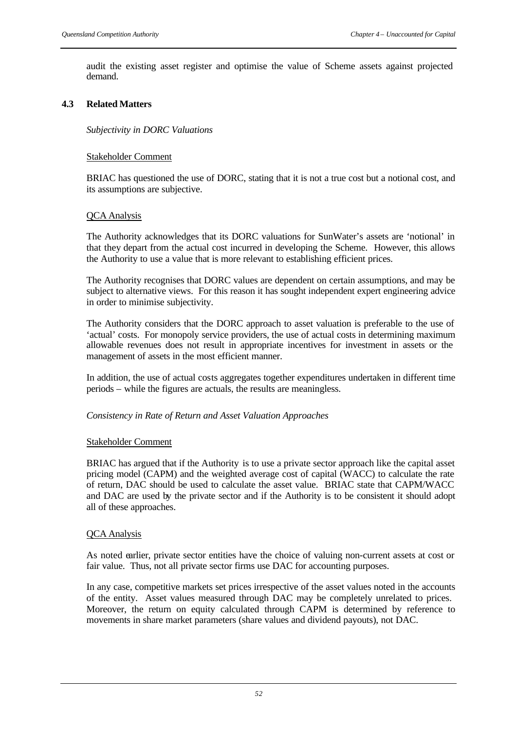audit the existing asset register and optimise the value of Scheme assets against projected demand.

## 4.3 Related Matters

*Subjectivity in DORC Valuations*

Stakeholder Comment

BRIAC has questioned the use of DORC, stating that it is not a true cost but a notional cost, and its assumptions are subjective.

QCA Analysis

The Authority acknowledges that its DORC valuations for SunWater's assets are 'notional' in that they depart from the actual cost incurred in developing the Scheme. However, this allows the Authority to use a value that is more relevant to establishing efficient prices.

The Authority recognises that DORC values are dependent on certain assumptions, and may be subject to alternative views. For this reason it has sought independent expert engineering advice in order to minimise subjectivity.

The Authority considers that the DORC approach to asset valuation is preferable to the use of 'actual' costs. For monopoly service providers, the use of actual costs in determining maximum allowable revenues does not result in appropriate incentives for investment in assets or the management of assets in the most efficient manner.

In addition, the use of actual costs aggregates together expenditures undertaken in different time periods – while the figures are actuals, the results are meaningless.

*Consistency in Rate of Return and Asset Valuation Approaches*

Stakeholder Comment

BRIAC has argued that if the Authority is to use a private sector approach like the capital asset pricing model (CAPM) and the weighted average cost of capital (WACC) to calculate the rate of return, DAC should be used to calculate the asset value. BRIAC state that CAPM/WACC and DAC are used by the private sector and if the Authority is to be consistent it should adopt all of these approaches.

QCA Analysis

As noted earlier, private sector entities have the choice of valuing non-current assets at cost or fair value. Thus, not all private sector firms use DAC for accounting purposes.

In any case, competitive markets set prices irrespective of the asset values noted in the accounts of the entity. Asset values measured through DAC may be completely unrelated to prices. Moreover, the return on equity calculated through CAPM is determined by reference to movements in share market parameters (share values and dividend payouts), not DAC.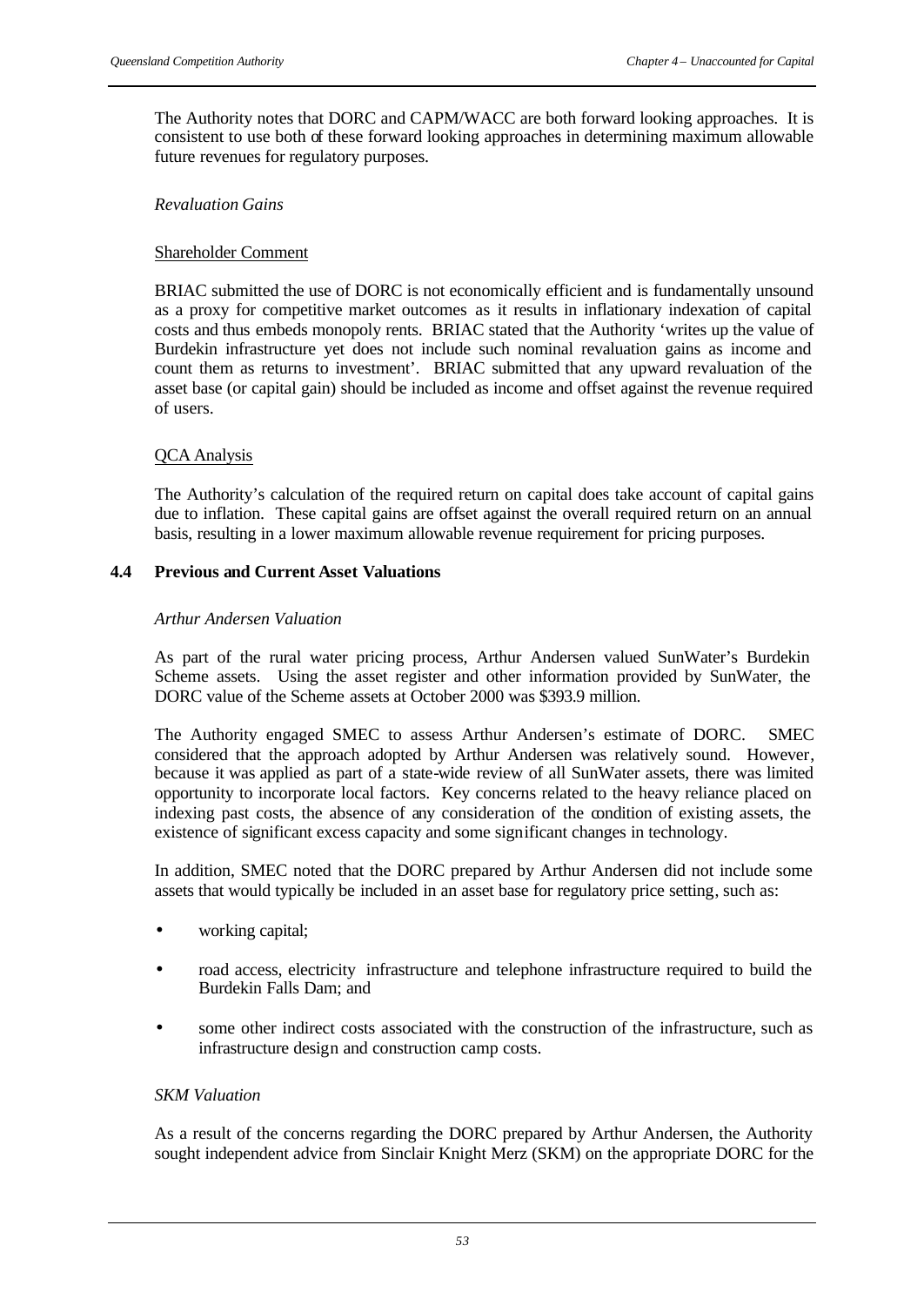The Authority notes that DORC and CAPM/WACC are both forward looking approaches. It is consistent to use both of these forward looking approaches in determining maximum allowable future revenues for regulatory purposes.

*Revaluation Gains*

Shareholder Comment

BRIAC submitted the use of DORC is not economically efficient and is fundamentally unsound as a proxy for competitive market outcomes as it results in inflationary indexation of capital costs and thus embeds monopoly rents. BRIAC stated that the Authority 'writes up the value of Burdekin infrastructure yet does not include such nominal revaluation gains as income and count them as returns to investment'. BRIAC submitted that any upward revaluation of the asset base (or capital gain) should be included as income and offset against the revenue required of users.

QCA Analysis

The Authority's calculation of the required return on capital does take account of capital gains due to inflation. These capital gains are offset against the overall required return on an annual basis, resulting in a lower maximum allowable revenue requirement for pricing purposes.

## 4.4 Previous and Current Asset Valuations

*Arthur Andersen Valuation*

As part of the rural water pricing process, Arthur Andersen valued SunWater's Burdekin Scheme assets. Using the asset register and other information provided by SunWater, the DORC value of the Scheme assets at October 2000 was $393.9 million.

The Authority engaged SMEC to assess Arthur Andersen's estimate of DORC. SMEC considered that the approach adopted by Arthur Andersen was relatively sound. However, because it was applied as part of a state-wide review of all SunWater assets, there was limited opportunity to incorporate local factors. Key concerns related to the heavy reliance placed on indexing past costs, the absence of any consideration of the condition of existing assets, the existence of significant excess capacity and some significant changes in technology.

In addition, SMEC noted that the DORC prepared by Arthur Andersen did not include some assets that would typically be included in an asset base for regulatory price setting, such as:

- working capital;
- road access, electricity infrastructure and telephone infrastructure required to build the Burdekin Falls Dam; and
- some other indirect costs associated with the construction of the infrastructure, such as infrastructure design and construction camp costs.

*SKM Valuation*

As a result of the concerns regarding the DORC prepared by Arthur Andersen, the Authority sought independent advice from Sinclair Knight Merz (SKM) on the appropriate DORC for the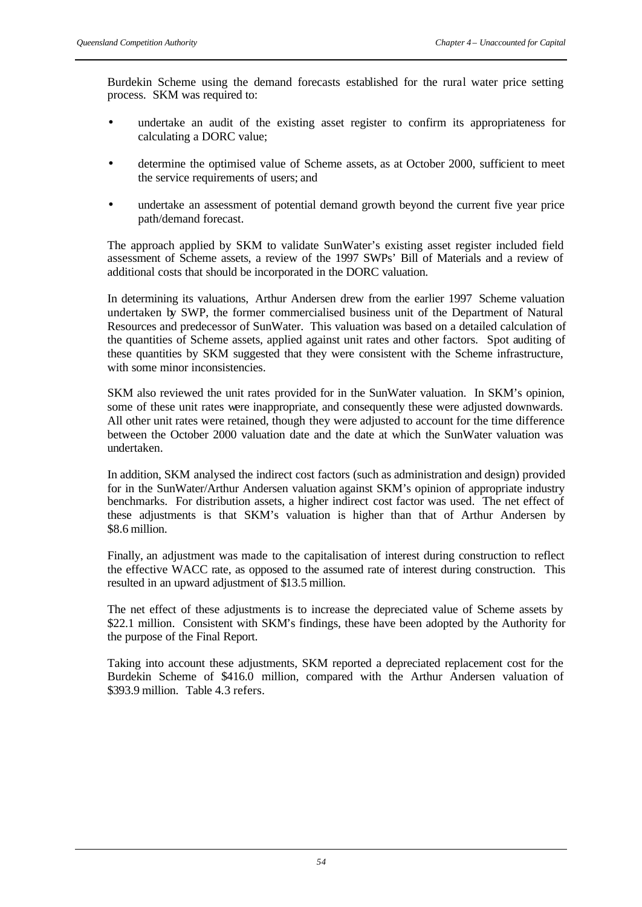Burdekin Scheme using the demand forecasts established for the rural water price setting process. SKM was required to:

- undertake an audit of the existing asset register to confirm its appropriateness for calculating a DORC value;
- determine the optimised value of Scheme assets, as at October 2000, sufficient to meet the service requirements of users; and
- undertake an assessment of potential demand growth beyond the current five year price path/demand forecast.

The approach applied by SKM to validate SunWater's existing asset register included field assessment of Scheme assets, a review of the 1997 SWPs' Bill of Materials and a review of additional costs that should be incorporated in the DORC valuation.

In determining its valuations, Arthur Andersen drew from the earlier 1997 Scheme valuation undertaken by SWP, the former commercialised business unit of the Department of Natural Resources and predecessor of SunWater. This valuation was based on a detailed calculation of the quantities of Scheme assets, applied against unit rates and other factors. Spot auditing of these quantities by SKM suggested that they were consistent with the Scheme infrastructure, with some minor inconsistencies.

SKM also reviewed the unit rates provided for in the SunWater valuation. In SKM's opinion, some of these unit rates were inappropriate, and consequently these were adjusted downwards. All other unit rates were retained, though they were adjusted to account for the time difference between the October 2000 valuation date and the date at which the SunWater valuation was undertaken.

In addition, SKM analysed the indirect cost factors (such as administration and design) provided for in the SunWater/Arthur Andersen valuation against SKM's opinion of appropriate industry benchmarks. For distribution assets, a higher indirect cost factor was used. The net effect of these adjustments is that SKM's valuation is higher than that of Arthur Andersen by $8.6 million.

Finally, an adjustment was made to the capitalisation of interest during construction to reflect the effective WACC rate, as opposed to the assumed rate of interest during construction. This resulted in an upward adjustment of $13.5 million.

The net effect of these adjustments is to increase the depreciated value of Scheme assets by $22.1 million. Consistent with SKM's findings, these have been adopted by the Authority for the purpose of the Final Report.

Taking into account these adjustments, SKM reported a depreciated replacement cost for the Burdekin Scheme of $416.0 million, compared with the Arthur Andersen valuation of $393.9 million. Table 4.3 refers.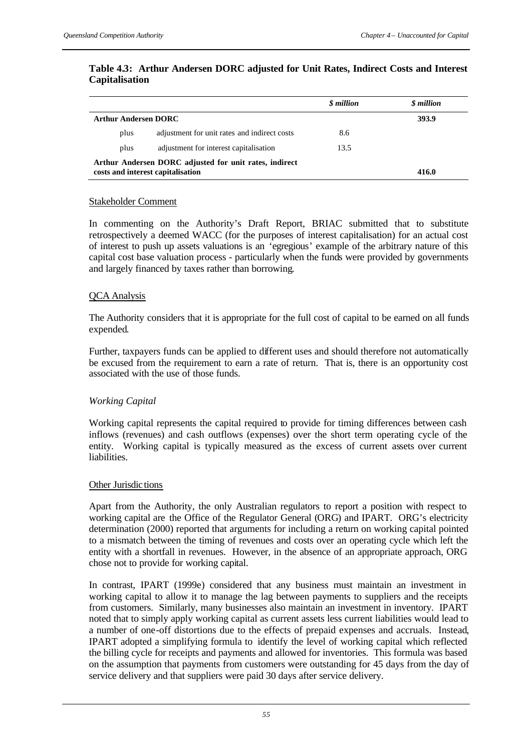**Table 4.3: Arthur Andersen DORC adjusted for Unit Rates, Indirect Costs and Interest Capitalisation**

| | | *$ million* | *$ million* |
|---|---|---|---|
| **Arthur Andersen DORC** | | | **393.9** |
| plus | adjustment for unit rates and indirect costs | 8.6 | |
| plus | adjustment for interest capitalisation | 13.5 | |
| **Arthur Andersen DORC adjusted for unit rates, indirect costs and interest capitalisation** | | | **416.0** |

Stakeholder Comment

In commenting on the Authority's Draft Report, BRIAC submitted that to substitute retrospectively a deemed WACC (for the purposes of interest capitalisation) for an actual cost of interest to push up assets valuations is an 'egregious' example of the arbitrary nature of this capital cost base valuation process - particularly when the funds were provided by governments and largely financed by taxes rather than borrowing.

QCA Analysis

The Authority considers that it is appropriate for the full cost of capital to be earned on all funds expended.

Further, taxpayers funds can be applied to different uses and should therefore not automatically be excused from the requirement to earn a rate of return. That is, there is an opportunity cost associated with the use of those funds.

*Working Capital*

Working capital represents the capital required to provide for timing differences between cash inflows (revenues) and cash outflows (expenses) over the short term operating cycle of the entity. Working capital is typically measured as the excess of current assets over current liabilities.

Other Jurisdictions

Apart from the Authority, the only Australian regulators to report a position with respect to working capital are the Office of the Regulator General (ORG) and IPART. ORG's electricity determination (2000) reported that arguments for including a return on working capital pointed to a mismatch between the timing of revenues and costs over an operating cycle which left the entity with a shortfall in revenues. However, in the absence of an appropriate approach, ORG chose not to provide for working capital.

In contrast, IPART (1999e) considered that any business must maintain an investment in working capital to allow it to manage the lag between payments to suppliers and the receipts from customers. Similarly, many businesses also maintain an investment in inventory. IPART noted that to simply apply working capital as current assets less current liabilities would lead to a number of one-off distortions due to the effects of prepaid expenses and accruals. Instead, IPART adopted a simplifying formula to identify the level of working capital which reflected the billing cycle for receipts and payments and allowed for inventories. This formula was based on the assumption that payments from customers were outstanding for 45 days from the day of service delivery and that suppliers were paid 30 days after service delivery.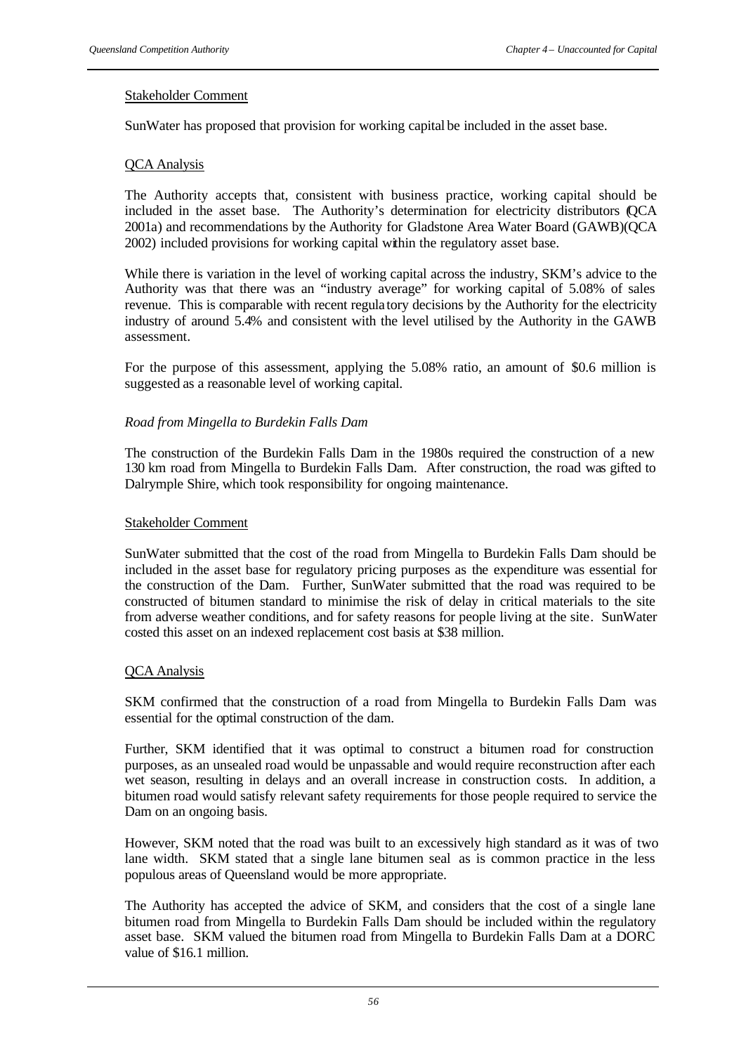Stakeholder Comment

SunWater has proposed that provision for working capital be included in the asset base.

QCA Analysis

The Authority accepts that, consistent with business practice, working capital should be included in the asset base. The Authority's determination for electricity distributors (QCA 2001a) and recommendations by the Authority for Gladstone Area Water Board (GAWB)(QCA 2002) included provisions for working capital within the regulatory asset base.

While there is variation in the level of working capital across the industry, SKM's advice to the Authority was that there was an "industry average" for working capital of 5.08% of sales revenue. This is comparable with recent regulatory decisions by the Authority for the electricity industry of around 5.4% and consistent with the level utilised by the Authority in the GAWB assessment.

For the purpose of this assessment, applying the 5.08% ratio, an amount of \$0.6 million is suggested as a reasonable level of working capital.

*Road from Mingella to Burdekin Falls Dam*

The construction of the Burdekin Falls Dam in the 1980s required the construction of a new 130 km road from Mingella to Burdekin Falls Dam. After construction, the road was gifted to Dalrymple Shire, which took responsibility for ongoing maintenance.

Stakeholder Comment

SunWater submitted that the cost of the road from Mingella to Burdekin Falls Dam should be included in the asset base for regulatory pricing purposes as the expenditure was essential for the construction of the Dam. Further, SunWater submitted that the road was required to be constructed of bitumen standard to minimise the risk of delay in critical materials to the site from adverse weather conditions, and for safety reasons for people living at the site. SunWater costed this asset on an indexed replacement cost basis at \$38 million.

QCA Analysis

SKM confirmed that the construction of a road from Mingella to Burdekin Falls Dam was essential for the optimal construction of the dam.

Further, SKM identified that it was optimal to construct a bitumen road for construction purposes, as an unsealed road would be unpassable and would require reconstruction after each wet season, resulting in delays and an overall increase in construction costs. In addition, a bitumen road would satisfy relevant safety requirements for those people required to service the Dam on an ongoing basis.

However, SKM noted that the road was built to an excessively high standard as it was of two lane width. SKM stated that a single lane bitumen seal as is common practice in the less populous areas of Queensland would be more appropriate.

The Authority has accepted the advice of SKM, and considers that the cost of a single lane bitumen road from Mingella to Burdekin Falls Dam should be included within the regulatory asset base. SKM valued the bitumen road from Mingella to Burdekin Falls Dam at a DORC value of \$16.1 million.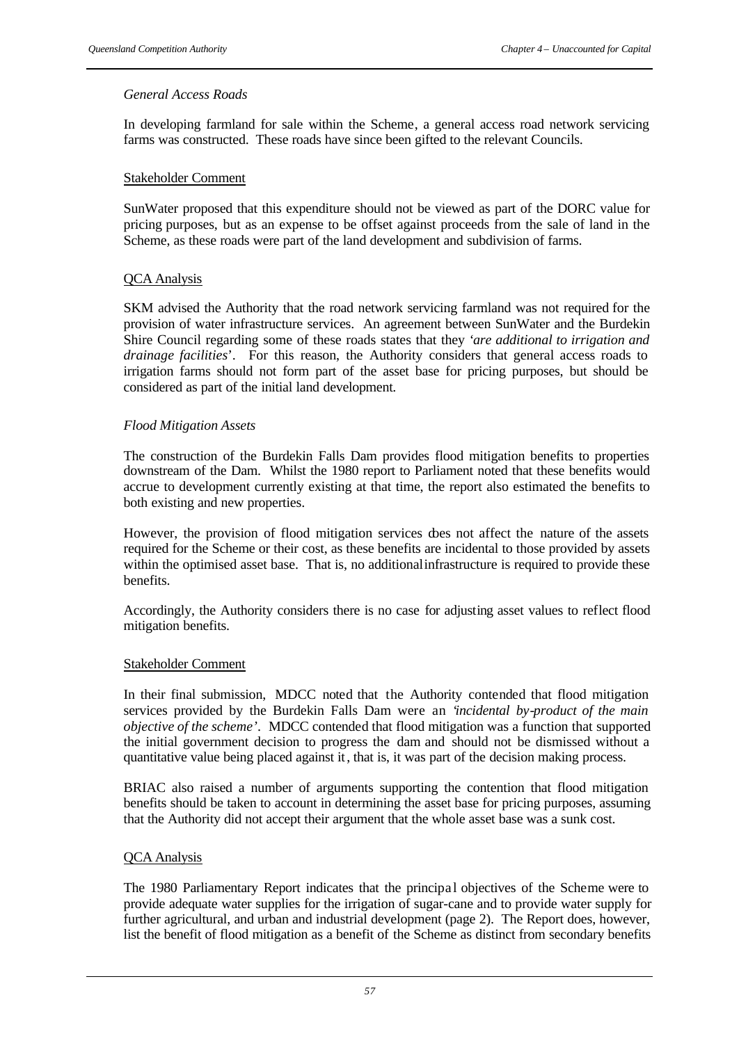### *General Access Roads*

In developing farmland for sale within the Scheme, a general access road network servicing farms was constructed. These roads have since been gifted to the relevant Councils.

#### Stakeholder Comment

SunWater proposed that this expenditure should not be viewed as part of the DORC value for pricing purposes, but as an expense to be offset against proceeds from the sale of land in the Scheme, as these roads were part of the land development and subdivision of farms.

#### QCA Analysis

SKM advised the Authority that the road network servicing farmland was not required for the provision of water infrastructure services. An agreement between SunWater and the Burdekin Shire Council regarding some of these roads states that they '*are additional to irrigation and drainage facilities*'. For this reason, the Authority considers that general access roads to irrigation farms should not form part of the asset base for pricing purposes, but should be considered as part of the initial land development.

### *Flood Mitigation Assets*

The construction of the Burdekin Falls Dam provides flood mitigation benefits to properties downstream of the Dam. Whilst the 1980 report to Parliament noted that these benefits would accrue to development currently existing at that time, the report also estimated the benefits to both existing and new properties.

However, the provision of flood mitigation services does not affect the nature of the assets required for the Scheme or their cost, as these benefits are incidental to those provided by assets within the optimised asset base. That is, no additional infrastructure is required to provide these benefits.

Accordingly, the Authority considers there is no case for adjusting asset values to reflect flood mitigation benefits.

#### Stakeholder Comment

In their final submission, MDCC noted that the Authority contended that flood mitigation services provided by the Burdekin Falls Dam were an '*incidental by-product of the main objective of the scheme*'. MDCC contended that flood mitigation was a function that supported the initial government decision to progress the dam and should not be dismissed without a quantitative value being placed against it, that is, it was part of the decision making process.

BRIAC also raised a number of arguments supporting the contention that flood mitigation benefits should be taken to account in determining the asset base for pricing purposes, assuming that the Authority did not accept their argument that the whole asset base was a sunk cost.

#### QCA Analysis

The 1980 Parliamentary Report indicates that the principal objectives of the Scheme were to provide adequate water supplies for the irrigation of sugar-cane and to provide water supply for further agricultural, and urban and industrial development (page 2). The Report does, however, list the benefit of flood mitigation as a benefit of the Scheme as distinct from secondary benefits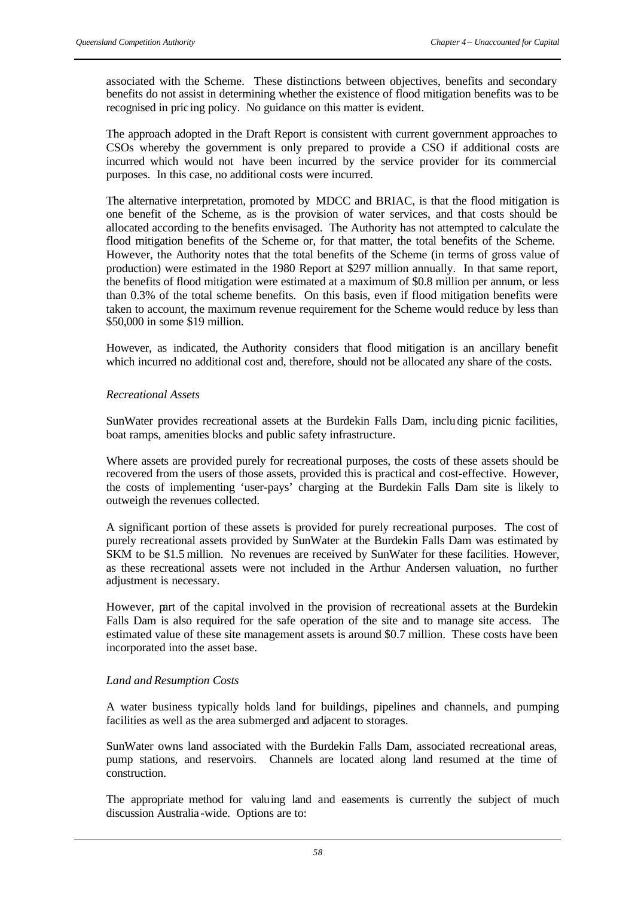associated with the Scheme. These distinctions between objectives, benefits and secondary benefits do not assist in determining whether the existence of flood mitigation benefits was to be recognised in pricing policy. No guidance on this matter is evident.

The approach adopted in the Draft Report is consistent with current government approaches to CSOs whereby the government is only prepared to provide a CSO if additional costs are incurred which would not have been incurred by the service provider for its commercial purposes. In this case, no additional costs were incurred.

The alternative interpretation, promoted by MDCC and BRIAC, is that the flood mitigation is one benefit of the Scheme, as is the provision of water services, and that costs should be allocated according to the benefits envisaged. The Authority has not attempted to calculate the flood mitigation benefits of the Scheme or, for that matter, the total benefits of the Scheme. However, the Authority notes that the total benefits of the Scheme (in terms of gross value of production) were estimated in the 1980 Report at $297 million annually. In that same report, the benefits of flood mitigation were estimated at a maximum of $0.8 million per annum, or less than 0.3% of the total scheme benefits. On this basis, even if flood mitigation benefits were taken to account, the maximum revenue requirement for the Scheme would reduce by less than $50,000 in some $19 million.

However, as indicated, the Authority considers that flood mitigation is an ancillary benefit which incurred no additional cost and, therefore, should not be allocated any share of the costs.

*Recreational Assets*

SunWater provides recreational assets at the Burdekin Falls Dam, including picnic facilities, boat ramps, amenities blocks and public safety infrastructure.

Where assets are provided purely for recreational purposes, the costs of these assets should be recovered from the users of those assets, provided this is practical and cost-effective. However, the costs of implementing 'user-pays' charging at the Burdekin Falls Dam site is likely to outweigh the revenues collected.

A significant portion of these assets is provided for purely recreational purposes. The cost of purely recreational assets provided by SunWater at the Burdekin Falls Dam was estimated by SKM to be $1.5 million. No revenues are received by SunWater for these facilities. However, as these recreational assets were not included in the Arthur Andersen valuation, no further adjustment is necessary.

However, part of the capital involved in the provision of recreational assets at the Burdekin Falls Dam is also required for the safe operation of the site and to manage site access. The estimated value of these site management assets is around $0.7 million. These costs have been incorporated into the asset base.

*Land and Resumption Costs*

A water business typically holds land for buildings, pipelines and channels, and pumping facilities as well as the area submerged and adjacent to storages.

SunWater owns land associated with the Burdekin Falls Dam, associated recreational areas, pump stations, and reservoirs. Channels are located along land resumed at the time of construction.

The appropriate method for valuing land and easements is currently the subject of much discussion Australia-wide. Options are to: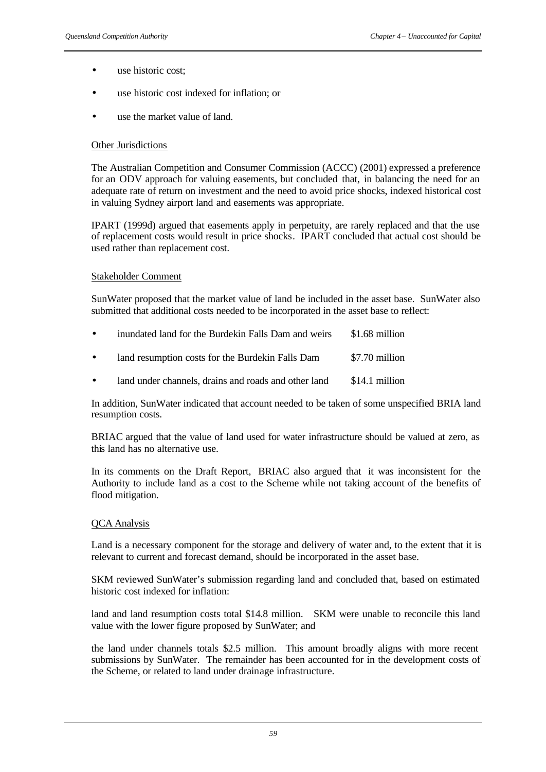- use historic cost;
- use historic cost indexed for inflation; or
- use the market value of land.

Other Jurisdictions

The Australian Competition and Consumer Commission (ACCC) (2001) expressed a preference for an ODV approach for valuing easements, but concluded that, in balancing the need for an adequate rate of return on investment and the need to avoid price shocks, indexed historical cost in valuing Sydney airport land and easements was appropriate.

IPART (1999d) argued that easements apply in perpetuity, are rarely replaced and that the use of replacement costs would result in price shocks. IPART concluded that actual cost should be used rather than replacement cost.

Stakeholder Comment

SunWater proposed that the market value of land be included in the asset base. SunWater also submitted that additional costs needed to be incorporated in the asset base to reflect:

- inundated land for the Burdekin Falls Dam and weirs $1.68 million
- land resumption costs for the Burdekin Falls Dam $7.70 million
- land under channels, drains and roads and other land $14.1 million

In addition, SunWater indicated that account needed to be taken of some unspecified BRIA land resumption costs.

BRIAC argued that the value of land used for water infrastructure should be valued at zero, as this land has no alternative use.

In its comments on the Draft Report, BRIAC also argued that it was inconsistent for the Authority to include land as a cost to the Scheme while not taking account of the benefits of flood mitigation.

QCA Analysis

Land is a necessary component for the storage and delivery of water and, to the extent that it is relevant to current and forecast demand, should be incorporated in the asset base.

SKM reviewed SunWater's submission regarding land and concluded that, based on estimated historic cost indexed for inflation:

land and land resumption costs total $14.8 million. SKM were unable to reconcile this land value with the lower figure proposed by SunWater; and

the land under channels totals $2.5 million. This amount broadly aligns with more recent submissions by SunWater. The remainder has been accounted for in the development costs of the Scheme, or related to land under drainage infrastructure.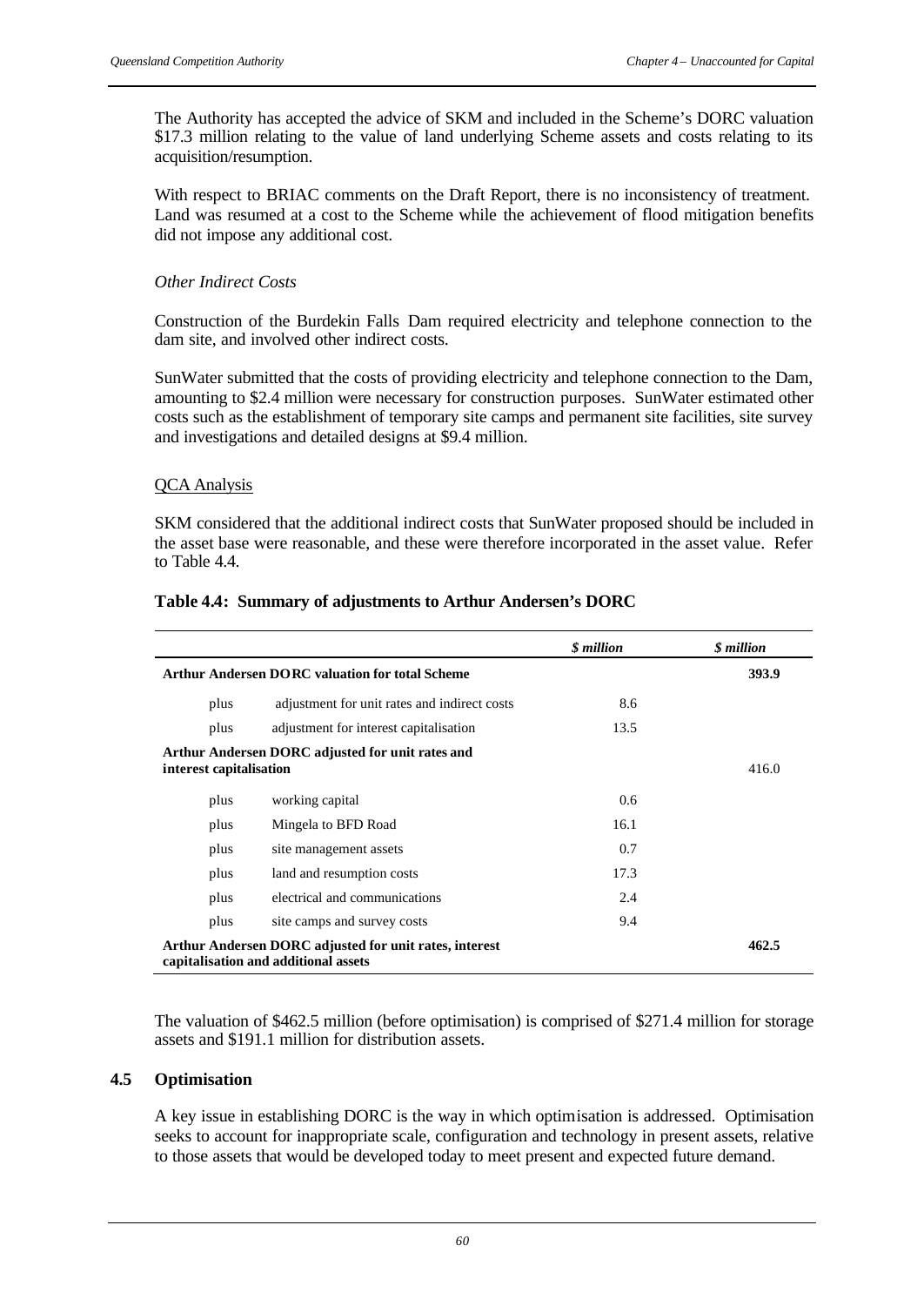The Authority has accepted the advice of SKM and included in the Scheme's DORC valuation $17.3 million relating to the value of land underlying Scheme assets and costs relating to its acquisition/resumption.

With respect to BRIAC comments on the Draft Report, there is no inconsistency of treatment. Land was resumed at a cost to the Scheme while the achievement of flood mitigation benefits did not impose any additional cost.

*Other Indirect Costs*

Construction of the Burdekin Falls Dam required electricity and telephone connection to the dam site, and involved other indirect costs.

SunWater submitted that the costs of providing electricity and telephone connection to the Dam, amounting to $2.4 million were necessary for construction purposes. SunWater estimated other costs such as the establishment of temporary site camps and permanent site facilities, site survey and investigations and detailed designs at $9.4 million.

QCA Analysis

SKM considered that the additional indirect costs that SunWater proposed should be included in the asset base were reasonable, and these were therefore incorporated in the asset value. Refer to Table 4.4.

**Table 4.4: Summary of adjustments to Arthur Andersen's DORC**

| | | *$ million* | *$ million* |
|---|---|---|---|
| **Arthur Andersen DORC valuation for total Scheme** | | | **393.9** |
| plus | adjustment for unit rates and indirect costs | 8.6 | |
| plus | adjustment for interest capitalisation | 13.5 | |
| **Arthur Andersen DORC adjusted for unit rates and interest capitalisation** | | | 416.0 |
| plus | working capital | 0.6 | |
| plus | Mingela to BFD Road | 16.1 | |
| plus | site management assets | 0.7 | |
| plus | land and resumption costs | 17.3 | |
| plus | electrical and communications | 2.4 | |
| plus | site camps and survey costs | 9.4 | |
| **Arthur Andersen DORC adjusted for unit rates, interest capitalisation and additional assets** | | | **462.5** |

The valuation of $462.5 million (before optimisation) is comprised of $271.4 million for storage assets and $191.1 million for distribution assets.

## 4.5 Optimisation

A key issue in establishing DORC is the way in which optimisation is addressed. Optimisation seeks to account for inappropriate scale, configuration and technology in present assets, relative to those assets that would be developed today to meet present and expected future demand.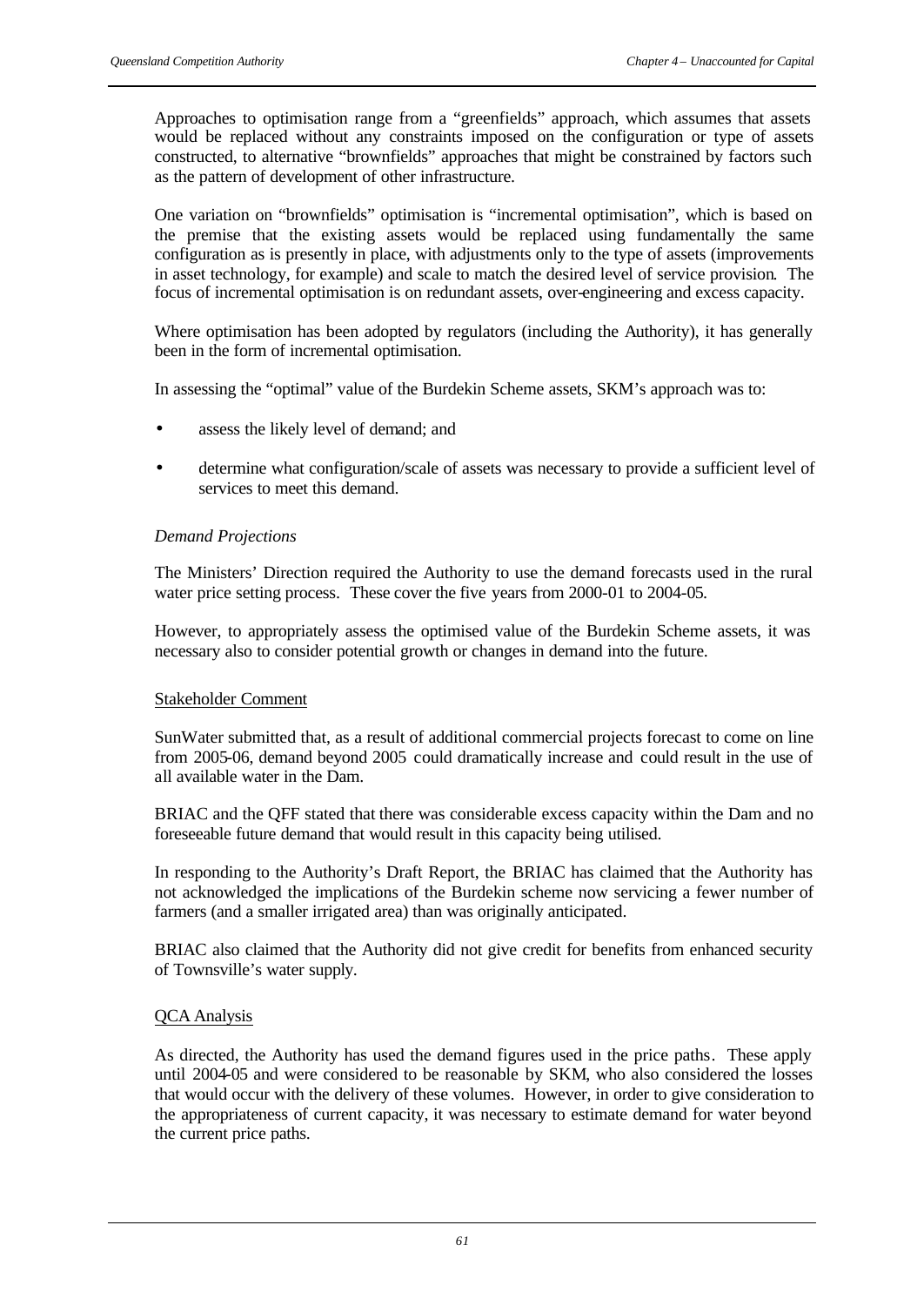Approaches to optimisation range from a "greenfields" approach, which assumes that assets would be replaced without any constraints imposed on the configuration or type of assets constructed, to alternative "brownfields" approaches that might be constrained by factors such as the pattern of development of other infrastructure.

One variation on "brownfields" optimisation is "incremental optimisation", which is based on the premise that the existing assets would be replaced using fundamentally the same configuration as is presently in place, with adjustments only to the type of assets (improvements in asset technology, for example) and scale to match the desired level of service provision. The focus of incremental optimisation is on redundant assets, over-engineering and excess capacity.

Where optimisation has been adopted by regulators (including the Authority), it has generally been in the form of incremental optimisation.

In assessing the "optimal" value of the Burdekin Scheme assets, SKM's approach was to:

- assess the likely level of demand; and
- determine what configuration/scale of assets was necessary to provide a sufficient level of services to meet this demand.

*Demand Projections*

The Ministers' Direction required the Authority to use the demand forecasts used in the rural water price setting process. These cover the five years from 2000-01 to 2004-05.

However, to appropriately assess the optimised value of the Burdekin Scheme assets, it was necessary also to consider potential growth or changes in demand into the future.

<u>Stakeholder Comment</u>

SunWater submitted that, as a result of additional commercial projects forecast to come on line from 2005-06, demand beyond 2005 could dramatically increase and could result in the use of all available water in the Dam.

BRIAC and the QFF stated that there was considerable excess capacity within the Dam and no foreseeable future demand that would result in this capacity being utilised.

In responding to the Authority's Draft Report, the BRIAC has claimed that the Authority has not acknowledged the implications of the Burdekin scheme now servicing a fewer number of farmers (and a smaller irrigated area) than was originally anticipated.

BRIAC also claimed that the Authority did not give credit for benefits from enhanced security of Townsville's water supply.

<u>QCA Analysis</u>

As directed, the Authority has used the demand figures used in the price paths. These apply until 2004-05 and were considered to be reasonable by SKM, who also considered the losses that would occur with the delivery of these volumes. However, in order to give consideration to the appropriateness of current capacity, it was necessary to estimate demand for water beyond the current price paths.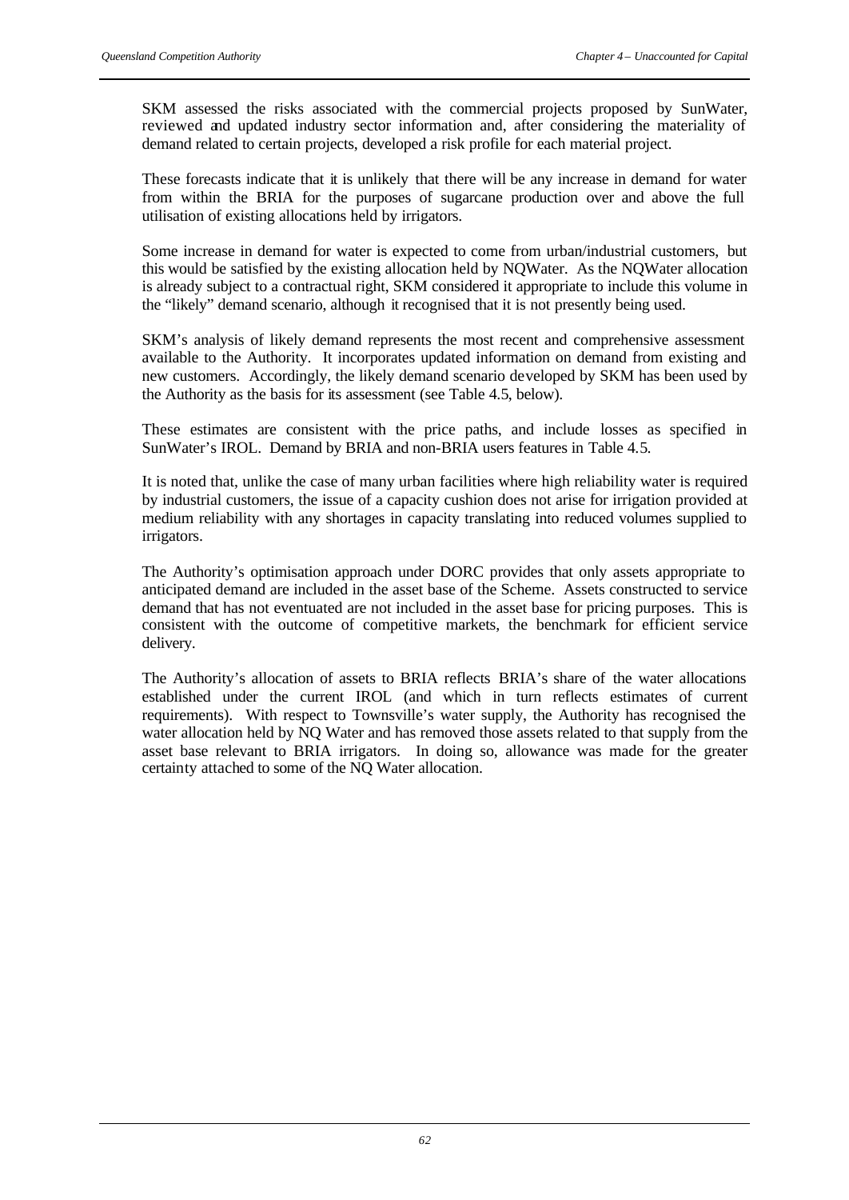SKM assessed the risks associated with the commercial projects proposed by SunWater, reviewed and updated industry sector information and, after considering the materiality of demand related to certain projects, developed a risk profile for each material project.

These forecasts indicate that it is unlikely that there will be any increase in demand for water from within the BRIA for the purposes of sugarcane production over and above the full utilisation of existing allocations held by irrigators.

Some increase in demand for water is expected to come from urban/industrial customers, but this would be satisfied by the existing allocation held by NQWater. As the NQWater allocation is already subject to a contractual right, SKM considered it appropriate to include this volume in the "likely" demand scenario, although it recognised that it is not presently being used.

SKM's analysis of likely demand represents the most recent and comprehensive assessment available to the Authority. It incorporates updated information on demand from existing and new customers. Accordingly, the likely demand scenario developed by SKM has been used by the Authority as the basis for its assessment (see Table 4.5, below).

These estimates are consistent with the price paths, and include losses as specified in SunWater's IROL. Demand by BRIA and non-BRIA users features in Table 4.5.

It is noted that, unlike the case of many urban facilities where high reliability water is required by industrial customers, the issue of a capacity cushion does not arise for irrigation provided at medium reliability with any shortages in capacity translating into reduced volumes supplied to irrigators.

The Authority's optimisation approach under DORC provides that only assets appropriate to anticipated demand are included in the asset base of the Scheme. Assets constructed to service demand that has not eventuated are not included in the asset base for pricing purposes. This is consistent with the outcome of competitive markets, the benchmark for efficient service delivery.

The Authority's allocation of assets to BRIA reflects BRIA's share of the water allocations established under the current IROL (and which in turn reflects estimates of current requirements). With respect to Townsville's water supply, the Authority has recognised the water allocation held by NQ Water and has removed those assets related to that supply from the asset base relevant to BRIA irrigators. In doing so, allowance was made for the greater certainty attached to some of the NQ Water allocation.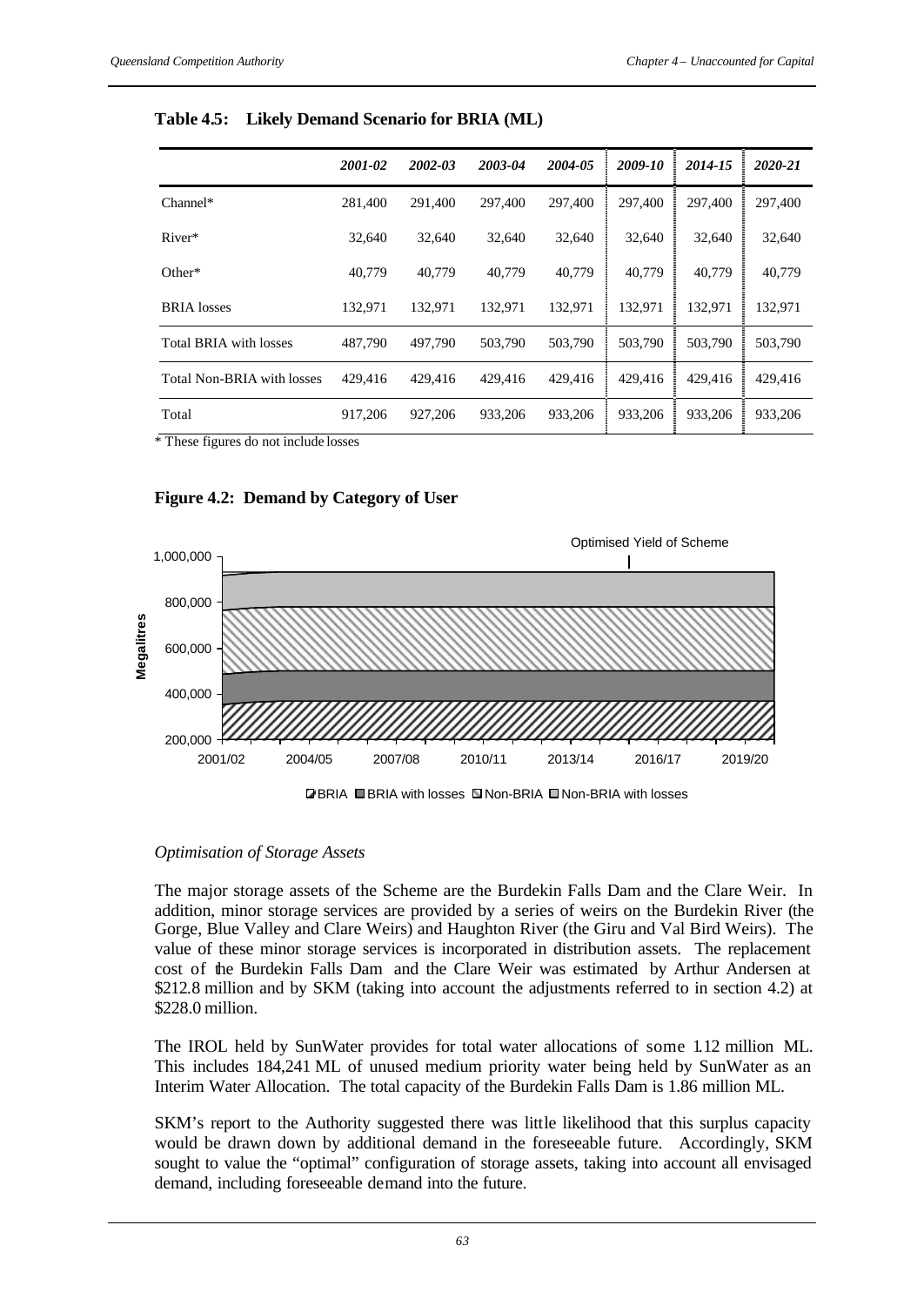**Table 4.5: Likely Demand Scenario for BRIA (ML)**

| | *2001-02* | *2002-03* | *2003-04* | *2004-05* | *2009-10* | *2014-15* | *2020-21* |
|---|---|---|---|---|---|---|---|
| Channel* | 281,400 | 291,400 | 297,400 | 297,400 | 297,400 | 297,400 | 297,400 |
| River* | 32,640 | 32,640 | 32,640 | 32,640 | 32,640 | 32,640 | 32,640 |
| Other* | 40,779 | 40,779 | 40,779 | 40,779 | 40,779 | 40,779 | 40,779 |
| BRIA losses | 132,971 | 132,971 | 132,971 | 132,971 | 132,971 | 132,971 | 132,971 |
| Total BRIA with losses | 487,790 | 497,790 | 503,790 | 503,790 | 503,790 | 503,790 | 503,790 |
| Total Non-BRIA with losses | 429,416 | 429,416 | 429,416 | 429,416 | 429,416 | 429,416 | 429,416 |
| Total | 917,206 | 927,206 | 933,206 | 933,206 | 933,206 | 933,206 | 933,206 |

* These figures do not include losses

**Figure 4.2: Demand by Category of User**

*Optimisation of Storage Assets*

The major storage assets of the Scheme are the Burdekin Falls Dam and the Clare Weir. In addition, minor storage services are provided by a series of weirs on the Burdekin River (the Gorge, Blue Valley and Clare Weirs) and Haughton River (the Giru and Val Bird Weirs). The value of these minor storage services is incorporated in distribution assets. The replacement cost of the Burdekin Falls Dam and the Clare Weir was estimated by Arthur Andersen at $212.8 million and by SKM (taking into account the adjustments referred to in section 4.2) at $228.0 million.

The IROL held by SunWater provides for total water allocations of some 1.12 million ML. This includes 184,241 ML of unused medium priority water being held by SunWater as an Interim Water Allocation. The total capacity of the Burdekin Falls Dam is 1.86 million ML.

SKM's report to the Authority suggested there was little likelihood that this surplus capacity would be drawn down by additional demand in the foreseeable future. Accordingly, SKM sought to value the "optimal" configuration of storage assets, taking into account all envisaged demand, including foreseeable demand into the future.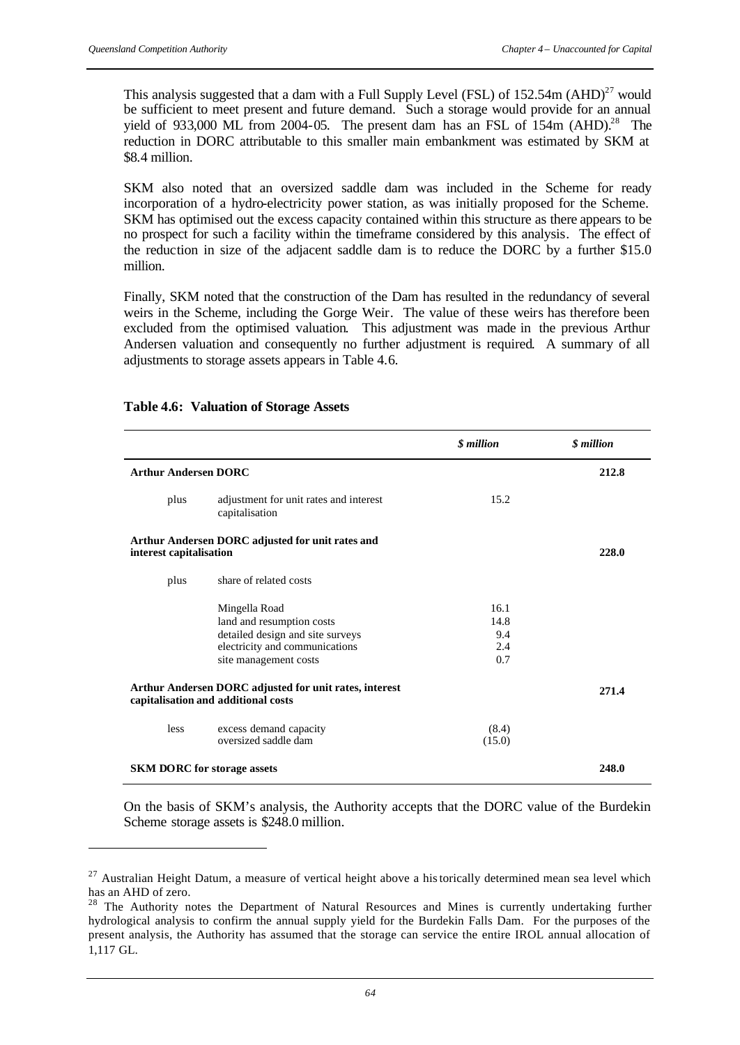This analysis suggested that a dam with a Full Supply Level (FSL) of 152.54m (AHD)[27] would be sufficient to meet present and future demand. Such a storage would provide for an annual yield of 933,000 ML from 2004-05. The present dam has an FSL of 154m (AHD).[28] The reduction in DORC attributable to this smaller main embankment was estimated by SKM at $8.4 million.

SKM also noted that an oversized saddle dam was included in the Scheme for ready incorporation of a hydro-electricity power station, as was initially proposed for the Scheme. SKM has optimised out the excess capacity contained within this structure as there appears to be no prospect for such a facility within the timeframe considered by this analysis. The effect of the reduction in size of the adjacent saddle dam is to reduce the DORC by a further $15.0 million.

Finally, SKM noted that the construction of the Dam has resulted in the redundancy of several weirs in the Scheme, including the Gorge Weir. The value of these weirs has therefore been excluded from the optimised valuation. This adjustment was made in the previous Arthur Andersen valuation and consequently no further adjustment is required. A summary of all adjustments to storage assets appears in Table 4.6.

**Table 4.6: Valuation of Storage Assets**

| | | *$ million* | *$ million* |
|---|---|---|---|
| **Arthur Andersen DORC** | | | **212.8** |
| plus | adjustment for unit rates and interest capitalisation | 15.2 | |
| **Arthur Andersen DORC adjusted for unit rates and interest capitalisation** | | | **228.0** |
| plus | share of related costs | | |
| | Mingella Road | 16.1 | |
| | land and resumption costs | 14.8 | |
| | detailed design and site surveys | 9.4 | |
| | electricity and communications | 2.4 | |
| | site management costs | 0.7 | |
| **Arthur Andersen DORC adjusted for unit rates, interest capitalisation and additional costs** | | | **271.4** |
| less | excess demand capacity | (8.4) | |
| | oversized saddle dam | (15.0) | |
| **SKM DORC for storage assets** | | | **248.0** |

On the basis of SKM's analysis, the Authority accepts that the DORC value of the Burdekin Scheme storage assets is $248.0 million.

---

[27] Australian Height Datum, a measure of vertical height above a historically determined mean sea level which has an AHD of zero.

[28] The Authority notes the Department of Natural Resources and Mines is currently undertaking further hydrological analysis to confirm the annual supply yield for the Burdekin Falls Dam. For the purposes of the present analysis, the Authority has assumed that the storage can service the entire IROL annual allocation of 1,117 GL.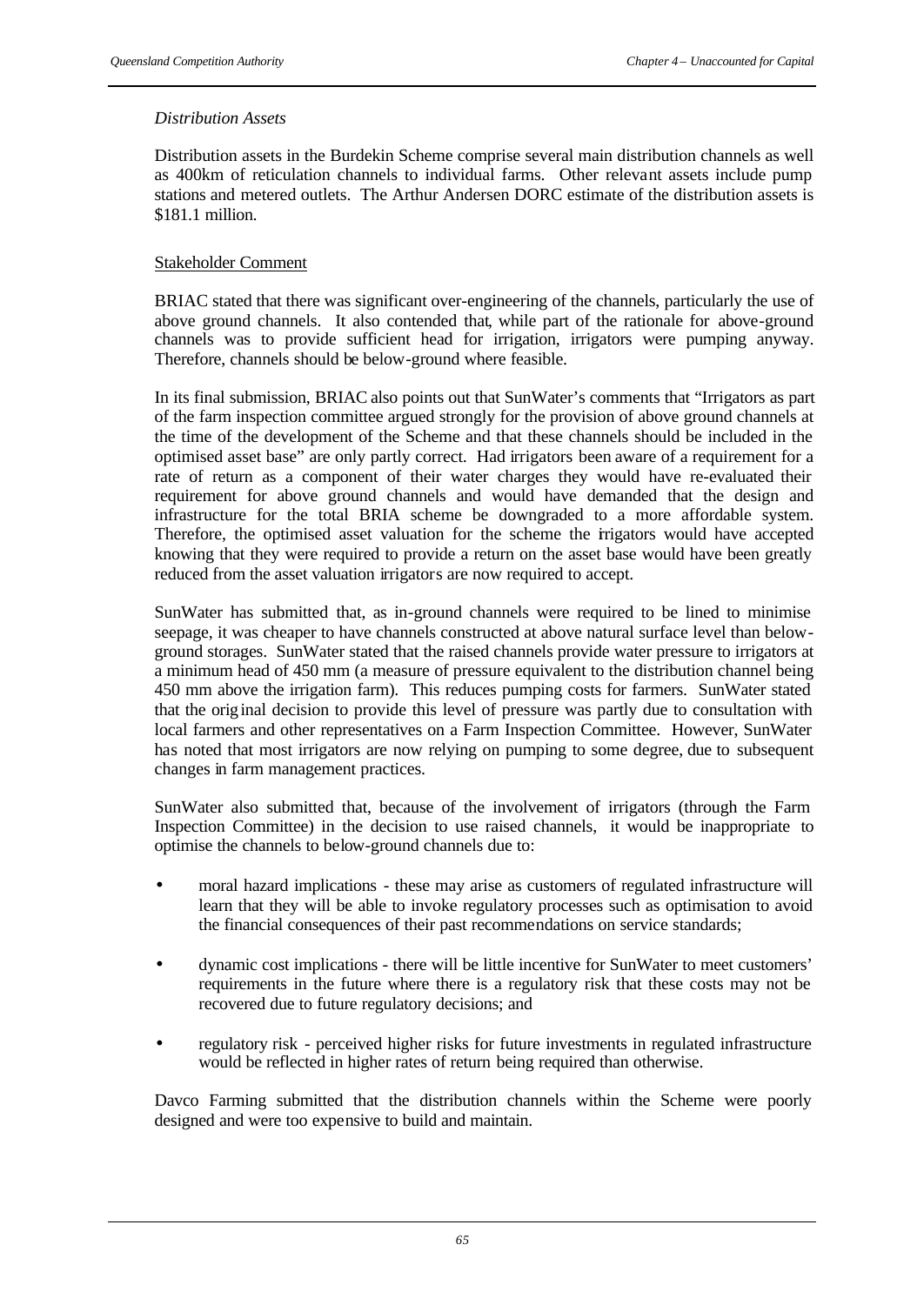*Distribution Assets*

Distribution assets in the Burdekin Scheme comprise several main distribution channels as well as 400km of reticulation channels to individual farms. Other relevant assets include pump stations and metered outlets. The Arthur Andersen DORC estimate of the distribution assets is $181.1 million.

Stakeholder Comment

BRIAC stated that there was significant over-engineering of the channels, particularly the use of above ground channels. It also contended that, while part of the rationale for above-ground channels was to provide sufficient head for irrigation, irrigators were pumping anyway. Therefore, channels should be below-ground where feasible.

In its final submission, BRIAC also points out that SunWater's comments that "Irrigators as part of the farm inspection committee argued strongly for the provision of above ground channels at the time of the development of the Scheme and that these channels should be included in the optimised asset base" are only partly correct. Had irrigators been aware of a requirement for a rate of return as a component of their water charges they would have re-evaluated their requirement for above ground channels and would have demanded that the design and infrastructure for the total BRIA scheme be downgraded to a more affordable system. Therefore, the optimised asset valuation for the scheme the irrigators would have accepted knowing that they were required to provide a return on the asset base would have been greatly reduced from the asset valuation irrigators are now required to accept.

SunWater has submitted that, as in-ground channels were required to be lined to minimise seepage, it was cheaper to have channels constructed at above natural surface level than below-ground storages. SunWater stated that the raised channels provide water pressure to irrigators at a minimum head of 450 mm (a measure of pressure equivalent to the distribution channel being 450 mm above the irrigation farm). This reduces pumping costs for farmers. SunWater stated that the original decision to provide this level of pressure was partly due to consultation with local farmers and other representatives on a Farm Inspection Committee. However, SunWater has noted that most irrigators are now relying on pumping to some degree, due to subsequent changes in farm management practices.

SunWater also submitted that, because of the involvement of irrigators (through the Farm Inspection Committee) in the decision to use raised channels, it would be inappropriate to optimise the channels to below-ground channels due to:

- moral hazard implications - these may arise as customers of regulated infrastructure will learn that they will be able to invoke regulatory processes such as optimisation to avoid the financial consequences of their past recommendations on service standards;
- dynamic cost implications - there will be little incentive for SunWater to meet customers' requirements in the future where there is a regulatory risk that these costs may not be recovered due to future regulatory decisions; and
- regulatory risk - perceived higher risks for future investments in regulated infrastructure would be reflected in higher rates of return being required than otherwise.

Davco Farming submitted that the distribution channels within the Scheme were poorly designed and were too expensive to build and maintain.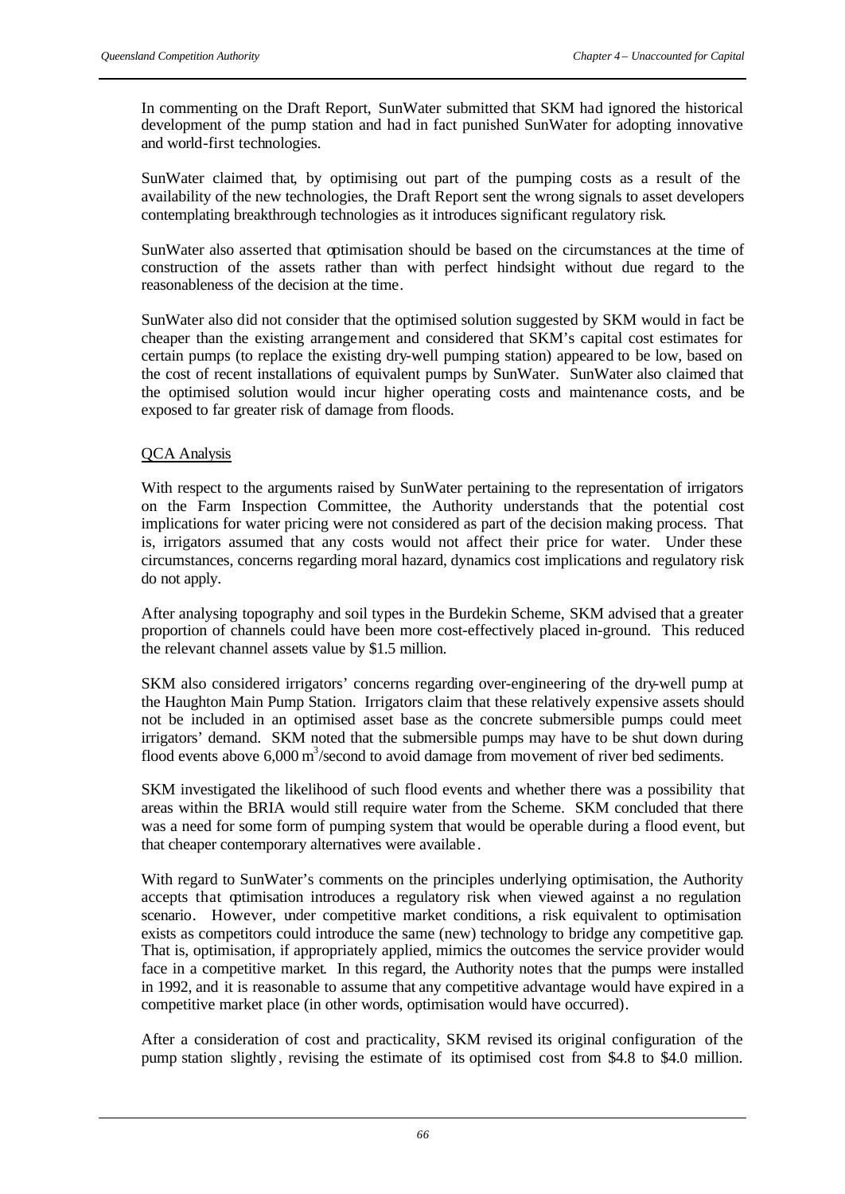In commenting on the Draft Report, SunWater submitted that SKM had ignored the historical development of the pump station and had in fact punished SunWater for adopting innovative and world-first technologies.

SunWater claimed that, by optimising out part of the pumping costs as a result of the availability of the new technologies, the Draft Report sent the wrong signals to asset developers contemplating breakthrough technologies as it introduces significant regulatory risk.

SunWater also asserted that optimisation should be based on the circumstances at the time of construction of the assets rather than with perfect hindsight without due regard to the reasonableness of the decision at the time.

SunWater also did not consider that the optimised solution suggested by SKM would in fact be cheaper than the existing arrangement and considered that SKM's capital cost estimates for certain pumps (to replace the existing dry-well pumping station) appeared to be low, based on the cost of recent installations of equivalent pumps by SunWater. SunWater also claimed that the optimised solution would incur higher operating costs and maintenance costs, and be exposed to far greater risk of damage from floods.

QCA Analysis

With respect to the arguments raised by SunWater pertaining to the representation of irrigators on the Farm Inspection Committee, the Authority understands that the potential cost implications for water pricing were not considered as part of the decision making process. That is, irrigators assumed that any costs would not affect their price for water. Under these circumstances, concerns regarding moral hazard, dynamics cost implications and regulatory risk do not apply.

After analysing topography and soil types in the Burdekin Scheme, SKM advised that a greater proportion of channels could have been more cost-effectively placed in-ground. This reduced the relevant channel assets value by $1.5 million.

SKM also considered irrigators' concerns regarding over-engineering of the dry-well pump at the Haughton Main Pump Station. Irrigators claim that these relatively expensive assets should not be included in an optimised asset base as the concrete submersible pumps could meet irrigators' demand. SKM noted that the submersible pumps may have to be shut down during flood events above 6,000 $m^3$/second to avoid damage from movement of river bed sediments.

SKM investigated the likelihood of such flood events and whether there was a possibility that areas within the BRIA would still require water from the Scheme. SKM concluded that there was a need for some form of pumping system that would be operable during a flood event, but that cheaper contemporary alternatives were available.

With regard to SunWater's comments on the principles underlying optimisation, the Authority accepts that optimisation introduces a regulatory risk when viewed against a no regulation scenario. However, under competitive market conditions, a risk equivalent to optimisation exists as competitors could introduce the same (new) technology to bridge any competitive gap. That is, optimisation, if appropriately applied, mimics the outcomes the service provider would face in a competitive market. In this regard, the Authority notes that the pumps were installed in 1992, and it is reasonable to assume that any competitive advantage would have expired in a competitive market place (in other words, optimisation would have occurred).

After a consideration of cost and practicality, SKM revised its original configuration of the pump station slightly, revising the estimate of its optimised cost from $4.8 to $4.0 million.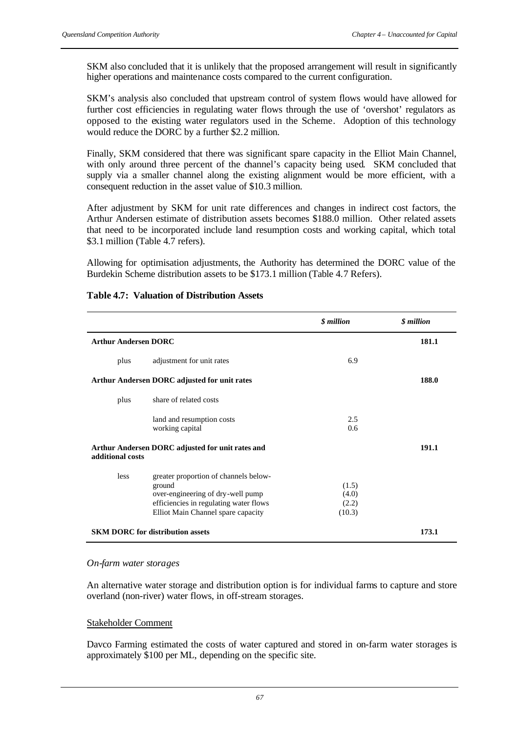SKM also concluded that it is unlikely that the proposed arrangement will result in significantly higher operations and maintenance costs compared to the current configuration.

SKM's analysis also concluded that upstream control of system flows would have allowed for further cost efficiencies in regulating water flows through the use of 'overshot' regulators as opposed to the existing water regulators used in the Scheme. Adoption of this technology would reduce the DORC by a further $2.2 million.

Finally, SKM considered that there was significant spare capacity in the Elliot Main Channel, with only around three percent of the channel's capacity being used. SKM concluded that supply via a smaller channel along the existing alignment would be more efficient, with a consequent reduction in the asset value of $10.3 million.

After adjustment by SKM for unit rate differences and changes in indirect cost factors, the Arthur Andersen estimate of distribution assets becomes $188.0 million. Other related assets that need to be incorporated include land resumption costs and working capital, which total $3.1 million (Table 4.7 refers).

Allowing for optimisation adjustments, the Authority has determined the DORC value of the Burdekin Scheme distribution assets to be $173.1 million (Table 4.7 Refers).

**Table 4.7: Valuation of Distribution Assets**

| | | *$ million* | *$ million* |
|---|---|---|---|
| **Arthur Andersen DORC** | | | **181.1** |
| plus | adjustment for unit rates | 6.9 | |
| **Arthur Andersen DORC adjusted for unit rates** | | | **188.0** |
| plus | share of related costs | | |
| | land and resumption costs | 2.5 | |
| | working capital | 0.6 | |
| **Arthur Andersen DORC adjusted for unit rates and additional costs** | | | **191.1** |
| less | greater proportion of channels below-ground | (1.5) | |
| | over-engineering of dry-well pump | (4.0) | |
| | efficiencies in regulating water flows | (2.2) | |
| | Elliot Main Channel spare capacity | (10.3) | |
| **SKM DORC for distribution assets** | | | **173.1** |

*On-farm water storages*

An alternative water storage and distribution option is for individual farms to capture and store overland (non-river) water flows, in off-stream storages.

Stakeholder Comment

Davco Farming estimated the costs of water captured and stored in on-farm water storages is approximately $100 per ML, depending on the specific site.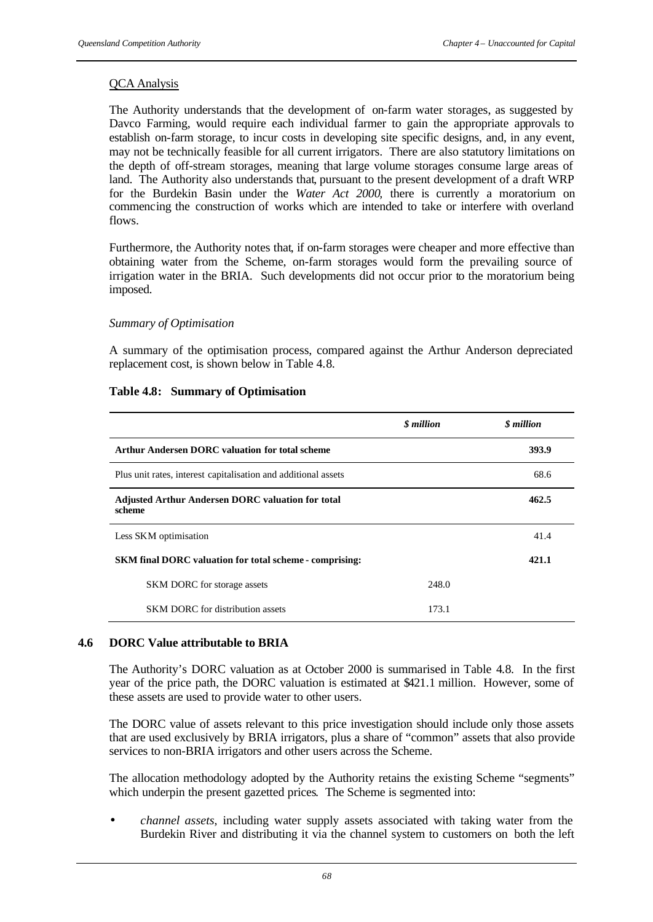QCA Analysis

The Authority understands that the development of on-farm water storages, as suggested by Davco Farming, would require each individual farmer to gain the appropriate approvals to establish on-farm storage, to incur costs in developing site specific designs, and, in any event, may not be technically feasible for all current irrigators. There are also statutory limitations on the depth of off-stream storages, meaning that large volume storages consume large areas of land. The Authority also understands that, pursuant to the present development of a draft WRP for the Burdekin Basin under the *Water Act 2000*, there is currently a moratorium on commencing the construction of works which are intended to take or interfere with overland flows.

Furthermore, the Authority notes that, if on-farm storages were cheaper and more effective than obtaining water from the Scheme, on-farm storages would form the prevailing source of irrigation water in the BRIA. Such developments did not occur prior to the moratorium being imposed.

*Summary of Optimisation*

A summary of the optimisation process, compared against the Arthur Anderson depreciated replacement cost, is shown below in Table 4.8.

**Table 4.8: Summary of Optimisation**

| | *$ million* | *$ million* |
|---|---|---|
| **Arthur Andersen DORC valuation for total scheme** | | **393.9** |
| Plus unit rates, interest capitalisation and additional assets | | 68.6 |
| **Adjusted Arthur Andersen DORC valuation for total scheme** | | **462.5** |
| Less SKM optimisation | | 41.4 |
| **SKM final DORC valuation for total scheme - comprising:** | | **421.1** |
| SKM DORC for storage assets | 248.0 | |
| SKM DORC for distribution assets | 173.1 | |

## 4.6 DORC Value attributable to BRIA

The Authority's DORC valuation as at October 2000 is summarised in Table 4.8. In the first year of the price path, the DORC valuation is estimated at $421.1 million. However, some of these assets are used to provide water to other users.

The DORC value of assets relevant to this price investigation should include only those assets that are used exclusively by BRIA irrigators, plus a share of "common" assets that also provide services to non-BRIA irrigators and other users across the Scheme.

The allocation methodology adopted by the Authority retains the existing Scheme "segments" which underpin the present gazetted prices. The Scheme is segmented into:

- *channel assets*, including water supply assets associated with taking water from the Burdekin River and distributing it via the channel system to customers on both the left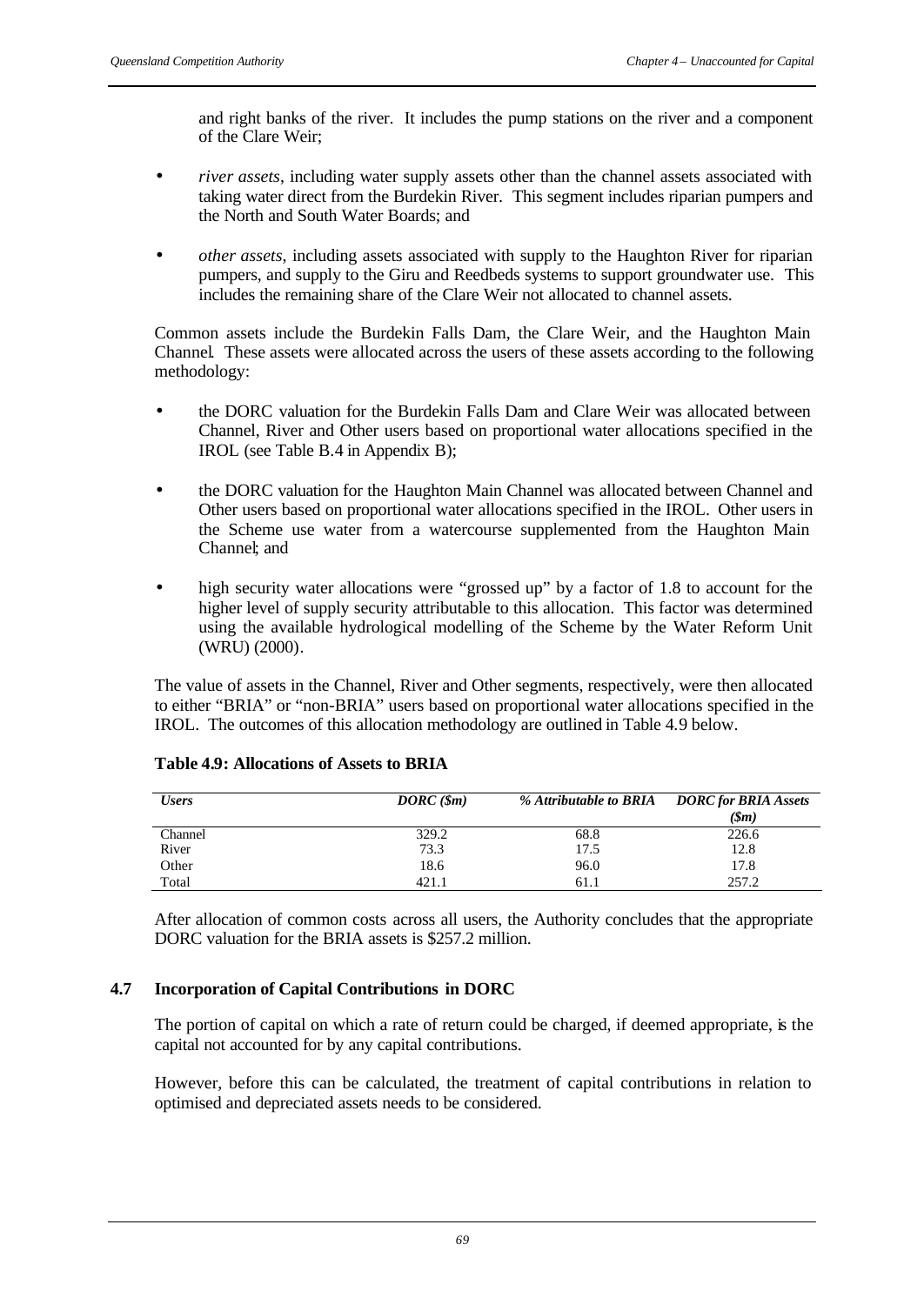and right banks of the river. It includes the pump stations on the river and a component of the Clare Weir;

- *river assets*, including water supply assets other than the channel assets associated with taking water direct from the Burdekin River. This segment includes riparian pumpers and the North and South Water Boards; and
- *other assets*, including assets associated with supply to the Haughton River for riparian pumpers, and supply to the Giru and Reedbeds systems to support groundwater use. This includes the remaining share of the Clare Weir not allocated to channel assets.

Common assets include the Burdekin Falls Dam, the Clare Weir, and the Haughton Main Channel. These assets were allocated across the users of these assets according to the following methodology:

- the DORC valuation for the Burdekin Falls Dam and Clare Weir was allocated between Channel, River and Other users based on proportional water allocations specified in the IROL (see Table B.4 in Appendix B);
- the DORC valuation for the Haughton Main Channel was allocated between Channel and Other users based on proportional water allocations specified in the IROL. Other users in the Scheme use water from a watercourse supplemented from the Haughton Main Channel; and
- high security water allocations were "grossed up" by a factor of 1.8 to account for the higher level of supply security attributable to this allocation. This factor was determined using the available hydrological modelling of the Scheme by the Water Reform Unit (WRU) (2000).

The value of assets in the Channel, River and Other segments, respectively, were then allocated to either "BRIA" or "non-BRIA" users based on proportional water allocations specified in the IROL. The outcomes of this allocation methodology are outlined in Table 4.9 below.

**Table 4.9: Allocations of Assets to BRIA**

| *Users* | *DORC ($m)* | *% Attributable to BRIA* | *DORC for BRIA Assets ($m)* |
|---|---|---|---|
| Channel | 329.2 | 68.8 | 226.6 |
| River | 73.3 | 17.5 | 12.8 |
| Other | 18.6 | 96.0 | 17.8 |
| Total | 421.1 | 61.1 | 257.2 |

After allocation of common costs across all users, the Authority concludes that the appropriate DORC valuation for the BRIA assets is $257.2 million.

## 4.7 Incorporation of Capital Contributions in DORC

The portion of capital on which a rate of return could be charged, if deemed appropriate, is the capital not accounted for by any capital contributions.

However, before this can be calculated, the treatment of capital contributions in relation to optimised and depreciated assets needs to be considered.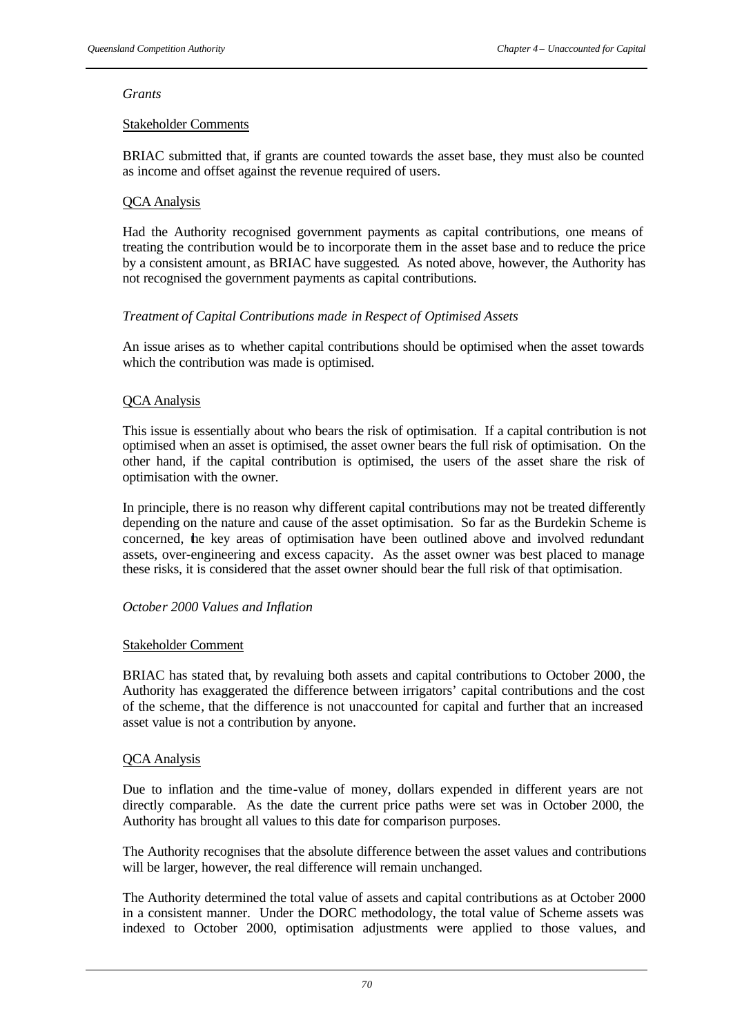*Grants*

Stakeholder Comments

BRIAC submitted that, if grants are counted towards the asset base, they must also be counted as income and offset against the revenue required of users.

QCA Analysis

Had the Authority recognised government payments as capital contributions, one means of treating the contribution would be to incorporate them in the asset base and to reduce the price by a consistent amount, as BRIAC have suggested. As noted above, however, the Authority has not recognised the government payments as capital contributions.

*Treatment of Capital Contributions made in Respect of Optimised Assets*

An issue arises as to whether capital contributions should be optimised when the asset towards which the contribution was made is optimised.

QCA Analysis

This issue is essentially about who bears the risk of optimisation. If a capital contribution is not optimised when an asset is optimised, the asset owner bears the full risk of optimisation. On the other hand, if the capital contribution is optimised, the users of the asset share the risk of optimisation with the owner.

In principle, there is no reason why different capital contributions may not be treated differently depending on the nature and cause of the asset optimisation. So far as the Burdekin Scheme is concerned, the key areas of optimisation have been outlined above and involved redundant assets, over-engineering and excess capacity. As the asset owner was best placed to manage these risks, it is considered that the asset owner should bear the full risk of that optimisation.

*October 2000 Values and Inflation*

Stakeholder Comment

BRIAC has stated that, by revaluing both assets and capital contributions to October 2000, the Authority has exaggerated the difference between irrigators' capital contributions and the cost of the scheme, that the difference is not unaccounted for capital and further that an increased asset value is not a contribution by anyone.

QCA Analysis

Due to inflation and the time-value of money, dollars expended in different years are not directly comparable. As the date the current price paths were set was in October 2000, the Authority has brought all values to this date for comparison purposes.

The Authority recognises that the absolute difference between the asset values and contributions will be larger, however, the real difference will remain unchanged.

The Authority determined the total value of assets and capital contributions as at October 2000 in a consistent manner. Under the DORC methodology, the total value of Scheme assets was indexed to October 2000, optimisation adjustments were applied to those values, and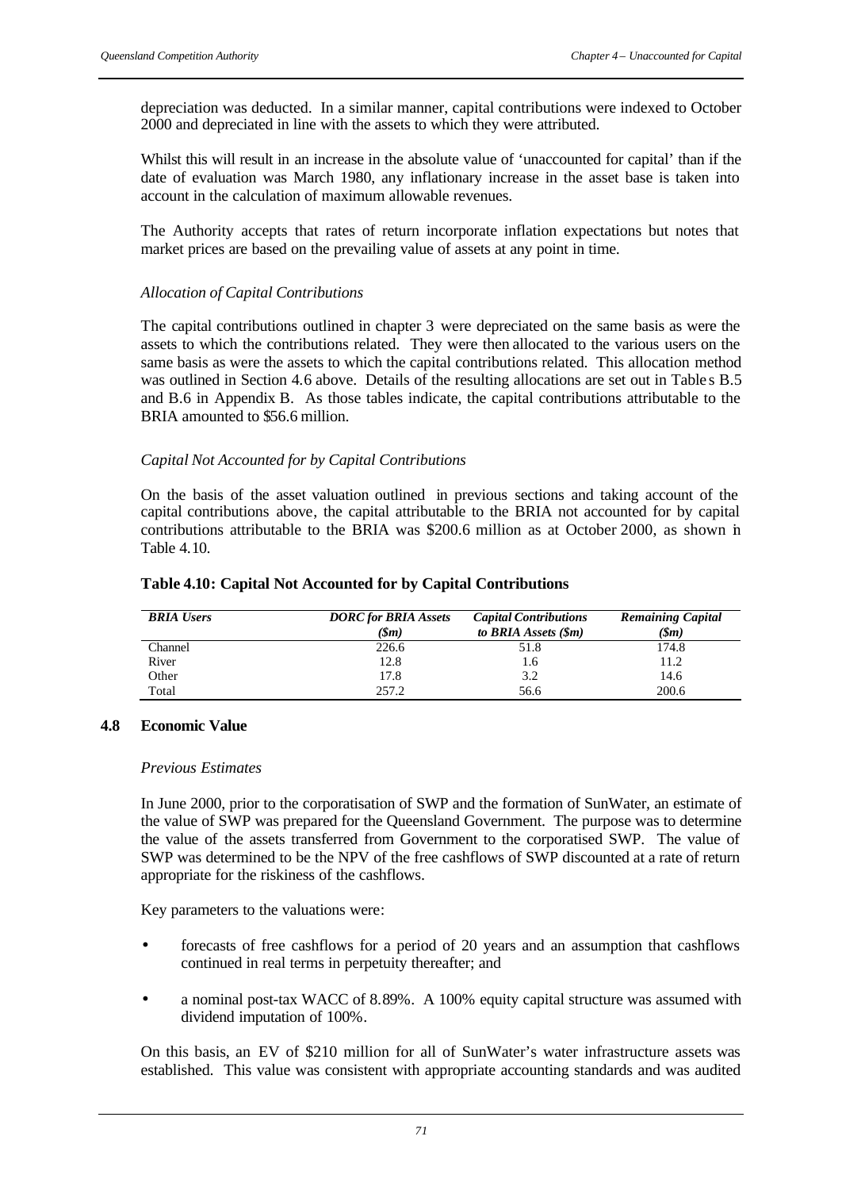depreciation was deducted. In a similar manner, capital contributions were indexed to October 2000 and depreciated in line with the assets to which they were attributed.

Whilst this will result in an increase in the absolute value of 'unaccounted for capital' than if the date of evaluation was March 1980, any inflationary increase in the asset base is taken into account in the calculation of maximum allowable revenues.

The Authority accepts that rates of return incorporate inflation expectations but notes that market prices are based on the prevailing value of assets at any point in time.

*Allocation of Capital Contributions*

The capital contributions outlined in chapter 3 were depreciated on the same basis as were the assets to which the contributions related. They were then allocated to the various users on the same basis as were the assets to which the capital contributions related. This allocation method was outlined in Section 4.6 above. Details of the resulting allocations are set out in Tables B.5 and B.6 in Appendix B. As those tables indicate, the capital contributions attributable to the BRIA amounted to $56.6 million.

*Capital Not Accounted for by Capital Contributions*

On the basis of the asset valuation outlined in previous sections and taking account of the capital contributions above, the capital attributable to the BRIA not accounted for by capital contributions attributable to the BRIA was $200.6 million as at October 2000, as shown in Table 4.10.

**Table 4.10: Capital Not Accounted for by Capital Contributions**

| *BRIA Users* | *DORC for BRIA Assets ($m)* | *Capital Contributions to BRIA Assets ($m)* | *Remaining Capital ($m)* |
|---|---|---|---|
| Channel | 226.6 | 51.8 | 174.8 |
| River | 12.8 | 1.6 | 11.2 |
| Other | 17.8 | 3.2 | 14.6 |
| Total | 257.2 | 56.6 | 200.6 |

## 4.8 Economic Value

*Previous Estimates*

In June 2000, prior to the corporatisation of SWP and the formation of SunWater, an estimate of the value of SWP was prepared for the Queensland Government. The purpose was to determine the value of the assets transferred from Government to the corporatised SWP. The value of SWP was determined to be the NPV of the free cashflows of SWP discounted at a rate of return appropriate for the riskiness of the cashflows.

Key parameters to the valuations were:

- forecasts of free cashflows for a period of 20 years and an assumption that cashflows continued in real terms in perpetuity thereafter; and
- a nominal post-tax WACC of 8.89%. A 100% equity capital structure was assumed with dividend imputation of 100%.

On this basis, an EV of $210 million for all of SunWater's water infrastructure assets was established. This value was consistent with appropriate accounting standards and was audited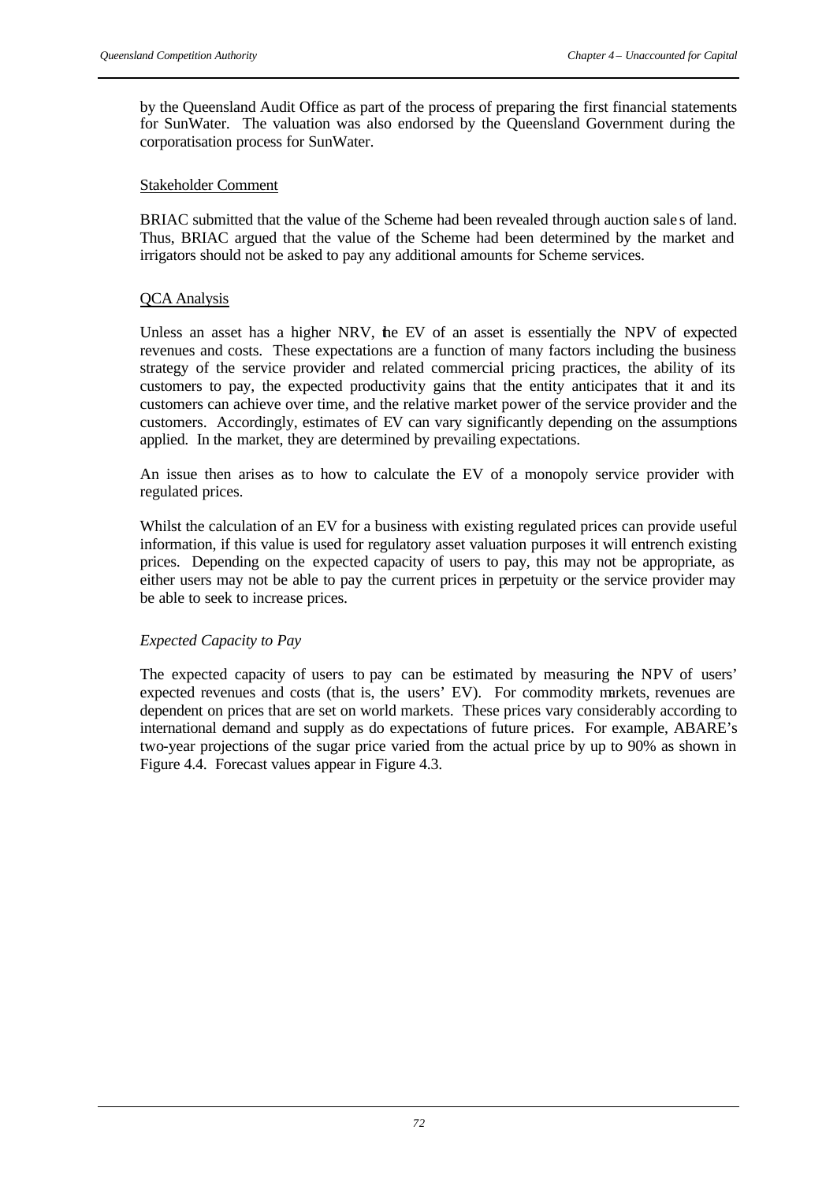by the Queensland Audit Office as part of the process of preparing the first financial statements for SunWater. The valuation was also endorsed by the Queensland Government during the corporatisation process for SunWater.

<u>Stakeholder Comment</u>

BRIAC submitted that the value of the Scheme had been revealed through auction sales of land. Thus, BRIAC argued that the value of the Scheme had been determined by the market and irrigators should not be asked to pay any additional amounts for Scheme services.

<u>QCA Analysis</u>

Unless an asset has a higher NRV, the EV of an asset is essentially the NPV of expected revenues and costs. These expectations are a function of many factors including the business strategy of the service provider and related commercial pricing practices, the ability of its customers to pay, the expected productivity gains that the entity anticipates that it and its customers can achieve over time, and the relative market power of the service provider and the customers. Accordingly, estimates of EV can vary significantly depending on the assumptions applied. In the market, they are determined by prevailing expectations.

An issue then arises as to how to calculate the EV of a monopoly service provider with regulated prices.

Whilst the calculation of an EV for a business with existing regulated prices can provide useful information, if this value is used for regulatory asset valuation purposes it will entrench existing prices. Depending on the expected capacity of users to pay, this may not be appropriate, as either users may not be able to pay the current prices in perpetuity or the service provider may be able to seek to increase prices.

*Expected Capacity to Pay*

The expected capacity of users to pay can be estimated by measuring the NPV of users' expected revenues and costs (that is, the users' EV). For commodity markets, revenues are dependent on prices that are set on world markets. These prices vary considerably according to international demand and supply as do expectations of future prices. For example, ABARE's two-year projections of the sugar price varied from the actual price by up to 90% as shown in Figure 4.4. Forecast values appear in Figure 4.3.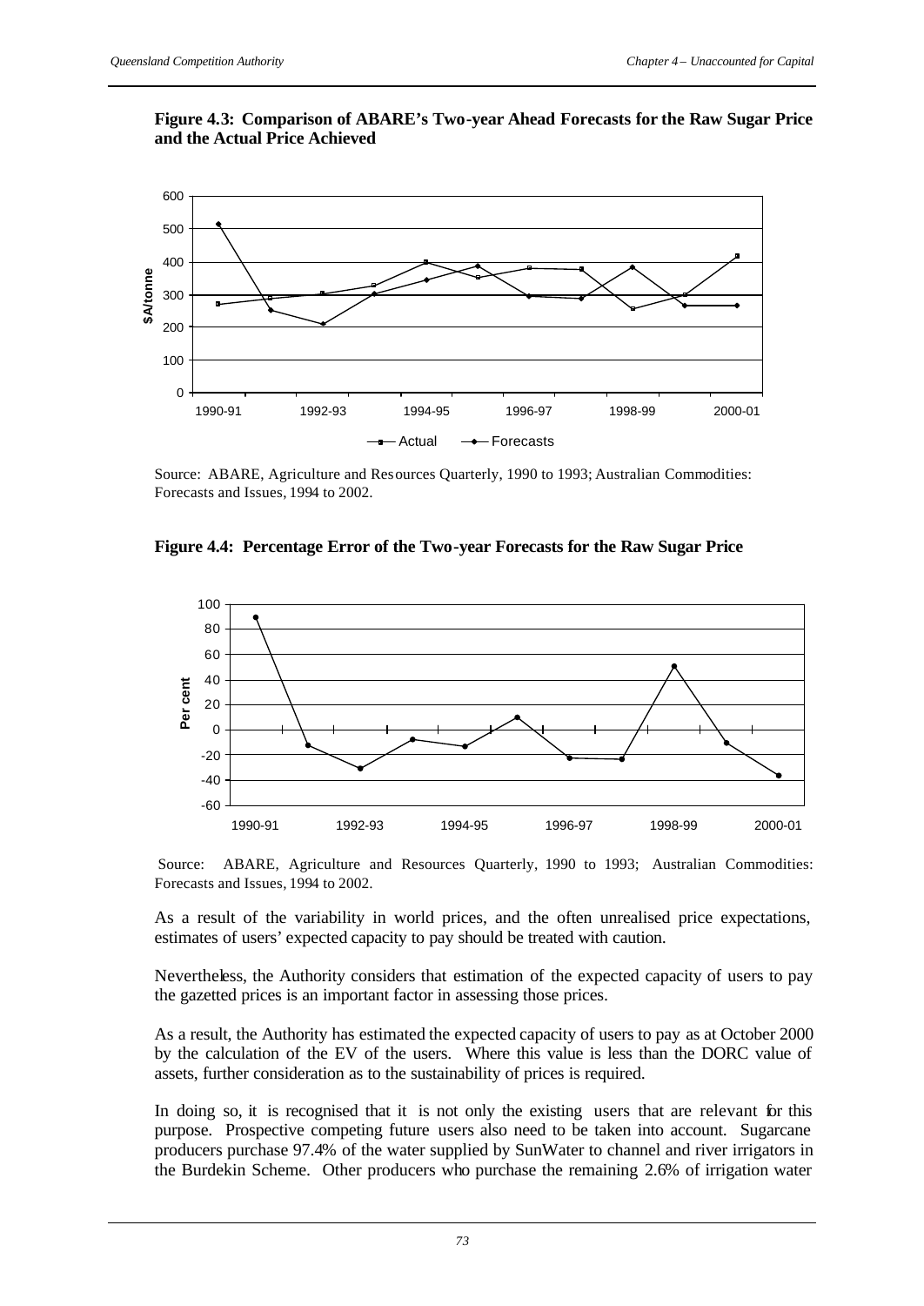**Figure 4.3: Comparison of ABARE's Two-year Ahead Forecasts for the Raw Sugar Price and the Actual Price Achieved**

Source: ABARE, Agriculture and Resources Quarterly, 1990 to 1993; Australian Commodities: Forecasts and Issues, 1994 to 2002.

**Figure 4.4: Percentage Error of the Two-year Forecasts for the Raw Sugar Price**

Source: ABARE, Agriculture and Resources Quarterly, 1990 to 1993; Australian Commodities: Forecasts and Issues, 1994 to 2002.

As a result of the variability in world prices, and the often unrealised price expectations, estimates of users' expected capacity to pay should be treated with caution.

Nevertheless, the Authority considers that estimation of the expected capacity of users to pay the gazetted prices is an important factor in assessing those prices.

As a result, the Authority has estimated the expected capacity of users to pay as at October 2000 by the calculation of the EV of the users. Where this value is less than the DORC value of assets, further consideration as to the sustainability of prices is required.

In doing so, it is recognised that it is not only the existing users that are relevant for this purpose. Prospective competing future users also need to be taken into account. Sugarcane producers purchase 97.4% of the water supplied by SunWater to channel and river irrigators in the Burdekin Scheme. Other producers who purchase the remaining 2.6% of irrigation water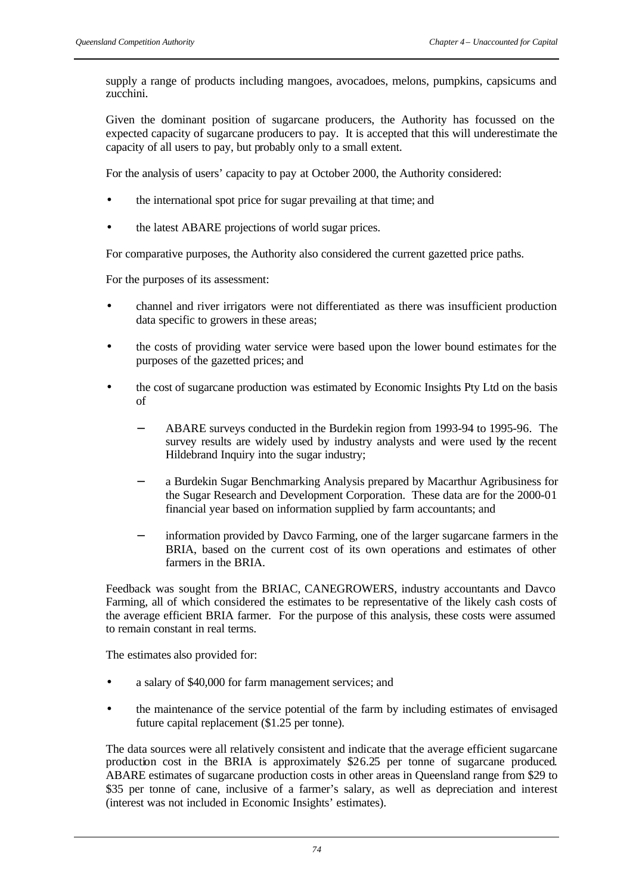supply a range of products including mangoes, avocadoes, melons, pumpkins, capsicums and zucchini.

Given the dominant position of sugarcane producers, the Authority has focussed on the expected capacity of sugarcane producers to pay. It is accepted that this will underestimate the capacity of all users to pay, but probably only to a small extent.

For the analysis of users' capacity to pay at October 2000, the Authority considered:

- the international spot price for sugar prevailing at that time; and
- the latest ABARE projections of world sugar prices.

For comparative purposes, the Authority also considered the current gazetted price paths.

For the purposes of its assessment:

- channel and river irrigators were not differentiated as there was insufficient production data specific to growers in these areas;
- the costs of providing water service were based upon the lower bound estimates for the purposes of the gazetted prices; and
- the cost of sugarcane production was estimated by Economic Insights Pty Ltd on the basis of
  - ABARE surveys conducted in the Burdekin region from 1993-94 to 1995-96. The survey results are widely used by industry analysts and were used by the recent Hildebrand Inquiry into the sugar industry;
  - a Burdekin Sugar Benchmarking Analysis prepared by Macarthur Agribusiness for the Sugar Research and Development Corporation. These data are for the 2000-01 financial year based on information supplied by farm accountants; and
  - information provided by Davco Farming, one of the larger sugarcane farmers in the BRIA, based on the current cost of its own operations and estimates of other farmers in the BRIA.

Feedback was sought from the BRIAC, CANEGROWERS, industry accountants and Davco Farming, all of which considered the estimates to be representative of the likely cash costs of the average efficient BRIA farmer. For the purpose of this analysis, these costs were assumed to remain constant in real terms.

The estimates also provided for:

- a salary of $40,000 for farm management services; and
- the maintenance of the service potential of the farm by including estimates of envisaged future capital replacement ($1.25 per tonne).

The data sources were all relatively consistent and indicate that the average efficient sugarcane production cost in the BRIA is approximately $26.25 per tonne of sugarcane produced. ABARE estimates of sugarcane production costs in other areas in Queensland range from $29 to $35 per tonne of cane, inclusive of a farmer's salary, as well as depreciation and interest (interest was not included in Economic Insights' estimates).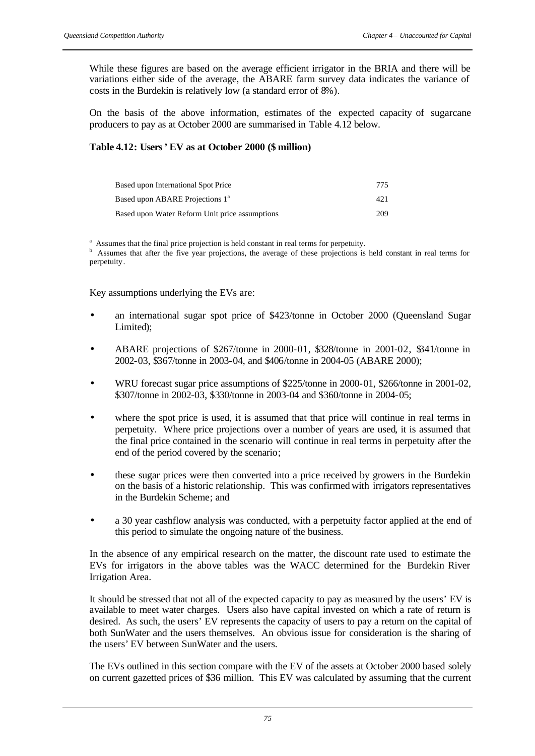While these figures are based on the average efficient irrigator in the BRIA and there will be variations either side of the average, the ABARE farm survey data indicates the variance of costs in the Burdekin is relatively low (a standard error of 8%).

On the basis of the above information, estimates of the expected capacity of sugarcane producers to pay as at October 2000 are summarised in Table 4.12 below.

**Table 4.12: Users' EV as at October 2000 ($ million)**

| | |
|---|---|
| Based upon International Spot Price | 775 |
| Based upon ABARE Projections 1[a] | 421 |
| Based upon Water Reform Unit price assumptions | 209 |

[a] Assumes that the final price projection is held constant in real terms for perpetuity.

[b] Assumes that after the five year projections, the average of these projections is held constant in real terms for perpetuity.

Key assumptions underlying the EVs are:

- an international sugar spot price of $423/tonne in October 2000 (Queensland Sugar Limited);
- ABARE projections of $267/tonne in 2000-01, $328/tonne in 2001-02, $341/tonne in 2002-03, $367/tonne in 2003-04, and $406/tonne in 2004-05 (ABARE 2000);
- WRU forecast sugar price assumptions of $225/tonne in 2000-01, $266/tonne in 2001-02, $307/tonne in 2002-03, $330/tonne in 2003-04 and $360/tonne in 2004-05;
- where the spot price is used, it is assumed that that price will continue in real terms in perpetuity. Where price projections over a number of years are used, it is assumed that the final price contained in the scenario will continue in real terms in perpetuity after the end of the period covered by the scenario;
- these sugar prices were then converted into a price received by growers in the Burdekin on the basis of a historic relationship. This was confirmed with irrigators representatives in the Burdekin Scheme; and
- a 30 year cashflow analysis was conducted, with a perpetuity factor applied at the end of this period to simulate the ongoing nature of the business.

In the absence of any empirical research on the matter, the discount rate used to estimate the EVs for irrigators in the above tables was the WACC determined for the Burdekin River Irrigation Area.

It should be stressed that not all of the expected capacity to pay as measured by the users' EV is available to meet water charges. Users also have capital invested on which a rate of return is desired. As such, the users' EV represents the capacity of users to pay a return on the capital of both SunWater and the users themselves. An obvious issue for consideration is the sharing of the users' EV between SunWater and the users.

The EVs outlined in this section compare with the EV of the assets at October 2000 based solely on current gazetted prices of $36 million. This EV was calculated by assuming that the current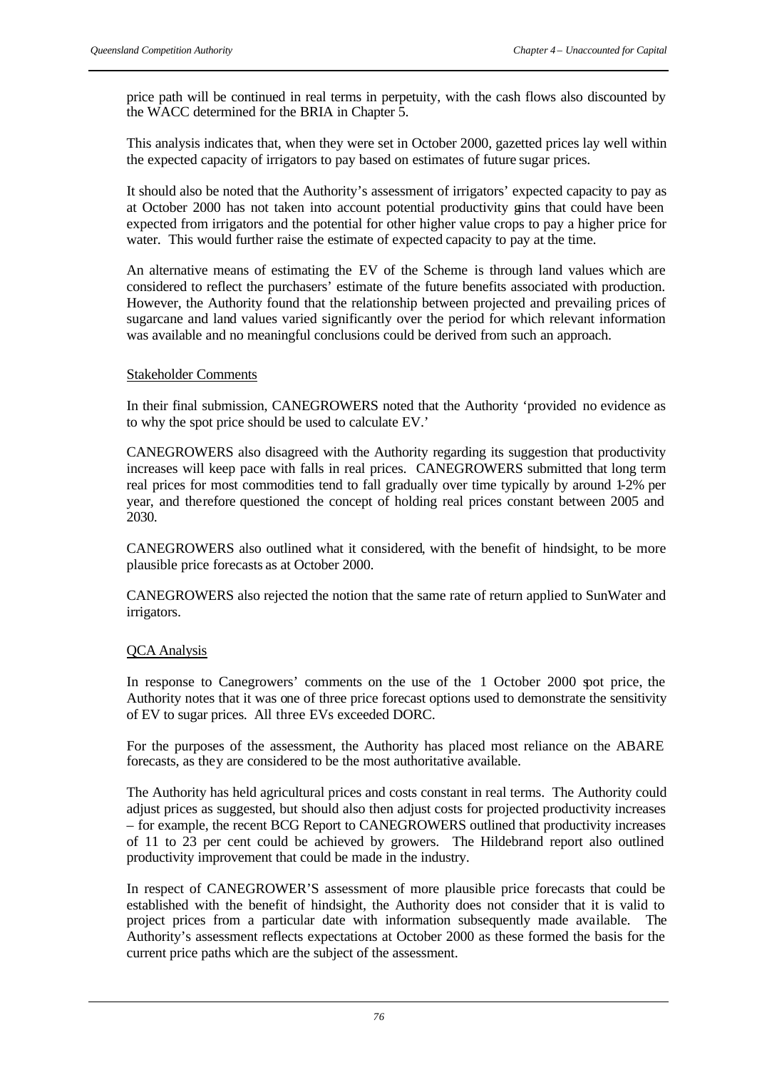price path will be continued in real terms in perpetuity, with the cash flows also discounted by the WACC determined for the BRIA in Chapter 5.

This analysis indicates that, when they were set in October 2000, gazetted prices lay well within the expected capacity of irrigators to pay based on estimates of future sugar prices.

It should also be noted that the Authority's assessment of irrigators' expected capacity to pay as at October 2000 has not taken into account potential productivity gains that could have been expected from irrigators and the potential for other higher value crops to pay a higher price for water. This would further raise the estimate of expected capacity to pay at the time.

An alternative means of estimating the EV of the Scheme is through land values which are considered to reflect the purchasers' estimate of the future benefits associated with production. However, the Authority found that the relationship between projected and prevailing prices of sugarcane and land values varied significantly over the period for which relevant information was available and no meaningful conclusions could be derived from such an approach.

Stakeholder Comments

In their final submission, CANEGROWERS noted that the Authority 'provided no evidence as to why the spot price should be used to calculate EV.'

CANEGROWERS also disagreed with the Authority regarding its suggestion that productivity increases will keep pace with falls in real prices. CANEGROWERS submitted that long term real prices for most commodities tend to fall gradually over time typically by around 1-2% per year, and therefore questioned the concept of holding real prices constant between 2005 and 2030.

CANEGROWERS also outlined what it considered, with the benefit of hindsight, to be more plausible price forecasts as at October 2000.

CANEGROWERS also rejected the notion that the same rate of return applied to SunWater and irrigators.

QCA Analysis

In response to Canegrowers' comments on the use of the 1 October 2000 spot price, the Authority notes that it was one of three price forecast options used to demonstrate the sensitivity of EV to sugar prices. All three EVs exceeded DORC.

For the purposes of the assessment, the Authority has placed most reliance on the ABARE forecasts, as they are considered to be the most authoritative available.

The Authority has held agricultural prices and costs constant in real terms. The Authority could adjust prices as suggested, but should also then adjust costs for projected productivity increases – for example, the recent BCG Report to CANEGROWERS outlined that productivity increases of 11 to 23 per cent could be achieved by growers. The Hildebrand report also outlined productivity improvement that could be made in the industry.

In respect of CANEGROWER'S assessment of more plausible price forecasts that could be established with the benefit of hindsight, the Authority does not consider that it is valid to project prices from a particular date with information subsequently made available. The Authority's assessment reflects expectations at October 2000 as these formed the basis for the current price paths which are the subject of the assessment.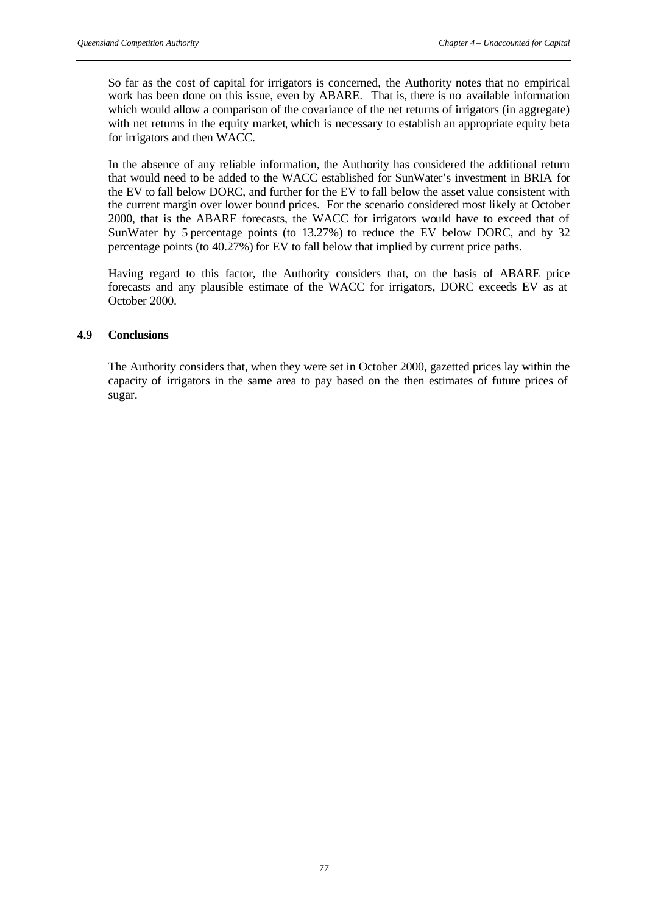So far as the cost of capital for irrigators is concerned, the Authority notes that no empirical work has been done on this issue, even by ABARE. That is, there is no available information which would allow a comparison of the covariance of the net returns of irrigators (in aggregate) with net returns in the equity market, which is necessary to establish an appropriate equity beta for irrigators and then WACC.

In the absence of any reliable information, the Authority has considered the additional return that would need to be added to the WACC established for SunWater's investment in BRIA for the EV to fall below DORC, and further for the EV to fall below the asset value consistent with the current margin over lower bound prices. For the scenario considered most likely at October 2000, that is the ABARE forecasts, the WACC for irrigators would have to exceed that of SunWater by 5 percentage points (to 13.27%) to reduce the EV below DORC, and by 32 percentage points (to 40.27%) for EV to fall below that implied by current price paths.

Having regard to this factor, the Authority considers that, on the basis of ABARE price forecasts and any plausible estimate of the WACC for irrigators, DORC exceeds EV as at October 2000.

### 4.9 Conclusions

The Authority considers that, when they were set in October 2000, gazetted prices lay within the capacity of irrigators in the same area to pay based on the then estimates of future prices of sugar.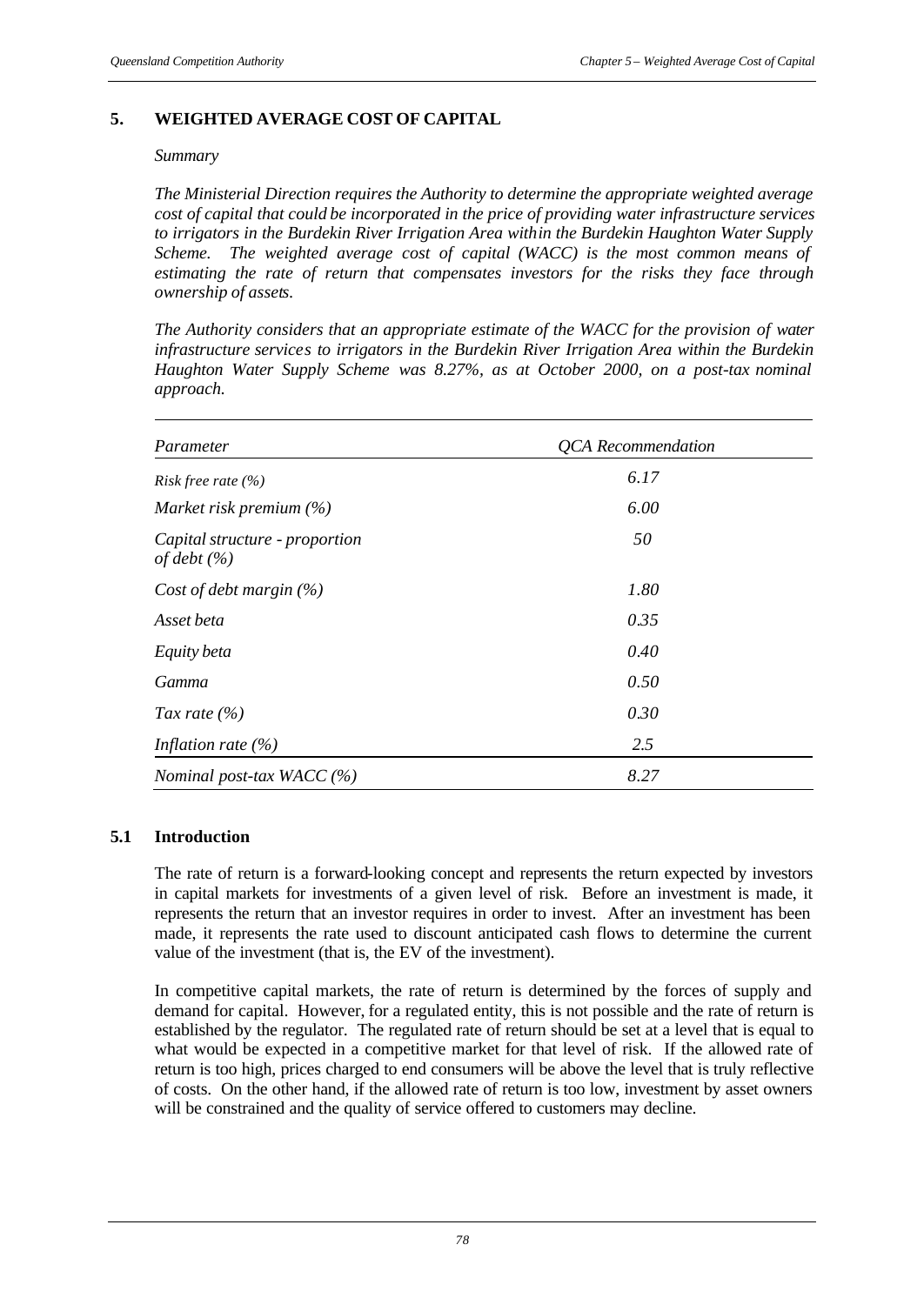# 5. WEIGHTED AVERAGE COST OF CAPITAL

*Summary*

*The Ministerial Direction requires the Authority to determine the appropriate weighted average cost of capital that could be incorporated in the price of providing water infrastructure services to irrigators in the Burdekin River Irrigation Area within the Burdekin Haughton Water Supply Scheme. The weighted average cost of capital (WACC) is the most common means of estimating the rate of return that compensates investors for the risks they face through ownership of assets.*

*The Authority considers that an appropriate estimate of the WACC for the provision of water infrastructure services to irrigators in the Burdekin River Irrigation Area within the Burdekin Haughton Water Supply Scheme was 8.27%, as at October 2000, on a post-tax nominal approach.*

| *Parameter* | *QCA Recommendation* |
|---|---|
| *Risk free rate (%)* | *6.17* |
| *Market risk premium (%)* | *6.00* |
| *Capital structure - proportion of debt (%)* | *50* |
| *Cost of debt margin (%)* | *1.80* |
| *Asset beta* | *0.35* |
| *Equity beta* | *0.40* |
| *Gamma* | *0.50* |
| *Tax rate (%)* | *0.30* |
| *Inflation rate (%)* | *2.5* |
| *Nominal post-tax WACC (%)* | *8.27* |

## 5.1 Introduction

The rate of return is a forward-looking concept and represents the return expected by investors in capital markets for investments of a given level of risk. Before an investment is made, it represents the return that an investor requires in order to invest. After an investment has been made, it represents the rate used to discount anticipated cash flows to determine the current value of the investment (that is, the EV of the investment).

In competitive capital markets, the rate of return is determined by the forces of supply and demand for capital. However, for a regulated entity, this is not possible and the rate of return is established by the regulator. The regulated rate of return should be set at a level that is equal to what would be expected in a competitive market for that level of risk. If the allowed rate of return is too high, prices charged to end consumers will be above the level that is truly reflective of costs. On the other hand, if the allowed rate of return is too low, investment by asset owners will be constrained and the quality of service offered to customers may decline.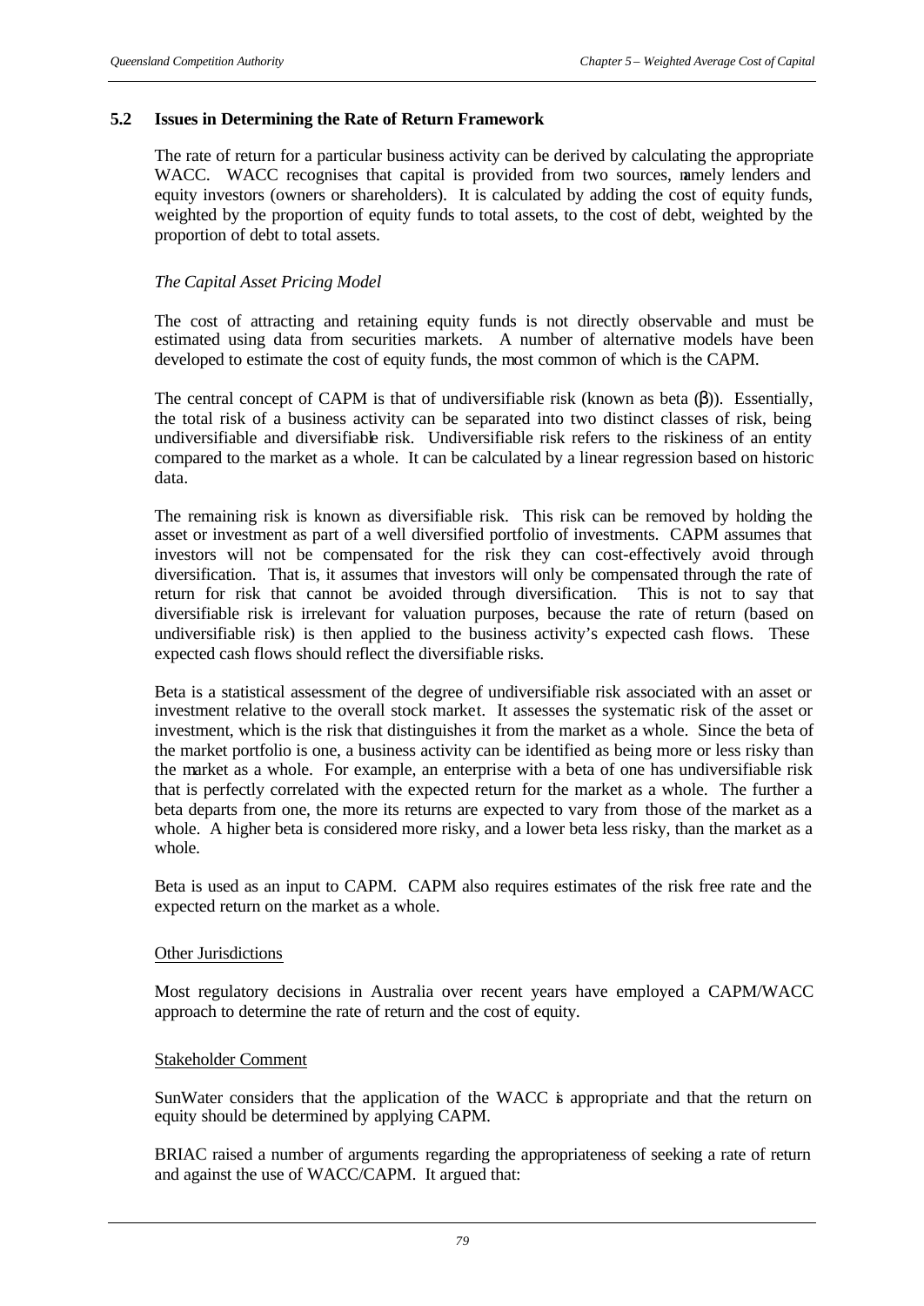## 5.2 Issues in Determining the Rate of Return Framework

The rate of return for a particular business activity can be derived by calculating the appropriate WACC. WACC recognises that capital is provided from two sources, namely lenders and equity investors (owners or shareholders). It is calculated by adding the cost of equity funds, weighted by the proportion of equity funds to total assets, to the cost of debt, weighted by the proportion of debt to total assets.

*The Capital Asset Pricing Model*

The cost of attracting and retaining equity funds is not directly observable and must be estimated using data from securities markets. A number of alternative models have been developed to estimate the cost of equity funds, the most common of which is the CAPM.

The central concept of CAPM is that of undiversifiable risk (known as beta ($\beta$)). Essentially, the total risk of a business activity can be separated into two distinct classes of risk, being undiversifiable and diversifiable risk. Undiversifiable risk refers to the riskiness of an entity compared to the market as a whole. It can be calculated by a linear regression based on historic data.

The remaining risk is known as diversifiable risk. This risk can be removed by holding the asset or investment as part of a well diversified portfolio of investments. CAPM assumes that investors will not be compensated for the risk they can cost-effectively avoid through diversification. That is, it assumes that investors will only be compensated through the rate of return for risk that cannot be avoided through diversification. This is not to say that diversifiable risk is irrelevant for valuation purposes, because the rate of return (based on undiversifiable risk) is then applied to the business activity's expected cash flows. These expected cash flows should reflect the diversifiable risks.

Beta is a statistical assessment of the degree of undiversifiable risk associated with an asset or investment relative to the overall stock market. It assesses the systematic risk of the asset or investment, which is the risk that distinguishes it from the market as a whole. Since the beta of the market portfolio is one, a business activity can be identified as being more or less risky than the market as a whole. For example, an enterprise with a beta of one has undiversifiable risk that is perfectly correlated with the expected return for the market as a whole. The further a beta departs from one, the more its returns are expected to vary from those of the market as a whole. A higher beta is considered more risky, and a lower beta less risky, than the market as a whole.

Beta is used as an input to CAPM. CAPM also requires estimates of the risk free rate and the expected return on the market as a whole.

Other Jurisdictions

Most regulatory decisions in Australia over recent years have employed a CAPM/WACC approach to determine the rate of return and the cost of equity.

Stakeholder Comment

SunWater considers that the application of the WACC is appropriate and that the return on equity should be determined by applying CAPM.

BRIAC raised a number of arguments regarding the appropriateness of seeking a rate of return and against the use of WACC/CAPM. It argued that: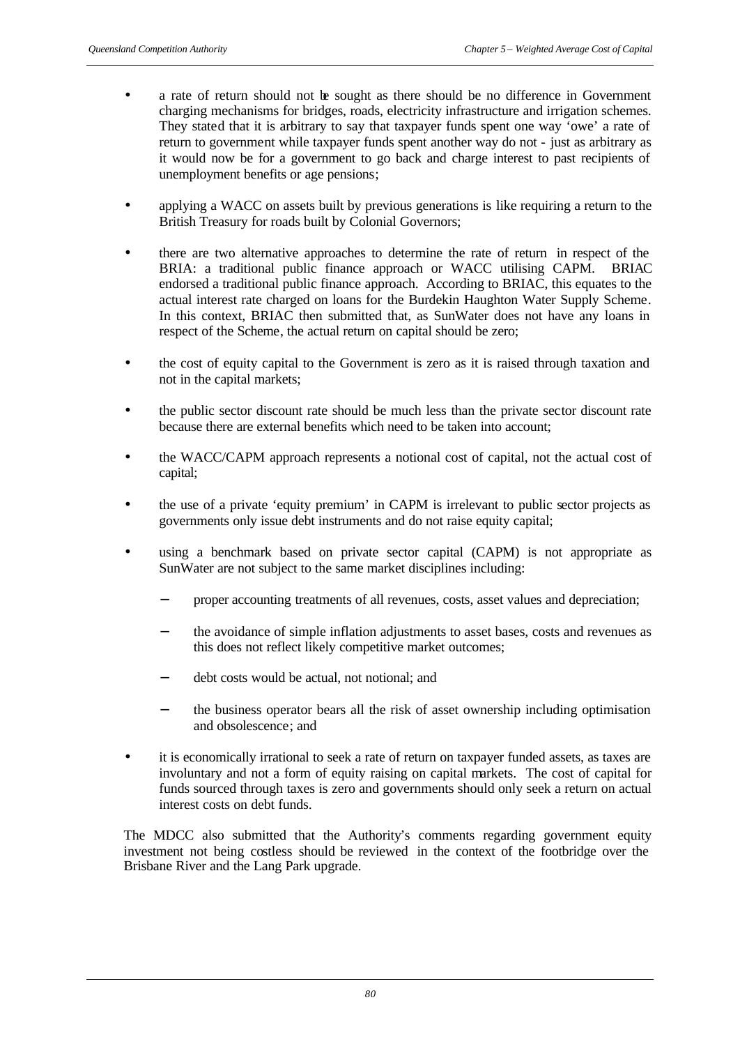- a rate of return should not be sought as there should be no difference in Government charging mechanisms for bridges, roads, electricity infrastructure and irrigation schemes. They stated that it is arbitrary to say that taxpayer funds spent one way 'owe' a rate of return to government while taxpayer funds spent another way do not - just as arbitrary as it would now be for a government to go back and charge interest to past recipients of unemployment benefits or age pensions;

- applying a WACC on assets built by previous generations is like requiring a return to the British Treasury for roads built by Colonial Governors;

- there are two alternative approaches to determine the rate of return in respect of the BRIA: a traditional public finance approach or WACC utilising CAPM. BRIAC endorsed a traditional public finance approach. According to BRIAC, this equates to the actual interest rate charged on loans for the Burdekin Haughton Water Supply Scheme. In this context, BRIAC then submitted that, as SunWater does not have any loans in respect of the Scheme, the actual return on capital should be zero;

- the cost of equity capital to the Government is zero as it is raised through taxation and not in the capital markets;

- the public sector discount rate should be much less than the private sector discount rate because there are external benefits which need to be taken into account;

- the WACC/CAPM approach represents a notional cost of capital, not the actual cost of capital;

- the use of a private 'equity premium' in CAPM is irrelevant to public sector projects as governments only issue debt instruments and do not raise equity capital;

- using a benchmark based on private sector capital (CAPM) is not appropriate as SunWater are not subject to the same market disciplines including:

  - proper accounting treatments of all revenues, costs, asset values and depreciation;

  - the avoidance of simple inflation adjustments to asset bases, costs and revenues as this does not reflect likely competitive market outcomes;

  - debt costs would be actual, not notional; and

  - the business operator bears all the risk of asset ownership including optimisation and obsolescence; and

- it is economically irrational to seek a rate of return on taxpayer funded assets, as taxes are involuntary and not a form of equity raising on capital markets. The cost of capital for funds sourced through taxes is zero and governments should only seek a return on actual interest costs on debt funds.

The MDCC also submitted that the Authority's comments regarding government equity investment not being costless should be reviewed in the context of the footbridge over the Brisbane River and the Lang Park upgrade.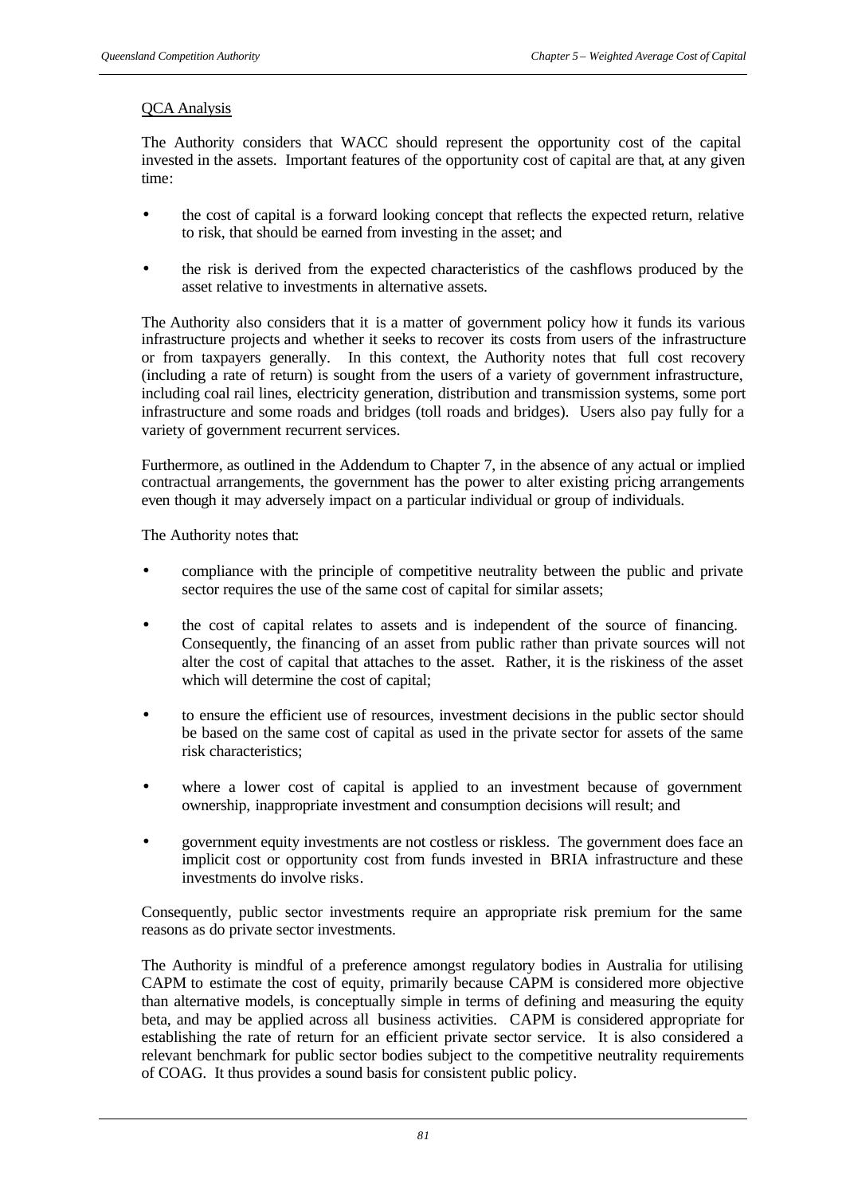QCA Analysis

The Authority considers that WACC should represent the opportunity cost of the capital invested in the assets. Important features of the opportunity cost of capital are that, at any given time:

- the cost of capital is a forward looking concept that reflects the expected return, relative to risk, that should be earned from investing in the asset; and
- the risk is derived from the expected characteristics of the cashflows produced by the asset relative to investments in alternative assets.

The Authority also considers that it is a matter of government policy how it funds its various infrastructure projects and whether it seeks to recover its costs from users of the infrastructure or from taxpayers generally. In this context, the Authority notes that full cost recovery (including a rate of return) is sought from the users of a variety of government infrastructure, including coal rail lines, electricity generation, distribution and transmission systems, some port infrastructure and some roads and bridges (toll roads and bridges). Users also pay fully for a variety of government recurrent services.

Furthermore, as outlined in the Addendum to Chapter 7, in the absence of any actual or implied contractual arrangements, the government has the power to alter existing pricing arrangements even though it may adversely impact on a particular individual or group of individuals.

The Authority notes that:

- compliance with the principle of competitive neutrality between the public and private sector requires the use of the same cost of capital for similar assets;
- the cost of capital relates to assets and is independent of the source of financing. Consequently, the financing of an asset from public rather than private sources will not alter the cost of capital that attaches to the asset. Rather, it is the riskiness of the asset which will determine the cost of capital;
- to ensure the efficient use of resources, investment decisions in the public sector should be based on the same cost of capital as used in the private sector for assets of the same risk characteristics;
- where a lower cost of capital is applied to an investment because of government ownership, inappropriate investment and consumption decisions will result; and
- government equity investments are not costless or riskless. The government does face an implicit cost or opportunity cost from funds invested in BRIA infrastructure and these investments do involve risks.

Consequently, public sector investments require an appropriate risk premium for the same reasons as do private sector investments.

The Authority is mindful of a preference amongst regulatory bodies in Australia for utilising CAPM to estimate the cost of equity, primarily because CAPM is considered more objective than alternative models, is conceptually simple in terms of defining and measuring the equity beta, and may be applied across all business activities. CAPM is considered appropriate for establishing the rate of return for an efficient private sector service. It is also considered a relevant benchmark for public sector bodies subject to the competitive neutrality requirements of COAG. It thus provides a sound basis for consistent public policy.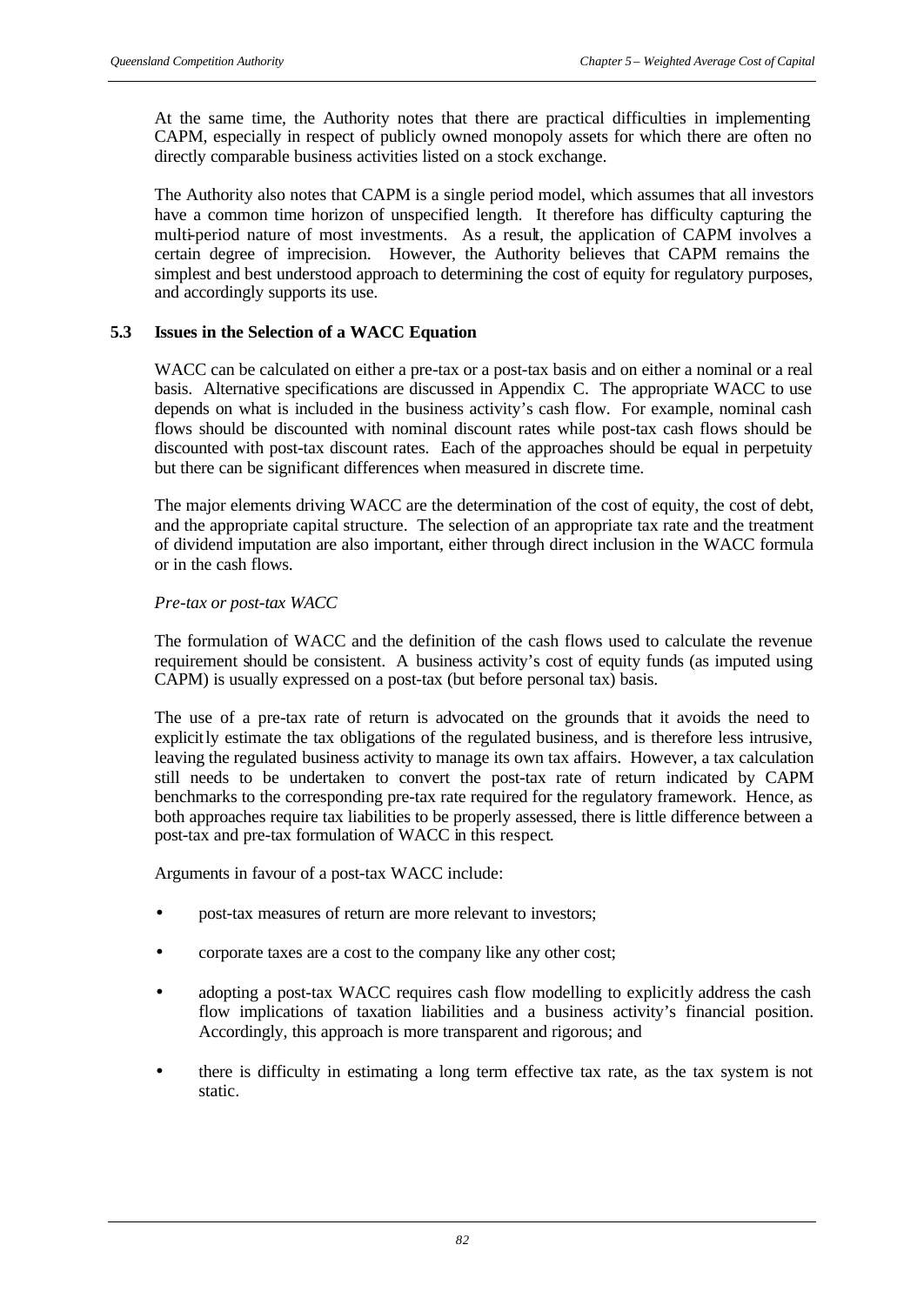At the same time, the Authority notes that there are practical difficulties in implementing CAPM, especially in respect of publicly owned monopoly assets for which there are often no directly comparable business activities listed on a stock exchange.

The Authority also notes that CAPM is a single period model, which assumes that all investors have a common time horizon of unspecified length. It therefore has difficulty capturing the multi-period nature of most investments. As a result, the application of CAPM involves a certain degree of imprecision. However, the Authority believes that CAPM remains the simplest and best understood approach to determining the cost of equity for regulatory purposes, and accordingly supports its use.

## 5.3 Issues in the Selection of a WACC Equation

WACC can be calculated on either a pre-tax or a post-tax basis and on either a nominal or a real basis. Alternative specifications are discussed in Appendix C. The appropriate WACC to use depends on what is included in the business activity's cash flow. For example, nominal cash flows should be discounted with nominal discount rates while post-tax cash flows should be discounted with post-tax discount rates. Each of the approaches should be equal in perpetuity but there can be significant differences when measured in discrete time.

The major elements driving WACC are the determination of the cost of equity, the cost of debt, and the appropriate capital structure. The selection of an appropriate tax rate and the treatment of dividend imputation are also important, either through direct inclusion in the WACC formula or in the cash flows.

*Pre-tax or post-tax WACC*

The formulation of WACC and the definition of the cash flows used to calculate the revenue requirement should be consistent. A business activity's cost of equity funds (as imputed using CAPM) is usually expressed on a post-tax (but before personal tax) basis.

The use of a pre-tax rate of return is advocated on the grounds that it avoids the need to explicitly estimate the tax obligations of the regulated business, and is therefore less intrusive, leaving the regulated business activity to manage its own tax affairs. However, a tax calculation still needs to be undertaken to convert the post-tax rate of return indicated by CAPM benchmarks to the corresponding pre-tax rate required for the regulatory framework. Hence, as both approaches require tax liabilities to be properly assessed, there is little difference between a post-tax and pre-tax formulation of WACC in this respect.

Arguments in favour of a post-tax WACC include:

- post-tax measures of return are more relevant to investors;
- corporate taxes are a cost to the company like any other cost;
- adopting a post-tax WACC requires cash flow modelling to explicitly address the cash flow implications of taxation liabilities and a business activity's financial position. Accordingly, this approach is more transparent and rigorous; and
- there is difficulty in estimating a long term effective tax rate, as the tax system is not static.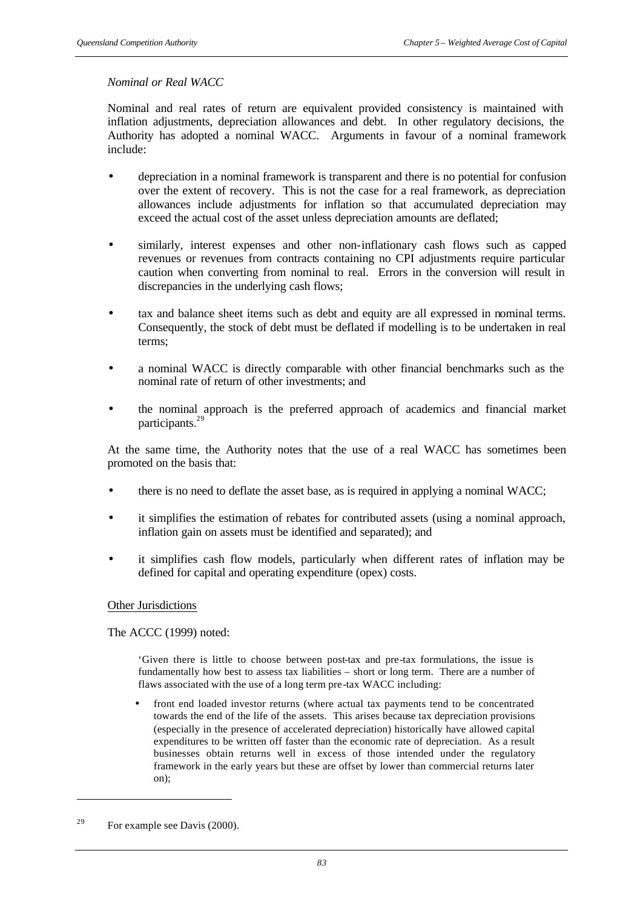*Nominal or Real WACC*

Nominal and real rates of return are equivalent provided consistency is maintained with inflation adjustments, depreciation allowances and debt. In other regulatory decisions, the Authority has adopted a nominal WACC. Arguments in favour of a nominal framework include:

- depreciation in a nominal framework is transparent and there is no potential for confusion over the extent of recovery. This is not the case for a real framework, as depreciation allowances include adjustments for inflation so that accumulated depreciation may exceed the actual cost of the asset unless depreciation amounts are deflated;
- similarly, interest expenses and other non-inflationary cash flows such as capped revenues or revenues from contracts containing no CPI adjustments require particular caution when converting from nominal to real. Errors in the conversion will result in discrepancies in the underlying cash flows;
- tax and balance sheet items such as debt and equity are all expressed in nominal terms. Consequently, the stock of debt must be deflated if modelling is to be undertaken in real terms;
- a nominal WACC is directly comparable with other financial benchmarks such as the nominal rate of return of other investments; and
- the nominal approach is the preferred approach of academics and financial market participants.[29]

At the same time, the Authority notes that the use of a real WACC has sometimes been promoted on the basis that:

- there is no need to deflate the asset base, as is required in applying a nominal WACC;
- it simplifies the estimation of rebates for contributed assets (using a nominal approach, inflation gain on assets must be identified and separated); and
- it simplifies cash flow models, particularly when different rates of inflation may be defined for capital and operating expenditure (opex) costs.

Other Jurisdictions

The ACCC (1999) noted:

> 'Given there is little to choose between post-tax and pre-tax formulations, the issue is fundamentally how best to assess tax liabilities – short or long term. There are a number of flaws associated with the use of a long term pre-tax WACC including:
>
> - front end loaded investor returns (where actual tax payments tend to be concentrated towards the end of the life of the assets. This arises because tax depreciation provisions (especially in the presence of accelerated depreciation) historically have allowed capital expenditures to be written off faster than the economic rate of depreciation. As a result businesses obtain returns well in excess of those intended under the regulatory framework in the early years but these are offset by lower than commercial returns later on);

[29] For example see Davis (2000).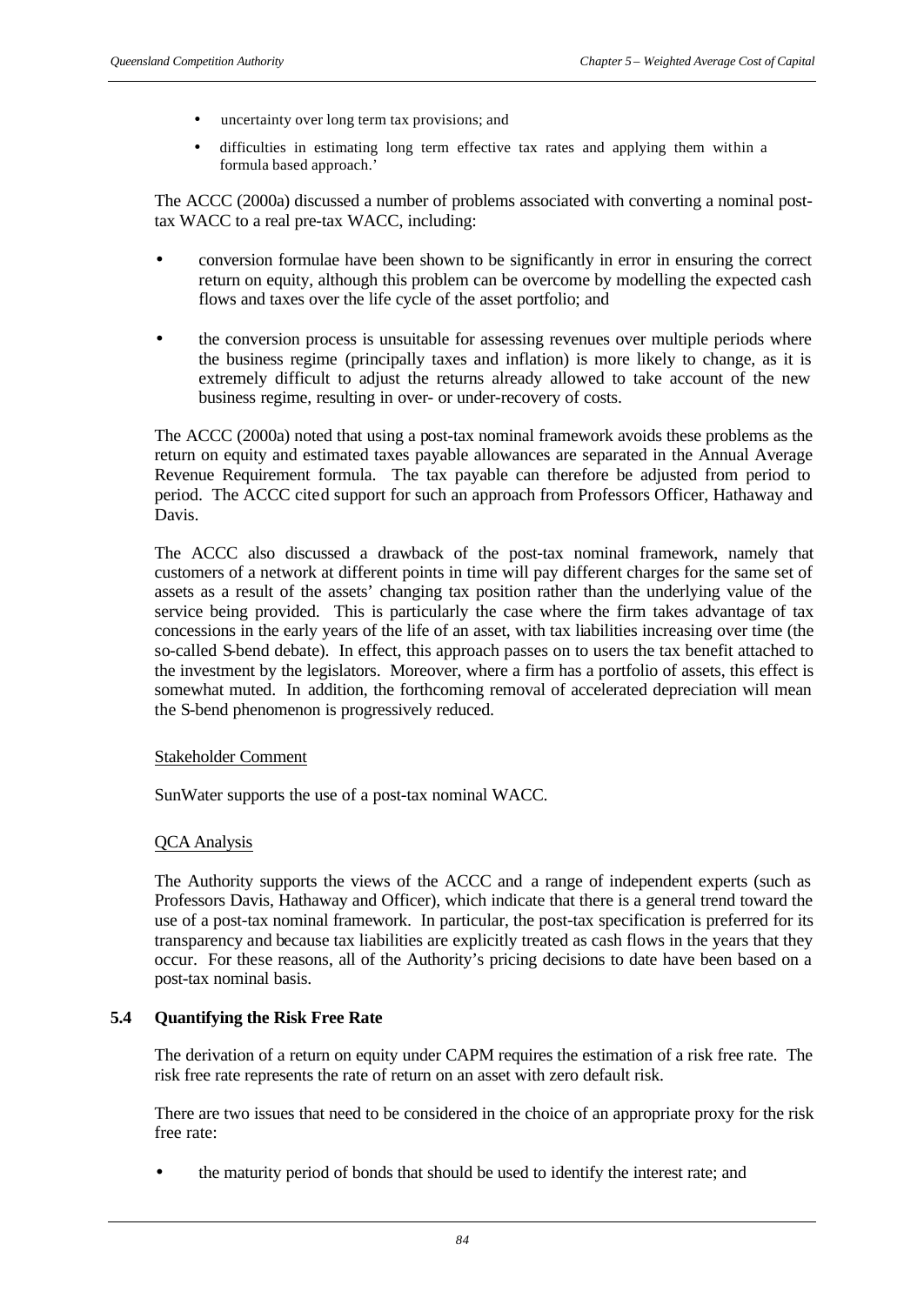- uncertainty over long term tax provisions; and
- difficulties in estimating long term effective tax rates and applying them within a formula based approach.'

The ACCC (2000a) discussed a number of problems associated with converting a nominal post-tax WACC to a real pre-tax WACC, including:

- conversion formulae have been shown to be significantly in error in ensuring the correct return on equity, although this problem can be overcome by modelling the expected cash flows and taxes over the life cycle of the asset portfolio; and
- the conversion process is unsuitable for assessing revenues over multiple periods where the business regime (principally taxes and inflation) is more likely to change, as it is extremely difficult to adjust the returns already allowed to take account of the new business regime, resulting in over- or under-recovery of costs.

The ACCC (2000a) noted that using a post-tax nominal framework avoids these problems as the return on equity and estimated taxes payable allowances are separated in the Annual Average Revenue Requirement formula. The tax payable can therefore be adjusted from period to period. The ACCC cited support for such an approach from Professors Officer, Hathaway and Davis.

The ACCC also discussed a drawback of the post-tax nominal framework, namely that customers of a network at different points in time will pay different charges for the same set of assets as a result of the assets' changing tax position rather than the underlying value of the service being provided. This is particularly the case where the firm takes advantage of tax concessions in the early years of the life of an asset, with tax liabilities increasing over time (the so-called S-bend debate). In effect, this approach passes on to users the tax benefit attached to the investment by the legislators. Moreover, where a firm has a portfolio of assets, this effect is somewhat muted. In addition, the forthcoming removal of accelerated depreciation will mean the S-bend phenomenon is progressively reduced.

Stakeholder Comment

SunWater supports the use of a post-tax nominal WACC.

QCA Analysis

The Authority supports the views of the ACCC and a range of independent experts (such as Professors Davis, Hathaway and Officer), which indicate that there is a general trend toward the use of a post-tax nominal framework. In particular, the post-tax specification is preferred for its transparency and because tax liabilities are explicitly treated as cash flows in the years that they occur. For these reasons, all of the Authority's pricing decisions to date have been based on a post-tax nominal basis.

## 5.4 Quantifying the Risk Free Rate

The derivation of a return on equity under CAPM requires the estimation of a risk free rate. The risk free rate represents the rate of return on an asset with zero default risk.

There are two issues that need to be considered in the choice of an appropriate proxy for the risk free rate:

- the maturity period of bonds that should be used to identify the interest rate; and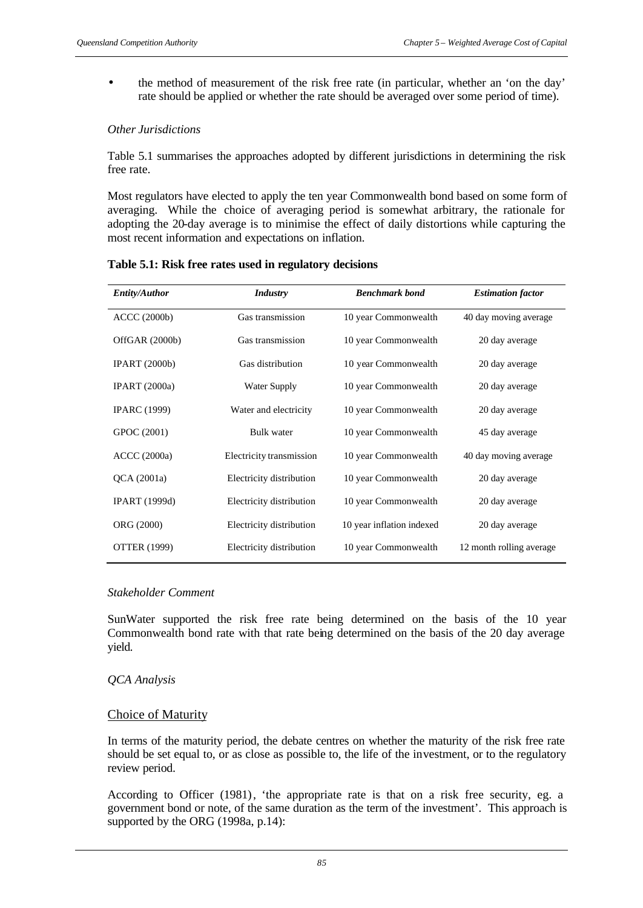- the method of measurement of the risk free rate (in particular, whether an 'on the day' rate should be applied or whether the rate should be averaged over some period of time).

*Other Jurisdictions*

Table 5.1 summarises the approaches adopted by different jurisdictions in determining the risk free rate.

Most regulators have elected to apply the ten year Commonwealth bond based on some form of averaging. While the choice of averaging period is somewhat arbitrary, the rationale for adopting the 20-day average is to minimise the effect of daily distortions while capturing the most recent information and expectations on inflation.

**Table 5.1: Risk free rates used in regulatory decisions**

| *Entity/Author* | *Industry* | *Benchmark bond* | *Estimation factor* |
|---|---|---|---|
| ACCC (2000b) | Gas transmission | 10 year Commonwealth | 40 day moving average |
| OffGAR (2000b) | Gas transmission | 10 year Commonwealth | 20 day average |
| IPART (2000b) | Gas distribution | 10 year Commonwealth | 20 day average |
| IPART (2000a) | Water Supply | 10 year Commonwealth | 20 day average |
| IPARC (1999) | Water and electricity | 10 year Commonwealth | 20 day average |
| GPOC (2001) | Bulk water | 10 year Commonwealth | 45 day average |
| ACCC (2000a) | Electricity transmission | 10 year Commonwealth | 40 day moving average |
| QCA (2001a) | Electricity distribution | 10 year Commonwealth | 20 day average |
| IPART (1999d) | Electricity distribution | 10 year Commonwealth | 20 day average |
| ORG (2000) | Electricity distribution | 10 year inflation indexed | 20 day average |
| OTTER (1999) | Electricity distribution | 10 year Commonwealth | 12 month rolling average |

*Stakeholder Comment*

SunWater supported the risk free rate being determined on the basis of the 10 year Commonwealth bond rate with that rate being determined on the basis of the 20 day average yield.

*QCA Analysis*

Choice of Maturity

In terms of the maturity period, the debate centres on whether the maturity of the risk free rate should be set equal to, or as close as possible to, the life of the investment, or to the regulatory review period.

According to Officer (1981), 'the appropriate rate is that on a risk free security, eg. a government bond or note, of the same duration as the term of the investment'. This approach is supported by the ORG (1998a, p.14):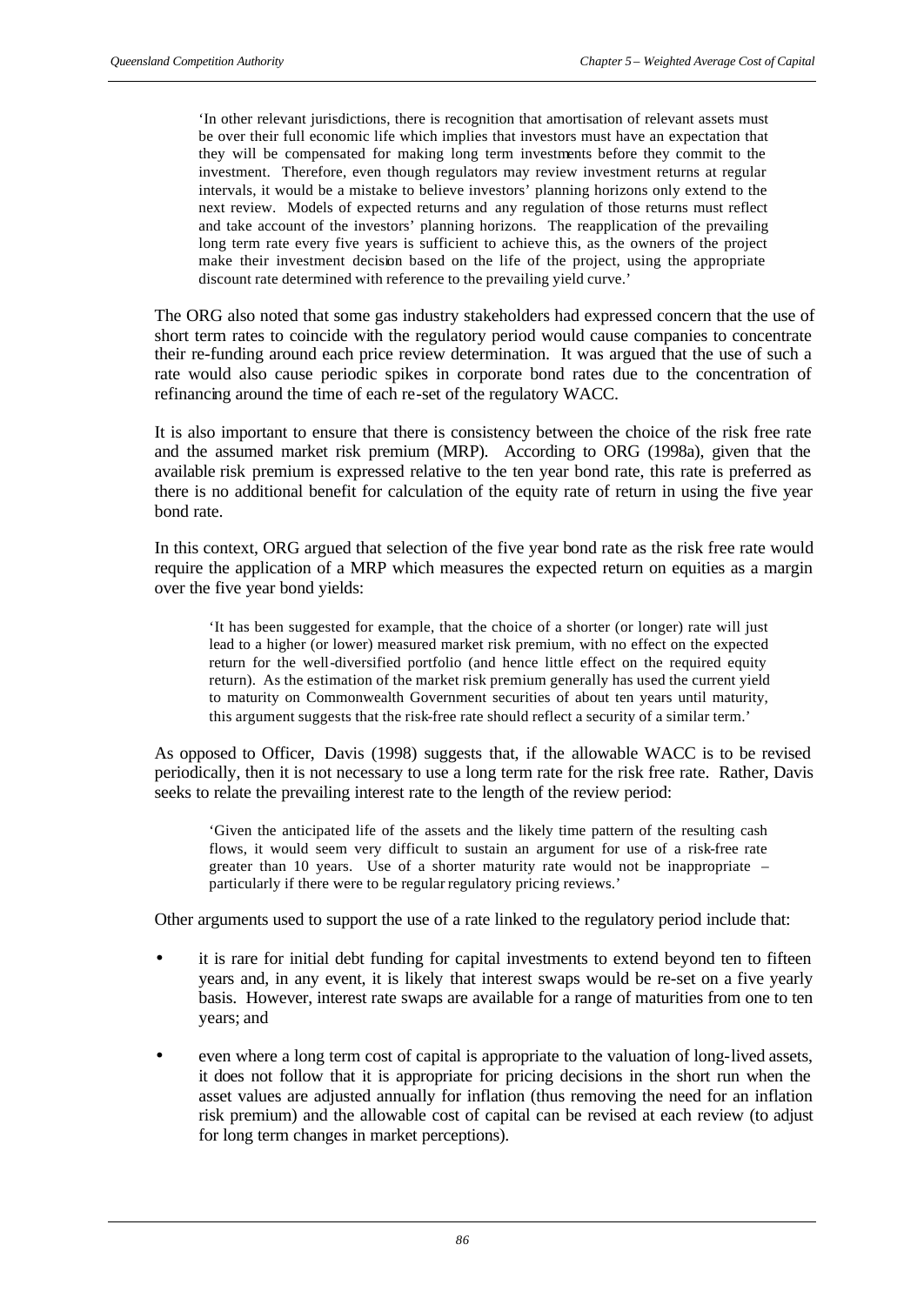> 'In other relevant jurisdictions, there is recognition that amortisation of relevant assets must be over their full economic life which implies that investors must have an expectation that they will be compensated for making long term investments before they commit to the investment. Therefore, even though regulators may review investment returns at regular intervals, it would be a mistake to believe investors' planning horizons only extend to the next review. Models of expected returns and any regulation of those returns must reflect and take account of the investors' planning horizons. The reapplication of the prevailing long term rate every five years is sufficient to achieve this, as the owners of the project make their investment decision based on the life of the project, using the appropriate discount rate determined with reference to the prevailing yield curve.'

The ORG also noted that some gas industry stakeholders had expressed concern that the use of short term rates to coincide with the regulatory period would cause companies to concentrate their re-funding around each price review determination. It was argued that the use of such a rate would also cause periodic spikes in corporate bond rates due to the concentration of refinancing around the time of each re-set of the regulatory WACC.

It is also important to ensure that there is consistency between the choice of the risk free rate and the assumed market risk premium (MRP). According to ORG (1998a), given that the available risk premium is expressed relative to the ten year bond rate, this rate is preferred as there is no additional benefit for calculation of the equity rate of return in using the five year bond rate.

In this context, ORG argued that selection of the five year bond rate as the risk free rate would require the application of a MRP which measures the expected return on equities as a margin over the five year bond yields:

> 'It has been suggested for example, that the choice of a shorter (or longer) rate will just lead to a higher (or lower) measured market risk premium, with no effect on the expected return for the well-diversified portfolio (and hence little effect on the required equity return). As the estimation of the market risk premium generally has used the current yield to maturity on Commonwealth Government securities of about ten years until maturity, this argument suggests that the risk-free rate should reflect a security of a similar term.'

As opposed to Officer, Davis (1998) suggests that, if the allowable WACC is to be revised periodically, then it is not necessary to use a long term rate for the risk free rate. Rather, Davis seeks to relate the prevailing interest rate to the length of the review period:

> 'Given the anticipated life of the assets and the likely time pattern of the resulting cash flows, it would seem very difficult to sustain an argument for use of a risk-free rate greater than 10 years. Use of a shorter maturity rate would not be inappropriate – particularly if there were to be regular regulatory pricing reviews.'

Other arguments used to support the use of a rate linked to the regulatory period include that:

- it is rare for initial debt funding for capital investments to extend beyond ten to fifteen years and, in any event, it is likely that interest swaps would be re-set on a five yearly basis. However, interest rate swaps are available for a range of maturities from one to ten years; and
- even where a long term cost of capital is appropriate to the valuation of long-lived assets, it does not follow that it is appropriate for pricing decisions in the short run when the asset values are adjusted annually for inflation (thus removing the need for an inflation risk premium) and the allowable cost of capital can be revised at each review (to adjust for long term changes in market perceptions).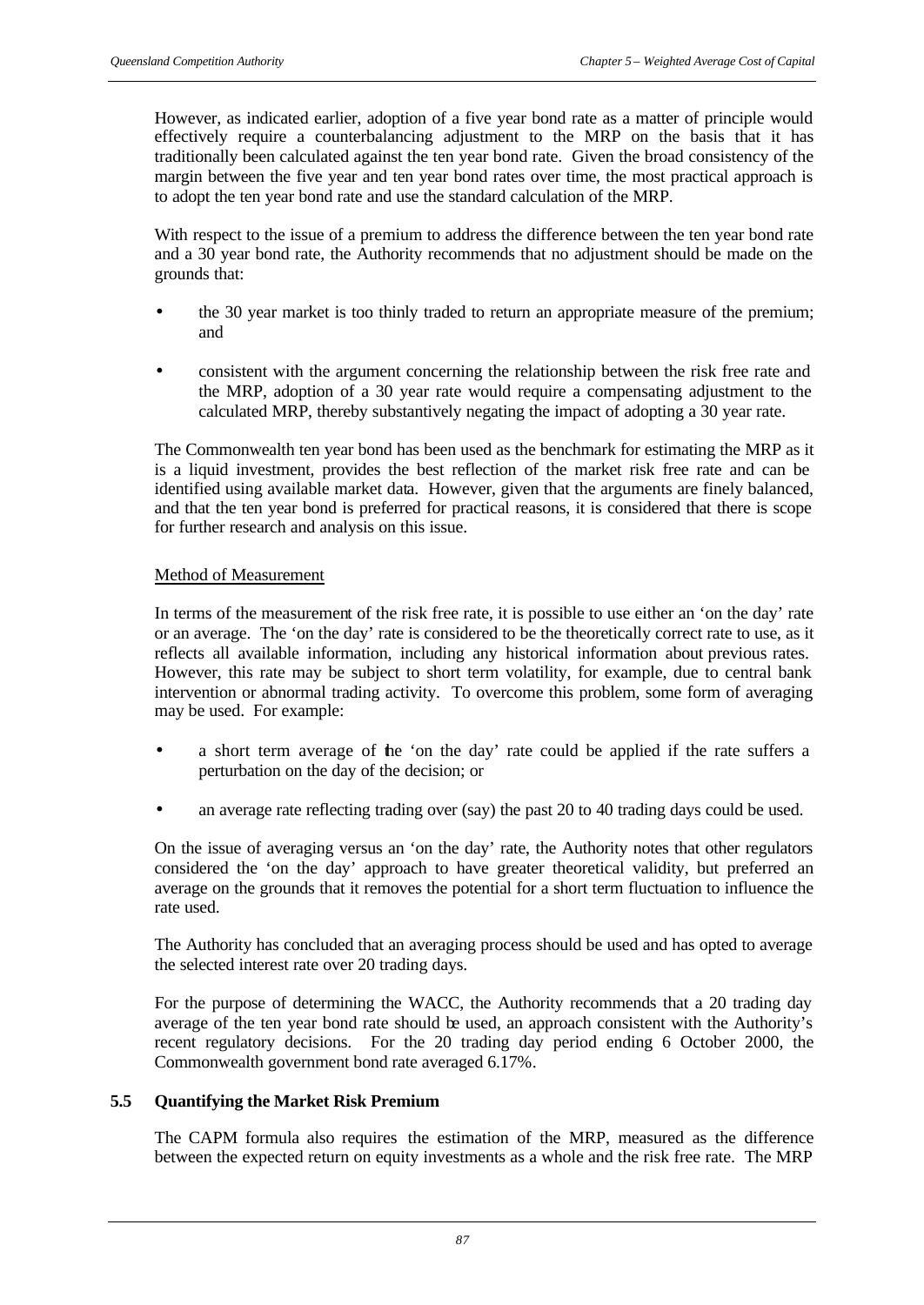However, as indicated earlier, adoption of a five year bond rate as a matter of principle would effectively require a counterbalancing adjustment to the MRP on the basis that it has traditionally been calculated against the ten year bond rate. Given the broad consistency of the margin between the five year and ten year bond rates over time, the most practical approach is to adopt the ten year bond rate and use the standard calculation of the MRP.

With respect to the issue of a premium to address the difference between the ten year bond rate and a 30 year bond rate, the Authority recommends that no adjustment should be made on the grounds that:

- the 30 year market is too thinly traded to return an appropriate measure of the premium; and
- consistent with the argument concerning the relationship between the risk free rate and the MRP, adoption of a 30 year rate would require a compensating adjustment to the calculated MRP, thereby substantively negating the impact of adopting a 30 year rate.

The Commonwealth ten year bond has been used as the benchmark for estimating the MRP as it is a liquid investment, provides the best reflection of the market risk free rate and can be identified using available market data. However, given that the arguments are finely balanced, and that the ten year bond is preferred for practical reasons, it is considered that there is scope for further research and analysis on this issue.

Method of Measurement

In terms of the measurement of the risk free rate, it is possible to use either an 'on the day' rate or an average. The 'on the day' rate is considered to be the theoretically correct rate to use, as it reflects all available information, including any historical information about previous rates. However, this rate may be subject to short term volatility, for example, due to central bank intervention or abnormal trading activity. To overcome this problem, some form of averaging may be used. For example:

- a short term average of the 'on the day' rate could be applied if the rate suffers a perturbation on the day of the decision; or
- an average rate reflecting trading over (say) the past 20 to 40 trading days could be used.

On the issue of averaging versus an 'on the day' rate, the Authority notes that other regulators considered the 'on the day' approach to have greater theoretical validity, but preferred an average on the grounds that it removes the potential for a short term fluctuation to influence the rate used.

The Authority has concluded that an averaging process should be used and has opted to average the selected interest rate over 20 trading days.

For the purpose of determining the WACC, the Authority recommends that a 20 trading day average of the ten year bond rate should be used, an approach consistent with the Authority's recent regulatory decisions. For the 20 trading day period ending 6 October 2000, the Commonwealth government bond rate averaged 6.17%.

## 5.5 Quantifying the Market Risk Premium

The CAPM formula also requires the estimation of the MRP, measured as the difference between the expected return on equity investments as a whole and the risk free rate. The MRP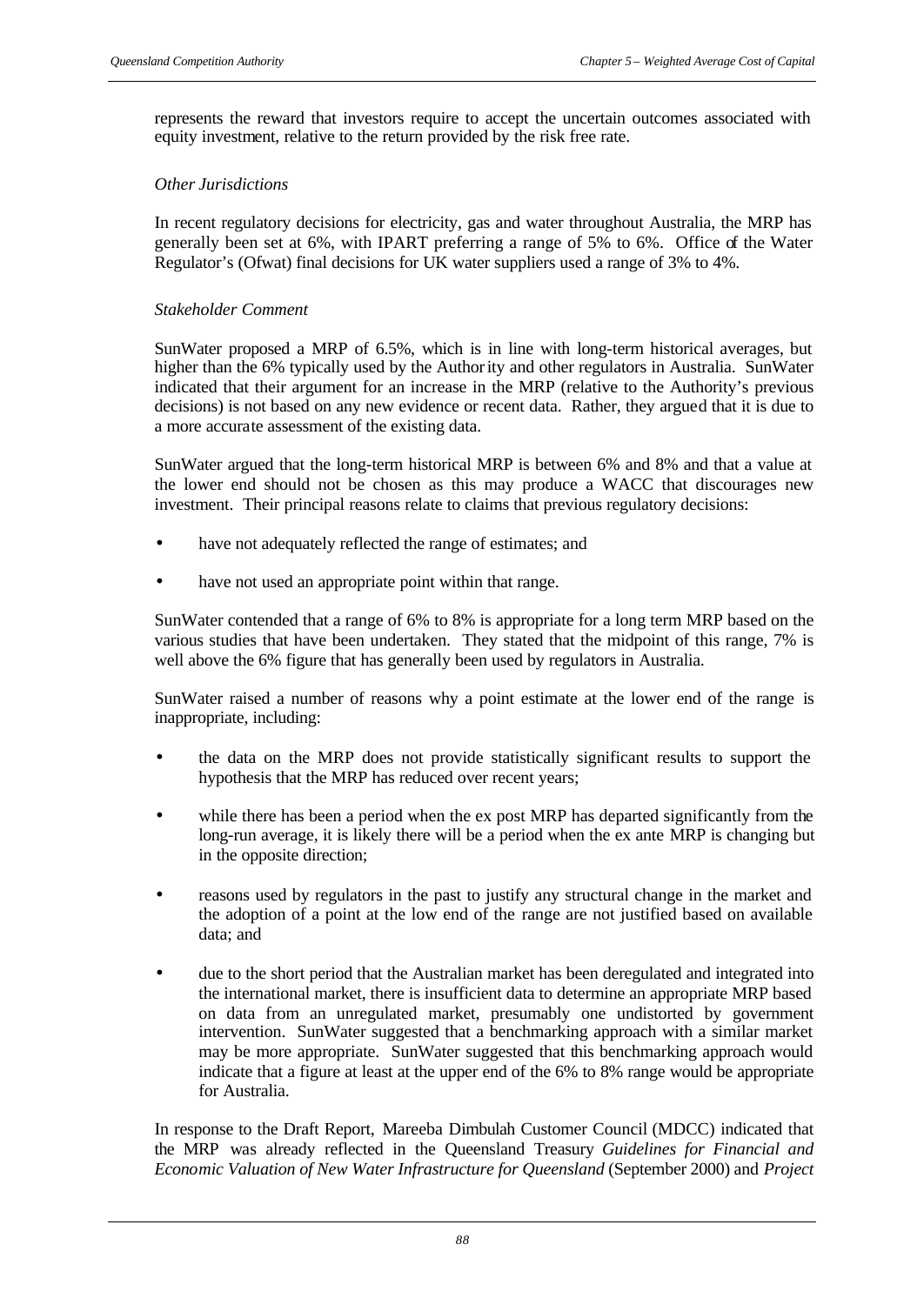represents the reward that investors require to accept the uncertain outcomes associated with equity investment, relative to the return provided by the risk free rate.

*Other Jurisdictions*

In recent regulatory decisions for electricity, gas and water throughout Australia, the MRP has generally been set at 6%, with IPART preferring a range of 5% to 6%. Office of the Water Regulator's (Ofwat) final decisions for UK water suppliers used a range of 3% to 4%.

*Stakeholder Comment*

SunWater proposed a MRP of 6.5%, which is in line with long-term historical averages, but higher than the 6% typically used by the Authority and other regulators in Australia. SunWater indicated that their argument for an increase in the MRP (relative to the Authority's previous decisions) is not based on any new evidence or recent data. Rather, they argued that it is due to a more accurate assessment of the existing data.

SunWater argued that the long-term historical MRP is between 6% and 8% and that a value at the lower end should not be chosen as this may produce a WACC that discourages new investment. Their principal reasons relate to claims that previous regulatory decisions:

- have not adequately reflected the range of estimates; and
- have not used an appropriate point within that range.

SunWater contended that a range of 6% to 8% is appropriate for a long term MRP based on the various studies that have been undertaken. They stated that the midpoint of this range, 7% is well above the 6% figure that has generally been used by regulators in Australia.

SunWater raised a number of reasons why a point estimate at the lower end of the range is inappropriate, including:

- the data on the MRP does not provide statistically significant results to support the hypothesis that the MRP has reduced over recent years;
- while there has been a period when the ex post MRP has departed significantly from the long-run average, it is likely there will be a period when the ex ante MRP is changing but in the opposite direction;
- reasons used by regulators in the past to justify any structural change in the market and the adoption of a point at the low end of the range are not justified based on available data; and
- due to the short period that the Australian market has been deregulated and integrated into the international market, there is insufficient data to determine an appropriate MRP based on data from an unregulated market, presumably one undistorted by government intervention. SunWater suggested that a benchmarking approach with a similar market may be more appropriate. SunWater suggested that this benchmarking approach would indicate that a figure at least at the upper end of the 6% to 8% range would be appropriate for Australia.

In response to the Draft Report, Mareeba Dimbulah Customer Council (MDCC) indicated that the MRP was already reflected in the Queensland Treasury *Guidelines for Financial and Economic Valuation of New Water Infrastructure for Queensland* (September 2000) and *Project*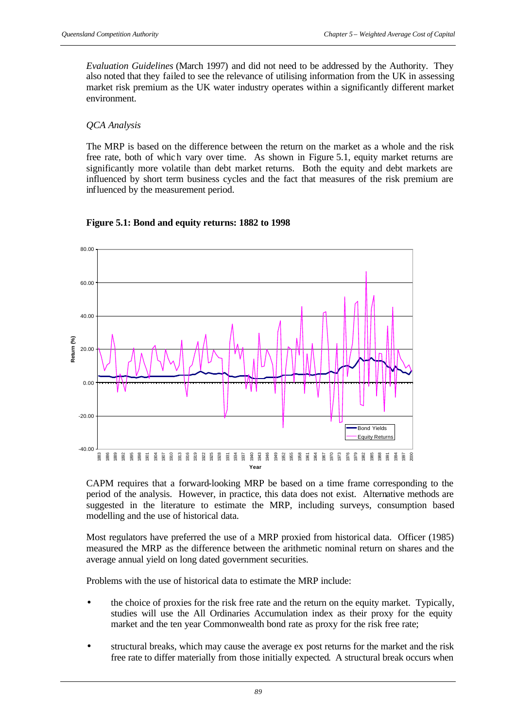*Evaluation Guidelines* (March 1997) and did not need to be addressed by the Authority. They also noted that they failed to see the relevance of utilising information from the UK in assessing market risk premium as the UK water industry operates within a significantly different market environment.

*QCA Analysis*

The MRP is based on the difference between the return on the market as a whole and the risk free rate, both of which vary over time. As shown in Figure 5.1, equity market returns are significantly more volatile than debt market returns. Both the equity and debt markets are influenced by short term business cycles and the fact that measures of the risk premium are influenced by the measurement period.

**Figure 5.1: Bond and equity returns: 1882 to 1998**

CAPM requires that a forward-looking MRP be based on a time frame corresponding to the period of the analysis. However, in practice, this data does not exist. Alternative methods are suggested in the literature to estimate the MRP, including surveys, consumption based modelling and the use of historical data.

Most regulators have preferred the use of a MRP proxied from historical data. Officer (1985) measured the MRP as the difference between the arithmetic nominal return on shares and the average annual yield on long dated government securities.

Problems with the use of historical data to estimate the MRP include:

- the choice of proxies for the risk free rate and the return on the equity market. Typically, studies will use the All Ordinaries Accumulation index as their proxy for the equity market and the ten year Commonwealth bond rate as proxy for the risk free rate;
- structural breaks, which may cause the average ex post returns for the market and the risk free rate to differ materially from those initially expected. A structural break occurs when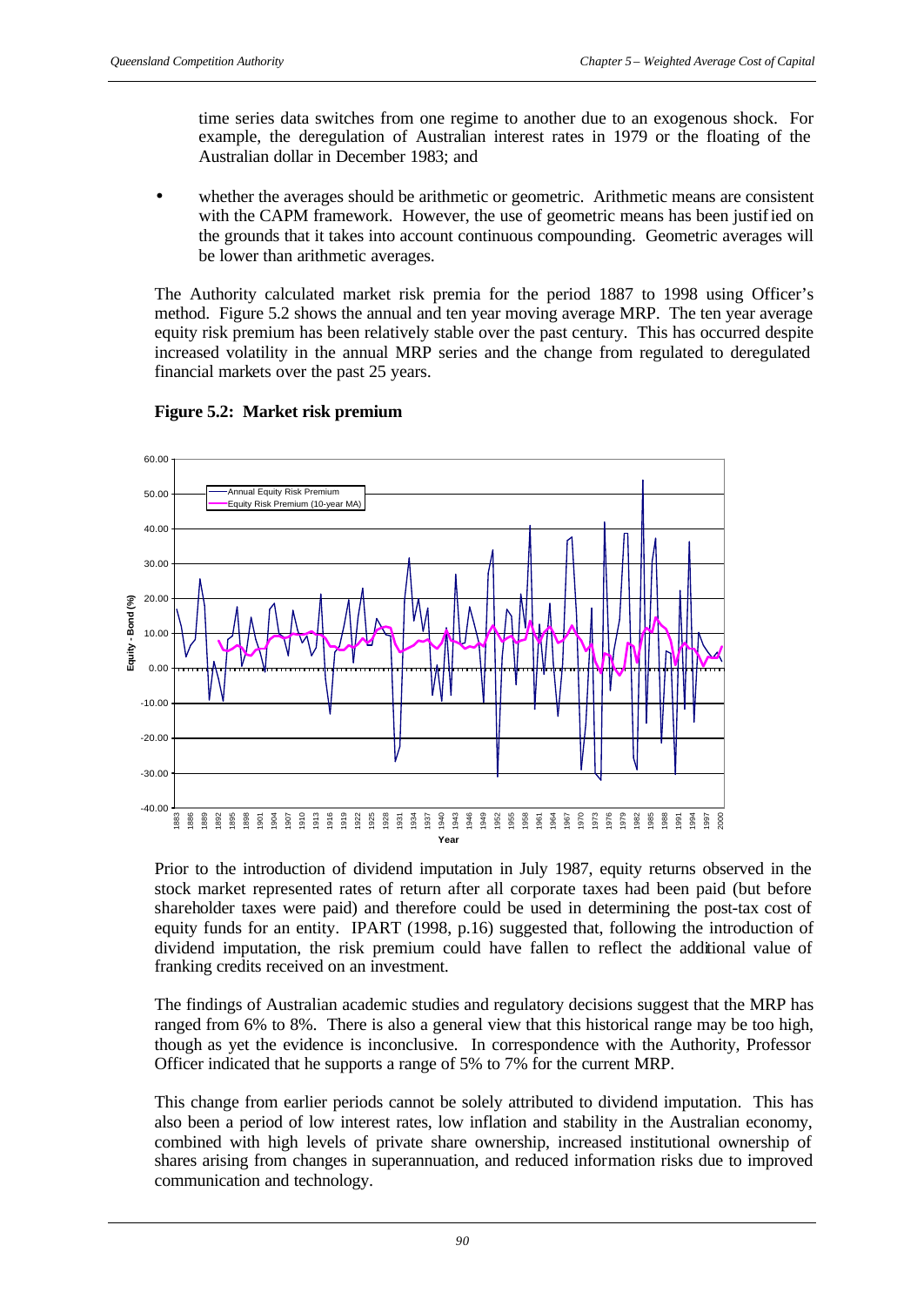time series data switches from one regime to another due to an exogenous shock. For example, the deregulation of Australian interest rates in 1979 or the floating of the Australian dollar in December 1983; and

- whether the averages should be arithmetic or geometric. Arithmetic means are consistent with the CAPM framework. However, the use of geometric means has been justified on the grounds that it takes into account continuous compounding. Geometric averages will be lower than arithmetic averages.

The Authority calculated market risk premia for the period 1887 to 1998 using Officer's method. Figure 5.2 shows the annual and ten year moving average MRP. The ten year average equity risk premium has been relatively stable over the past century. This has occurred despite increased volatility in the annual MRP series and the change from regulated to deregulated financial markets over the past 25 years.

**Figure 5.2: Market risk premium**

Prior to the introduction of dividend imputation in July 1987, equity returns observed in the stock market represented rates of return after all corporate taxes had been paid (but before shareholder taxes were paid) and therefore could be used in determining the post-tax cost of equity funds for an entity. IPART (1998, p.16) suggested that, following the introduction of dividend imputation, the risk premium could have fallen to reflect the additional value of franking credits received on an investment.

The findings of Australian academic studies and regulatory decisions suggest that the MRP has ranged from 6% to 8%. There is also a general view that this historical range may be too high, though as yet the evidence is inconclusive. In correspondence with the Authority, Professor Officer indicated that he supports a range of 5% to 7% for the current MRP.

This change from earlier periods cannot be solely attributed to dividend imputation. This has also been a period of low interest rates, low inflation and stability in the Australian economy, combined with high levels of private share ownership, increased institutional ownership of shares arising from changes in superannuation, and reduced information risks due to improved communication and technology.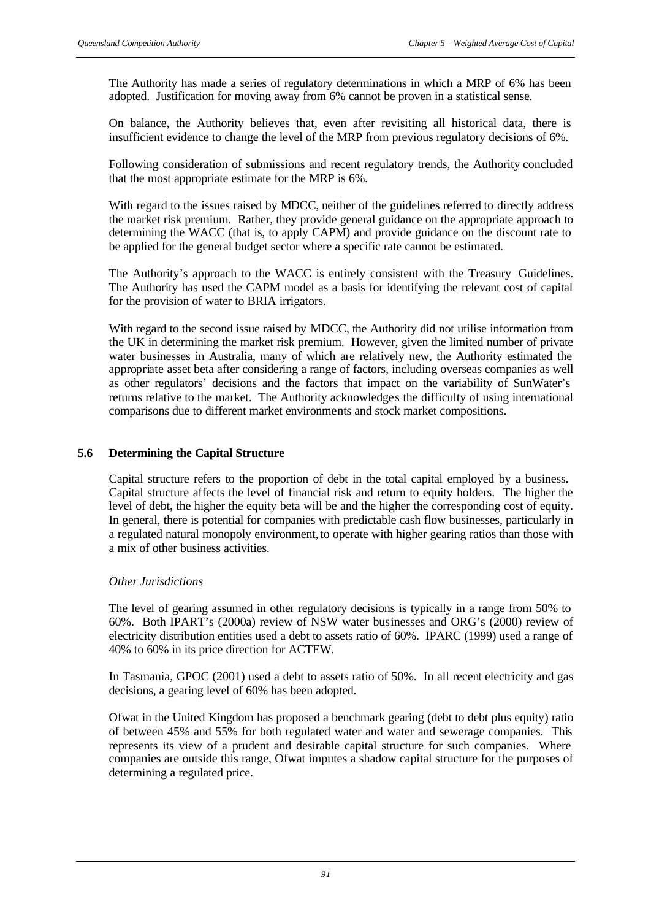The Authority has made a series of regulatory determinations in which a MRP of 6% has been adopted. Justification for moving away from 6% cannot be proven in a statistical sense.

On balance, the Authority believes that, even after revisiting all historical data, there is insufficient evidence to change the level of the MRP from previous regulatory decisions of 6%.

Following consideration of submissions and recent regulatory trends, the Authority concluded that the most appropriate estimate for the MRP is 6%.

With regard to the issues raised by MDCC, neither of the guidelines referred to directly address the market risk premium. Rather, they provide general guidance on the appropriate approach to determining the WACC (that is, to apply CAPM) and provide guidance on the discount rate to be applied for the general budget sector where a specific rate cannot be estimated.

The Authority's approach to the WACC is entirely consistent with the Treasury Guidelines. The Authority has used the CAPM model as a basis for identifying the relevant cost of capital for the provision of water to BRIA irrigators.

With regard to the second issue raised by MDCC, the Authority did not utilise information from the UK in determining the market risk premium. However, given the limited number of private water businesses in Australia, many of which are relatively new, the Authority estimated the appropriate asset beta after considering a range of factors, including overseas companies as well as other regulators' decisions and the factors that impact on the variability of SunWater's returns relative to the market. The Authority acknowledges the difficulty of using international comparisons due to different market environments and stock market compositions.

### 5.6 Determining the Capital Structure

Capital structure refers to the proportion of debt in the total capital employed by a business. Capital structure affects the level of financial risk and return to equity holders. The higher the level of debt, the higher the equity beta will be and the higher the corresponding cost of equity. In general, there is potential for companies with predictable cash flow businesses, particularly in a regulated natural monopoly environment, to operate with higher gearing ratios than those with a mix of other business activities.

*Other Jurisdictions*

The level of gearing assumed in other regulatory decisions is typically in a range from 50% to 60%. Both IPART's (2000a) review of NSW water businesses and ORG's (2000) review of electricity distribution entities used a debt to assets ratio of 60%. IPARC (1999) used a range of 40% to 60% in its price direction for ACTEW.

In Tasmania, GPOC (2001) used a debt to assets ratio of 50%. In all recent electricity and gas decisions, a gearing level of 60% has been adopted.

Ofwat in the United Kingdom has proposed a benchmark gearing (debt to debt plus equity) ratio of between 45% and 55% for both regulated water and water and sewerage companies. This represents its view of a prudent and desirable capital structure for such companies. Where companies are outside this range, Ofwat imputes a shadow capital structure for the purposes of determining a regulated price.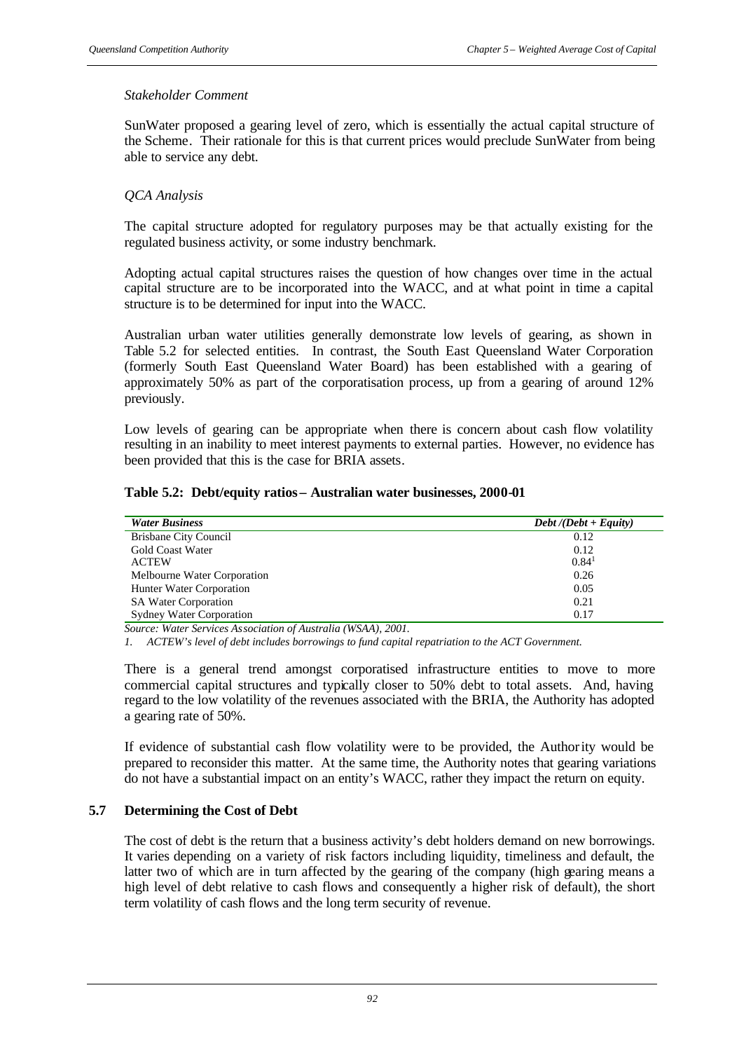*Stakeholder Comment*

SunWater proposed a gearing level of zero, which is essentially the actual capital structure of the Scheme. Their rationale for this is that current prices would preclude SunWater from being able to service any debt.

*QCA Analysis*

The capital structure adopted for regulatory purposes may be that actually existing for the regulated business activity, or some industry benchmark.

Adopting actual capital structures raises the question of how changes over time in the actual capital structure are to be incorporated into the WACC, and at what point in time a capital structure is to be determined for input into the WACC.

Australian urban water utilities generally demonstrate low levels of gearing, as shown in Table 5.2 for selected entities. In contrast, the South East Queensland Water Corporation (formerly South East Queensland Water Board) has been established with a gearing of approximately 50% as part of the corporatisation process, up from a gearing of around 12% previously.

Low levels of gearing can be appropriate when there is concern about cash flow volatility resulting in an inability to meet interest payments to external parties. However, no evidence has been provided that this is the case for BRIA assets.

**Table 5.2: Debt/equity ratios – Australian water businesses, 2000-01**

| *Water Business* | *Debt /(Debt + Equity)* |
| --- | --- |
| Brisbane City Council | 0.12 |
| Gold Coast Water | 0.12 |
| ACTEW | 0.84[1] |
| Melbourne Water Corporation | 0.26 |
| Hunter Water Corporation | 0.05 |
| SA Water Corporation | 0.21 |
| Sydney Water Corporation | 0.17 |

*Source: Water Services Association of Australia (WSAA), 2001.*

*1. ACTEW's level of debt includes borrowings to fund capital repatriation to the ACT Government.*

There is a general trend amongst corporatised infrastructure entities to move to more commercial capital structures and typically closer to 50% debt to total assets. And, having regard to the low volatility of the revenues associated with the BRIA, the Authority has adopted a gearing rate of 50%.

If evidence of substantial cash flow volatility were to be provided, the Authority would be prepared to reconsider this matter. At the same time, the Authority notes that gearing variations do not have a substantial impact on an entity's WACC, rather they impact the return on equity.

## 5.7 Determining the Cost of Debt

The cost of debt is the return that a business activity's debt holders demand on new borrowings. It varies depending on a variety of risk factors including liquidity, timeliness and default, the latter two of which are in turn affected by the gearing of the company (high gearing means a high level of debt relative to cash flows and consequently a higher risk of default), the short term volatility of cash flows and the long term security of revenue.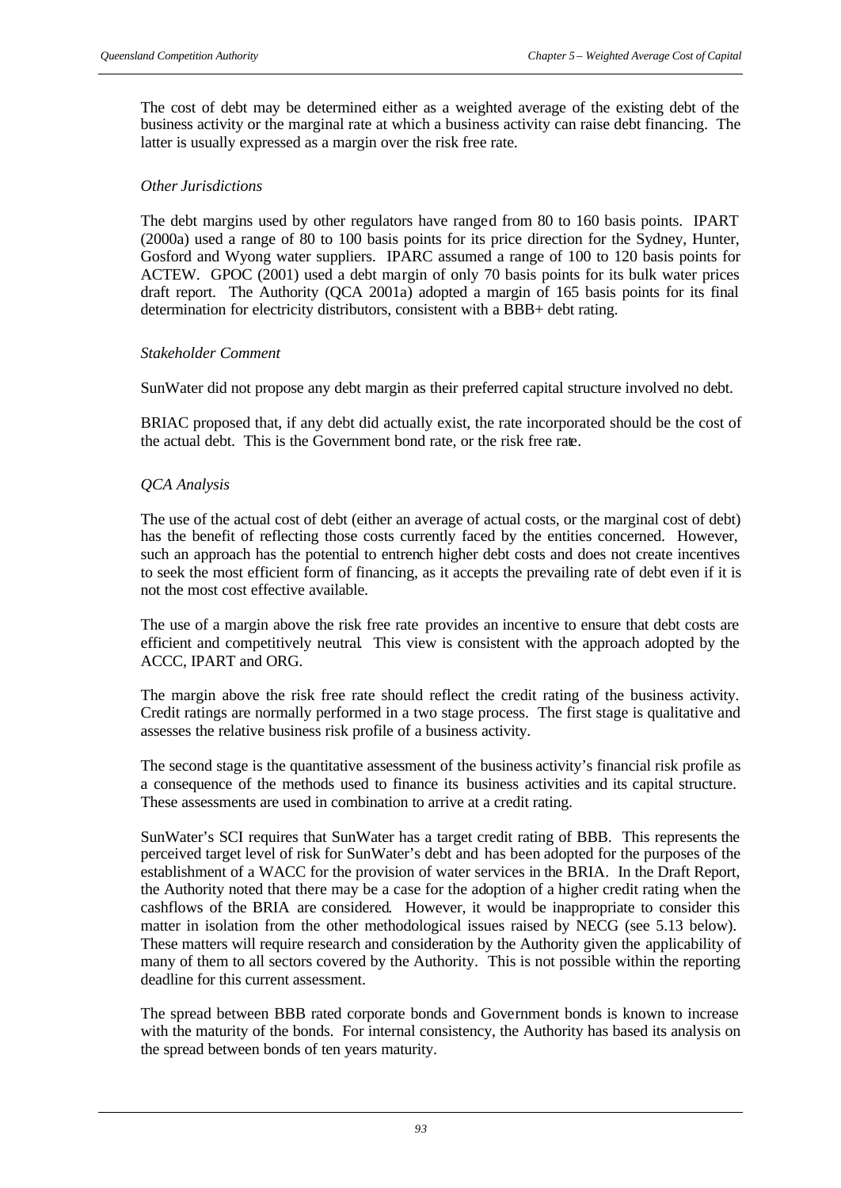The cost of debt may be determined either as a weighted average of the existing debt of the business activity or the marginal rate at which a business activity can raise debt financing. The latter is usually expressed as a margin over the risk free rate.

*Other Jurisdictions*

The debt margins used by other regulators have ranged from 80 to 160 basis points. IPART (2000a) used a range of 80 to 100 basis points for its price direction for the Sydney, Hunter, Gosford and Wyong water suppliers. IPARC assumed a range of 100 to 120 basis points for ACTEW. GPOC (2001) used a debt margin of only 70 basis points for its bulk water prices draft report. The Authority (QCA 2001a) adopted a margin of 165 basis points for its final determination for electricity distributors, consistent with a BBB+ debt rating.

*Stakeholder Comment*

SunWater did not propose any debt margin as their preferred capital structure involved no debt.

BRIAC proposed that, if any debt did actually exist, the rate incorporated should be the cost of the actual debt. This is the Government bond rate, or the risk free rate.

*QCA Analysis*

The use of the actual cost of debt (either an average of actual costs, or the marginal cost of debt) has the benefit of reflecting those costs currently faced by the entities concerned. However, such an approach has the potential to entrench higher debt costs and does not create incentives to seek the most efficient form of financing, as it accepts the prevailing rate of debt even if it is not the most cost effective available.

The use of a margin above the risk free rate provides an incentive to ensure that debt costs are efficient and competitively neutral. This view is consistent with the approach adopted by the ACCC, IPART and ORG.

The margin above the risk free rate should reflect the credit rating of the business activity. Credit ratings are normally performed in a two stage process. The first stage is qualitative and assesses the relative business risk profile of a business activity.

The second stage is the quantitative assessment of the business activity's financial risk profile as a consequence of the methods used to finance its business activities and its capital structure. These assessments are used in combination to arrive at a credit rating.

SunWater's SCI requires that SunWater has a target credit rating of BBB. This represents the perceived target level of risk for SunWater's debt and has been adopted for the purposes of the establishment of a WACC for the provision of water services in the BRIA. In the Draft Report, the Authority noted that there may be a case for the adoption of a higher credit rating when the cashflows of the BRIA are considered. However, it would be inappropriate to consider this matter in isolation from the other methodological issues raised by NECG (see 5.13 below). These matters will require research and consideration by the Authority given the applicability of many of them to all sectors covered by the Authority. This is not possible within the reporting deadline for this current assessment.

The spread between BBB rated corporate bonds and Government bonds is known to increase with the maturity of the bonds. For internal consistency, the Authority has based its analysis on the spread between bonds of ten years maturity.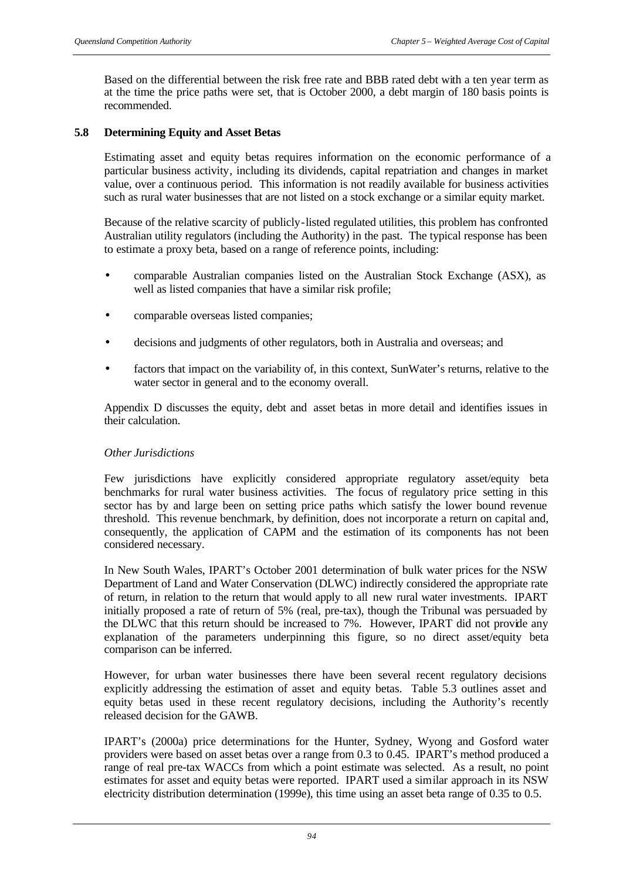Based on the differential between the risk free rate and BBB rated debt with a ten year term as at the time the price paths were set, that is October 2000, a debt margin of 180 basis points is recommended.

## 5.8 Determining Equity and Asset Betas

Estimating asset and equity betas requires information on the economic performance of a particular business activity, including its dividends, capital repatriation and changes in market value, over a continuous period. This information is not readily available for business activities such as rural water businesses that are not listed on a stock exchange or a similar equity market.

Because of the relative scarcity of publicly-listed regulated utilities, this problem has confronted Australian utility regulators (including the Authority) in the past. The typical response has been to estimate a proxy beta, based on a range of reference points, including:

- comparable Australian companies listed on the Australian Stock Exchange (ASX), as well as listed companies that have a similar risk profile;
- comparable overseas listed companies;
- decisions and judgments of other regulators, both in Australia and overseas; and
- factors that impact on the variability of, in this context, SunWater's returns, relative to the water sector in general and to the economy overall.

Appendix D discusses the equity, debt and asset betas in more detail and identifies issues in their calculation.

*Other Jurisdictions*

Few jurisdictions have explicitly considered appropriate regulatory asset/equity beta benchmarks for rural water business activities. The focus of regulatory price setting in this sector has by and large been on setting price paths which satisfy the lower bound revenue threshold. This revenue benchmark, by definition, does not incorporate a return on capital and, consequently, the application of CAPM and the estimation of its components has not been considered necessary.

In New South Wales, IPART's October 2001 determination of bulk water prices for the NSW Department of Land and Water Conservation (DLWC) indirectly considered the appropriate rate of return, in relation to the return that would apply to all new rural water investments. IPART initially proposed a rate of return of 5% (real, pre-tax), though the Tribunal was persuaded by the DLWC that this return should be increased to 7%. However, IPART did not provide any explanation of the parameters underpinning this figure, so no direct asset/equity beta comparison can be inferred.

However, for urban water businesses there have been several recent regulatory decisions explicitly addressing the estimation of asset and equity betas. Table 5.3 outlines asset and equity betas used in these recent regulatory decisions, including the Authority's recently released decision for the GAWB.

IPART's (2000a) price determinations for the Hunter, Sydney, Wyong and Gosford water providers were based on asset betas over a range from 0.3 to 0.45. IPART's method produced a range of real pre-tax WACCs from which a point estimate was selected. As a result, no point estimates for asset and equity betas were reported. IPART used a similar approach in its NSW electricity distribution determination (1999e), this time using an asset beta range of 0.35 to 0.5.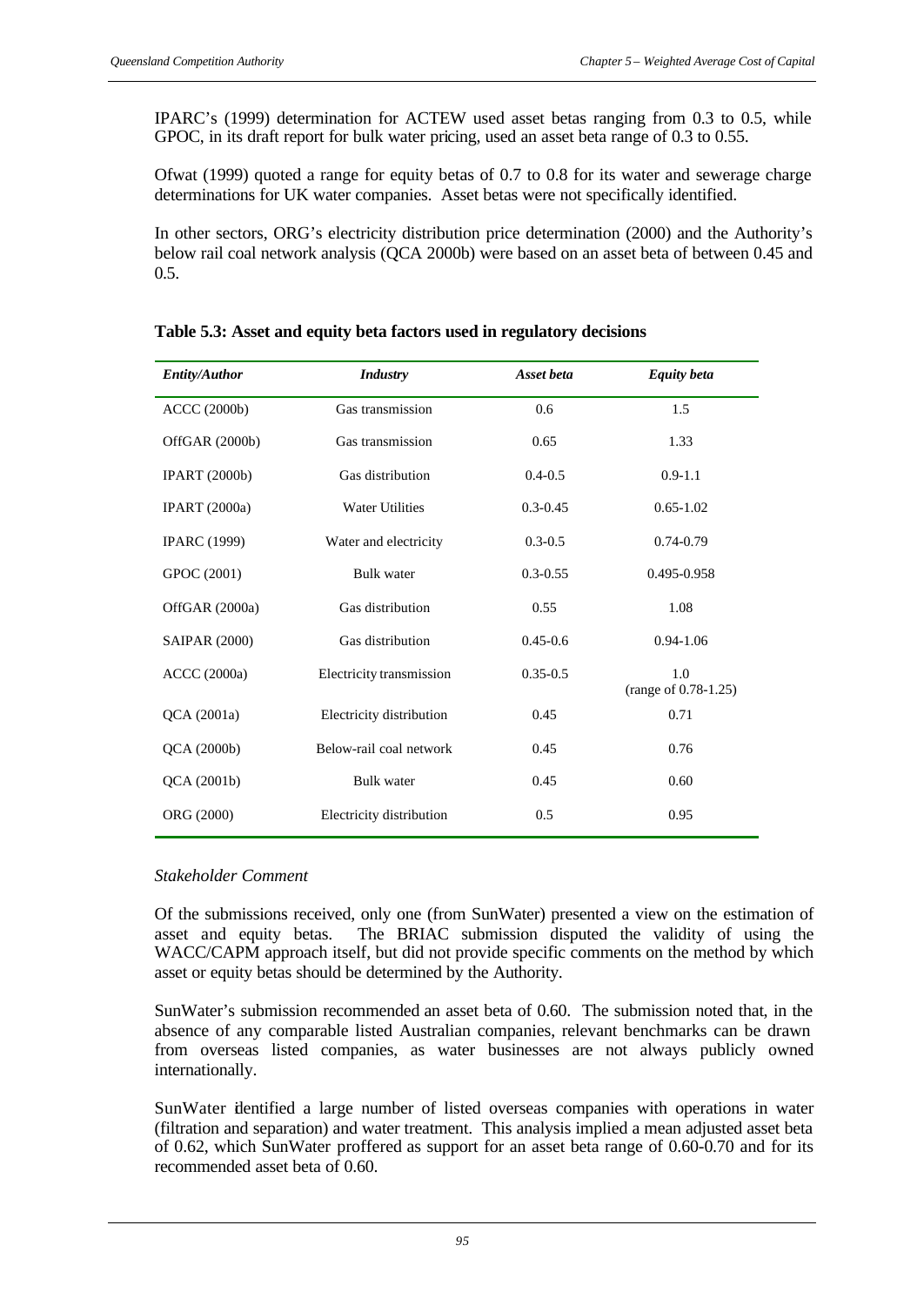IPARC's (1999) determination for ACTEW used asset betas ranging from 0.3 to 0.5, while GPOC, in its draft report for bulk water pricing, used an asset beta range of 0.3 to 0.55.

Ofwat (1999) quoted a range for equity betas of 0.7 to 0.8 for its water and sewerage charge determinations for UK water companies. Asset betas were not specifically identified.

In other sectors, ORG's electricity distribution price determination (2000) and the Authority's below rail coal network analysis (QCA 2000b) were based on an asset beta of between 0.45 and 0.5.

**Table 5.3: Asset and equity beta factors used in regulatory decisions**

| *Entity/Author* | *Industry* | *Asset beta* | *Equity beta* |
|---|---|---|---|
| ACCC (2000b) | Gas transmission | 0.6 | 1.5 |
| OffGAR (2000b) | Gas transmission | 0.65 | 1.33 |
| IPART (2000b) | Gas distribution | 0.4-0.5 | 0.9-1.1 |
| IPART (2000a) | Water Utilities | 0.3-0.45 | 0.65-1.02 |
| IPARC (1999) | Water and electricity | 0.3-0.5 | 0.74-0.79 |
| GPOC (2001) | Bulk water | 0.3-0.55 | 0.495-0.958 |
| OffGAR (2000a) | Gas distribution | 0.55 | 1.08 |
| SAIPAR (2000) | Gas distribution | 0.45-0.6 | 0.94-1.06 |
| ACCC (2000a) | Electricity transmission | 0.35-0.5 | 1.0 (range of 0.78-1.25) |
| QCA (2001a) | Electricity distribution | 0.45 | 0.71 |
| QCA (2000b) | Below-rail coal network | 0.45 | 0.76 |
| QCA (2001b) | Bulk water | 0.45 | 0.60 |
| ORG (2000) | Electricity distribution | 0.5 | 0.95 |

*Stakeholder Comment*

Of the submissions received, only one (from SunWater) presented a view on the estimation of asset and equity betas. The BRIAC submission disputed the validity of using the WACC/CAPM approach itself, but did not provide specific comments on the method by which asset or equity betas should be determined by the Authority.

SunWater's submission recommended an asset beta of 0.60. The submission noted that, in the absence of any comparable listed Australian companies, relevant benchmarks can be drawn from overseas listed companies, as water businesses are not always publicly owned internationally.

SunWater identified a large number of listed overseas companies with operations in water (filtration and separation) and water treatment. This analysis implied a mean adjusted asset beta of 0.62, which SunWater proffered as support for an asset beta range of 0.60-0.70 and for its recommended asset beta of 0.60.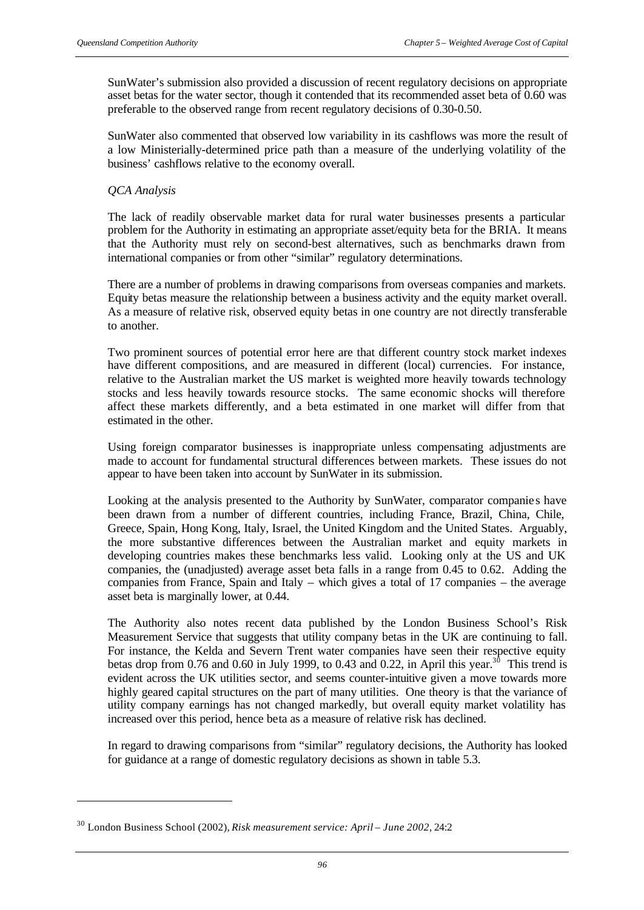SunWater's submission also provided a discussion of recent regulatory decisions on appropriate asset betas for the water sector, though it contended that its recommended asset beta of 0.60 was preferable to the observed range from recent regulatory decisions of 0.30-0.50.

SunWater also commented that observed low variability in its cashflows was more the result of a low Ministerially-determined price path than a measure of the underlying volatility of the business' cashflows relative to the economy overall.

*QCA Analysis*

The lack of readily observable market data for rural water businesses presents a particular problem for the Authority in estimating an appropriate asset/equity beta for the BRIA. It means that the Authority must rely on second-best alternatives, such as benchmarks drawn from international companies or from other "similar" regulatory determinations.

There are a number of problems in drawing comparisons from overseas companies and markets. Equity betas measure the relationship between a business activity and the equity market overall. As a measure of relative risk, observed equity betas in one country are not directly transferable to another.

Two prominent sources of potential error here are that different country stock market indexes have different compositions, and are measured in different (local) currencies. For instance, relative to the Australian market the US market is weighted more heavily towards technology stocks and less heavily towards resource stocks. The same economic shocks will therefore affect these markets differently, and a beta estimated in one market will differ from that estimated in the other.

Using foreign comparator businesses is inappropriate unless compensating adjustments are made to account for fundamental structural differences between markets. These issues do not appear to have been taken into account by SunWater in its submission.

Looking at the analysis presented to the Authority by SunWater, comparator companies have been drawn from a number of different countries, including France, Brazil, China, Chile, Greece, Spain, Hong Kong, Italy, Israel, the United Kingdom and the United States. Arguably, the more substantive differences between the Australian market and equity markets in developing countries makes these benchmarks less valid. Looking only at the US and UK companies, the (unadjusted) average asset beta falls in a range from 0.45 to 0.62. Adding the companies from France, Spain and Italy – which gives a total of 17 companies – the average asset beta is marginally lower, at 0.44.

The Authority also notes recent data published by the London Business School's Risk Measurement Service that suggests that utility company betas in the UK are continuing to fall. For instance, the Kelda and Severn Trent water companies have seen their respective equity betas drop from 0.76 and 0.60 in July 1999, to 0.43 and 0.22, in April this year.[30] This trend is evident across the UK utilities sector, and seems counter-intuitive given a move towards more highly geared capital structures on the part of many utilities. One theory is that the variance of utility company earnings has not changed markedly, but overall equity market volatility has increased over this period, hence beta as a measure of relative risk has declined.

In regard to drawing comparisons from "similar" regulatory decisions, the Authority has looked for guidance at a range of domestic regulatory decisions as shown in table 5.3.

[30] London Business School (2002), *Risk measurement service: April – June 2002*, 24:2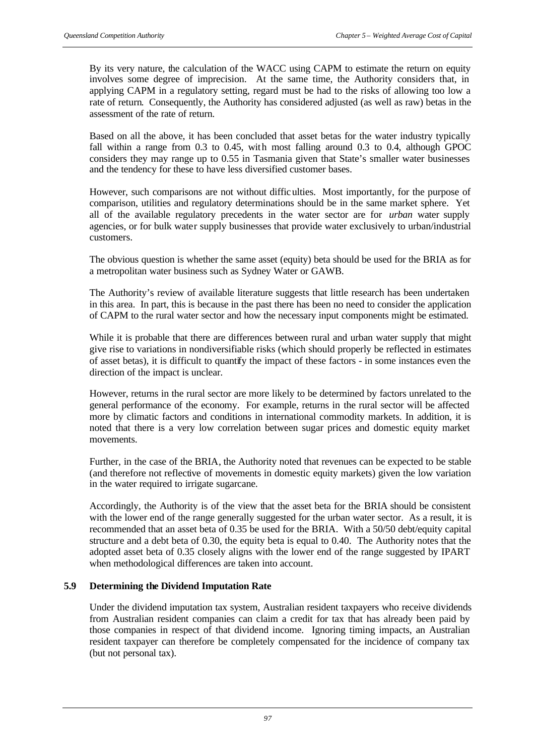By its very nature, the calculation of the WACC using CAPM to estimate the return on equity involves some degree of imprecision. At the same time, the Authority considers that, in applying CAPM in a regulatory setting, regard must be had to the risks of allowing too low a rate of return. Consequently, the Authority has considered adjusted (as well as raw) betas in the assessment of the rate of return.

Based on all the above, it has been concluded that asset betas for the water industry typically fall within a range from 0.3 to 0.45, with most falling around 0.3 to 0.4, although GPOC considers they may range up to 0.55 in Tasmania given that State's smaller water businesses and the tendency for these to have less diversified customer bases.

However, such comparisons are not without difficulties. Most importantly, for the purpose of comparison, utilities and regulatory determinations should be in the same market sphere. Yet all of the available regulatory precedents in the water sector are for *urban* water supply agencies, or for bulk water supply businesses that provide water exclusively to urban/industrial customers.

The obvious question is whether the same asset (equity) beta should be used for the BRIA as for a metropolitan water business such as Sydney Water or GAWB.

The Authority's review of available literature suggests that little research has been undertaken in this area. In part, this is because in the past there has been no need to consider the application of CAPM to the rural water sector and how the necessary input components might be estimated.

While it is probable that there are differences between rural and urban water supply that might give rise to variations in nondiversifiable risks (which should properly be reflected in estimates of asset betas), it is difficult to quantify the impact of these factors - in some instances even the direction of the impact is unclear.

However, returns in the rural sector are more likely to be determined by factors unrelated to the general performance of the economy. For example, returns in the rural sector will be affected more by climatic factors and conditions in international commodity markets. In addition, it is noted that there is a very low correlation between sugar prices and domestic equity market movements.

Further, in the case of the BRIA, the Authority noted that revenues can be expected to be stable (and therefore not reflective of movements in domestic equity markets) given the low variation in the water required to irrigate sugarcane.

Accordingly, the Authority is of the view that the asset beta for the BRIA should be consistent with the lower end of the range generally suggested for the urban water sector. As a result, it is recommended that an asset beta of 0.35 be used for the BRIA. With a 50/50 debt/equity capital structure and a debt beta of 0.30, the equity beta is equal to 0.40. The Authority notes that the adopted asset beta of 0.35 closely aligns with the lower end of the range suggested by IPART when methodological differences are taken into account.

### 5.9 Determining the Dividend Imputation Rate

Under the dividend imputation tax system, Australian resident taxpayers who receive dividends from Australian resident companies can claim a credit for tax that has already been paid by those companies in respect of that dividend income. Ignoring timing impacts, an Australian resident taxpayer can therefore be completely compensated for the incidence of company tax (but not personal tax).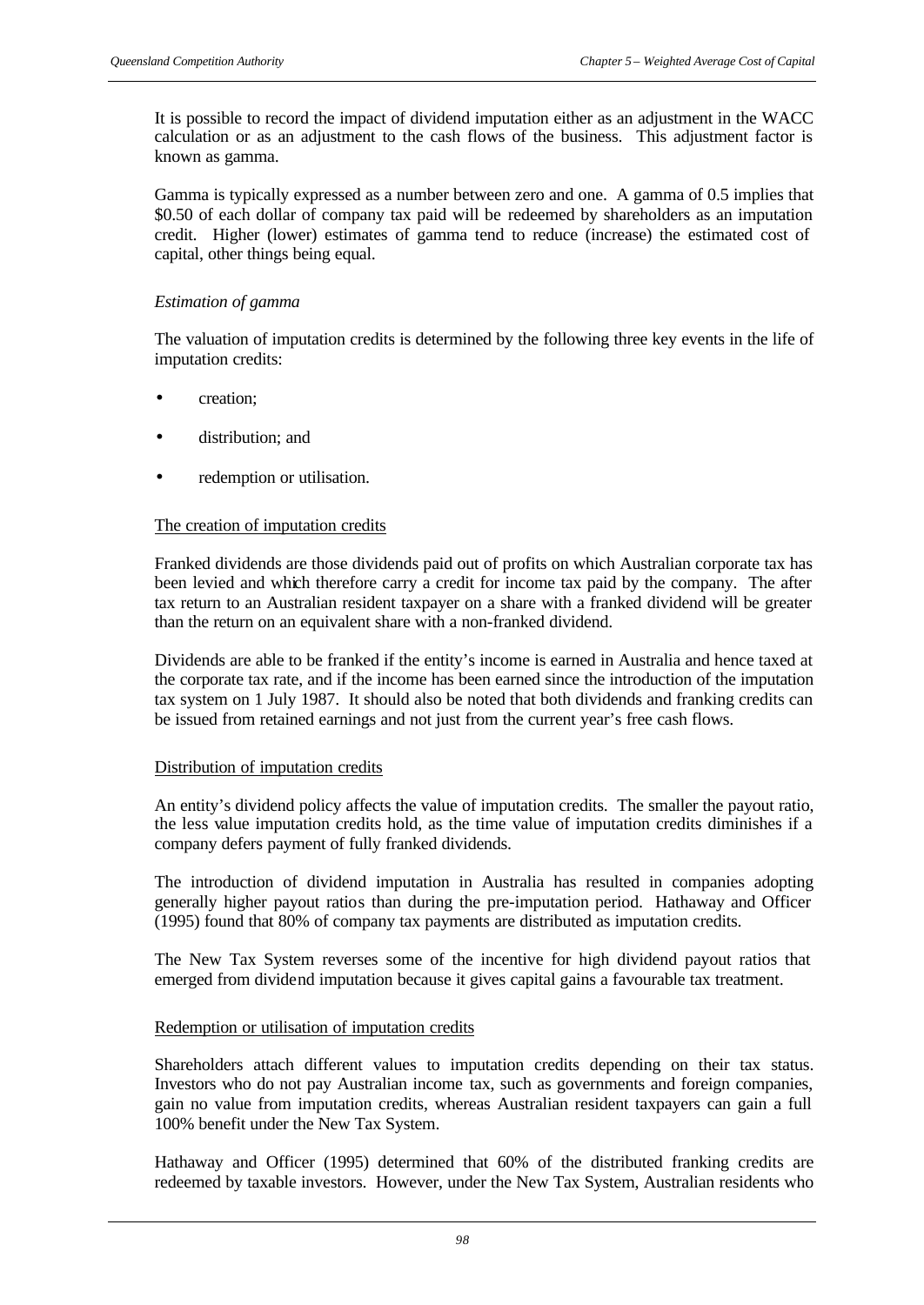It is possible to record the impact of dividend imputation either as an adjustment in the WACC calculation or as an adjustment to the cash flows of the business. This adjustment factor is known as gamma.

Gamma is typically expressed as a number between zero and one. A gamma of 0.5 implies that $0.50 of each dollar of company tax paid will be redeemed by shareholders as an imputation credit. Higher (lower) estimates of gamma tend to reduce (increase) the estimated cost of capital, other things being equal.

*Estimation of gamma*

The valuation of imputation credits is determined by the following three key events in the life of imputation credits:

- creation;
- distribution; and
- redemption or utilisation.

The creation of imputation credits

Franked dividends are those dividends paid out of profits on which Australian corporate tax has been levied and which therefore carry a credit for income tax paid by the company. The after tax return to an Australian resident taxpayer on a share with a franked dividend will be greater than the return on an equivalent share with a non-franked dividend.

Dividends are able to be franked if the entity's income is earned in Australia and hence taxed at the corporate tax rate, and if the income has been earned since the introduction of the imputation tax system on 1 July 1987. It should also be noted that both dividends and franking credits can be issued from retained earnings and not just from the current year's free cash flows.

Distribution of imputation credits

An entity's dividend policy affects the value of imputation credits. The smaller the payout ratio, the less value imputation credits hold, as the time value of imputation credits diminishes if a company defers payment of fully franked dividends.

The introduction of dividend imputation in Australia has resulted in companies adopting generally higher payout ratios than during the pre-imputation period. Hathaway and Officer (1995) found that 80% of company tax payments are distributed as imputation credits.

The New Tax System reverses some of the incentive for high dividend payout ratios that emerged from dividend imputation because it gives capital gains a favourable tax treatment.

Redemption or utilisation of imputation credits

Shareholders attach different values to imputation credits depending on their tax status. Investors who do not pay Australian income tax, such as governments and foreign companies, gain no value from imputation credits, whereas Australian resident taxpayers can gain a full 100% benefit under the New Tax System.

Hathaway and Officer (1995) determined that 60% of the distributed franking credits are redeemed by taxable investors. However, under the New Tax System, Australian residents who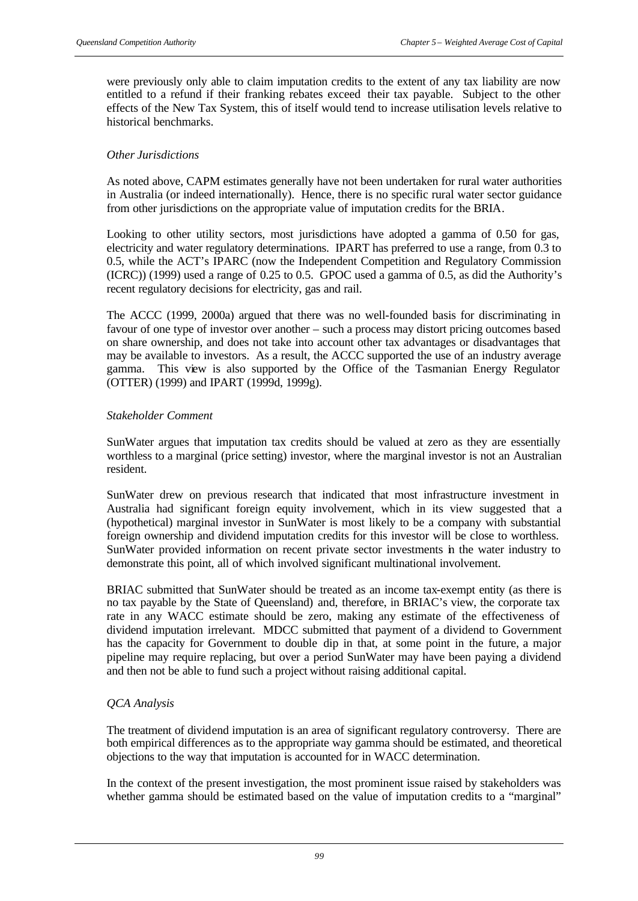were previously only able to claim imputation credits to the extent of any tax liability are now entitled to a refund if their franking rebates exceed their tax payable. Subject to the other effects of the New Tax System, this of itself would tend to increase utilisation levels relative to historical benchmarks.

*Other Jurisdictions*

As noted above, CAPM estimates generally have not been undertaken for rural water authorities in Australia (or indeed internationally). Hence, there is no specific rural water sector guidance from other jurisdictions on the appropriate value of imputation credits for the BRIA.

Looking to other utility sectors, most jurisdictions have adopted a gamma of 0.50 for gas, electricity and water regulatory determinations. IPART has preferred to use a range, from 0.3 to 0.5, while the ACT's IPARC (now the Independent Competition and Regulatory Commission (ICRC)) (1999) used a range of 0.25 to 0.5. GPOC used a gamma of 0.5, as did the Authority's recent regulatory decisions for electricity, gas and rail.

The ACCC (1999, 2000a) argued that there was no well-founded basis for discriminating in favour of one type of investor over another – such a process may distort pricing outcomes based on share ownership, and does not take into account other tax advantages or disadvantages that may be available to investors. As a result, the ACCC supported the use of an industry average gamma. This view is also supported by the Office of the Tasmanian Energy Regulator (OTTER) (1999) and IPART (1999d, 1999g).

*Stakeholder Comment*

SunWater argues that imputation tax credits should be valued at zero as they are essentially worthless to a marginal (price setting) investor, where the marginal investor is not an Australian resident.

SunWater drew on previous research that indicated that most infrastructure investment in Australia had significant foreign equity involvement, which in its view suggested that a (hypothetical) marginal investor in SunWater is most likely to be a company with substantial foreign ownership and dividend imputation credits for this investor will be close to worthless. SunWater provided information on recent private sector investments in the water industry to demonstrate this point, all of which involved significant multinational involvement.

BRIAC submitted that SunWater should be treated as an income tax-exempt entity (as there is no tax payable by the State of Queensland) and, therefore, in BRIAC's view, the corporate tax rate in any WACC estimate should be zero, making any estimate of the effectiveness of dividend imputation irrelevant. MDCC submitted that payment of a dividend to Government has the capacity for Government to double dip in that, at some point in the future, a major pipeline may require replacing, but over a period SunWater may have been paying a dividend and then not be able to fund such a project without raising additional capital.

*QCA Analysis*

The treatment of dividend imputation is an area of significant regulatory controversy. There are both empirical differences as to the appropriate way gamma should be estimated, and theoretical objections to the way that imputation is accounted for in WACC determination.

In the context of the present investigation, the most prominent issue raised by stakeholders was whether gamma should be estimated based on the value of imputation credits to a "marginal"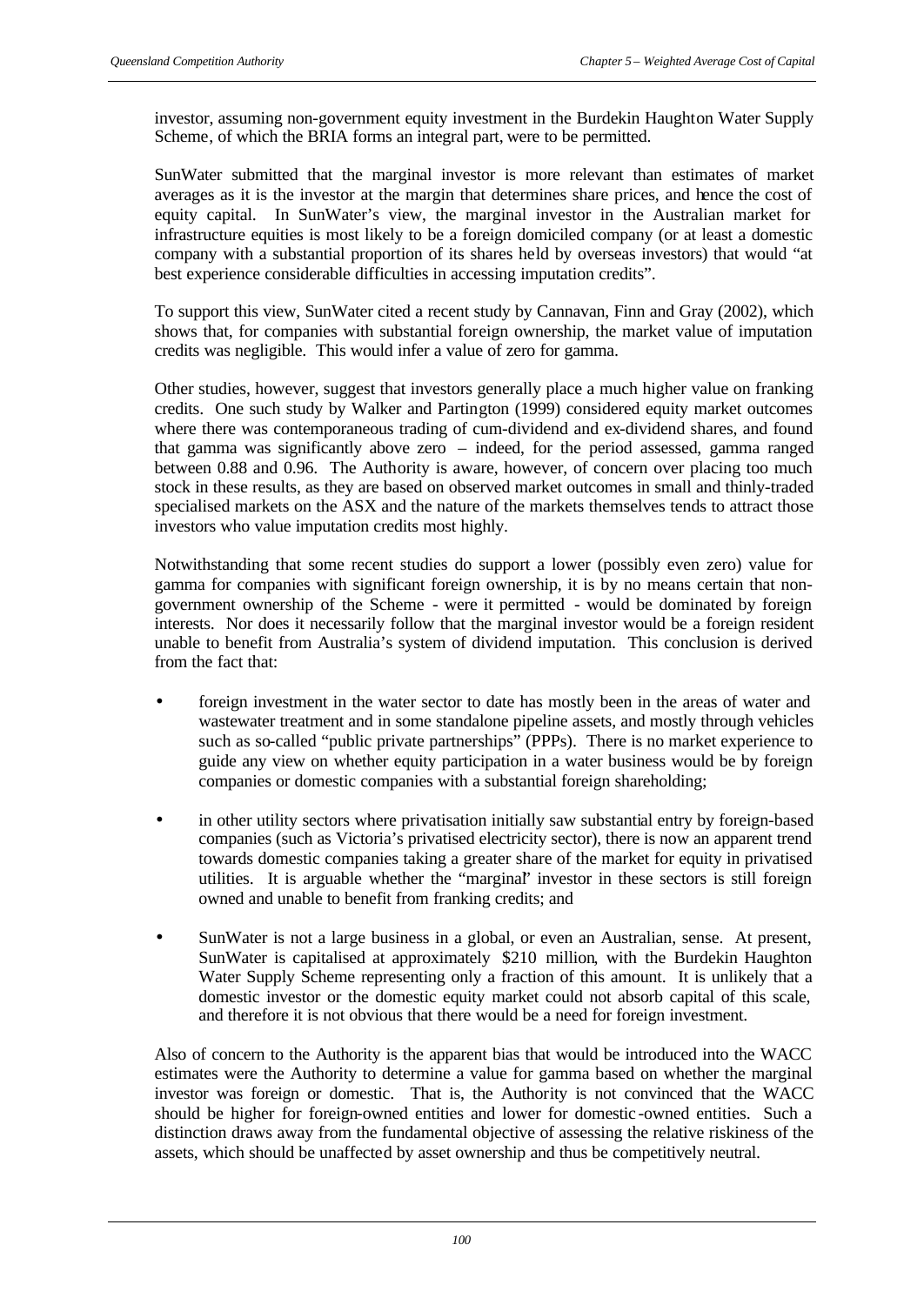investor, assuming non-government equity investment in the Burdekin Haughton Water Supply Scheme, of which the BRIA forms an integral part, were to be permitted.

SunWater submitted that the marginal investor is more relevant than estimates of market averages as it is the investor at the margin that determines share prices, and hence the cost of equity capital. In SunWater's view, the marginal investor in the Australian market for infrastructure equities is most likely to be a foreign domiciled company (or at least a domestic company with a substantial proportion of its shares held by overseas investors) that would "at best experience considerable difficulties in accessing imputation credits".

To support this view, SunWater cited a recent study by Cannavan, Finn and Gray (2002), which shows that, for companies with substantial foreign ownership, the market value of imputation credits was negligible. This would infer a value of zero for gamma.

Other studies, however, suggest that investors generally place a much higher value on franking credits. One such study by Walker and Partington (1999) considered equity market outcomes where there was contemporaneous trading of cum-dividend and ex-dividend shares, and found that gamma was significantly above zero – indeed, for the period assessed, gamma ranged between 0.88 and 0.96. The Authority is aware, however, of concern over placing too much stock in these results, as they are based on observed market outcomes in small and thinly-traded specialised markets on the ASX and the nature of the markets themselves tends to attract those investors who value imputation credits most highly.

Notwithstanding that some recent studies do support a lower (possibly even zero) value for gamma for companies with significant foreign ownership, it is by no means certain that non-government ownership of the Scheme - were it permitted - would be dominated by foreign interests. Nor does it necessarily follow that the marginal investor would be a foreign resident unable to benefit from Australia's system of dividend imputation. This conclusion is derived from the fact that:

- foreign investment in the water sector to date has mostly been in the areas of water and wastewater treatment and in some standalone pipeline assets, and mostly through vehicles such as so-called "public private partnerships" (PPPs). There is no market experience to guide any view on whether equity participation in a water business would be by foreign companies or domestic companies with a substantial foreign shareholding;
- in other utility sectors where privatisation initially saw substantial entry by foreign-based companies (such as Victoria's privatised electricity sector), there is now an apparent trend towards domestic companies taking a greater share of the market for equity in privatised utilities. It is arguable whether the "marginal" investor in these sectors is still foreign owned and unable to benefit from franking credits; and
- SunWater is not a large business in a global, or even an Australian, sense. At present, SunWater is capitalised at approximately $210 million, with the Burdekin Haughton Water Supply Scheme representing only a fraction of this amount. It is unlikely that a domestic investor or the domestic equity market could not absorb capital of this scale, and therefore it is not obvious that there would be a need for foreign investment.

Also of concern to the Authority is the apparent bias that would be introduced into the WACC estimates were the Authority to determine a value for gamma based on whether the marginal investor was foreign or domestic. That is, the Authority is not convinced that the WACC should be higher for foreign-owned entities and lower for domestic-owned entities. Such a distinction draws away from the fundamental objective of assessing the relative riskiness of the assets, which should be unaffected by asset ownership and thus be competitively neutral.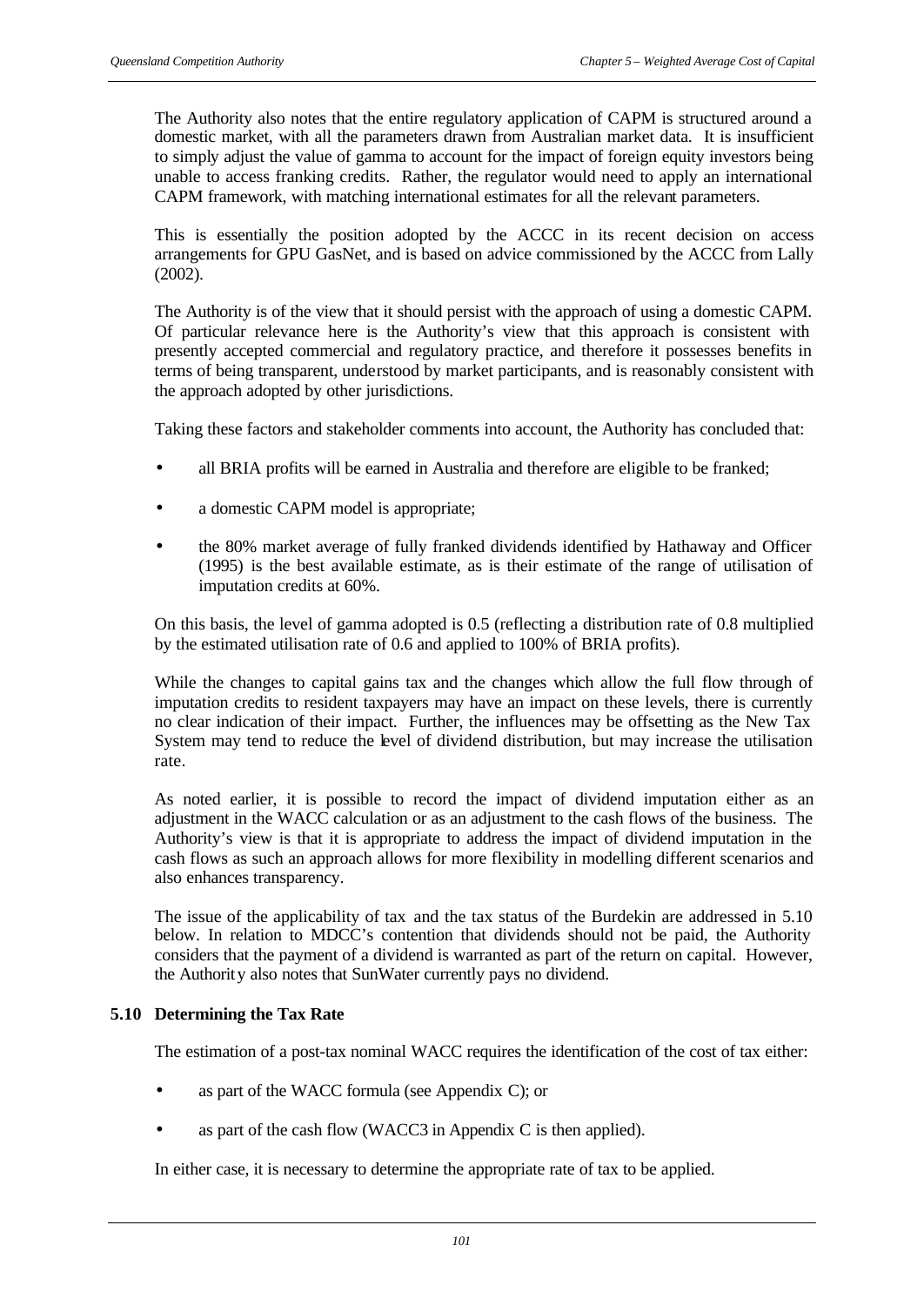The Authority also notes that the entire regulatory application of CAPM is structured around a domestic market, with all the parameters drawn from Australian market data. It is insufficient to simply adjust the value of gamma to account for the impact of foreign equity investors being unable to access franking credits. Rather, the regulator would need to apply an international CAPM framework, with matching international estimates for all the relevant parameters.

This is essentially the position adopted by the ACCC in its recent decision on access arrangements for GPU GasNet, and is based on advice commissioned by the ACCC from Lally (2002).

The Authority is of the view that it should persist with the approach of using a domestic CAPM. Of particular relevance here is the Authority's view that this approach is consistent with presently accepted commercial and regulatory practice, and therefore it possesses benefits in terms of being transparent, understood by market participants, and is reasonably consistent with the approach adopted by other jurisdictions.

Taking these factors and stakeholder comments into account, the Authority has concluded that:

- all BRIA profits will be earned in Australia and therefore are eligible to be franked;
- a domestic CAPM model is appropriate;
- the 80% market average of fully franked dividends identified by Hathaway and Officer (1995) is the best available estimate, as is their estimate of the range of utilisation of imputation credits at 60%.

On this basis, the level of gamma adopted is 0.5 (reflecting a distribution rate of 0.8 multiplied by the estimated utilisation rate of 0.6 and applied to 100% of BRIA profits).

While the changes to capital gains tax and the changes which allow the full flow through of imputation credits to resident taxpayers may have an impact on these levels, there is currently no clear indication of their impact. Further, the influences may be offsetting as the New Tax System may tend to reduce the level of dividend distribution, but may increase the utilisation rate.

As noted earlier, it is possible to record the impact of dividend imputation either as an adjustment in the WACC calculation or as an adjustment to the cash flows of the business. The Authority's view is that it is appropriate to address the impact of dividend imputation in the cash flows as such an approach allows for more flexibility in modelling different scenarios and also enhances transparency.

The issue of the applicability of tax and the tax status of the Burdekin are addressed in 5.10 below. In relation to MDCC's contention that dividends should not be paid, the Authority considers that the payment of a dividend is warranted as part of the return on capital. However, the Authority also notes that SunWater currently pays no dividend.

## 5.10 Determining the Tax Rate

The estimation of a post-tax nominal WACC requires the identification of the cost of tax either:

- as part of the WACC formula (see Appendix C); or
- as part of the cash flow (WACC3 in Appendix C is then applied).

In either case, it is necessary to determine the appropriate rate of tax to be applied.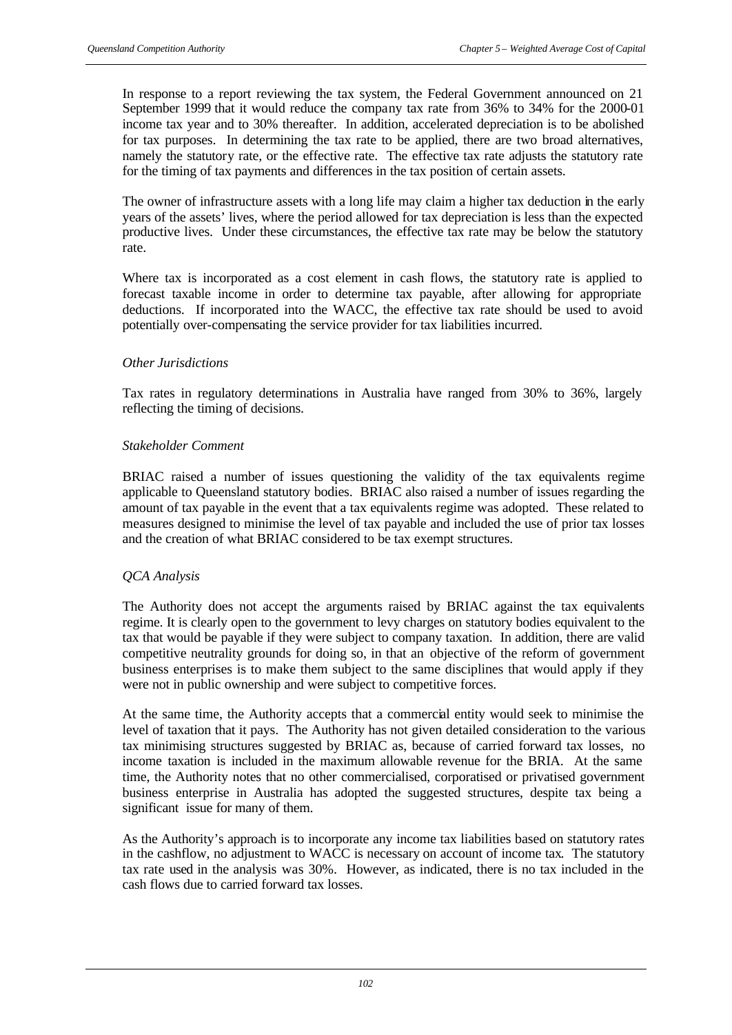In response to a report reviewing the tax system, the Federal Government announced on 21 September 1999 that it would reduce the company tax rate from 36% to 34% for the 2000-01 income tax year and to 30% thereafter. In addition, accelerated depreciation is to be abolished for tax purposes. In determining the tax rate to be applied, there are two broad alternatives, namely the statutory rate, or the effective rate. The effective tax rate adjusts the statutory rate for the timing of tax payments and differences in the tax position of certain assets.

The owner of infrastructure assets with a long life may claim a higher tax deduction in the early years of the assets' lives, where the period allowed for tax depreciation is less than the expected productive lives. Under these circumstances, the effective tax rate may be below the statutory rate.

Where tax is incorporated as a cost element in cash flows, the statutory rate is applied to forecast taxable income in order to determine tax payable, after allowing for appropriate deductions. If incorporated into the WACC, the effective tax rate should be used to avoid potentially over-compensating the service provider for tax liabilities incurred.

*Other Jurisdictions*

Tax rates in regulatory determinations in Australia have ranged from 30% to 36%, largely reflecting the timing of decisions.

*Stakeholder Comment*

BRIAC raised a number of issues questioning the validity of the tax equivalents regime applicable to Queensland statutory bodies. BRIAC also raised a number of issues regarding the amount of tax payable in the event that a tax equivalents regime was adopted. These related to measures designed to minimise the level of tax payable and included the use of prior tax losses and the creation of what BRIAC considered to be tax exempt structures.

*QCA Analysis*

The Authority does not accept the arguments raised by BRIAC against the tax equivalents regime. It is clearly open to the government to levy charges on statutory bodies equivalent to the tax that would be payable if they were subject to company taxation. In addition, there are valid competitive neutrality grounds for doing so, in that an objective of the reform of government business enterprises is to make them subject to the same disciplines that would apply if they were not in public ownership and were subject to competitive forces.

At the same time, the Authority accepts that a commercial entity would seek to minimise the level of taxation that it pays. The Authority has not given detailed consideration to the various tax minimising structures suggested by BRIAC as, because of carried forward tax losses, no income taxation is included in the maximum allowable revenue for the BRIA. At the same time, the Authority notes that no other commercialised, corporatised or privatised government business enterprise in Australia has adopted the suggested structures, despite tax being a significant issue for many of them.

As the Authority's approach is to incorporate any income tax liabilities based on statutory rates in the cashflow, no adjustment to WACC is necessary on account of income tax. The statutory tax rate used in the analysis was 30%. However, as indicated, there is no tax included in the cash flows due to carried forward tax losses.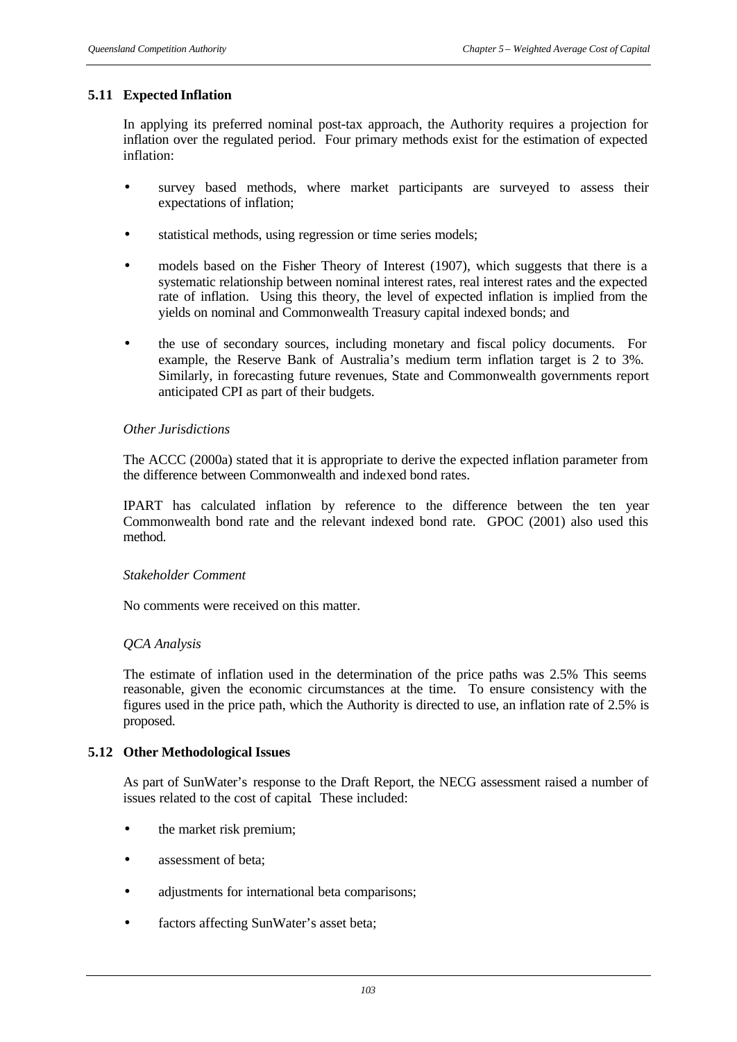## 5.11 Expected Inflation

In applying its preferred nominal post-tax approach, the Authority requires a projection for inflation over the regulated period. Four primary methods exist for the estimation of expected inflation:

- survey based methods, where market participants are surveyed to assess their expectations of inflation;
- statistical methods, using regression or time series models;
- models based on the Fisher Theory of Interest (1907), which suggests that there is a systematic relationship between nominal interest rates, real interest rates and the expected rate of inflation. Using this theory, the level of expected inflation is implied from the yields on nominal and Commonwealth Treasury capital indexed bonds; and
- the use of secondary sources, including monetary and fiscal policy documents. For example, the Reserve Bank of Australia's medium term inflation target is 2 to 3%. Similarly, in forecasting future revenues, State and Commonwealth governments report anticipated CPI as part of their budgets.

*Other Jurisdictions*

The ACCC (2000a) stated that it is appropriate to derive the expected inflation parameter from the difference between Commonwealth and indexed bond rates.

IPART has calculated inflation by reference to the difference between the ten year Commonwealth bond rate and the relevant indexed bond rate. GPOC (2001) also used this method.

*Stakeholder Comment*

No comments were received on this matter.

*QCA Analysis*

The estimate of inflation used in the determination of the price paths was 2.5% This seems reasonable, given the economic circumstances at the time. To ensure consistency with the figures used in the price path, which the Authority is directed to use, an inflation rate of 2.5% is proposed.

## 5.12 Other Methodological Issues

As part of SunWater's response to the Draft Report, the NECG assessment raised a number of issues related to the cost of capital. These included:

- the market risk premium;
- assessment of beta;
- adjustments for international beta comparisons;
- factors affecting SunWater's asset beta;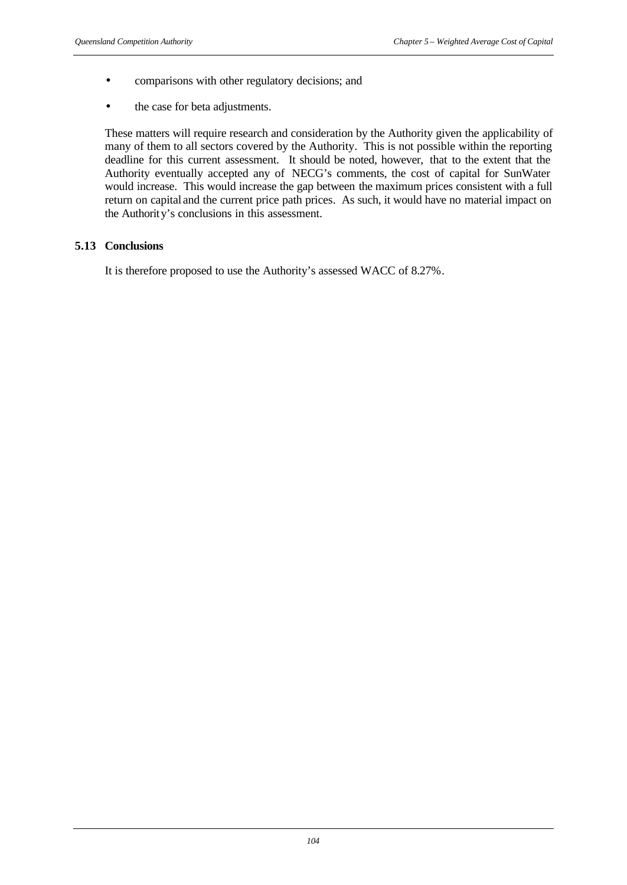- comparisons with other regulatory decisions; and
- the case for beta adjustments.

These matters will require research and consideration by the Authority given the applicability of many of them to all sectors covered by the Authority. This is not possible within the reporting deadline for this current assessment. It should be noted, however, that to the extent that the Authority eventually accepted any of NECG's comments, the cost of capital for SunWater would increase. This would increase the gap between the maximum prices consistent with a full return on capital and the current price path prices. As such, it would have no material impact on the Authority's conclusions in this assessment.

## 5.13 Conclusions

It is therefore proposed to use the Authority's assessed WACC of 8.27%.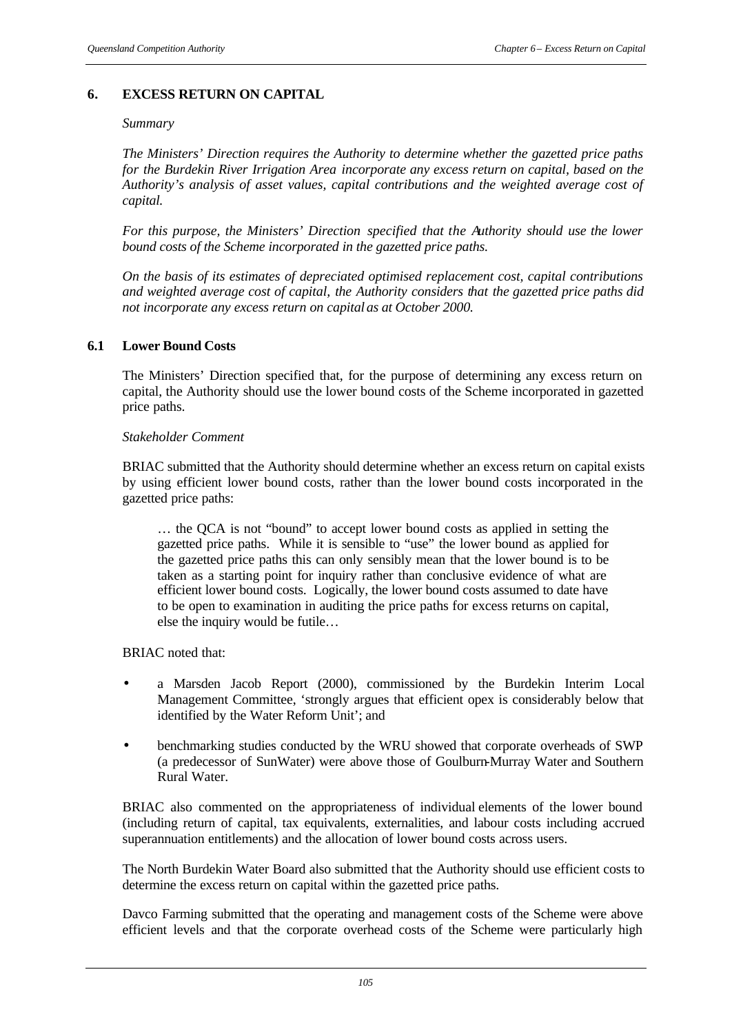## 6. EXCESS RETURN ON CAPITAL

*Summary*

*The Ministers' Direction requires the Authority to determine whether the gazetted price paths for the Burdekin River Irrigation Area incorporate any excess return on capital, based on the Authority's analysis of asset values, capital contributions and the weighted average cost of capital.*

*For this purpose, the Ministers' Direction specified that the Authority should use the lower bound costs of the Scheme incorporated in the gazetted price paths.*

*On the basis of its estimates of depreciated optimised replacement cost, capital contributions and weighted average cost of capital, the Authority considers that the gazetted price paths did not incorporate any excess return on capital as at October 2000.*

### 6.1 Lower Bound Costs

The Ministers' Direction specified that, for the purpose of determining any excess return on capital, the Authority should use the lower bound costs of the Scheme incorporated in gazetted price paths.

*Stakeholder Comment*

BRIAC submitted that the Authority should determine whether an excess return on capital exists by using efficient lower bound costs, rather than the lower bound costs incorporated in the gazetted price paths:

> … the QCA is not "bound" to accept lower bound costs as applied in setting the gazetted price paths. While it is sensible to "use" the lower bound as applied for the gazetted price paths this can only sensibly mean that the lower bound is to be taken as a starting point for inquiry rather than conclusive evidence of what are efficient lower bound costs. Logically, the lower bound costs assumed to date have to be open to examination in auditing the price paths for excess returns on capital, else the inquiry would be futile…

BRIAC noted that:

- a Marsden Jacob Report (2000), commissioned by the Burdekin Interim Local Management Committee, 'strongly argues that efficient opex is considerably below that identified by the Water Reform Unit'; and
- benchmarking studies conducted by the WRU showed that corporate overheads of SWP (a predecessor of SunWater) were above those of Goulburn-Murray Water and Southern Rural Water.

BRIAC also commented on the appropriateness of individual elements of the lower bound (including return of capital, tax equivalents, externalities, and labour costs including accrued superannuation entitlements) and the allocation of lower bound costs across users.

The North Burdekin Water Board also submitted that the Authority should use efficient costs to determine the excess return on capital within the gazetted price paths.

Davco Farming submitted that the operating and management costs of the Scheme were above efficient levels and that the corporate overhead costs of the Scheme were particularly high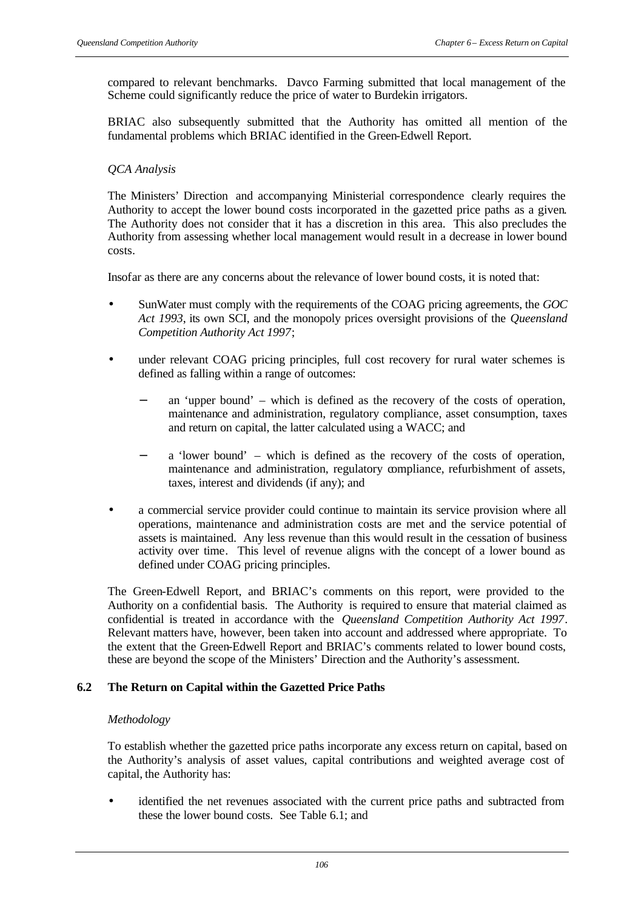compared to relevant benchmarks. Davco Farming submitted that local management of the Scheme could significantly reduce the price of water to Burdekin irrigators.

BRIAC also subsequently submitted that the Authority has omitted all mention of the fundamental problems which BRIAC identified in the Green-Edwell Report.

*QCA Analysis*

The Ministers' Direction and accompanying Ministerial correspondence clearly requires the Authority to accept the lower bound costs incorporated in the gazetted price paths as a given. The Authority does not consider that it has a discretion in this area. This also precludes the Authority from assessing whether local management would result in a decrease in lower bound costs.

Insofar as there are any concerns about the relevance of lower bound costs, it is noted that:

- SunWater must comply with the requirements of the COAG pricing agreements, the *GOC Act 1993*, its own SCI, and the monopoly prices oversight provisions of the *Queensland Competition Authority Act 1997*;
- under relevant COAG pricing principles, full cost recovery for rural water schemes is defined as falling within a range of outcomes:
  - an 'upper bound' – which is defined as the recovery of the costs of operation, maintenance and administration, regulatory compliance, asset consumption, taxes and return on capital, the latter calculated using a WACC; and
  - a 'lower bound' – which is defined as the recovery of the costs of operation, maintenance and administration, regulatory compliance, refurbishment of assets, taxes, interest and dividends (if any); and
- a commercial service provider could continue to maintain its service provision where all operations, maintenance and administration costs are met and the service potential of assets is maintained. Any less revenue than this would result in the cessation of business activity over time. This level of revenue aligns with the concept of a lower bound as defined under COAG pricing principles.

The Green-Edwell Report, and BRIAC's comments on this report, were provided to the Authority on a confidential basis. The Authority is required to ensure that material claimed as confidential is treated in accordance with the *Queensland Competition Authority Act 1997*. Relevant matters have, however, been taken into account and addressed where appropriate. To the extent that the Green-Edwell Report and BRIAC's comments related to lower bound costs, these are beyond the scope of the Ministers' Direction and the Authority's assessment.

## 6.2 The Return on Capital within the Gazetted Price Paths

*Methodology*

To establish whether the gazetted price paths incorporate any excess return on capital, based on the Authority's analysis of asset values, capital contributions and weighted average cost of capital, the Authority has:

- identified the net revenues associated with the current price paths and subtracted from these the lower bound costs. See Table 6.1; and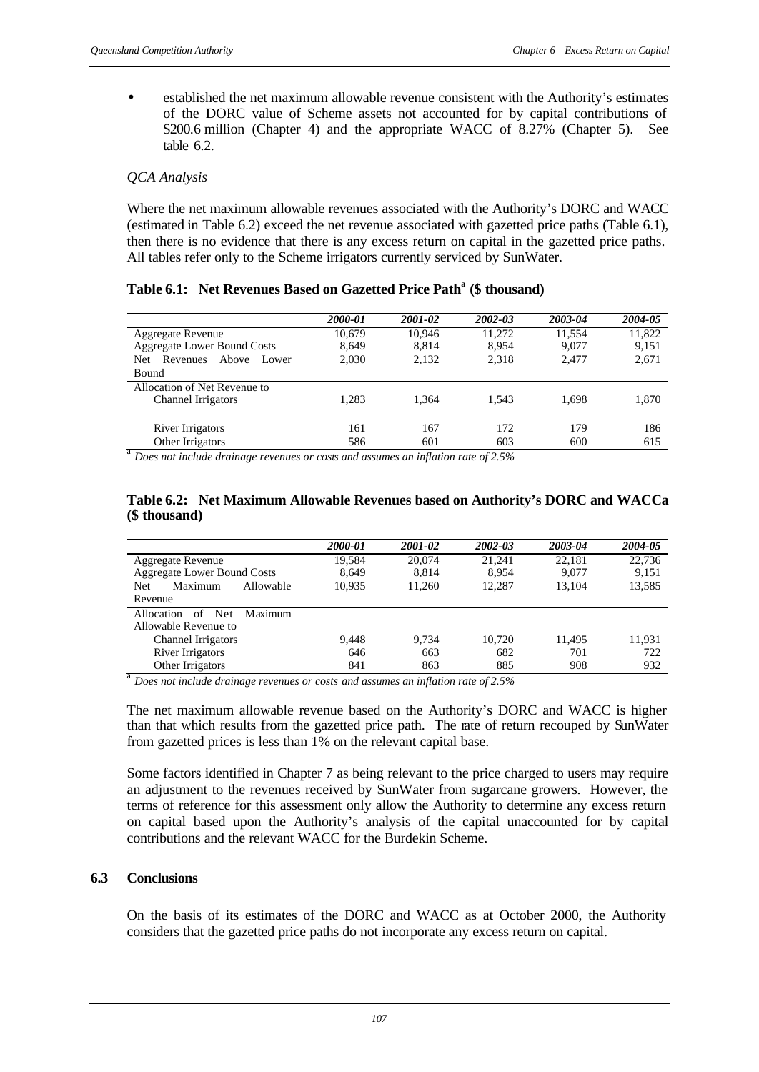- established the net maximum allowable revenue consistent with the Authority's estimates of the DORC value of Scheme assets not accounted for by capital contributions of \$200.6 million (Chapter 4) and the appropriate WACC of 8.27% (Chapter 5). See table 6.2.

*QCA Analysis*

Where the net maximum allowable revenues associated with the Authority's DORC and WACC (estimated in Table 6.2) exceed the net revenue associated with gazetted price paths (Table 6.1), then there is no evidence that there is any excess return on capital in the gazetted price paths. All tables refer only to the Scheme irrigators currently serviced by SunWater.

**Table 6.1: Net Revenues Based on Gazetted Price Path[a] (\$ thousand)**

| | *2000-01* | *2001-02* | *2002-03* | *2003-04* | *2004-05* |
|---|---|---|---|---|---|
| Aggregate Revenue | 10,679 | 10,946 | 11,272 | 11,554 | 11,822 |
| Aggregate Lower Bound Costs | 8,649 | 8,814 | 8,954 | 9,077 | 9,151 |
| Net Revenues Above Lower Bound | 2,030 | 2,132 | 2,318 | 2,477 | 2,671 |
| Allocation of Net Revenue to | | | | | |
| Channel Irrigators | 1,283 | 1,364 | 1,543 | 1,698 | 1,870 |
| River Irrigators | 161 | 167 | 172 | 179 | 186 |
| Other Irrigators | 586 | 601 | 603 | 600 | 615 |

[a] *Does not include drainage revenues or costs and assumes an inflation rate of 2.5%*

**Table 6.2: Net Maximum Allowable Revenues based on Authority's DORC and WACCa (\$ thousand)**

| | *2000-01* | *2001-02* | *2002-03* | *2003-04* | *2004-05* |
|---|---|---|---|---|---|
| Aggregate Revenue | 19,584 | 20,074 | 21,241 | 22,181 | 22,736 |
| Aggregate Lower Bound Costs | 8,649 | 8,814 | 8,954 | 9,077 | 9,151 |
| Net Maximum Allowable Revenue | 10,935 | 11,260 | 12,287 | 13,104 | 13,585 |
| Allocation of Net Maximum Allowable Revenue to | | | | | |
| Channel Irrigators | 9,448 | 9,734 | 10,720 | 11,495 | 11,931 |
| River Irrigators | 646 | 663 | 682 | 701 | 722 |
| Other Irrigators | 841 | 863 | 885 | 908 | 932 |

[a] *Does not include drainage revenues or costs and assumes an inflation rate of 2.5%*

The net maximum allowable revenue based on the Authority's DORC and WACC is higher than that which results from the gazetted price path. The rate of return recouped by SunWater from gazetted prices is less than 1% on the relevant capital base.

Some factors identified in Chapter 7 as being relevant to the price charged to users may require an adjustment to the revenues received by SunWater from sugarcane growers. However, the terms of reference for this assessment only allow the Authority to determine any excess return on capital based upon the Authority's analysis of the capital unaccounted for by capital contributions and the relevant WACC for the Burdekin Scheme.

## 6.3 Conclusions

On the basis of its estimates of the DORC and WACC as at October 2000, the Authority considers that the gazetted price paths do not incorporate any excess return on capital.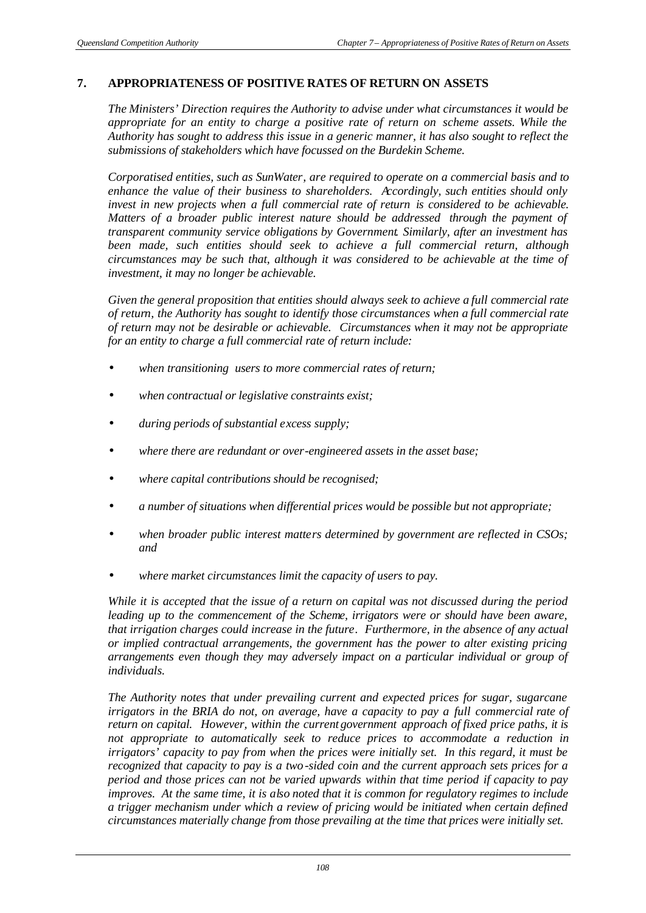# 7. APPROPRIATENESS OF POSITIVE RATES OF RETURN ON ASSETS

*The Ministers' Direction requires the Authority to advise under what circumstances it would be appropriate for an entity to charge a positive rate of return on scheme assets. While the Authority has sought to address this issue in a generic manner, it has also sought to reflect the submissions of stakeholders which have focussed on the Burdekin Scheme.*

*Corporatised entities, such as SunWater, are required to operate on a commercial basis and to enhance the value of their business to shareholders. Accordingly, such entities should only invest in new projects when a full commercial rate of return is considered to be achievable. Matters of a broader public interest nature should be addressed through the payment of transparent community service obligations by Government. Similarly, after an investment has been made, such entities should seek to achieve a full commercial return, although circumstances may be such that, although it was considered to be achievable at the time of investment, it may no longer be achievable.*

*Given the general proposition that entities should always seek to achieve a full commercial rate of return, the Authority has sought to identify those circumstances when a full commercial rate of return may not be desirable or achievable. Circumstances when it may not be appropriate for an entity to charge a full commercial rate of return include:*

- *when transitioning users to more commercial rates of return;*
- *when contractual or legislative constraints exist;*
- *during periods of substantial excess supply;*
- *where there are redundant or over-engineered assets in the asset base;*
- *where capital contributions should be recognised;*
- *a number of situations when differential prices would be possible but not appropriate;*
- *when broader public interest matters determined by government are reflected in CSOs; and*
- *where market circumstances limit the capacity of users to pay.*

*While it is accepted that the issue of a return on capital was not discussed during the period leading up to the commencement of the Scheme, irrigators were or should have been aware, that irrigation charges could increase in the future. Furthermore, in the absence of any actual or implied contractual arrangements, the government has the power to alter existing pricing arrangements even though they may adversely impact on a particular individual or group of individuals.*

*The Authority notes that under prevailing current and expected prices for sugar, sugarcane irrigators in the BRIA do not, on average, have a capacity to pay a full commercial rate of return on capital. However, within the current government approach of fixed price paths, it is not appropriate to automatically seek to reduce prices to accommodate a reduction in irrigators' capacity to pay from when the prices were initially set. In this regard, it must be recognized that capacity to pay is a two-sided coin and the current approach sets prices for a period and those prices can not be varied upwards within that time period if capacity to pay improves. At the same time, it is also noted that it is common for regulatory regimes to include a trigger mechanism under which a review of pricing would be initiated when certain defined circumstances materially change from those prevailing at the time that prices were initially set.*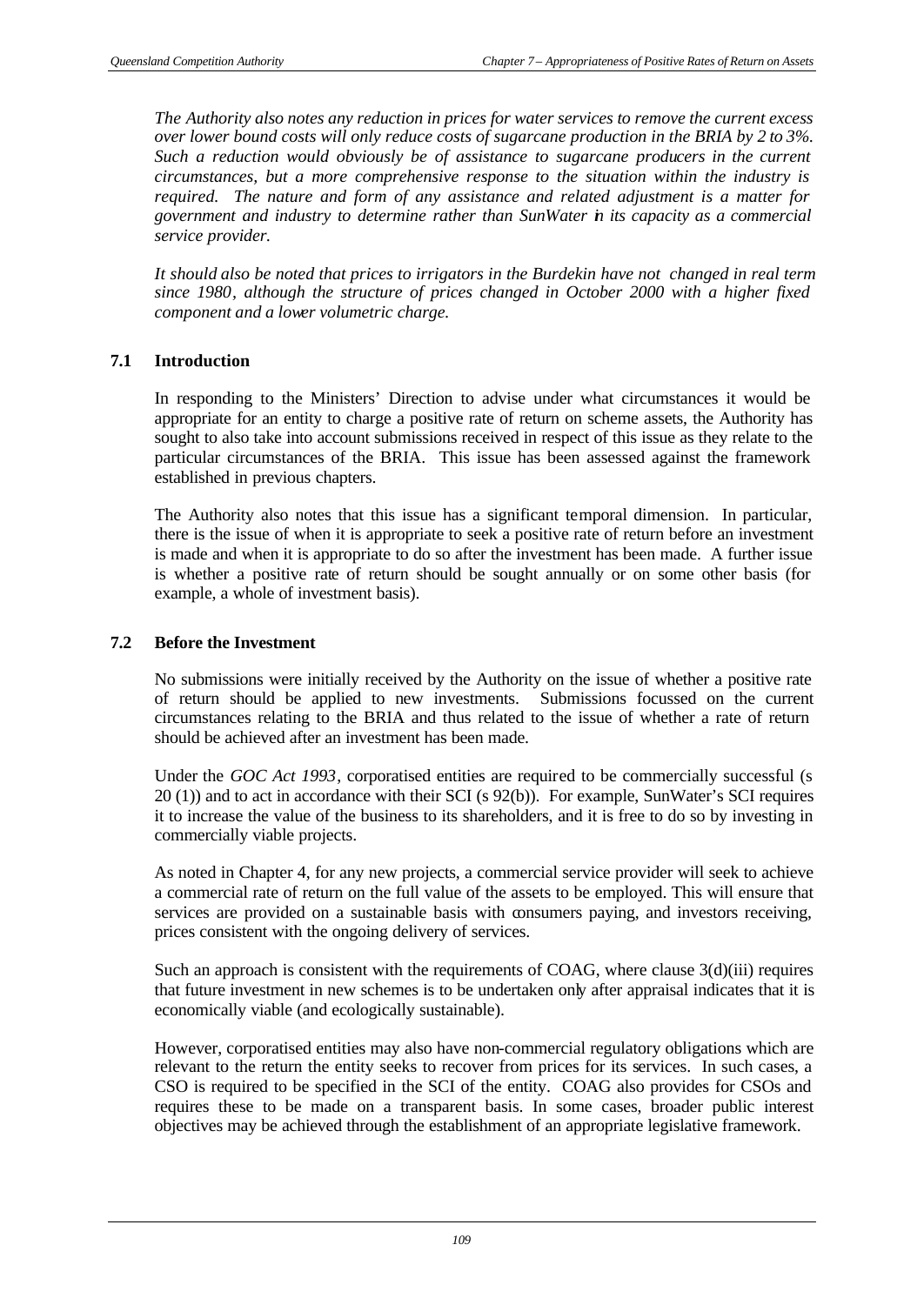*The Authority also notes any reduction in prices for water services to remove the current excess over lower bound costs will only reduce costs of sugarcane production in the BRIA by 2 to 3%. Such a reduction would obviously be of assistance to sugarcane producers in the current circumstances, but a more comprehensive response to the situation within the industry is required. The nature and form of any assistance and related adjustment is a matter for government and industry to determine rather than SunWater in its capacity as a commercial service provider.*

*It should also be noted that prices to irrigators in the Burdekin have not changed in real term since 1980, although the structure of prices changed in October 2000 with a higher fixed component and a lower volumetric charge.*

## 7.1 Introduction

In responding to the Ministers' Direction to advise under what circumstances it would be appropriate for an entity to charge a positive rate of return on scheme assets, the Authority has sought to also take into account submissions received in respect of this issue as they relate to the particular circumstances of the BRIA. This issue has been assessed against the framework established in previous chapters.

The Authority also notes that this issue has a significant temporal dimension. In particular, there is the issue of when it is appropriate to seek a positive rate of return before an investment is made and when it is appropriate to do so after the investment has been made. A further issue is whether a positive rate of return should be sought annually or on some other basis (for example, a whole of investment basis).

## 7.2 Before the Investment

No submissions were initially received by the Authority on the issue of whether a positive rate of return should be applied to new investments. Submissions focussed on the current circumstances relating to the BRIA and thus related to the issue of whether a rate of return should be achieved after an investment has been made.

Under the *GOC Act 1993*, corporatised entities are required to be commercially successful (s 20 (1)) and to act in accordance with their SCI (s 92(b)). For example, SunWater's SCI requires it to increase the value of the business to its shareholders, and it is free to do so by investing in commercially viable projects.

As noted in Chapter 4, for any new projects, a commercial service provider will seek to achieve a commercial rate of return on the full value of the assets to be employed. This will ensure that services are provided on a sustainable basis with consumers paying, and investors receiving, prices consistent with the ongoing delivery of services.

Such an approach is consistent with the requirements of COAG, where clause 3(d)(iii) requires that future investment in new schemes is to be undertaken only after appraisal indicates that it is economically viable (and ecologically sustainable).

However, corporatised entities may also have non-commercial regulatory obligations which are relevant to the return the entity seeks to recover from prices for its services. In such cases, a CSO is required to be specified in the SCI of the entity. COAG also provides for CSOs and requires these to be made on a transparent basis. In some cases, broader public interest objectives may be achieved through the establishment of an appropriate legislative framework.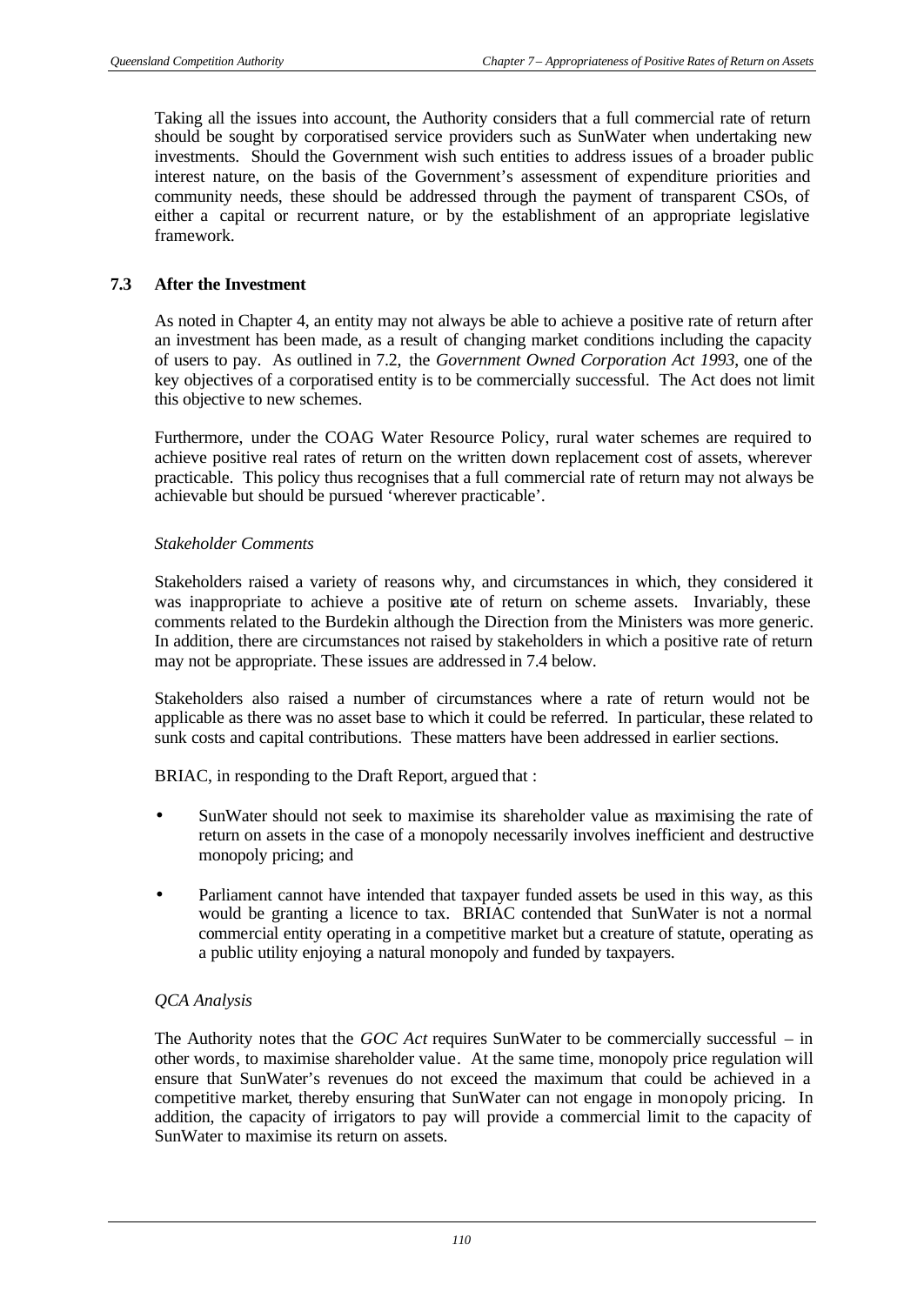Taking all the issues into account, the Authority considers that a full commercial rate of return should be sought by corporatised service providers such as SunWater when undertaking new investments. Should the Government wish such entities to address issues of a broader public interest nature, on the basis of the Government's assessment of expenditure priorities and community needs, these should be addressed through the payment of transparent CSOs, of either a capital or recurrent nature, or by the establishment of an appropriate legislative framework.

## 7.3 After the Investment

As noted in Chapter 4, an entity may not always be able to achieve a positive rate of return after an investment has been made, as a result of changing market conditions including the capacity of users to pay. As outlined in 7.2, the *Government Owned Corporation Act 1993*, one of the key objectives of a corporatised entity is to be commercially successful. The Act does not limit this objective to new schemes.

Furthermore, under the COAG Water Resource Policy, rural water schemes are required to achieve positive real rates of return on the written down replacement cost of assets, wherever practicable. This policy thus recognises that a full commercial rate of return may not always be achievable but should be pursued 'wherever practicable'.

*Stakeholder Comments*

Stakeholders raised a variety of reasons why, and circumstances in which, they considered it was inappropriate to achieve a positive rate of return on scheme assets. Invariably, these comments related to the Burdekin although the Direction from the Ministers was more generic. In addition, there are circumstances not raised by stakeholders in which a positive rate of return may not be appropriate. These issues are addressed in 7.4 below.

Stakeholders also raised a number of circumstances where a rate of return would not be applicable as there was no asset base to which it could be referred. In particular, these related to sunk costs and capital contributions. These matters have been addressed in earlier sections.

BRIAC, in responding to the Draft Report, argued that :

- SunWater should not seek to maximise its shareholder value as maximising the rate of return on assets in the case of a monopoly necessarily involves inefficient and destructive monopoly pricing; and
- Parliament cannot have intended that taxpayer funded assets be used in this way, as this would be granting a licence to tax. BRIAC contended that SunWater is not a normal commercial entity operating in a competitive market but a creature of statute, operating as a public utility enjoying a natural monopoly and funded by taxpayers.

*QCA Analysis*

The Authority notes that the *GOC Act* requires SunWater to be commercially successful – in other words, to maximise shareholder value. At the same time, monopoly price regulation will ensure that SunWater's revenues do not exceed the maximum that could be achieved in a competitive market, thereby ensuring that SunWater can not engage in monopoly pricing. In addition, the capacity of irrigators to pay will provide a commercial limit to the capacity of SunWater to maximise its return on assets.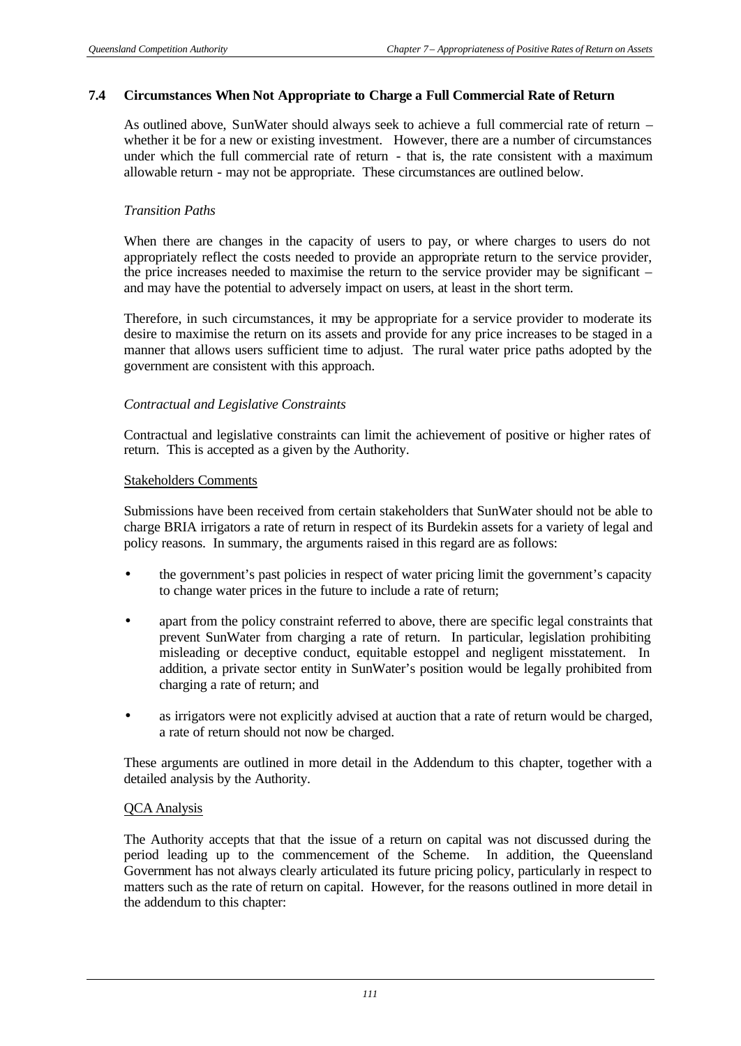## 7.4 Circumstances When Not Appropriate to Charge a Full Commercial Rate of Return

As outlined above, SunWater should always seek to achieve a full commercial rate of return – whether it be for a new or existing investment. However, there are a number of circumstances under which the full commercial rate of return - that is, the rate consistent with a maximum allowable return - may not be appropriate. These circumstances are outlined below.

*Transition Paths*

When there are changes in the capacity of users to pay, or where charges to users do not appropriately reflect the costs needed to provide an appropriate return to the service provider, the price increases needed to maximise the return to the service provider may be significant – and may have the potential to adversely impact on users, at least in the short term.

Therefore, in such circumstances, it may be appropriate for a service provider to moderate its desire to maximise the return on its assets and provide for any price increases to be staged in a manner that allows users sufficient time to adjust. The rural water price paths adopted by the government are consistent with this approach.

*Contractual and Legislative Constraints*

Contractual and legislative constraints can limit the achievement of positive or higher rates of return. This is accepted as a given by the Authority.

Stakeholders Comments

Submissions have been received from certain stakeholders that SunWater should not be able to charge BRIA irrigators a rate of return in respect of its Burdekin assets for a variety of legal and policy reasons. In summary, the arguments raised in this regard are as follows:

- the government's past policies in respect of water pricing limit the government's capacity to change water prices in the future to include a rate of return;
- apart from the policy constraint referred to above, there are specific legal constraints that prevent SunWater from charging a rate of return. In particular, legislation prohibiting misleading or deceptive conduct, equitable estoppel and negligent misstatement. In addition, a private sector entity in SunWater's position would be legally prohibited from charging a rate of return; and
- as irrigators were not explicitly advised at auction that a rate of return would be charged, a rate of return should not now be charged.

These arguments are outlined in more detail in the Addendum to this chapter, together with a detailed analysis by the Authority.

QCA Analysis

The Authority accepts that that the issue of a return on capital was not discussed during the period leading up to the commencement of the Scheme. In addition, the Queensland Government has not always clearly articulated its future pricing policy, particularly in respect to matters such as the rate of return on capital. However, for the reasons outlined in more detail in the addendum to this chapter: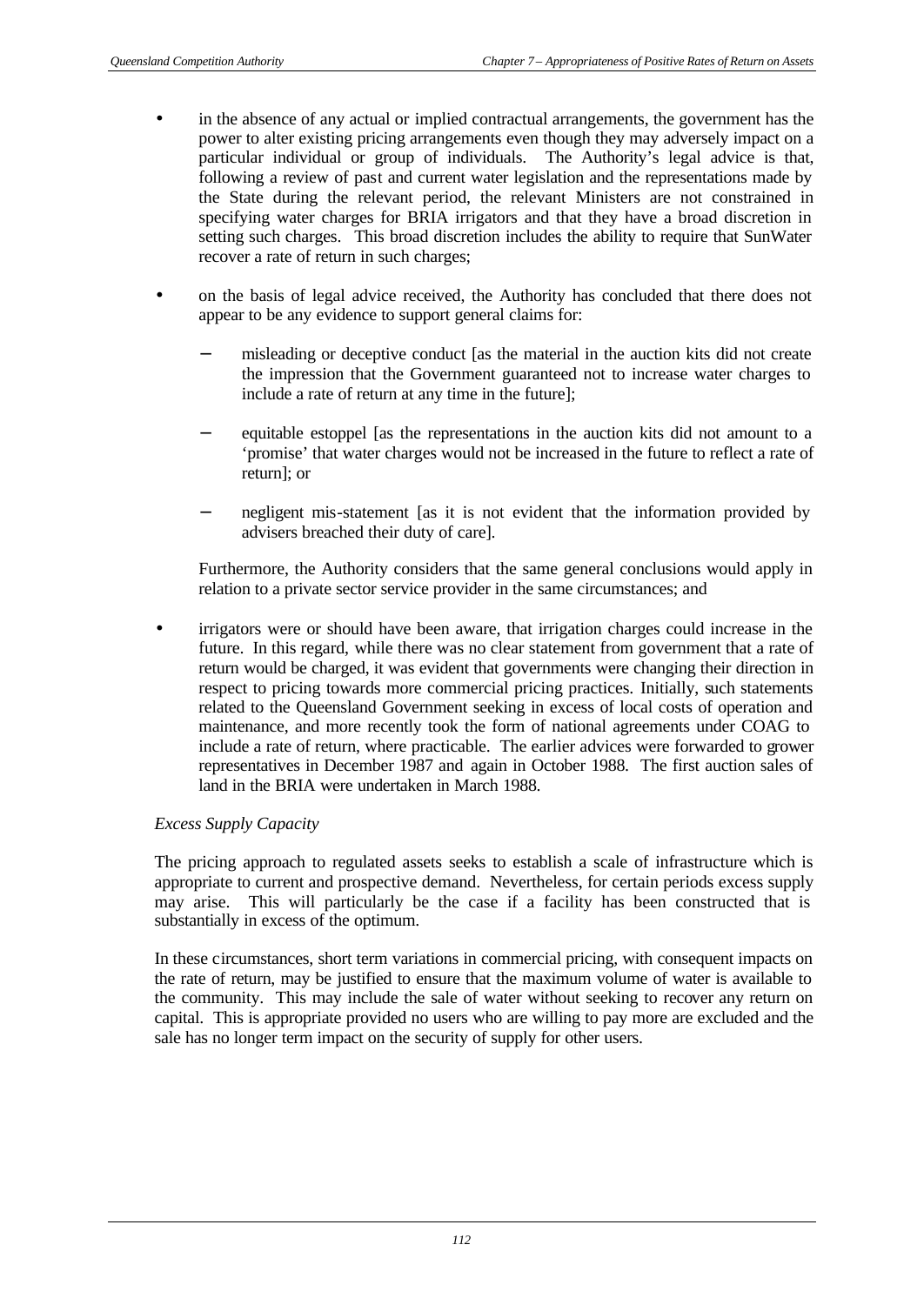- in the absence of any actual or implied contractual arrangements, the government has the power to alter existing pricing arrangements even though they may adversely impact on a particular individual or group of individuals. The Authority's legal advice is that, following a review of past and current water legislation and the representations made by the State during the relevant period, the relevant Ministers are not constrained in specifying water charges for BRIA irrigators and that they have a broad discretion in setting such charges. This broad discretion includes the ability to require that SunWater recover a rate of return in such charges;

- on the basis of legal advice received, the Authority has concluded that there does not appear to be any evidence to support general claims for:

  - misleading or deceptive conduct [as the material in the auction kits did not create the impression that the Government guaranteed not to increase water charges to include a rate of return at any time in the future];

  - equitable estoppel [as the representations in the auction kits did not amount to a 'promise' that water charges would not be increased in the future to reflect a rate of return]; or

  - negligent mis-statement [as it is not evident that the information provided by advisers breached their duty of care].

  Furthermore, the Authority considers that the same general conclusions would apply in relation to a private sector service provider in the same circumstances; and

- irrigators were or should have been aware, that irrigation charges could increase in the future. In this regard, while there was no clear statement from government that a rate of return would be charged, it was evident that governments were changing their direction in respect to pricing towards more commercial pricing practices. Initially, such statements related to the Queensland Government seeking in excess of local costs of operation and maintenance, and more recently took the form of national agreements under COAG to include a rate of return, where practicable. The earlier advices were forwarded to grower representatives in December 1987 and again in October 1988. The first auction sales of land in the BRIA were undertaken in March 1988.

*Excess Supply Capacity*

The pricing approach to regulated assets seeks to establish a scale of infrastructure which is appropriate to current and prospective demand. Nevertheless, for certain periods excess supply may arise. This will particularly be the case if a facility has been constructed that is substantially in excess of the optimum.

In these circumstances, short term variations in commercial pricing, with consequent impacts on the rate of return, may be justified to ensure that the maximum volume of water is available to the community. This may include the sale of water without seeking to recover any return on capital. This is appropriate provided no users who are willing to pay more are excluded and the sale has no longer term impact on the security of supply for other users.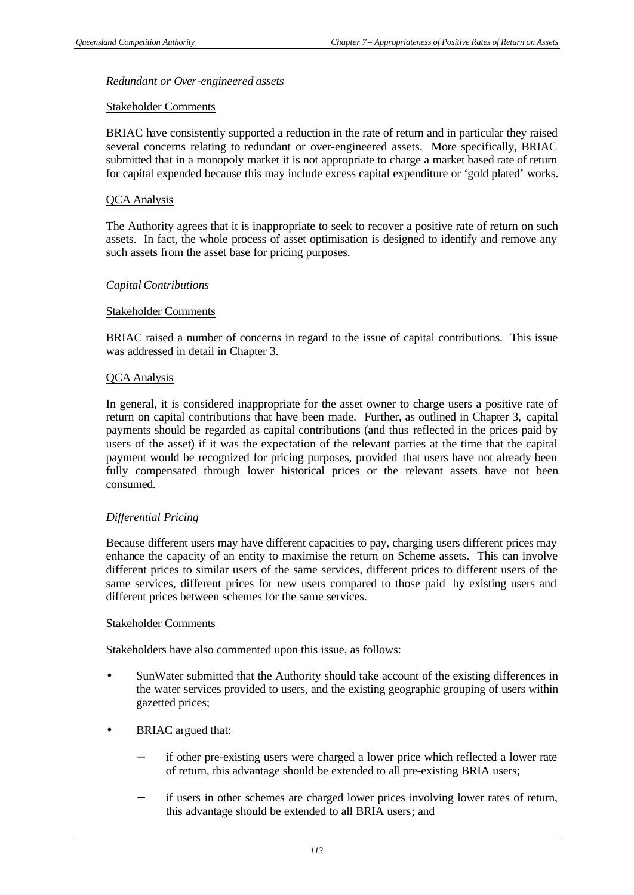*Redundant or Over-engineered assets*

Stakeholder Comments

BRIAC have consistently supported a reduction in the rate of return and in particular they raised several concerns relating to redundant or over-engineered assets. More specifically, BRIAC submitted that in a monopoly market it is not appropriate to charge a market based rate of return for capital expended because this may include excess capital expenditure or 'gold plated' works.

QCA Analysis

The Authority agrees that it is inappropriate to seek to recover a positive rate of return on such assets. In fact, the whole process of asset optimisation is designed to identify and remove any such assets from the asset base for pricing purposes.

*Capital Contributions*

Stakeholder Comments

BRIAC raised a number of concerns in regard to the issue of capital contributions. This issue was addressed in detail in Chapter 3.

QCA Analysis

In general, it is considered inappropriate for the asset owner to charge users a positive rate of return on capital contributions that have been made. Further, as outlined in Chapter 3, capital payments should be regarded as capital contributions (and thus reflected in the prices paid by users of the asset) if it was the expectation of the relevant parties at the time that the capital payment would be recognized for pricing purposes, provided that users have not already been fully compensated through lower historical prices or the relevant assets have not been consumed.

*Differential Pricing*

Because different users may have different capacities to pay, charging users different prices may enhance the capacity of an entity to maximise the return on Scheme assets. This can involve different prices to similar users of the same services, different prices to different users of the same services, different prices for new users compared to those paid by existing users and different prices between schemes for the same services.

Stakeholder Comments

Stakeholders have also commented upon this issue, as follows:

- SunWater submitted that the Authority should take account of the existing differences in the water services provided to users, and the existing geographic grouping of users within gazetted prices;
- BRIAC argued that:
  - if other pre-existing users were charged a lower price which reflected a lower rate of return, this advantage should be extended to all pre-existing BRIA users;
  - if users in other schemes are charged lower prices involving lower rates of return, this advantage should be extended to all BRIA users; and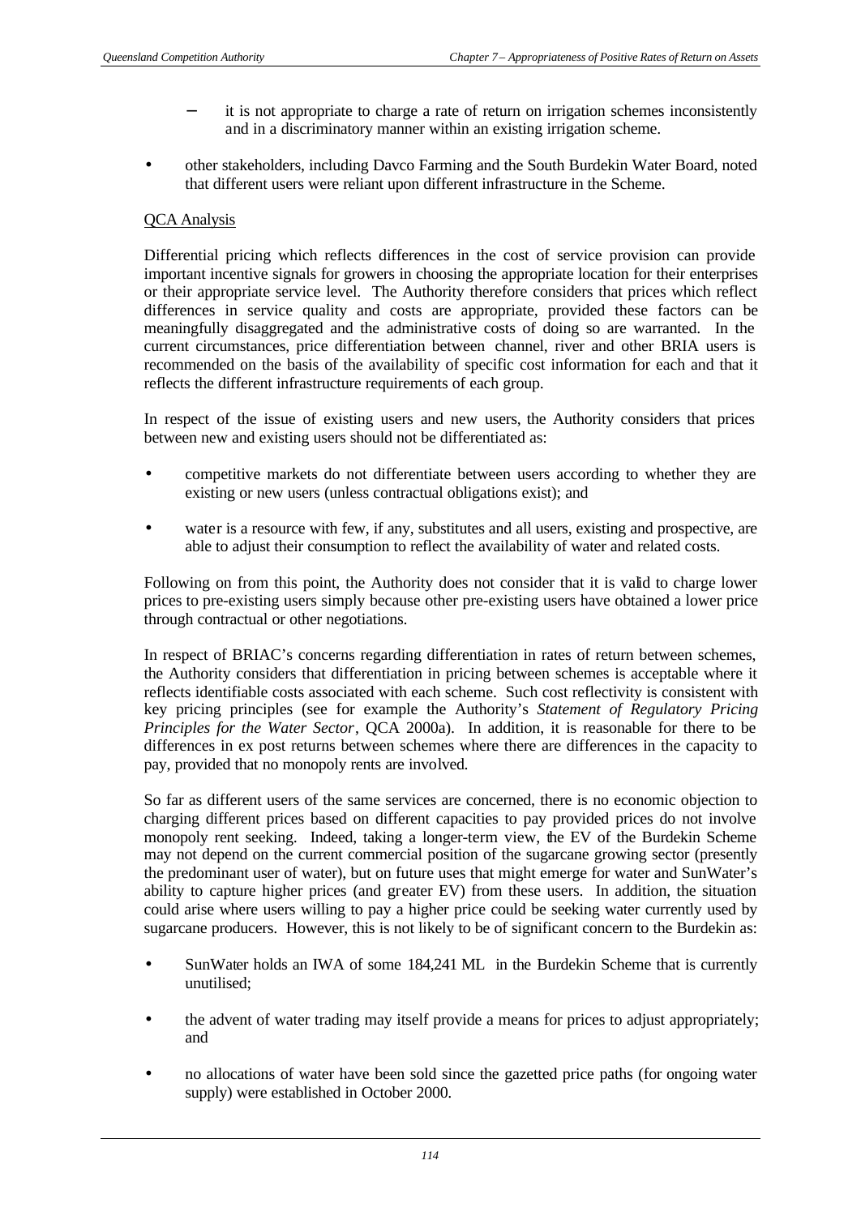- it is not appropriate to charge a rate of return on irrigation schemes inconsistently and in a discriminatory manner within an existing irrigation scheme.

- other stakeholders, including Davco Farming and the South Burdekin Water Board, noted that different users were reliant upon different infrastructure in the Scheme.

QCA Analysis

Differential pricing which reflects differences in the cost of service provision can provide important incentive signals for growers in choosing the appropriate location for their enterprises or their appropriate service level. The Authority therefore considers that prices which reflect differences in service quality and costs are appropriate, provided these factors can be meaningfully disaggregated and the administrative costs of doing so are warranted. In the current circumstances, price differentiation between channel, river and other BRIA users is recommended on the basis of the availability of specific cost information for each and that it reflects the different infrastructure requirements of each group.

In respect of the issue of existing users and new users, the Authority considers that prices between new and existing users should not be differentiated as:

- competitive markets do not differentiate between users according to whether they are existing or new users (unless contractual obligations exist); and
- water is a resource with few, if any, substitutes and all users, existing and prospective, are able to adjust their consumption to reflect the availability of water and related costs.

Following on from this point, the Authority does not consider that it is valid to charge lower prices to pre-existing users simply because other pre-existing users have obtained a lower price through contractual or other negotiations.

In respect of BRIAC's concerns regarding differentiation in rates of return between schemes, the Authority considers that differentiation in pricing between schemes is acceptable where it reflects identifiable costs associated with each scheme. Such cost reflectivity is consistent with key pricing principles (see for example the Authority's *Statement of Regulatory Pricing Principles for the Water Sector*, QCA 2000a). In addition, it is reasonable for there to be differences in ex post returns between schemes where there are differences in the capacity to pay, provided that no monopoly rents are involved.

So far as different users of the same services are concerned, there is no economic objection to charging different prices based on different capacities to pay provided prices do not involve monopoly rent seeking. Indeed, taking a longer-term view, the EV of the Burdekin Scheme may not depend on the current commercial position of the sugarcane growing sector (presently the predominant user of water), but on future uses that might emerge for water and SunWater's ability to capture higher prices (and greater EV) from these users. In addition, the situation could arise where users willing to pay a higher price could be seeking water currently used by sugarcane producers. However, this is not likely to be of significant concern to the Burdekin as:

- SunWater holds an IWA of some 184,241 ML in the Burdekin Scheme that is currently unutilised;
- the advent of water trading may itself provide a means for prices to adjust appropriately; and
- no allocations of water have been sold since the gazetted price paths (for ongoing water supply) were established in October 2000.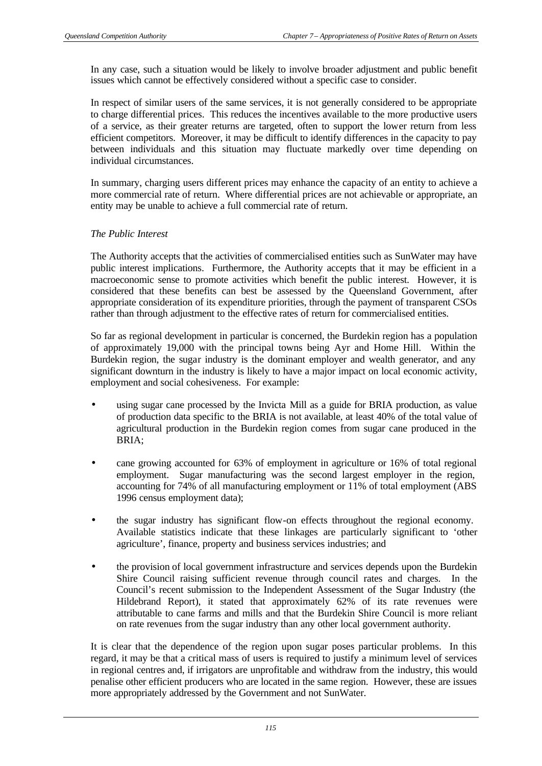In any case, such a situation would be likely to involve broader adjustment and public benefit issues which cannot be effectively considered without a specific case to consider.

In respect of similar users of the same services, it is not generally considered to be appropriate to charge differential prices. This reduces the incentives available to the more productive users of a service, as their greater returns are targeted, often to support the lower return from less efficient competitors. Moreover, it may be difficult to identify differences in the capacity to pay between individuals and this situation may fluctuate markedly over time depending on individual circumstances.

In summary, charging users different prices may enhance the capacity of an entity to achieve a more commercial rate of return. Where differential prices are not achievable or appropriate, an entity may be unable to achieve a full commercial rate of return.

*The Public Interest*

The Authority accepts that the activities of commercialised entities such as SunWater may have public interest implications. Furthermore, the Authority accepts that it may be efficient in a macroeconomic sense to promote activities which benefit the public interest. However, it is considered that these benefits can best be assessed by the Queensland Government, after appropriate consideration of its expenditure priorities, through the payment of transparent CSOs rather than through adjustment to the effective rates of return for commercialised entities.

So far as regional development in particular is concerned, the Burdekin region has a population of approximately 19,000 with the principal towns being Ayr and Home Hill. Within the Burdekin region, the sugar industry is the dominant employer and wealth generator, and any significant downturn in the industry is likely to have a major impact on local economic activity, employment and social cohesiveness. For example:

- using sugar cane processed by the Invicta Mill as a guide for BRIA production, as value of production data specific to the BRIA is not available, at least 40% of the total value of agricultural production in the Burdekin region comes from sugar cane produced in the BRIA;
- cane growing accounted for 63% of employment in agriculture or 16% of total regional employment. Sugar manufacturing was the second largest employer in the region, accounting for 74% of all manufacturing employment or 11% of total employment (ABS 1996 census employment data);
- the sugar industry has significant flow-on effects throughout the regional economy. Available statistics indicate that these linkages are particularly significant to 'other agriculture', finance, property and business services industries; and
- the provision of local government infrastructure and services depends upon the Burdekin Shire Council raising sufficient revenue through council rates and charges. In the Council's recent submission to the Independent Assessment of the Sugar Industry (the Hildebrand Report), it stated that approximately 62% of its rate revenues were attributable to cane farms and mills and that the Burdekin Shire Council is more reliant on rate revenues from the sugar industry than any other local government authority.

It is clear that the dependence of the region upon sugar poses particular problems. In this regard, it may be that a critical mass of users is required to justify a minimum level of services in regional centres and, if irrigators are unprofitable and withdraw from the industry, this would penalise other efficient producers who are located in the same region. However, these are issues more appropriately addressed by the Government and not SunWater.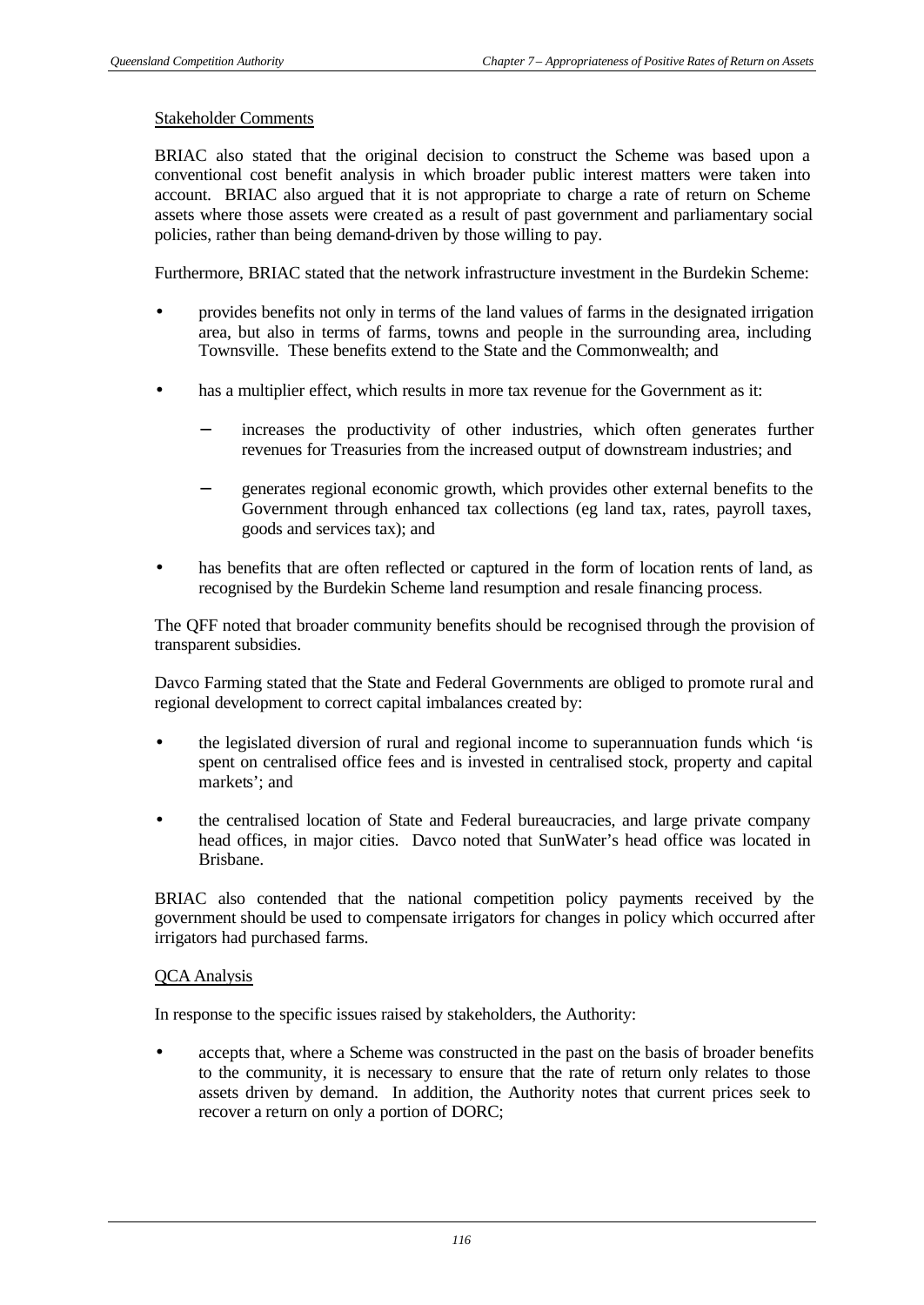Stakeholder Comments

BRIAC also stated that the original decision to construct the Scheme was based upon a conventional cost benefit analysis in which broader public interest matters were taken into account. BRIAC also argued that it is not appropriate to charge a rate of return on Scheme assets where those assets were created as a result of past government and parliamentary social policies, rather than being demand-driven by those willing to pay.

Furthermore, BRIAC stated that the network infrastructure investment in the Burdekin Scheme:

- provides benefits not only in terms of the land values of farms in the designated irrigation area, but also in terms of farms, towns and people in the surrounding area, including Townsville. These benefits extend to the State and the Commonwealth; and
- has a multiplier effect, which results in more tax revenue for the Government as it:
  - increases the productivity of other industries, which often generates further revenues for Treasuries from the increased output of downstream industries; and
  - generates regional economic growth, which provides other external benefits to the Government through enhanced tax collections (eg land tax, rates, payroll taxes, goods and services tax); and
- has benefits that are often reflected or captured in the form of location rents of land, as recognised by the Burdekin Scheme land resumption and resale financing process.

The QFF noted that broader community benefits should be recognised through the provision of transparent subsidies.

Davco Farming stated that the State and Federal Governments are obliged to promote rural and regional development to correct capital imbalances created by:

- the legislated diversion of rural and regional income to superannuation funds which 'is spent on centralised office fees and is invested in centralised stock, property and capital markets'; and
- the centralised location of State and Federal bureaucracies, and large private company head offices, in major cities. Davco noted that SunWater's head office was located in Brisbane.

BRIAC also contended that the national competition policy payments received by the government should be used to compensate irrigators for changes in policy which occurred after irrigators had purchased farms.

QCA Analysis

In response to the specific issues raised by stakeholders, the Authority:

- accepts that, where a Scheme was constructed in the past on the basis of broader benefits to the community, it is necessary to ensure that the rate of return only relates to those assets driven by demand. In addition, the Authority notes that current prices seek to recover a return on only a portion of DORC;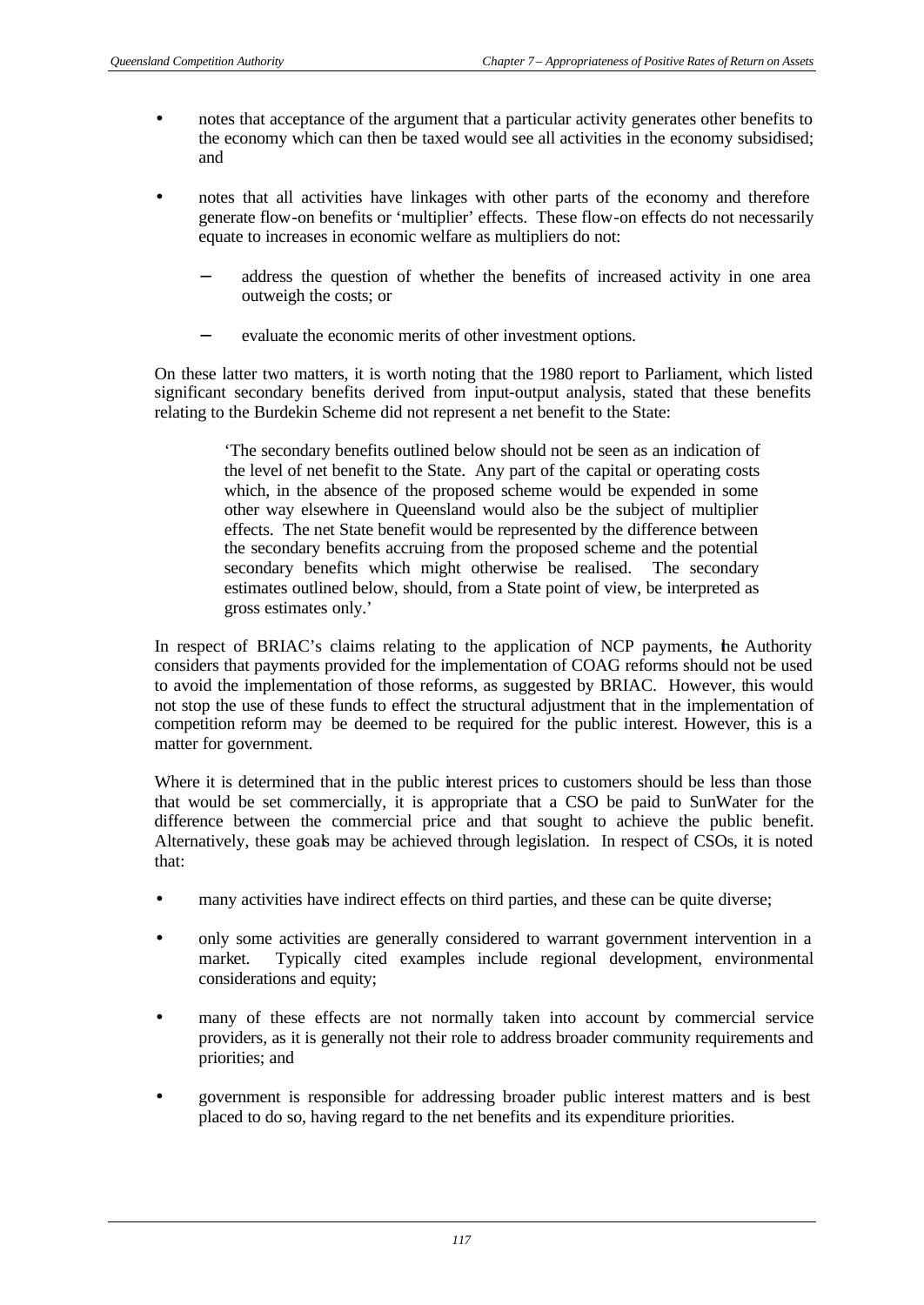- notes that acceptance of the argument that a particular activity generates other benefits to the economy which can then be taxed would see all activities in the economy subsidised; and

- notes that all activities have linkages with other parts of the economy and therefore generate flow-on benefits or 'multiplier' effects. These flow-on effects do not necessarily equate to increases in economic welfare as multipliers do not:

  - address the question of whether the benefits of increased activity in one area outweigh the costs; or

  - evaluate the economic merits of other investment options.

On these latter two matters, it is worth noting that the 1980 report to Parliament, which listed significant secondary benefits derived from input-output analysis, stated that these benefits relating to the Burdekin Scheme did not represent a net benefit to the State:

> 'The secondary benefits outlined below should not be seen as an indication of the level of net benefit to the State. Any part of the capital or operating costs which, in the absence of the proposed scheme would be expended in some other way elsewhere in Queensland would also be the subject of multiplier effects. The net State benefit would be represented by the difference between the secondary benefits accruing from the proposed scheme and the potential secondary benefits which might otherwise be realised. The secondary estimates outlined below, should, from a State point of view, be interpreted as gross estimates only.'

In respect of BRIAC's claims relating to the application of NCP payments, the Authority considers that payments provided for the implementation of COAG reforms should not be used to avoid the implementation of those reforms, as suggested by BRIAC. However, this would not stop the use of these funds to effect the structural adjustment that in the implementation of competition reform may be deemed to be required for the public interest. However, this is a matter for government.

Where it is determined that in the public interest prices to customers should be less than those that would be set commercially, it is appropriate that a CSO be paid to SunWater for the difference between the commercial price and that sought to achieve the public benefit. Alternatively, these goals may be achieved through legislation. In respect of CSOs, it is noted that:

- many activities have indirect effects on third parties, and these can be quite diverse;

- only some activities are generally considered to warrant government intervention in a market. Typically cited examples include regional development, environmental considerations and equity;

- many of these effects are not normally taken into account by commercial service providers, as it is generally not their role to address broader community requirements and priorities; and

- government is responsible for addressing broader public interest matters and is best placed to do so, having regard to the net benefits and its expenditure priorities.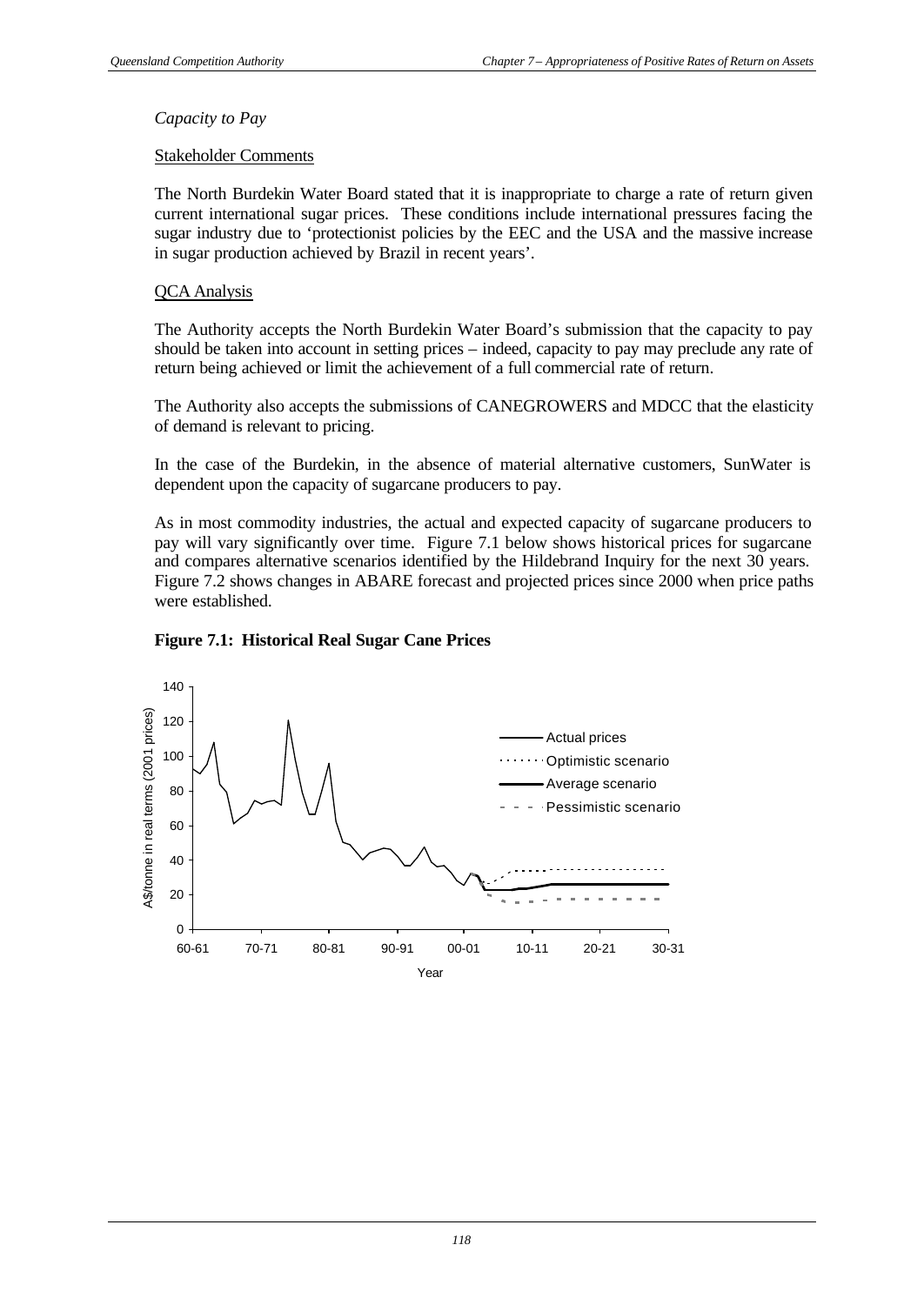*Capacity to Pay*

Stakeholder Comments

The North Burdekin Water Board stated that it is inappropriate to charge a rate of return given current international sugar prices. These conditions include international pressures facing the sugar industry due to 'protectionist policies by the EEC and the USA and the massive increase in sugar production achieved by Brazil in recent years'.

QCA Analysis

The Authority accepts the North Burdekin Water Board's submission that the capacity to pay should be taken into account in setting prices – indeed, capacity to pay may preclude any rate of return being achieved or limit the achievement of a full commercial rate of return.

The Authority also accepts the submissions of CANEGROWERS and MDCC that the elasticity of demand is relevant to pricing.

In the case of the Burdekin, in the absence of material alternative customers, SunWater is dependent upon the capacity of sugarcane producers to pay.

As in most commodity industries, the actual and expected capacity of sugarcane producers to pay will vary significantly over time. Figure 7.1 below shows historical prices for sugarcane and compares alternative scenarios identified by the Hildebrand Inquiry for the next 30 years. Figure 7.2 shows changes in ABARE forecast and projected prices since 2000 when price paths were established.

**Figure 7.1: Historical Real Sugar Cane Prices**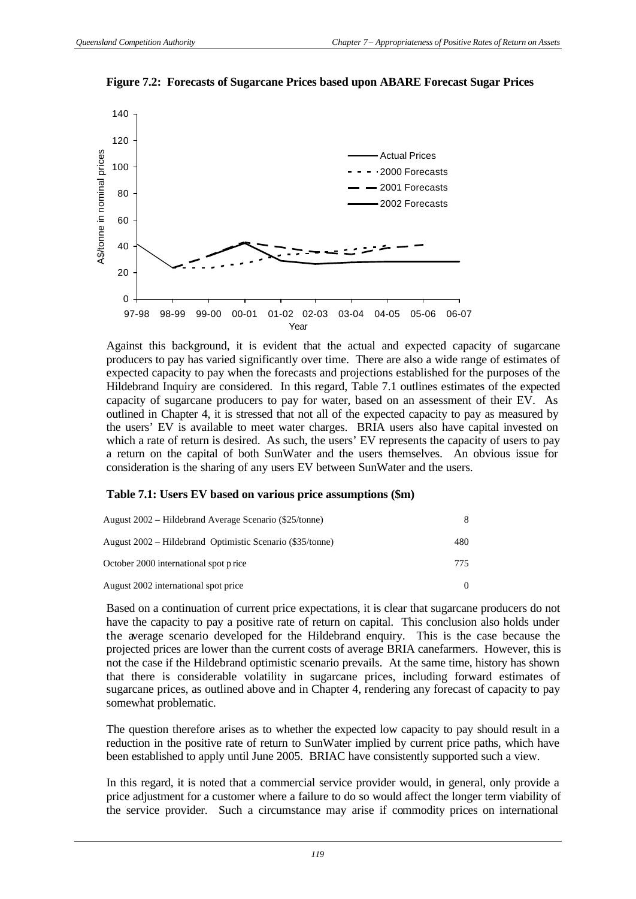**Figure 7.2: Forecasts of Sugarcane Prices based upon ABARE Forecast Sugar Prices**

Against this background, it is evident that the actual and expected capacity of sugarcane producers to pay has varied significantly over time. There are also a wide range of estimates of expected capacity to pay when the forecasts and projections established for the purposes of the Hildebrand Inquiry are considered. In this regard, Table 7.1 outlines estimates of the expected capacity of sugarcane producers to pay for water, based on an assessment of their EV. As outlined in Chapter 4, it is stressed that not all of the expected capacity to pay as measured by the users' EV is available to meet water charges. BRIA users also have capital invested on which a rate of return is desired. As such, the users' EV represents the capacity of users to pay a return on the capital of both SunWater and the users themselves. An obvious issue for consideration is the sharing of any users EV between SunWater and the users.

**Table 7.1: Users EV based on various price assumptions ($m)**

| | |
|---|---|
| August 2002 – Hildebrand Average Scenario ($25/tonne) | 8 |
| August 2002 – Hildebrand Optimistic Scenario ($35/tonne) | 480 |
| October 2000 international spot price | 775 |
| August 2002 international spot price | 0 |

Based on a continuation of current price expectations, it is clear that sugarcane producers do not have the capacity to pay a positive rate of return on capital. This conclusion also holds under the average scenario developed for the Hildebrand enquiry. This is the case because the projected prices are lower than the current costs of average BRIA canefarmers. However, this is not the case if the Hildebrand optimistic scenario prevails. At the same time, history has shown that there is considerable volatility in sugarcane prices, including forward estimates of sugarcane prices, as outlined above and in Chapter 4, rendering any forecast of capacity to pay somewhat problematic.

The question therefore arises as to whether the expected low capacity to pay should result in a reduction in the positive rate of return to SunWater implied by current price paths, which have been established to apply until June 2005. BRIAC have consistently supported such a view.

In this regard, it is noted that a commercial service provider would, in general, only provide a price adjustment for a customer where a failure to do so would affect the longer term viability of the service provider. Such a circumstance may arise if commodity prices on international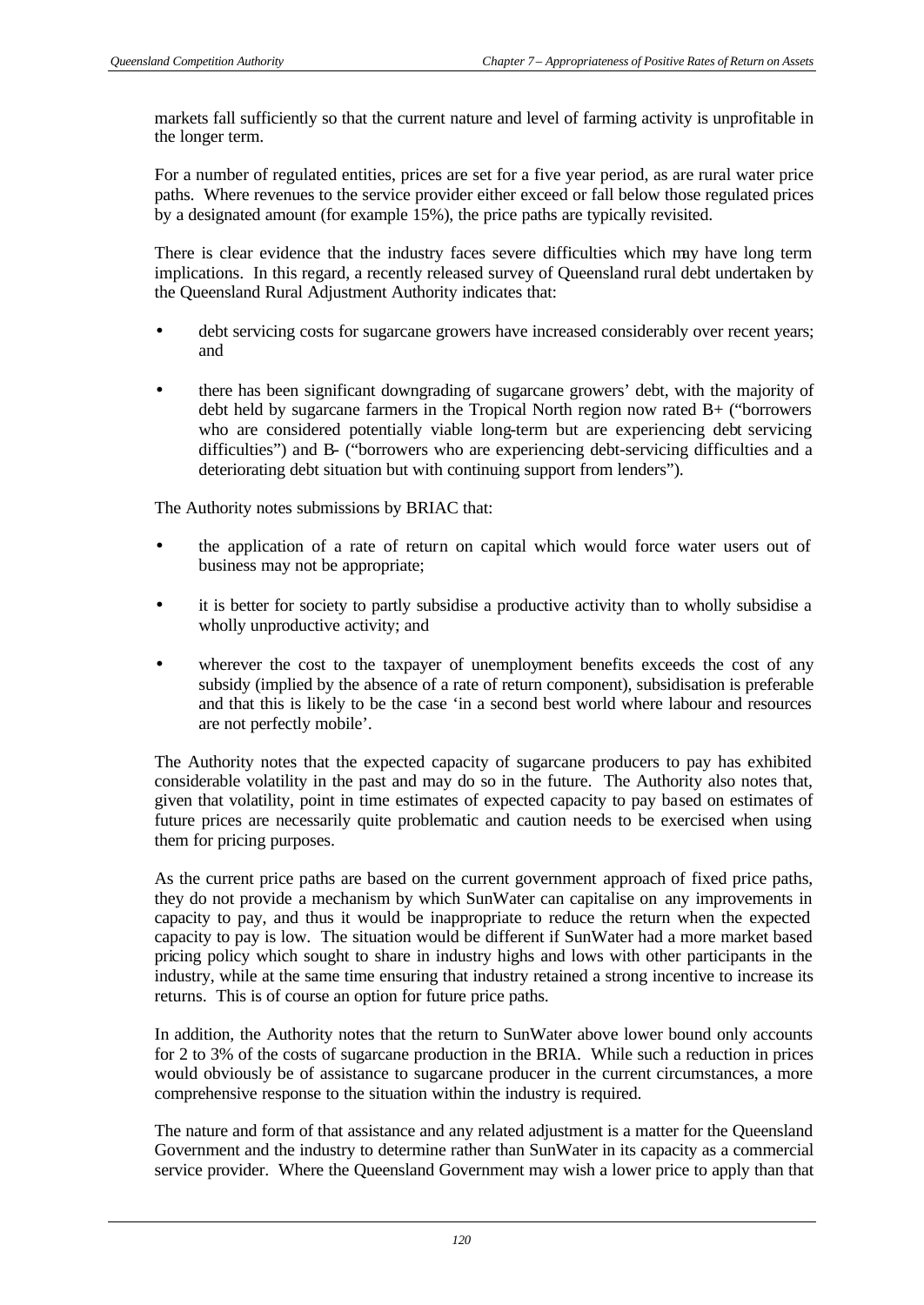markets fall sufficiently so that the current nature and level of farming activity is unprofitable in the longer term.

For a number of regulated entities, prices are set for a five year period, as are rural water price paths. Where revenues to the service provider either exceed or fall below those regulated prices by a designated amount (for example 15%), the price paths are typically revisited.

There is clear evidence that the industry faces severe difficulties which may have long term implications. In this regard, a recently released survey of Queensland rural debt undertaken by the Queensland Rural Adjustment Authority indicates that:

- debt servicing costs for sugarcane growers have increased considerably over recent years; and
- there has been significant downgrading of sugarcane growers' debt, with the majority of debt held by sugarcane farmers in the Tropical North region now rated B+ ("borrowers who are considered potentially viable long-term but are experiencing debt servicing difficulties") and B- ("borrowers who are experiencing debt-servicing difficulties and a deteriorating debt situation but with continuing support from lenders").

The Authority notes submissions by BRIAC that:

- the application of a rate of return on capital which would force water users out of business may not be appropriate;
- it is better for society to partly subsidise a productive activity than to wholly subsidise a wholly unproductive activity; and
- wherever the cost to the taxpayer of unemployment benefits exceeds the cost of any subsidy (implied by the absence of a rate of return component), subsidisation is preferable and that this is likely to be the case 'in a second best world where labour and resources are not perfectly mobile'.

The Authority notes that the expected capacity of sugarcane producers to pay has exhibited considerable volatility in the past and may do so in the future. The Authority also notes that, given that volatility, point in time estimates of expected capacity to pay based on estimates of future prices are necessarily quite problematic and caution needs to be exercised when using them for pricing purposes.

As the current price paths are based on the current government approach of fixed price paths, they do not provide a mechanism by which SunWater can capitalise on any improvements in capacity to pay, and thus it would be inappropriate to reduce the return when the expected capacity to pay is low. The situation would be different if SunWater had a more market based pricing policy which sought to share in industry highs and lows with other participants in the industry, while at the same time ensuring that industry retained a strong incentive to increase its returns. This is of course an option for future price paths.

In addition, the Authority notes that the return to SunWater above lower bound only accounts for 2 to 3% of the costs of sugarcane production in the BRIA. While such a reduction in prices would obviously be of assistance to sugarcane producer in the current circumstances, a more comprehensive response to the situation within the industry is required.

The nature and form of that assistance and any related adjustment is a matter for the Queensland Government and the industry to determine rather than SunWater in its capacity as a commercial service provider. Where the Queensland Government may wish a lower price to apply than that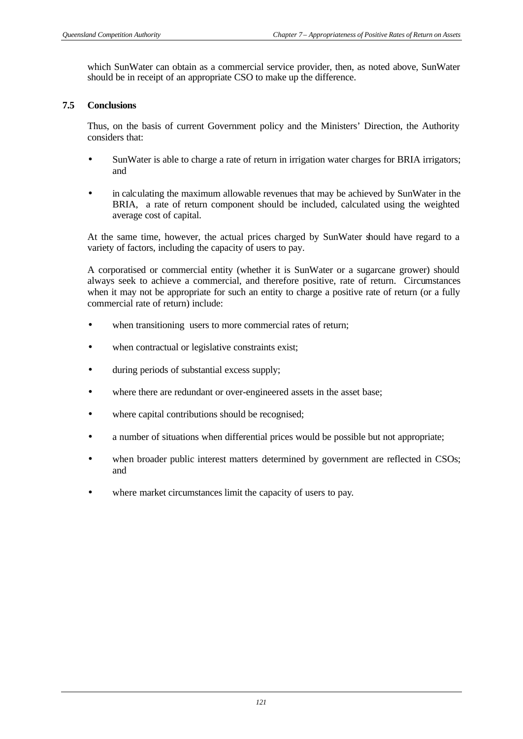which SunWater can obtain as a commercial service provider, then, as noted above, SunWater should be in receipt of an appropriate CSO to make up the difference.

## 7.5 Conclusions

Thus, on the basis of current Government policy and the Ministers' Direction, the Authority considers that:

- SunWater is able to charge a rate of return in irrigation water charges for BRIA irrigators; and
- in calculating the maximum allowable revenues that may be achieved by SunWater in the BRIA, a rate of return component should be included, calculated using the weighted average cost of capital.

At the same time, however, the actual prices charged by SunWater should have regard to a variety of factors, including the capacity of users to pay.

A corporatised or commercial entity (whether it is SunWater or a sugarcane grower) should always seek to achieve a commercial, and therefore positive, rate of return. Circumstances when it may not be appropriate for such an entity to charge a positive rate of return (or a fully commercial rate of return) include:

- when transitioning users to more commercial rates of return;
- when contractual or legislative constraints exist;
- during periods of substantial excess supply;
- where there are redundant or over-engineered assets in the asset base;
- where capital contributions should be recognised;
- a number of situations when differential prices would be possible but not appropriate;
- when broader public interest matters determined by government are reflected in CSOs; and
- where market circumstances limit the capacity of users to pay.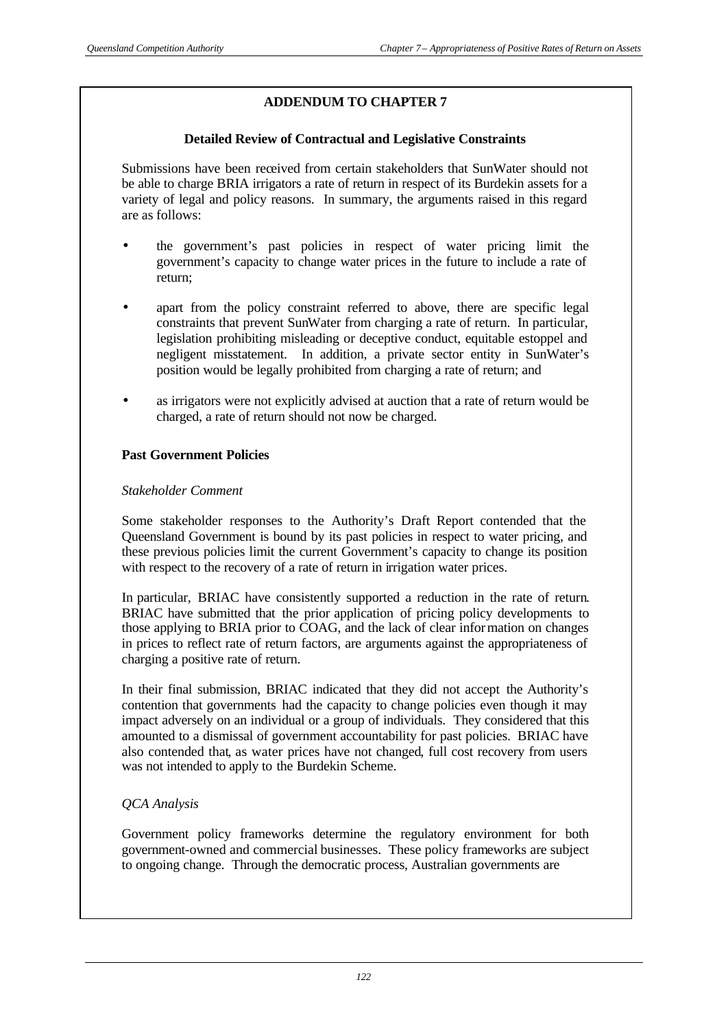## ADDENDUM TO CHAPTER 7

### Detailed Review of Contractual and Legislative Constraints

Submissions have been received from certain stakeholders that SunWater should not be able to charge BRIA irrigators a rate of return in respect of its Burdekin assets for a variety of legal and policy reasons. In summary, the arguments raised in this regard are as follows:

- the government's past policies in respect of water pricing limit the government's capacity to change water prices in the future to include a rate of return;
- apart from the policy constraint referred to above, there are specific legal constraints that prevent SunWater from charging a rate of return. In particular, legislation prohibiting misleading or deceptive conduct, equitable estoppel and negligent misstatement. In addition, a private sector entity in SunWater's position would be legally prohibited from charging a rate of return; and
- as irrigators were not explicitly advised at auction that a rate of return would be charged, a rate of return should not now be charged.

**Past Government Policies**

*Stakeholder Comment*

Some stakeholder responses to the Authority's Draft Report contended that the Queensland Government is bound by its past policies in respect to water pricing, and these previous policies limit the current Government's capacity to change its position with respect to the recovery of a rate of return in irrigation water prices.

In particular, BRIAC have consistently supported a reduction in the rate of return. BRIAC have submitted that the prior application of pricing policy developments to those applying to BRIA prior to COAG, and the lack of clear information on changes in prices to reflect rate of return factors, are arguments against the appropriateness of charging a positive rate of return.

In their final submission, BRIAC indicated that they did not accept the Authority's contention that governments had the capacity to change policies even though it may impact adversely on an individual or a group of individuals. They considered that this amounted to a dismissal of government accountability for past policies. BRIAC have also contended that, as water prices have not changed, full cost recovery from users was not intended to apply to the Burdekin Scheme.

*QCA Analysis*

Government policy frameworks determine the regulatory environment for both government-owned and commercial businesses. These policy frameworks are subject to ongoing change. Through the democratic process, Australian governments are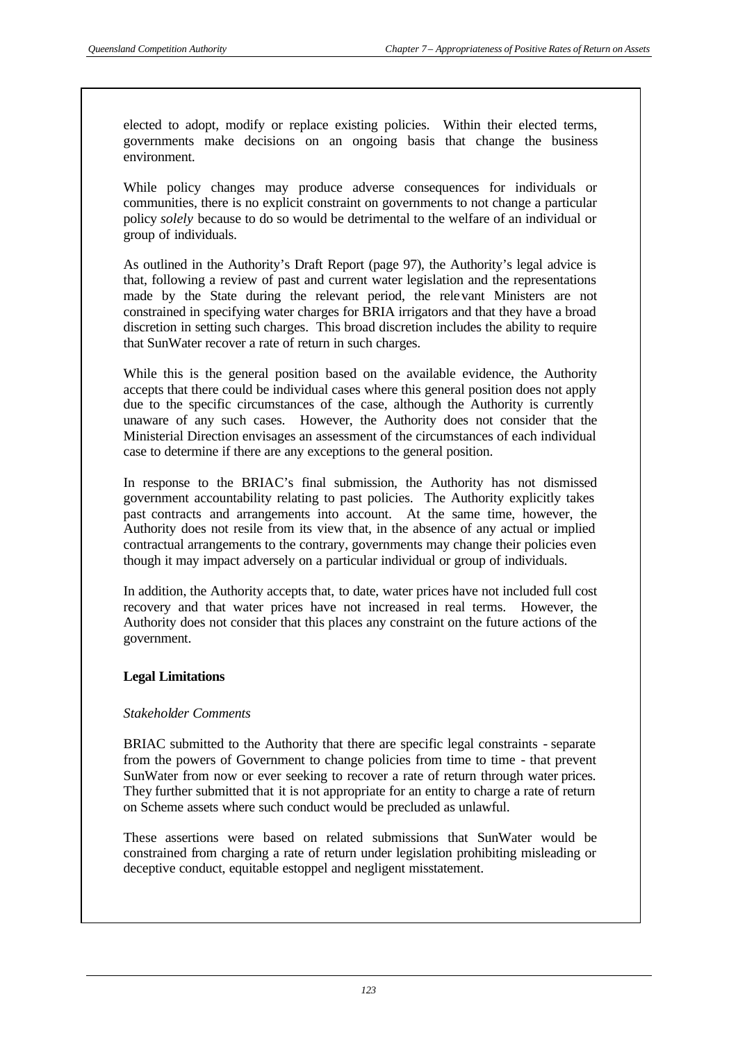elected to adopt, modify or replace existing policies. Within their elected terms, governments make decisions on an ongoing basis that change the business environment.

While policy changes may produce adverse consequences for individuals or communities, there is no explicit constraint on governments to not change a particular policy *solely* because to do so would be detrimental to the welfare of an individual or group of individuals.

As outlined in the Authority's Draft Report (page 97), the Authority's legal advice is that, following a review of past and current water legislation and the representations made by the State during the relevant period, the relevant Ministers are not constrained in specifying water charges for BRIA irrigators and that they have a broad discretion in setting such charges. This broad discretion includes the ability to require that SunWater recover a rate of return in such charges.

While this is the general position based on the available evidence, the Authority accepts that there could be individual cases where this general position does not apply due to the specific circumstances of the case, although the Authority is currently unaware of any such cases. However, the Authority does not consider that the Ministerial Direction envisages an assessment of the circumstances of each individual case to determine if there are any exceptions to the general position.

In response to the BRIAC's final submission, the Authority has not dismissed government accountability relating to past policies. The Authority explicitly takes past contracts and arrangements into account. At the same time, however, the Authority does not resile from its view that, in the absence of any actual or implied contractual arrangements to the contrary, governments may change their policies even though it may impact adversely on a particular individual or group of individuals.

In addition, the Authority accepts that, to date, water prices have not included full cost recovery and that water prices have not increased in real terms. However, the Authority does not consider that this places any constraint on the future actions of the government.

**Legal Limitations**

*Stakeholder Comments*

BRIAC submitted to the Authority that there are specific legal constraints - separate from the powers of Government to change policies from time to time - that prevent SunWater from now or ever seeking to recover a rate of return through water prices. They further submitted that it is not appropriate for an entity to charge a rate of return on Scheme assets where such conduct would be precluded as unlawful.

These assertions were based on related submissions that SunWater would be constrained from charging a rate of return under legislation prohibiting misleading or deceptive conduct, equitable estoppel and negligent misstatement.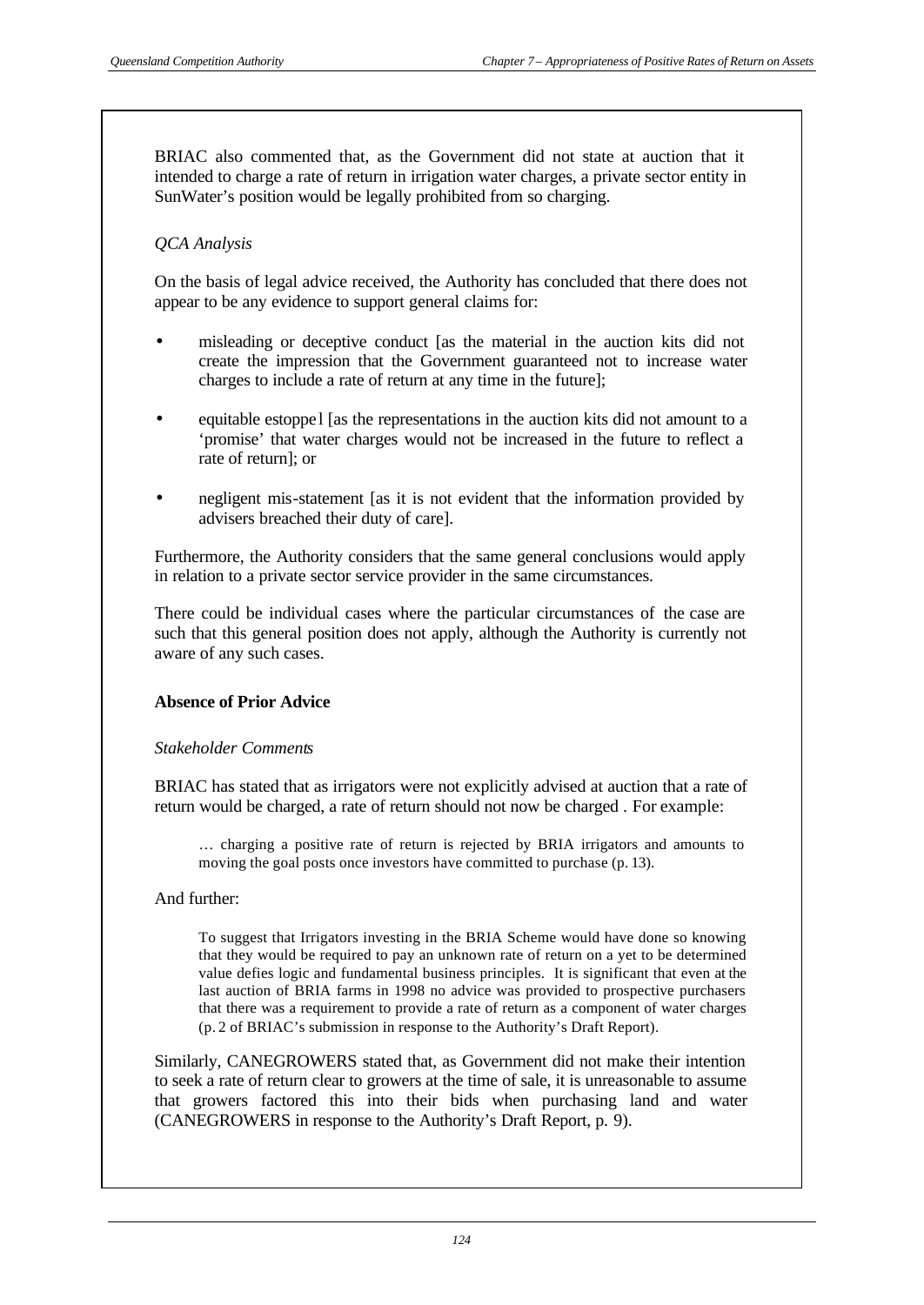BRIAC also commented that, as the Government did not state at auction that it intended to charge a rate of return in irrigation water charges, a private sector entity in SunWater's position would be legally prohibited from so charging.

*QCA Analysis*

On the basis of legal advice received, the Authority has concluded that there does not appear to be any evidence to support general claims for:

- misleading or deceptive conduct [as the material in the auction kits did not create the impression that the Government guaranteed not to increase water charges to include a rate of return at any time in the future];
- equitable estoppel [as the representations in the auction kits did not amount to a 'promise' that water charges would not be increased in the future to reflect a rate of return]; or
- negligent mis-statement [as it is not evident that the information provided by advisers breached their duty of care].

Furthermore, the Authority considers that the same general conclusions would apply in relation to a private sector service provider in the same circumstances.

There could be individual cases where the particular circumstances of the case are such that this general position does not apply, although the Authority is currently not aware of any such cases.

**Absence of Prior Advice**

*Stakeholder Comments*

BRIAC has stated that as irrigators were not explicitly advised at auction that a rate of return would be charged, a rate of return should not now be charged . For example:

> … charging a positive rate of return is rejected by BRIA irrigators and amounts to moving the goal posts once investors have committed to purchase (p. 13).

And further:

> To suggest that Irrigators investing in the BRIA Scheme would have done so knowing that they would be required to pay an unknown rate of return on a yet to be determined value defies logic and fundamental business principles. It is significant that even at the last auction of BRIA farms in 1998 no advice was provided to prospective purchasers that there was a requirement to provide a rate of return as a component of water charges (p. 2 of BRIAC's submission in response to the Authority's Draft Report).

Similarly, CANEGROWERS stated that, as Government did not make their intention to seek a rate of return clear to growers at the time of sale, it is unreasonable to assume that growers factored this into their bids when purchasing land and water (CANEGROWERS in response to the Authority's Draft Report, p. 9).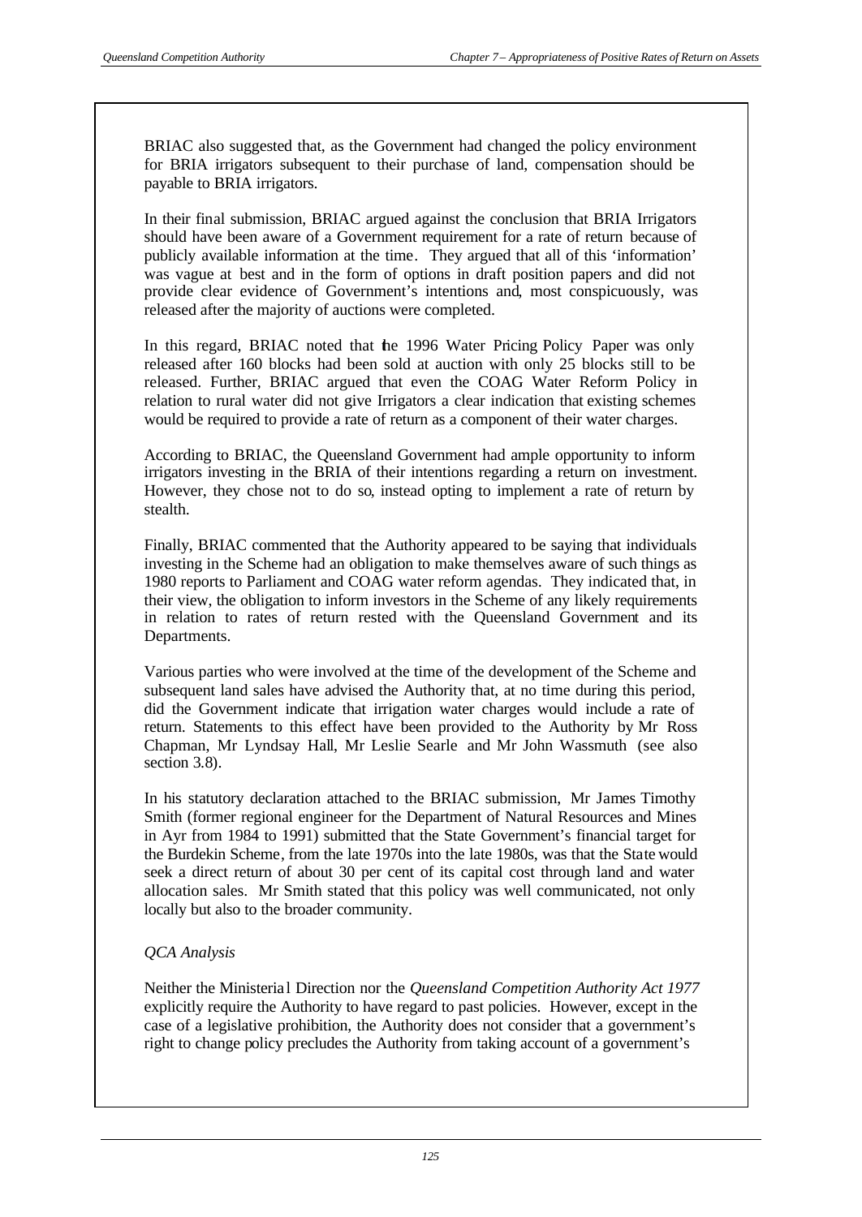BRIAC also suggested that, as the Government had changed the policy environment for BRIA irrigators subsequent to their purchase of land, compensation should be payable to BRIA irrigators.

In their final submission, BRIAC argued against the conclusion that BRIA Irrigators should have been aware of a Government requirement for a rate of return because of publicly available information at the time. They argued that all of this 'information' was vague at best and in the form of options in draft position papers and did not provide clear evidence of Government's intentions and, most conspicuously, was released after the majority of auctions were completed.

In this regard, BRIAC noted that the 1996 Water Pricing Policy Paper was only released after 160 blocks had been sold at auction with only 25 blocks still to be released. Further, BRIAC argued that even the COAG Water Reform Policy in relation to rural water did not give Irrigators a clear indication that existing schemes would be required to provide a rate of return as a component of their water charges.

According to BRIAC, the Queensland Government had ample opportunity to inform irrigators investing in the BRIA of their intentions regarding a return on investment. However, they chose not to do so, instead opting to implement a rate of return by stealth.

Finally, BRIAC commented that the Authority appeared to be saying that individuals investing in the Scheme had an obligation to make themselves aware of such things as 1980 reports to Parliament and COAG water reform agendas. They indicated that, in their view, the obligation to inform investors in the Scheme of any likely requirements in relation to rates of return rested with the Queensland Government and its Departments.

Various parties who were involved at the time of the development of the Scheme and subsequent land sales have advised the Authority that, at no time during this period, did the Government indicate that irrigation water charges would include a rate of return. Statements to this effect have been provided to the Authority by Mr Ross Chapman, Mr Lyndsay Hall, Mr Leslie Searle and Mr John Wassmuth (see also section 3.8).

In his statutory declaration attached to the BRIAC submission, Mr James Timothy Smith (former regional engineer for the Department of Natural Resources and Mines in Ayr from 1984 to 1991) submitted that the State Government's financial target for the Burdekin Scheme, from the late 1970s into the late 1980s, was that the State would seek a direct return of about 30 per cent of its capital cost through land and water allocation sales. Mr Smith stated that this policy was well communicated, not only locally but also to the broader community.

*QCA Analysis*

Neither the Ministerial Direction nor the *Queensland Competition Authority Act 1977* explicitly require the Authority to have regard to past policies. However, except in the case of a legislative prohibition, the Authority does not consider that a government's right to change policy precludes the Authority from taking account of a government's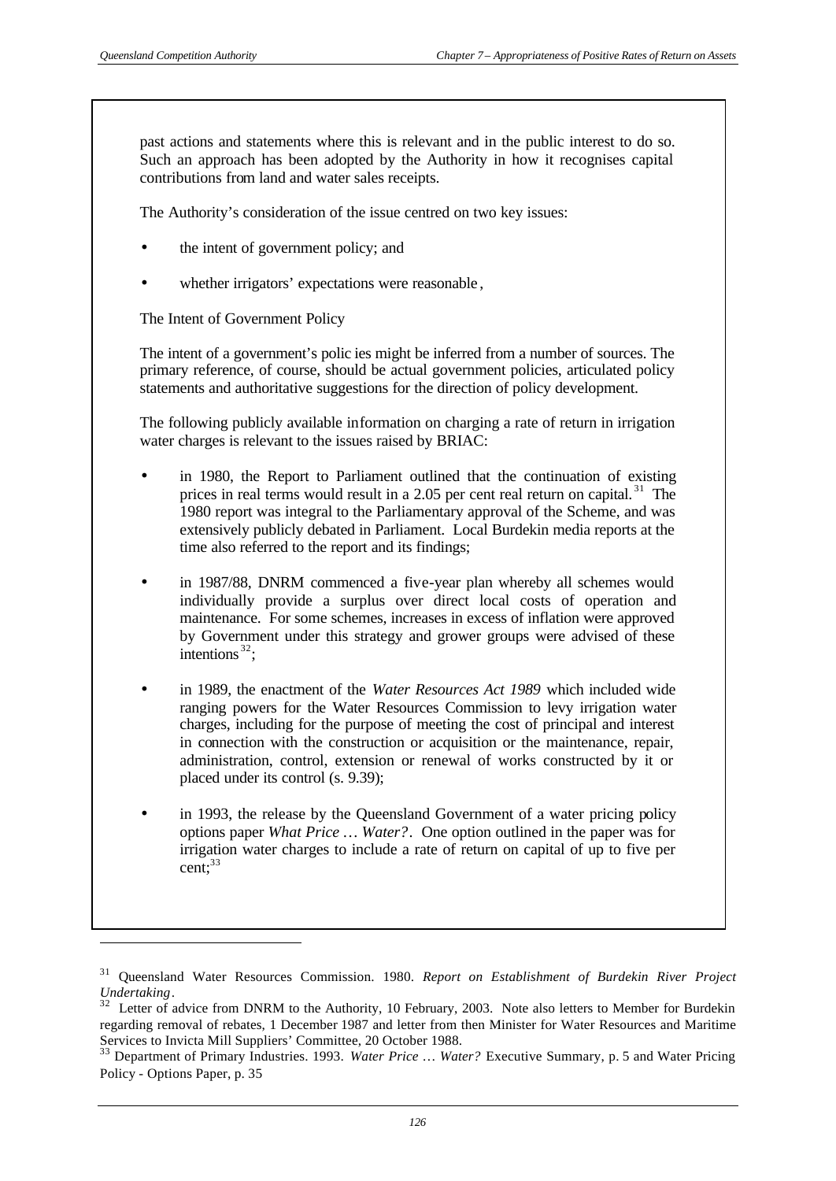past actions and statements where this is relevant and in the public interest to do so. Such an approach has been adopted by the Authority in how it recognises capital contributions from land and water sales receipts.

The Authority's consideration of the issue centred on two key issues:

- the intent of government policy; and
- whether irrigators' expectations were reasonable,

The Intent of Government Policy

The intent of a government's policies might be inferred from a number of sources. The primary reference, of course, should be actual government policies, articulated policy statements and authoritative suggestions for the direction of policy development.

The following publicly available information on charging a rate of return in irrigation water charges is relevant to the issues raised by BRIAC:

- in 1980, the Report to Parliament outlined that the continuation of existing prices in real terms would result in a 2.05 per cent real return on capital.[31] The 1980 report was integral to the Parliamentary approval of the Scheme, and was extensively publicly debated in Parliament. Local Burdekin media reports at the time also referred to the report and its findings;
- in 1987/88, DNRM commenced a five-year plan whereby all schemes would individually provide a surplus over direct local costs of operation and maintenance. For some schemes, increases in excess of inflation were approved by Government under this strategy and grower groups were advised of these intentions[32];
- in 1989, the enactment of the *Water Resources Act 1989* which included wide ranging powers for the Water Resources Commission to levy irrigation water charges, including for the purpose of meeting the cost of principal and interest in connection with the construction or acquisition or the maintenance, repair, administration, control, extension or renewal of works constructed by it or placed under its control (s. 9.39);
- in 1993, the release by the Queensland Government of a water pricing policy options paper *What Price … Water?*. One option outlined in the paper was for irrigation water charges to include a rate of return on capital of up to five per cent;[33]

---

[31] Queensland Water Resources Commission. 1980. *Report on Establishment of Burdekin River Project Undertaking*.

[32] Letter of advice from DNRM to the Authority, 10 February, 2003. Note also letters to Member for Burdekin regarding removal of rebates, 1 December 1987 and letter from then Minister for Water Resources and Maritime Services to Invicta Mill Suppliers' Committee, 20 October 1988.

[33] Department of Primary Industries. 1993. *Water Price … Water?* Executive Summary, p. 5 and Water Pricing Policy - Options Paper, p. 35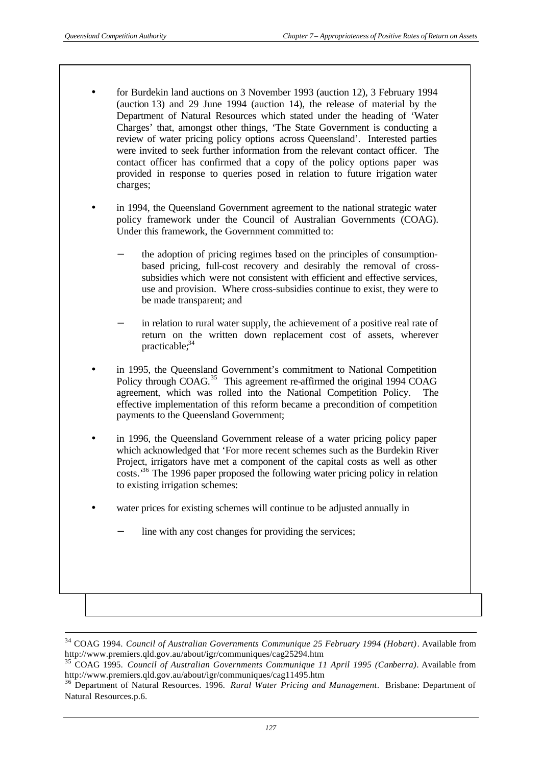- for Burdekin land auctions on 3 November 1993 (auction 12), 3 February 1994 (auction 13) and 29 June 1994 (auction 14), the release of material by the Department of Natural Resources which stated under the heading of 'Water Charges' that, amongst other things, 'The State Government is conducting a review of water pricing policy options across Queensland'. Interested parties were invited to seek further information from the relevant contact officer. The contact officer has confirmed that a copy of the policy options paper was provided in response to queries posed in relation to future irrigation water charges;

- in 1994, the Queensland Government agreement to the national strategic water policy framework under the Council of Australian Governments (COAG). Under this framework, the Government committed to:
  - the adoption of pricing regimes based on the principles of consumption-based pricing, full-cost recovery and desirably the removal of cross-subsidies which were not consistent with efficient and effective services, use and provision. Where cross-subsidies continue to exist, they were to be made transparent; and
  - in relation to rural water supply, the achievement of a positive real rate of return on the written down replacement cost of assets, wherever practicable;[34]

- in 1995, the Queensland Government's commitment to National Competition Policy through COAG.[35] This agreement re-affirmed the original 1994 COAG agreement, which was rolled into the National Competition Policy. The effective implementation of this reform became a precondition of competition payments to the Queensland Government;

- in 1996, the Queensland Government release of a water pricing policy paper which acknowledged that 'For more recent schemes such as the Burdekin River Project, irrigators have met a component of the capital costs as well as other costs.'[36] The 1996 paper proposed the following water pricing policy in relation to existing irrigation schemes:

- water prices for existing schemes will continue to be adjusted annually in
  - line with any cost changes for providing the services;

---

[34] COAG 1994. *Council of Australian Governments Communique 25 February 1994 (Hobart)*. Available from http://www.premiers.qld.gov.au/about/igr/communiques/cag25294.htm

[35] COAG 1995. *Council of Australian Governments Communique 11 April 1995 (Canberra)*. Available from http://www.premiers.qld.gov.au/about/igr/communiques/cag11495.htm

[36] Department of Natural Resources. 1996. *Rural Water Pricing and Management*. Brisbane: Department of Natural Resources.p.6.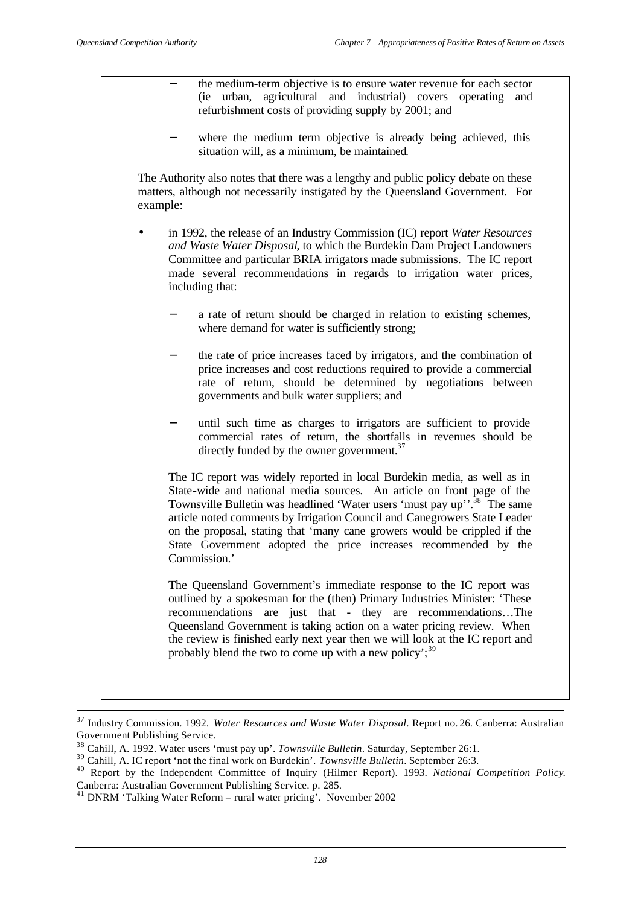- the medium-term objective is to ensure water revenue for each sector (ie urban, agricultural and industrial) covers operating and refurbishment costs of providing supply by 2001; and

- where the medium term objective is already being achieved, this situation will, as a minimum, be maintained.

The Authority also notes that there was a lengthy and public policy debate on these matters, although not necessarily instigated by the Queensland Government. For example:

- in 1992, the release of an Industry Commission (IC) report *Water Resources and Waste Water Disposal*, to which the Burdekin Dam Project Landowners Committee and particular BRIA irrigators made submissions. The IC report made several recommendations in regards to irrigation water prices, including that:

  - a rate of return should be charged in relation to existing schemes, where demand for water is sufficiently strong;

  - the rate of price increases faced by irrigators, and the combination of price increases and cost reductions required to provide a commercial rate of return, should be determined by negotiations between governments and bulk water suppliers; and

  - until such time as charges to irrigators are sufficient to provide commercial rates of return, the shortfalls in revenues should be directly funded by the owner government.[37]

  The IC report was widely reported in local Burdekin media, as well as in State-wide and national media sources. An article on front page of the Townsville Bulletin was headlined 'Water users 'must pay up''.[38] The same article noted comments by Irrigation Council and Canegrowers State Leader on the proposal, stating that 'many cane growers would be crippled if the State Government adopted the price increases recommended by the Commission.'

  The Queensland Government's immediate response to the IC report was outlined by a spokesman for the (then) Primary Industries Minister: 'These recommendations are just that - they are recommendations…The Queensland Government is taking action on a water pricing review. When the review is finished early next year then we will look at the IC report and probably blend the two to come up with a new policy';[39]

---

[37] Industry Commission. 1992. *Water Resources and Waste Water Disposal*. Report no. 26. Canberra: Australian Government Publishing Service.

[38] Cahill, A. 1992. Water users 'must pay up'. *Townsville Bulletin*. Saturday, September 26:1.

[39] Cahill, A. IC report 'not the final work on Burdekin'. *Townsville Bulletin*. September 26:3.

[40] Report by the Independent Committee of Inquiry (Hilmer Report). 1993. *National Competition Policy.* Canberra: Australian Government Publishing Service. p. 285.

[41] DNRM 'Talking Water Reform – rural water pricing'. November 2002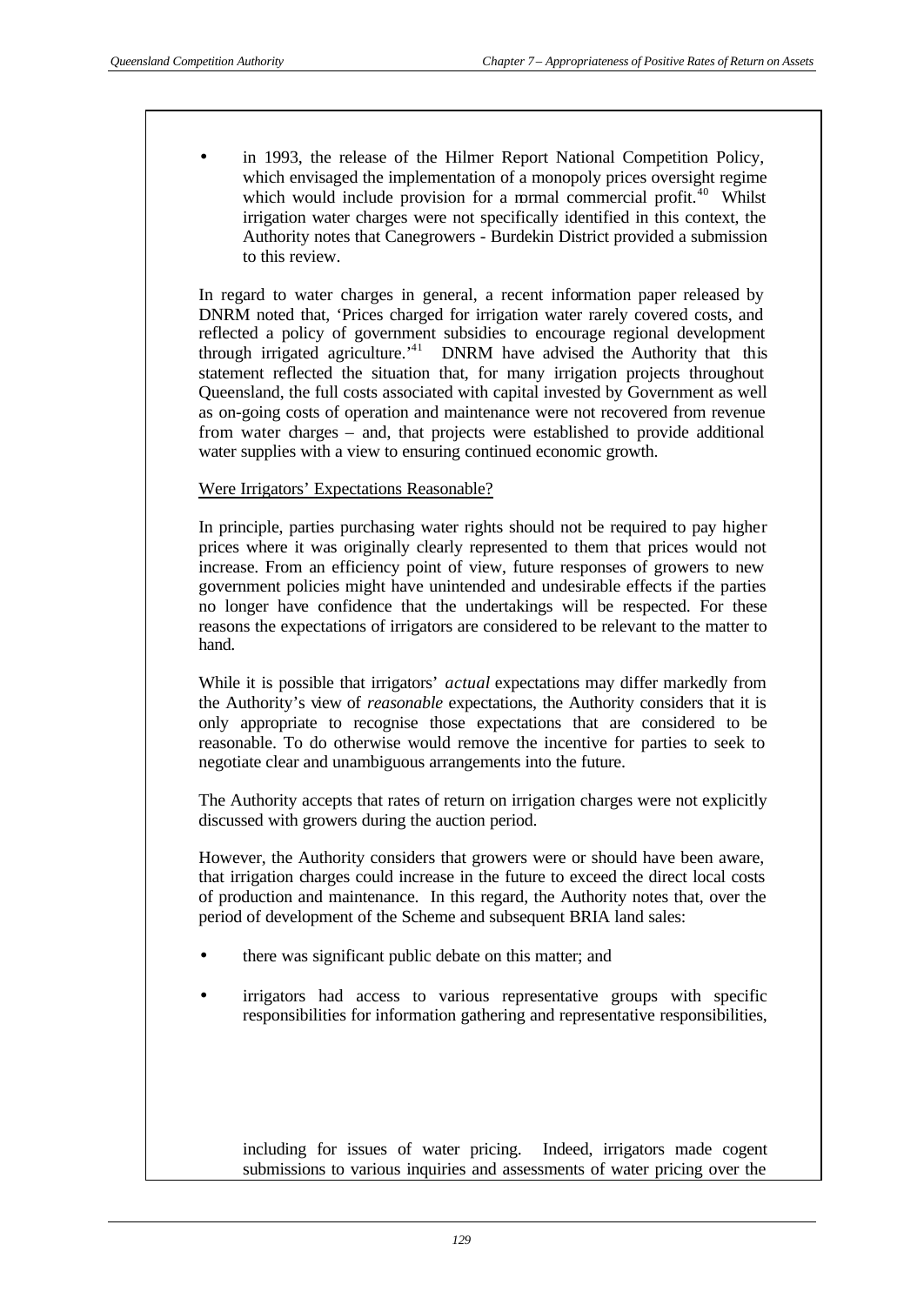- in 1993, the release of the Hilmer Report National Competition Policy, which envisaged the implementation of a monopoly prices oversight regime which would include provision for a normal commercial profit.[40] Whilst irrigation water charges were not specifically identified in this context, the Authority notes that Canegrowers - Burdekin District provided a submission to this review.

In regard to water charges in general, a recent information paper released by DNRM noted that, 'Prices charged for irrigation water rarely covered costs, and reflected a policy of government subsidies to encourage regional development through irrigated agriculture.'[41] DNRM have advised the Authority that this statement reflected the situation that, for many irrigation projects throughout Queensland, the full costs associated with capital invested by Government as well as on-going costs of operation and maintenance were not recovered from revenue from water charges – and, that projects were established to provide additional water supplies with a view to ensuring continued economic growth.

Were Irrigators' Expectations Reasonable?

In principle, parties purchasing water rights should not be required to pay higher prices where it was originally clearly represented to them that prices would not increase. From an efficiency point of view, future responses of growers to new government policies might have unintended and undesirable effects if the parties no longer have confidence that the undertakings will be respected. For these reasons the expectations of irrigators are considered to be relevant to the matter to hand.

While it is possible that irrigators' *actual* expectations may differ markedly from the Authority's view of *reasonable* expectations, the Authority considers that it is only appropriate to recognise those expectations that are considered to be reasonable. To do otherwise would remove the incentive for parties to seek to negotiate clear and unambiguous arrangements into the future.

The Authority accepts that rates of return on irrigation charges were not explicitly discussed with growers during the auction period.

However, the Authority considers that growers were or should have been aware, that irrigation charges could increase in the future to exceed the direct local costs of production and maintenance. In this regard, the Authority notes that, over the period of development of the Scheme and subsequent BRIA land sales:

- there was significant public debate on this matter; and
- irrigators had access to various representative groups with specific responsibilities for information gathering and representative responsibilities, including for issues of water pricing. Indeed, irrigators made cogent submissions to various inquiries and assessments of water pricing over the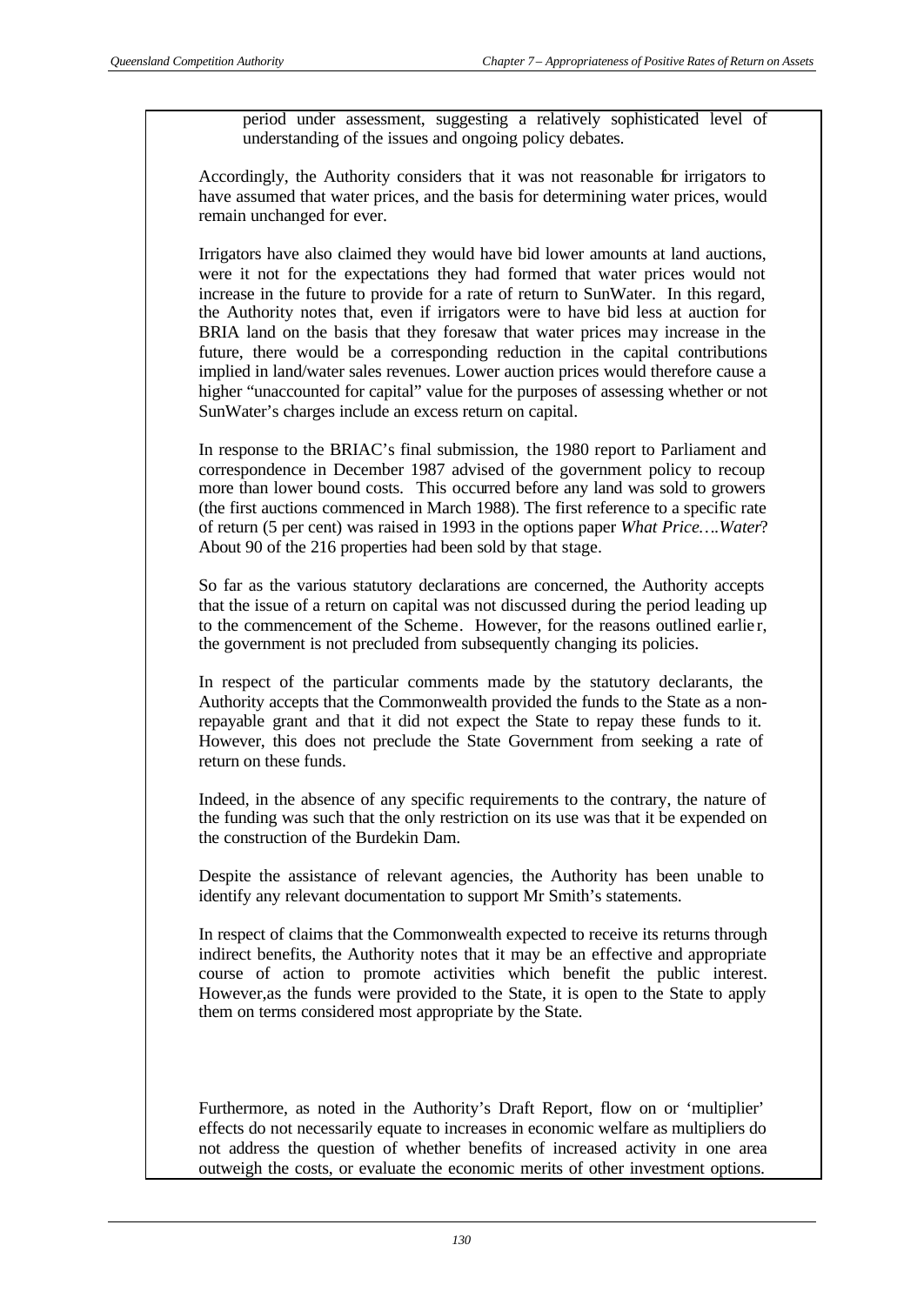period under assessment, suggesting a relatively sophisticated level of understanding of the issues and ongoing policy debates.

Accordingly, the Authority considers that it was not reasonable for irrigators to have assumed that water prices, and the basis for determining water prices, would remain unchanged for ever.

Irrigators have also claimed they would have bid lower amounts at land auctions, were it not for the expectations they had formed that water prices would not increase in the future to provide for a rate of return to SunWater. In this regard, the Authority notes that, even if irrigators were to have bid less at auction for BRIA land on the basis that they foresaw that water prices may increase in the future, there would be a corresponding reduction in the capital contributions implied in land/water sales revenues. Lower auction prices would therefore cause a higher "unaccounted for capital" value for the purposes of assessing whether or not SunWater's charges include an excess return on capital.

In response to the BRIAC's final submission, the 1980 report to Parliament and correspondence in December 1987 advised of the government policy to recoup more than lower bound costs. This occurred before any land was sold to growers (the first auctions commenced in March 1988). The first reference to a specific rate of return (5 per cent) was raised in 1993 in the options paper *What Price….Water*? About 90 of the 216 properties had been sold by that stage.

So far as the various statutory declarations are concerned, the Authority accepts that the issue of a return on capital was not discussed during the period leading up to the commencement of the Scheme. However, for the reasons outlined earlier, the government is not precluded from subsequently changing its policies.

In respect of the particular comments made by the statutory declarants, the Authority accepts that the Commonwealth provided the funds to the State as a non-repayable grant and that it did not expect the State to repay these funds to it. However, this does not preclude the State Government from seeking a rate of return on these funds.

Indeed, in the absence of any specific requirements to the contrary, the nature of the funding was such that the only restriction on its use was that it be expended on the construction of the Burdekin Dam.

Despite the assistance of relevant agencies, the Authority has been unable to identify any relevant documentation to support Mr Smith's statements.

In respect of claims that the Commonwealth expected to receive its returns through indirect benefits, the Authority notes that it may be an effective and appropriate course of action to promote activities which benefit the public interest. However,as the funds were provided to the State, it is open to the State to apply them on terms considered most appropriate by the State.

Furthermore, as noted in the Authority's Draft Report, flow on or 'multiplier' effects do not necessarily equate to increases in economic welfare as multipliers do not address the question of whether benefits of increased activity in one area outweigh the costs, or evaluate the economic merits of other investment options.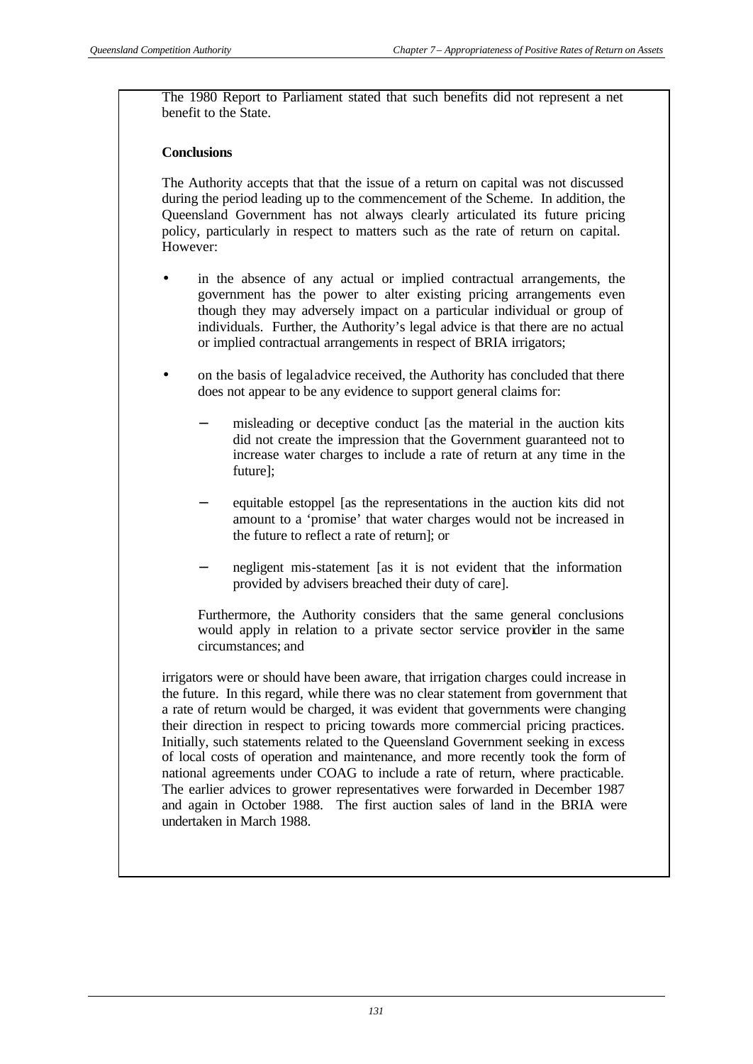The 1980 Report to Parliament stated that such benefits did not represent a net benefit to the State.

**Conclusions**

The Authority accepts that that the issue of a return on capital was not discussed during the period leading up to the commencement of the Scheme. In addition, the Queensland Government has not always clearly articulated its future pricing policy, particularly in respect to matters such as the rate of return on capital. However:

- in the absence of any actual or implied contractual arrangements, the government has the power to alter existing pricing arrangements even though they may adversely impact on a particular individual or group of individuals. Further, the Authority's legal advice is that there are no actual or implied contractual arrangements in respect of BRIA irrigators;

- on the basis of legal advice received, the Authority has concluded that there does not appear to be any evidence to support general claims for:

  - misleading or deceptive conduct [as the material in the auction kits did not create the impression that the Government guaranteed not to increase water charges to include a rate of return at any time in the future];

  - equitable estoppel [as the representations in the auction kits did not amount to a 'promise' that water charges would not be increased in the future to reflect a rate of return]; or

  - negligent mis-statement [as it is not evident that the information provided by advisers breached their duty of care].

  Furthermore, the Authority considers that the same general conclusions would apply in relation to a private sector service provider in the same circumstances; and

irrigators were or should have been aware, that irrigation charges could increase in the future. In this regard, while there was no clear statement from government that a rate of return would be charged, it was evident that governments were changing their direction in respect to pricing towards more commercial pricing practices. Initially, such statements related to the Queensland Government seeking in excess of local costs of operation and maintenance, and more recently took the form of national agreements under COAG to include a rate of return, where practicable. The earlier advices to grower representatives were forwarded in December 1987 and again in October 1988. The first auction sales of land in the BRIA were undertaken in March 1988.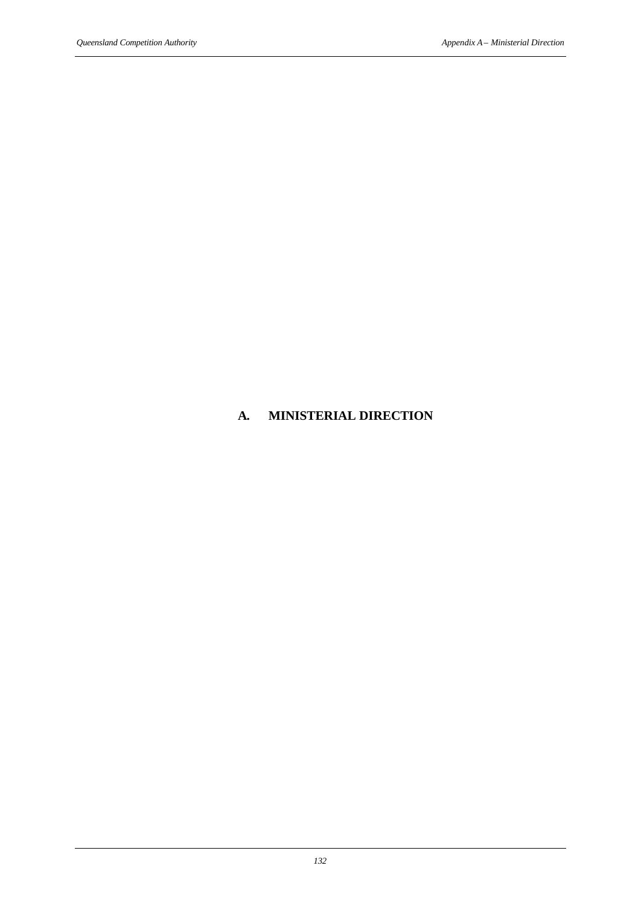# A. MINISTERIAL DIRECTION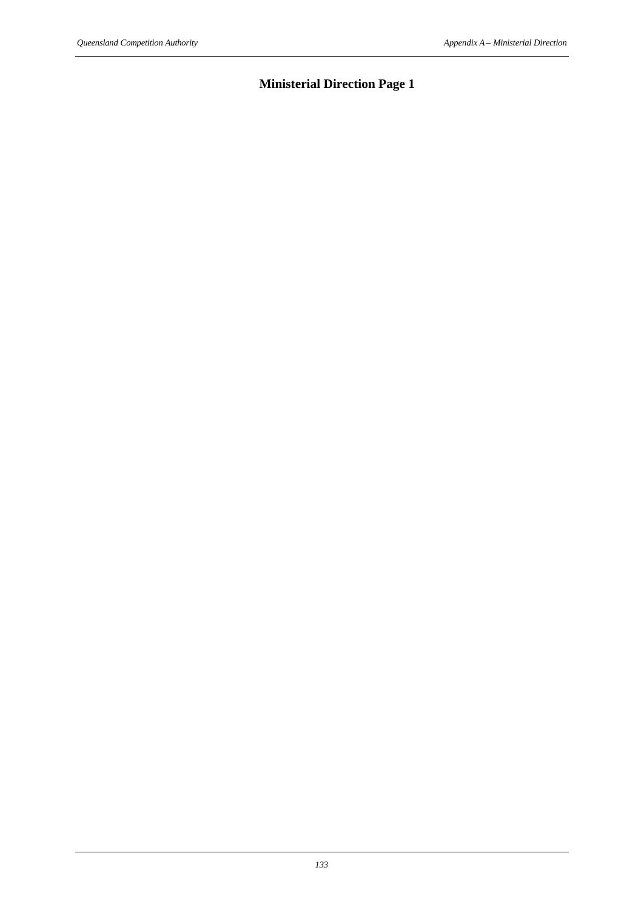# Ministerial Direction Page 1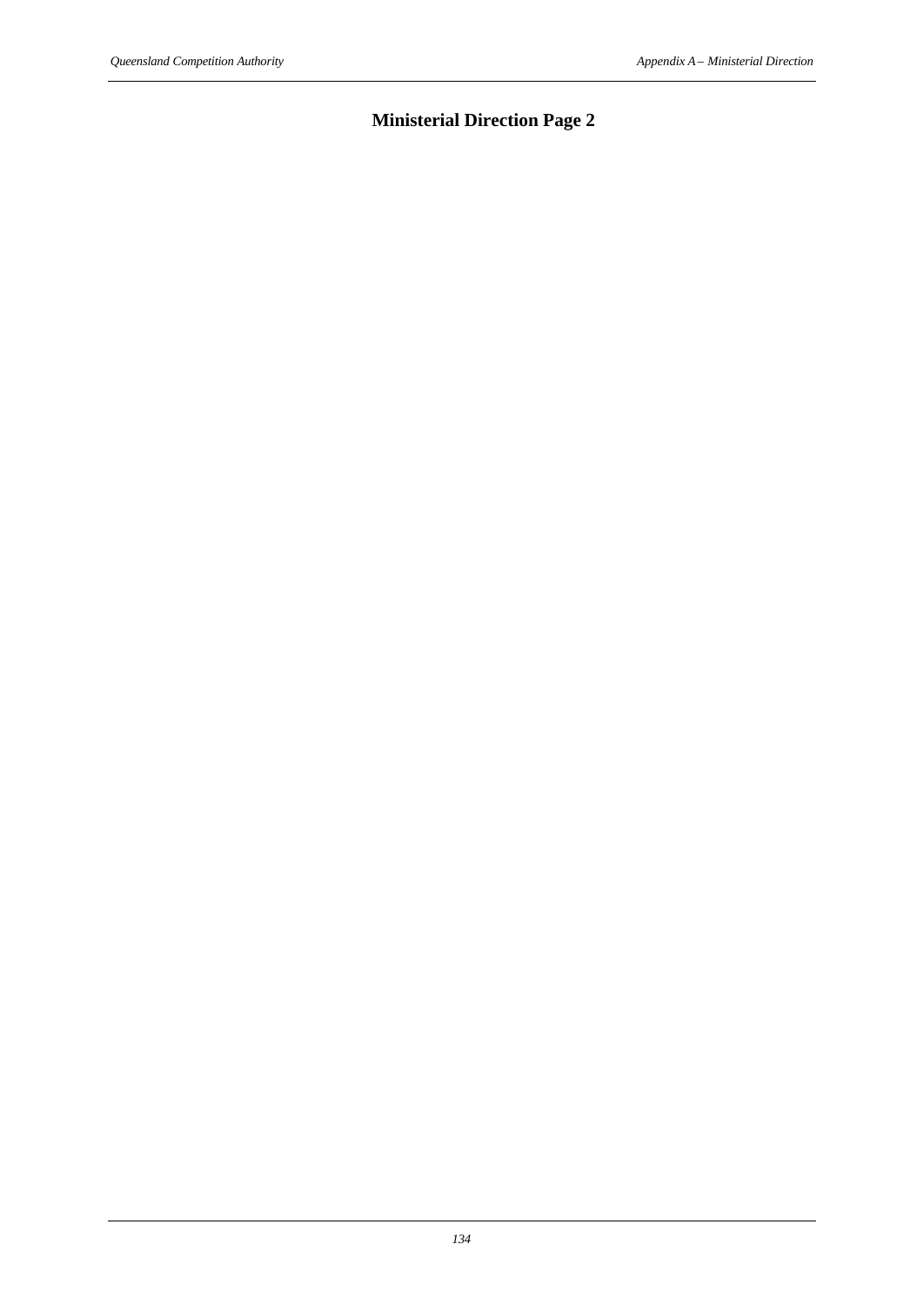## Ministerial Direction Page 2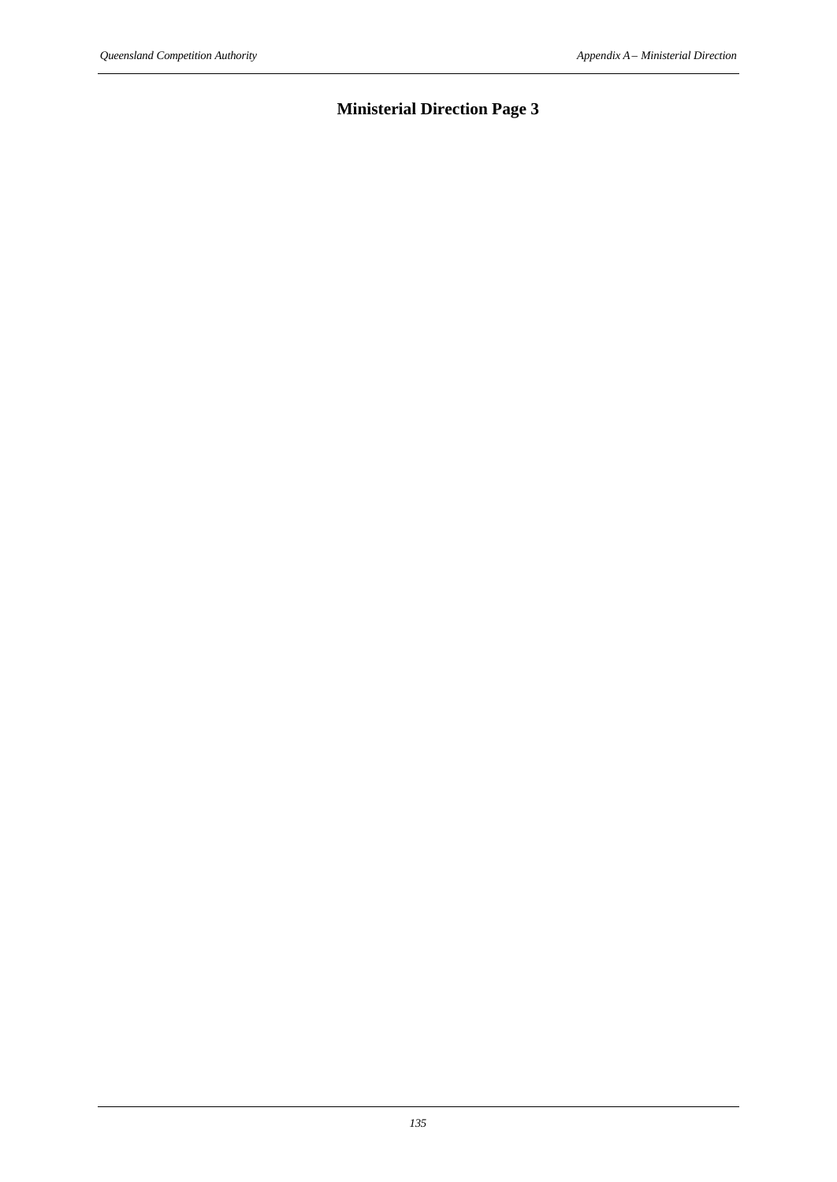# Ministerial Direction Page 3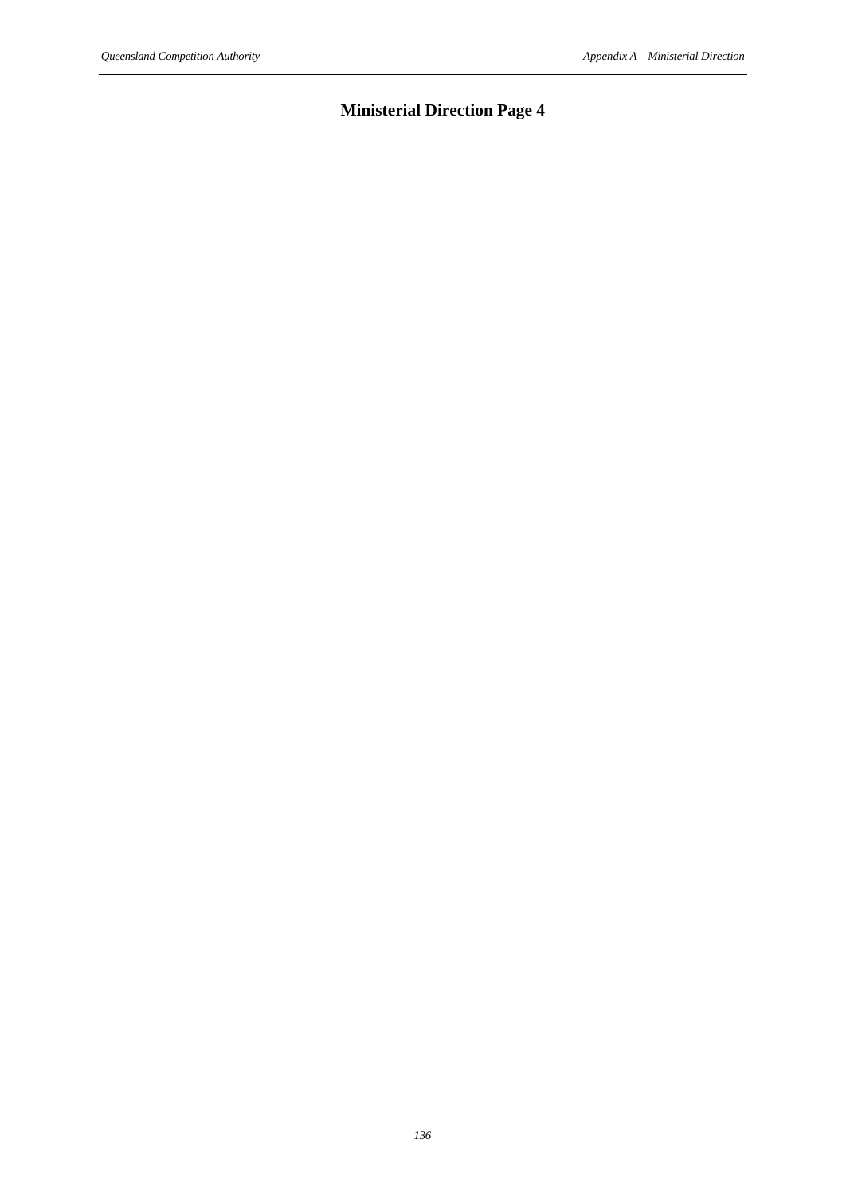# Ministerial Direction Page 4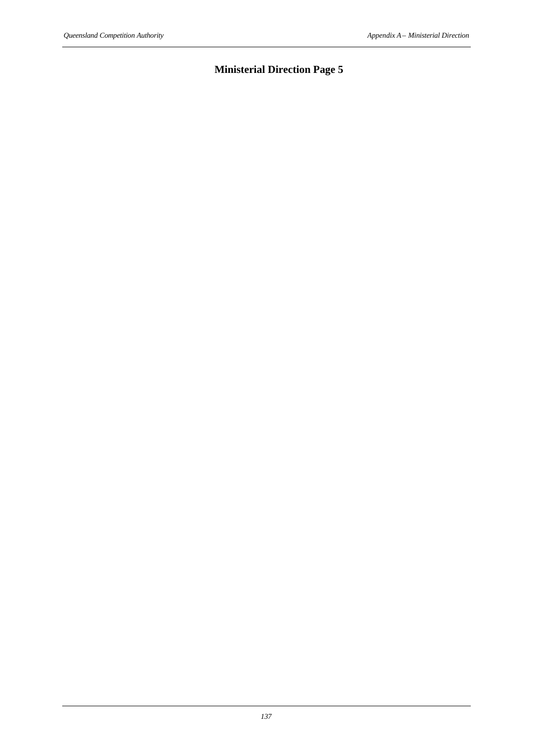## Ministerial Direction Page 5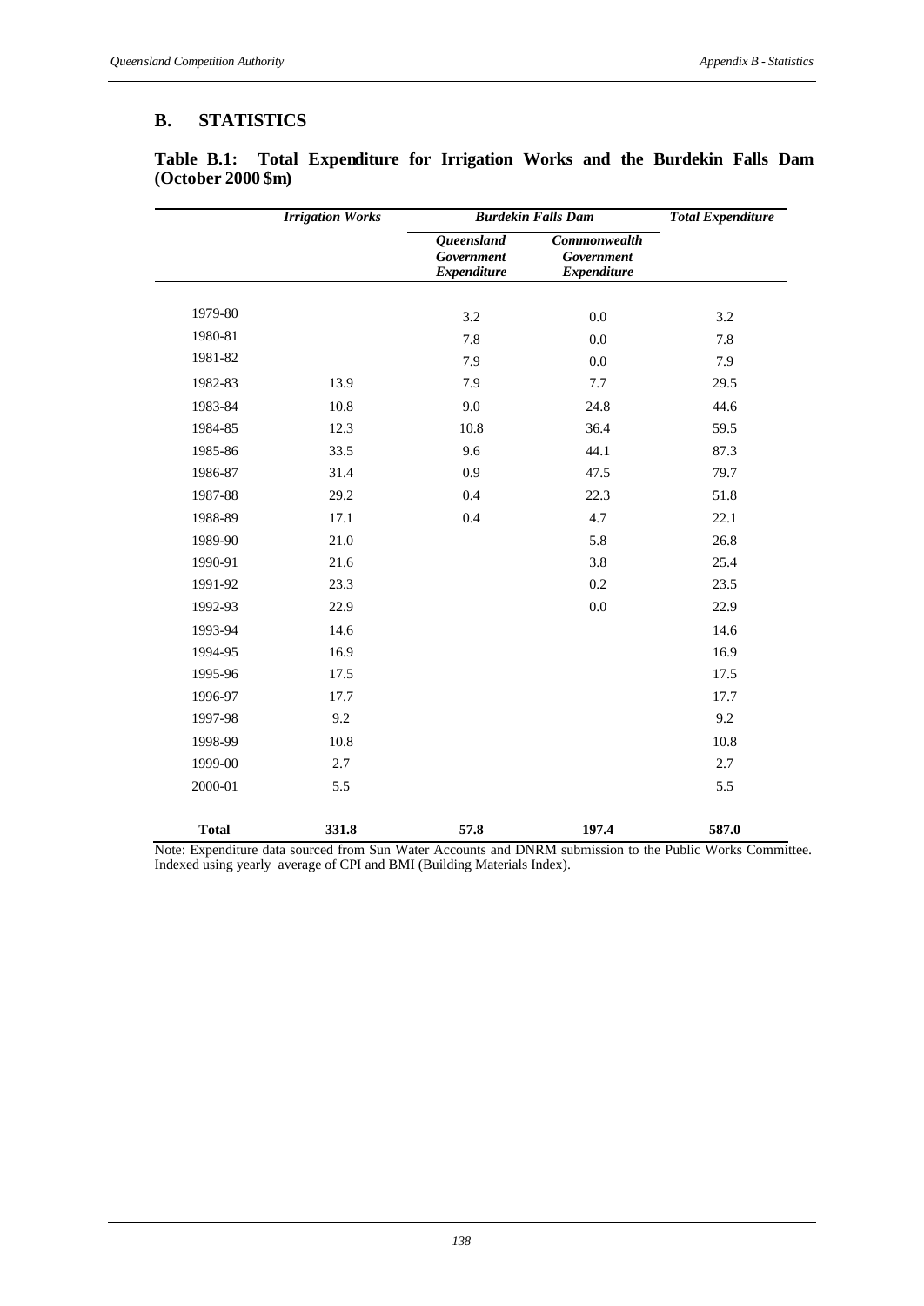## B. STATISTICS

**Table B.1: Total Expenditure for Irrigation Works and the Burdekin Falls Dam (October 2000 $m)**

| | *Irrigation Works* | *Burdekin Falls Dam* | | *Total Expenditure* |
|---|---|---|---|---|
| | | *Queensland Government Expenditure* | *Commonwealth Government Expenditure* | |
| 1979-80 | | 3.2 | 0.0 | 3.2 |
| 1980-81 | | 7.8 | 0.0 | 7.8 |
| 1981-82 | | 7.9 | 0.0 | 7.9 |
| 1982-83 | 13.9 | 7.9 | 7.7 | 29.5 |
| 1983-84 | 10.8 | 9.0 | 24.8 | 44.6 |
| 1984-85 | 12.3 | 10.8 | 36.4 | 59.5 |
| 1985-86 | 33.5 | 9.6 | 44.1 | 87.3 |
| 1986-87 | 31.4 | 0.9 | 47.5 | 79.7 |
| 1987-88 | 29.2 | 0.4 | 22.3 | 51.8 |
| 1988-89 | 17.1 | 0.4 | 4.7 | 22.1 |
| 1989-90 | 21.0 | | 5.8 | 26.8 |
| 1990-91 | 21.6 | | 3.8 | 25.4 |
| 1991-92 | 23.3 | | 0.2 | 23.5 |
| 1992-93 | 22.9 | | 0.0 | 22.9 |
| 1993-94 | 14.6 | | | 14.6 |
| 1994-95 | 16.9 | | | 16.9 |
| 1995-96 | 17.5 | | | 17.5 |
| 1996-97 | 17.7 | | | 17.7 |
| 1997-98 | 9.2 | | | 9.2 |
| 1998-99 | 10.8 | | | 10.8 |
| 1999-00 | 2.7 | | | 2.7 |
| 2000-01 | 5.5 | | | 5.5 |
| **Total** | **331.8** | **57.8** | **197.4** | **587.0** |

Note: Expenditure data sourced from Sun Water Accounts and DNRM submission to the Public Works Committee. Indexed using yearly average of CPI and BMI (Building Materials Index).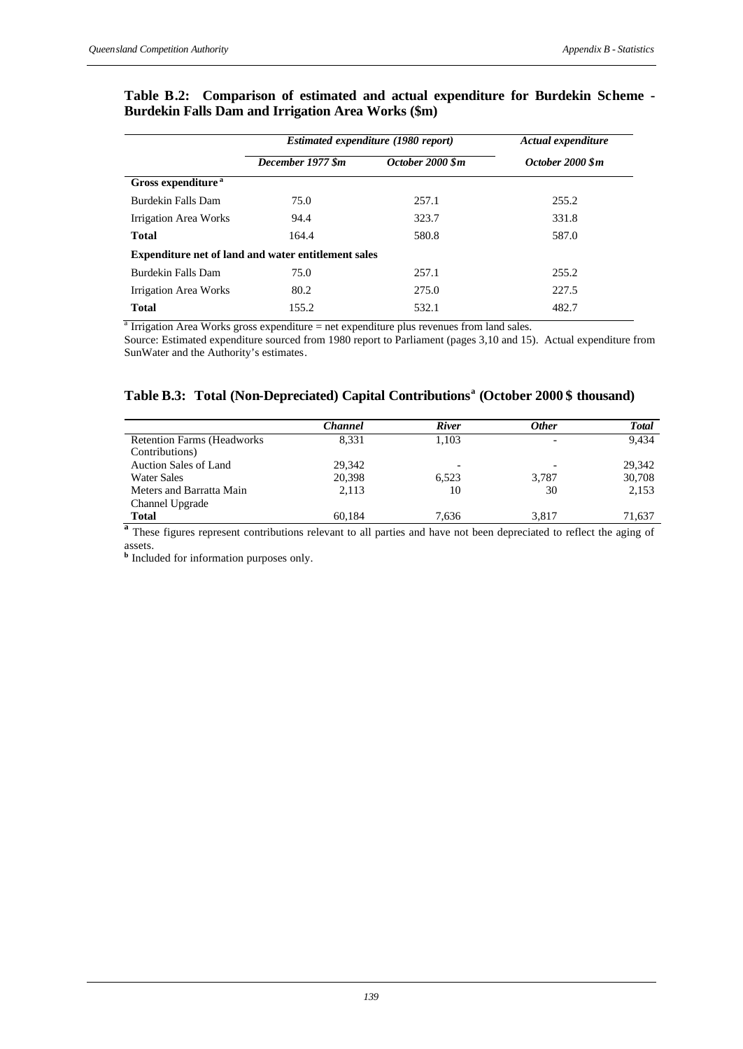**Table B.2: Comparison of estimated and actual expenditure for Burdekin Scheme - Burdekin Falls Dam and Irrigation Area Works ($m)**

| | *Estimated expenditure (1980 report)* | | *Actual expenditure* |
|---|---|---|---|
| | *December 1977 $m* | *October 2000 $m* | *October 2000 $m* |
| **Gross expenditure [a]** | | | |
| Burdekin Falls Dam | 75.0 | 257.1 | 255.2 |
| Irrigation Area Works | 94.4 | 323.7 | 331.8 |
| **Total** | 164.4 | 580.8 | 587.0 |
| **Expenditure net of land and water entitlement sales** | | | |
| Burdekin Falls Dam | 75.0 | 257.1 | 255.2 |
| Irrigation Area Works | 80.2 | 275.0 | 227.5 |
| **Total** | 155.2 | 532.1 | 482.7 |

[a] Irrigation Area Works gross expenditure = net expenditure plus revenues from land sales.

Source: Estimated expenditure sourced from 1980 report to Parliament (pages 3,10 and 15). Actual expenditure from SunWater and the Authority's estimates.

**Table B.3: Total (Non-Depreciated) Capital Contributions[a] (October 2000 $ thousand)**

| | *Channel* | *River* | *Other* | *Total* |
|---|---|---|---|---|
| Retention Farms (Headworks Contributions) | 8,331 | 1,103 | - | 9,434 |
| Auction Sales of Land | 29,342 | - | - | 29,342 |
| Water Sales | 20,398 | 6,523 | 3,787 | 30,708 |
| Meters and Barratta Main Channel Upgrade | 2,113 | 10 | 30 | 2,153 |
| **Total** | 60,184 | 7,636 | 3,817 | 71,637 |

[a] These figures represent contributions relevant to all parties and have not been depreciated to reflect the aging of assets.

[b] Included for information purposes only.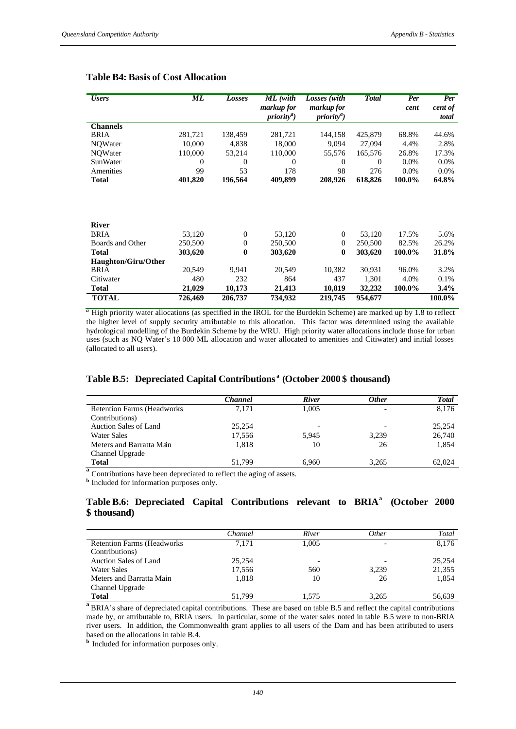### Table B4: Basis of Cost Allocation

| *Users* | *ML* | *Losses* | *ML (with markup for priority[a])* | *Losses (with markup for priority[a])* | *Total* | *Per cent* | *Per cent of total* |
|---|---|---|---|---|---|---|---|
| **Channels** | | | | | | | |
| BRIA | 281,721 | 138,459 | 281,721 | 144,158 | 425,879 | 68.8% | 44.6% |
| NQWater | 10,000 | 4,838 | 18,000 | 9,094 | 27,094 | 4.4% | 2.8% |
| NQWater | 110,000 | 53,214 | 110,000 | 55,576 | 165,576 | 26.8% | 17.3% |
| SunWater | 0 | 0 | 0 | 0 | 0 | 0.0% | 0.0% |
| Amenities | 99 | 53 | 178 | 98 | 276 | 0.0% | 0.0% |
| **Total** | **401,820** | **196,564** | **409,899** | **208,926** | **618,826** | **100.0%** | **64.8%** |
| **River** | | | | | | | |
| BRIA | 53,120 | 0 | 53,120 | 0 | 53,120 | 17.5% | 5.6% |
| Boards and Other | 250,500 | 0 | 250,500 | 0 | 250,500 | 82.5% | 26.2% |
| **Total** | **303,620** | **0** | **303,620** | **0** | **303,620** | **100.0%** | **31.8%** |
| **Haughton/Giru/Other** | | | | | | | |
| BRIA | 20,549 | 9,941 | 20,549 | 10,382 | 30,931 | 96.0% | 3.2% |
| Citiwater | 480 | 232 | 864 | 437 | 1,301 | 4.0% | 0.1% |
| **Total** | **21,029** | **10,173** | **21,413** | **10,819** | **32,232** | **100.0%** | **3.4%** |
| **TOTAL** | **726,469** | **206,737** | **734,932** | **219,745** | **954,677** | | **100.0%** |

[a] High priority water allocations (as specified in the IROL for the Burdekin Scheme) are marked up by 1.8 to reflect the higher level of supply security attributable to this allocation. This factor was determined using the available hydrological modelling of the Burdekin Scheme by the WRU. High priority water allocations include those for urban uses (such as NQ Water's 10 000 ML allocation and water allocated to amenities and Citiwater) and initial losses (allocated to all users).

### Table B.5: Depreciated Capital Contributions [a] (October 2000 $ thousand)

| | *Channel* | *River* | *Other* | *Total* |
|---|---|---|---|---|
| Retention Farms (Headworks Contributions) | 7,171 | 1,005 | - | 8,176 |
| Auction Sales of Land | 25,254 | - | - | 25,254 |
| Water Sales | 17,556 | 5,945 | 3,239 | 26,740 |
| Meters and Barratta Main Channel Upgrade | 1,818 | 10 | 26 | 1,854 |
| **Total** | 51,799 | 6,960 | 3,265 | 62,024 |

[a] Contributions have been depreciated to reflect the aging of assets.

[b] Included for information purposes only.

### Table B.6: Depreciated Capital Contributions relevant to BRIA[a] (October 2000 $ thousand)

| | Channel | River | Other | Total |
|---|---|---|---|---|
| Retention Farms (Headworks Contributions) | 7,171 | 1,005 | - | 8,176 |
| Auction Sales of Land | 25,254 | - | - | 25,254 |
| Water Sales | 17,556 | 560 | 3,239 | 21,355 |
| Meters and Barratta Main Channel Upgrade | 1,818 | 10 | 26 | 1,854 |
| **Total** | 51,799 | 1,575 | 3,265 | 56,639 |

[a] BRIA's share of depreciated capital contributions. These are based on table B.5 and reflect the capital contributions made by, or attributable to, BRIA users. In particular, some of the water sales noted in table B.5 were to non-BRIA river users. In addition, the Commonwealth grant applies to all users of the Dam and has been attributed to users based on the allocations in table B.4.

[b] Included for information purposes only.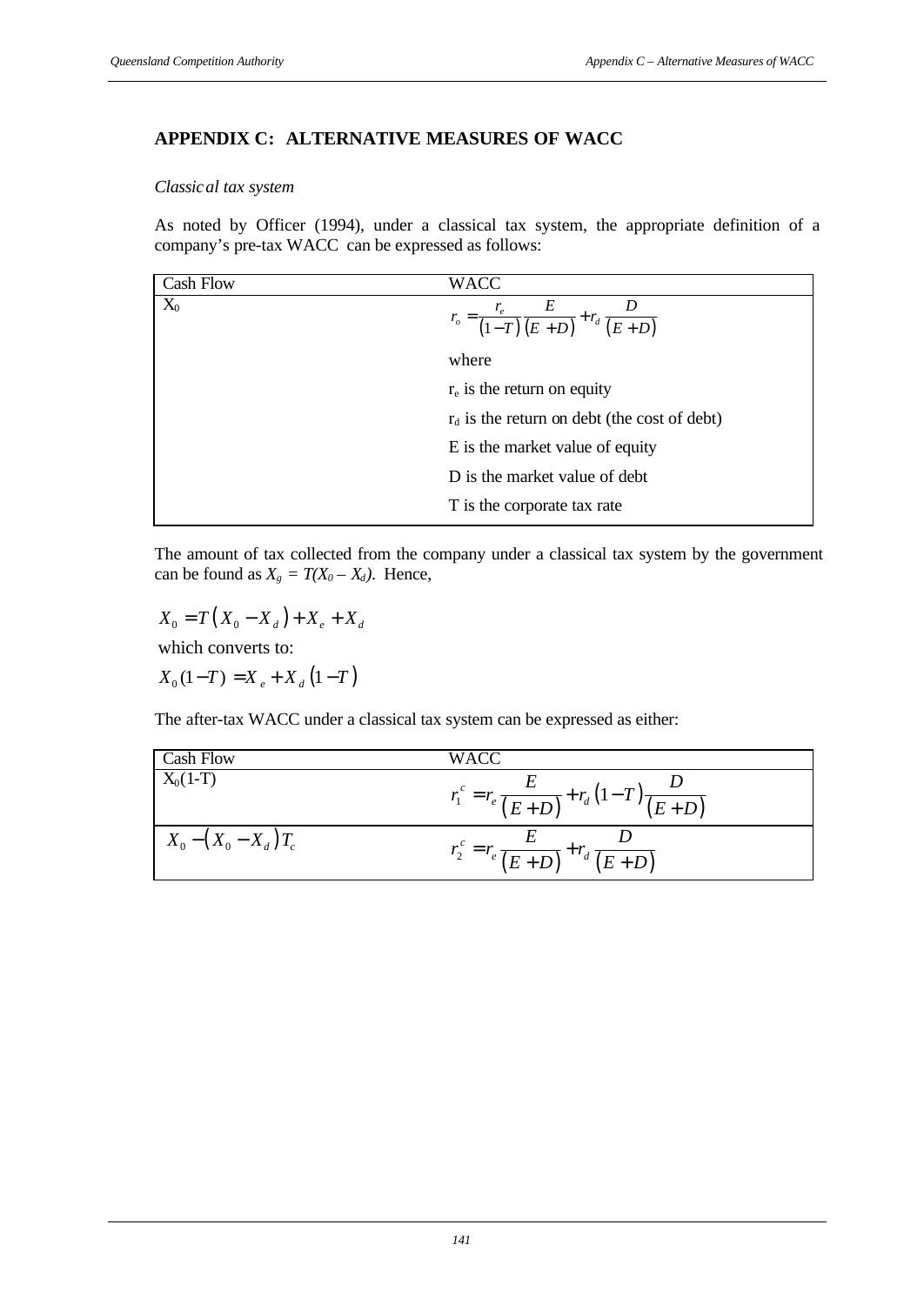# APPENDIX C: ALTERNATIVE MEASURES OF WACC

*Classical tax system*

As noted by Officer (1994), under a classical tax system, the appropriate definition of a company's pre-tax WACC can be expressed as follows:

| Cash Flow | WACC |
|---|---|
| $X_0$ | $r_o = \frac{r_e}{(1-T)}\frac{E}{(E+D)} + r_d\frac{D}{(E+D)}$ |
| | where |
| | $r_e$ is the return on equity |
| | $r_d$ is the return on debt (the cost of debt) |
| | E is the market value of equity |
| | D is the market value of debt |
| | T is the corporate tax rate |

The amount of tax collected from the company under a classical tax system by the government can be found as $X_g = T(X_0 - X_d)$. Hence,

$$X_0 = T\left(X_0 - X_d\right) + X_e + X_d$$

which converts to:

$$X_0(1-T) = X_e + X_d\left(1-T\right)$$

The after-tax WACC under a classical tax system can be expressed as either:

| Cash Flow | WACC |
|---|---|
| $X_0(1-T)$ | $r_1^c = r_e\frac{E}{(E+D)} + r_d(1-T)\frac{D}{(E+D)}$ |
| $X_0 - \left(X_0 - X_d\right)T_c$ | $r_2^c = r_e\frac{E}{(E+D)} + r_d\frac{D}{(E+D)}$ |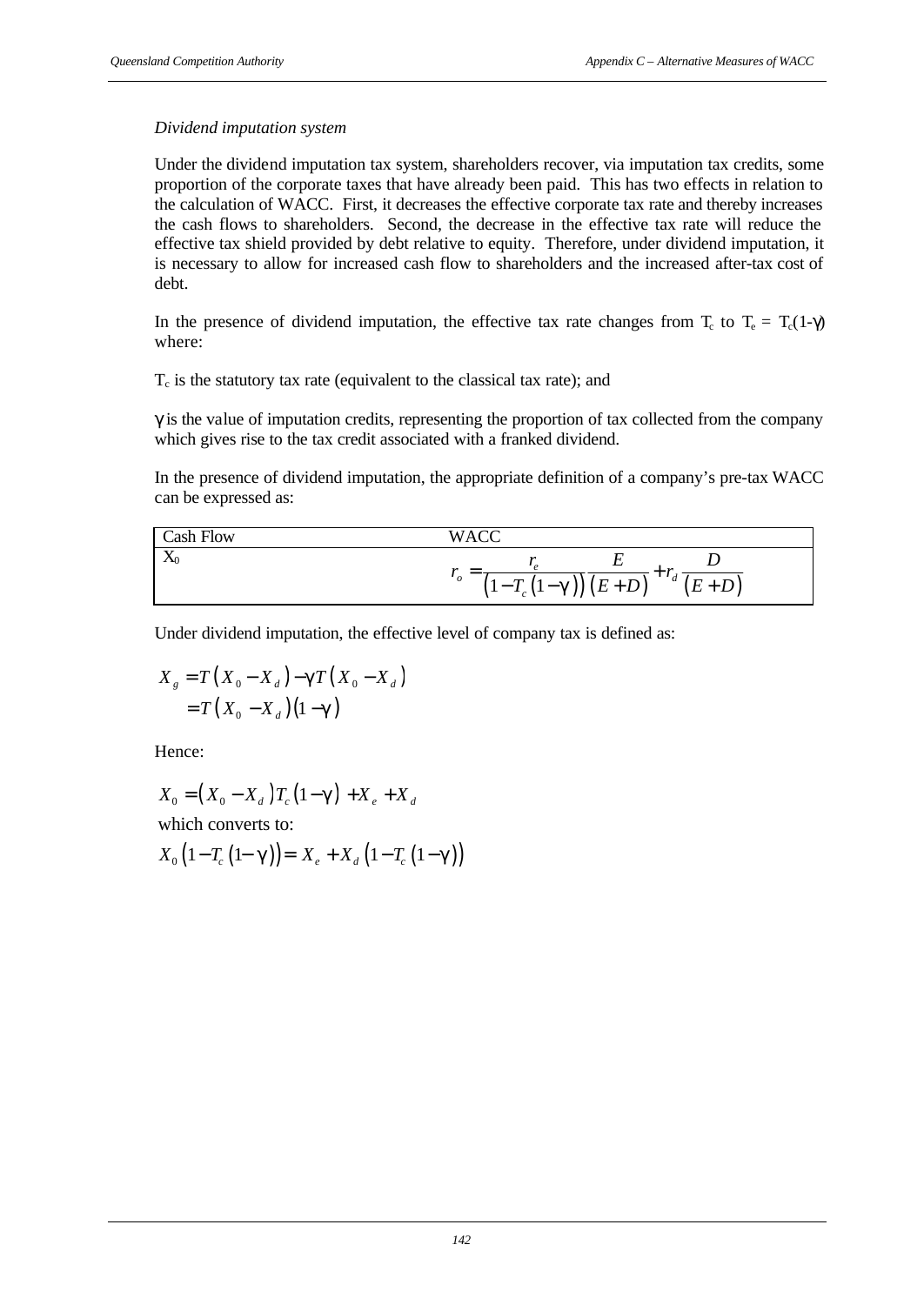*Dividend imputation system*

Under the dividend imputation tax system, shareholders recover, via imputation tax credits, some proportion of the corporate taxes that have already been paid. This has two effects in relation to the calculation of WACC. First, it decreases the effective corporate tax rate and thereby increases the cash flows to shareholders. Second, the decrease in the effective tax rate will reduce the effective tax shield provided by debt relative to equity. Therefore, under dividend imputation, it is necessary to allow for increased cash flow to shareholders and the increased after-tax cost of debt.

In the presence of dividend imputation, the effective tax rate changes from $T_c$ to $T_e = T_c(1-\gamma)$ where:

$T_c$ is the statutory tax rate (equivalent to the classical tax rate); and

$\gamma$ is the value of imputation credits, representing the proportion of tax collected from the company which gives rise to the tax credit associated with a franked dividend.

In the presence of dividend imputation, the appropriate definition of a company's pre-tax WACC can be expressed as:

| Cash Flow | WACC |
|---|---|
| $X_0$ | $r_o = \frac{r_e}{\left(1-T_c\left(1-\gamma\right)\right)}\frac{E}{\left(E+D\right)} + r_d\frac{D}{\left(E+D\right)}$ |

Under dividend imputation, the effective level of company tax is defined as:

$$
\begin{aligned}
X_g &= T\left(X_0 - X_d\right) - \gamma T\left(X_0 - X_d\right) \\
&= T\left(X_0 - X_d\right)\left(1-\gamma\right)
\end{aligned}
$$

Hence:

$$X_0 = \left(X_0 - X_d\right)T_c\left(1-\gamma\right) + X_e + X_d$$

which converts to:

$$X_0\left(1-T_c\left(1-\gamma\right)\right) = X_e + X_d\left(1-T_c\left(1-\gamma\right)\right)$$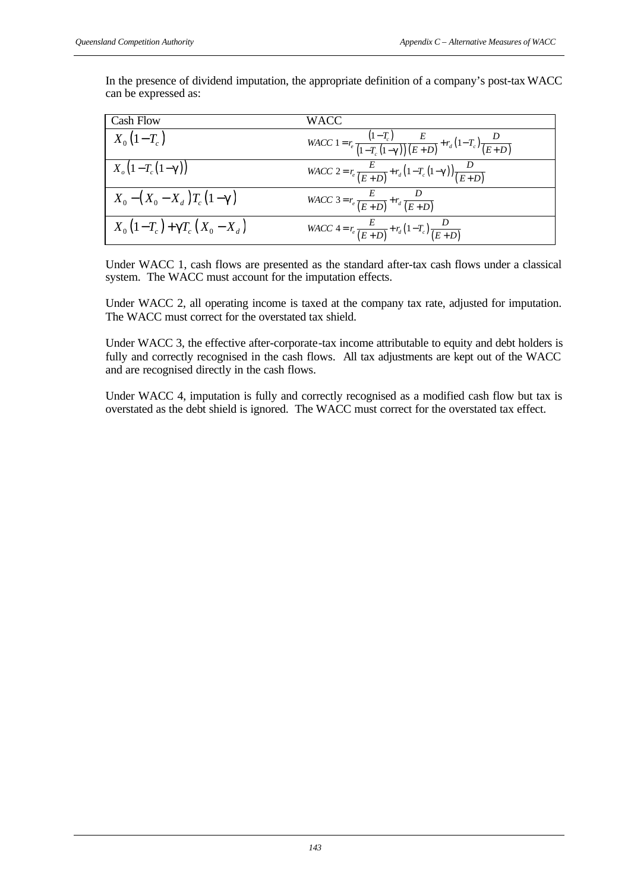In the presence of dividend imputation, the appropriate definition of a company's post-tax WACC can be expressed as:

| Cash Flow | WACC |
|---|---|
| $X_0\left(1-T_c\right)$ | $WACC\ 1 = r_e \frac{\left(1-T_c\right)}{\left(1-T_c\left(1-\gamma\right)\right)} \frac{E}{\left(E+D\right)} + r_d\left(1-T_c\right)\frac{D}{\left(E+D\right)}$ |
| $X_o\left(1-T_c\left(1-\gamma\right)\right)$ | $WACC\ 2 = r_e \frac{E}{\left(E+D\right)} + r_d\left(1-T_c\left(1-\gamma\right)\right)\frac{D}{\left(E+D\right)}$ |
| $X_0 - \left(X_0 - X_d\right)T_c\left(1-\gamma\right)$ | $WACC\ 3 = r_e \frac{E}{\left(E+D\right)} + r_d \frac{D}{\left(E+D\right)}$ |
| $X_0\left(1-T_c\right) + \gamma T_c\left(X_0 - X_d\right)$ | $WACC\ 4 = r_e \frac{E}{\left(E+D\right)} + r_d\left(1-T_c\right)\frac{D}{\left(E+D\right)}$ |

Under WACC 1, cash flows are presented as the standard after-tax cash flows under a classical system. The WACC must account for the imputation effects.

Under WACC 2, all operating income is taxed at the company tax rate, adjusted for imputation. The WACC must correct for the overstated tax shield.

Under WACC 3, the effective after-corporate-tax income attributable to equity and debt holders is fully and correctly recognised in the cash flows. All tax adjustments are kept out of the WACC and are recognised directly in the cash flows.

Under WACC 4, imputation is fully and correctly recognised as a modified cash flow but tax is overstated as the debt shield is ignored. The WACC must correct for the overstated tax effect.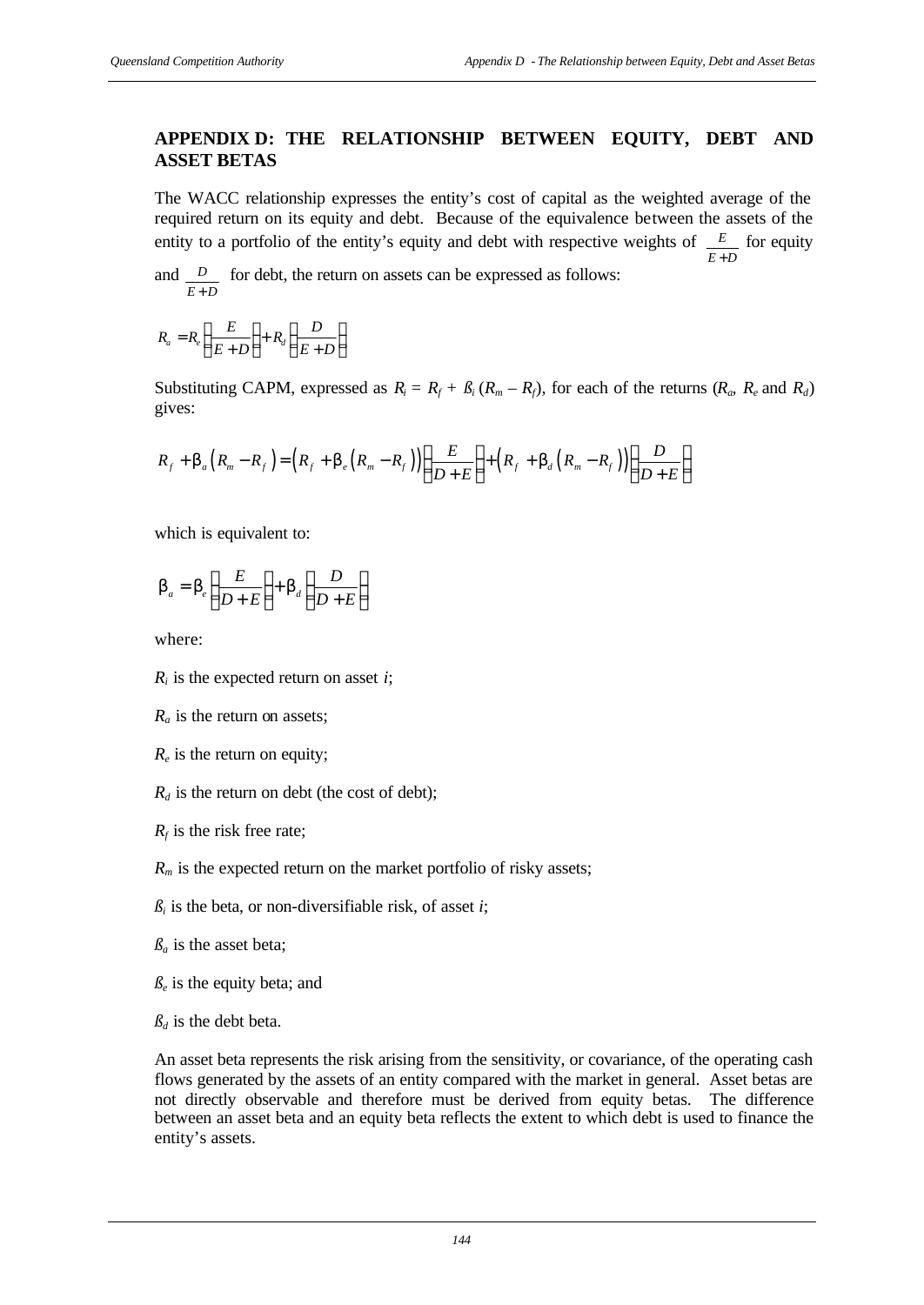## APPENDIX D: THE RELATIONSHIP BETWEEN EQUITY, DEBT AND ASSET BETAS

The WACC relationship expresses the entity's cost of capital as the weighted average of the required return on its equity and debt. Because of the equivalence between the assets of the entity to a portfolio of the entity's equity and debt with respective weights of $\frac{E}{E+D}$ for equity and $\frac{D}{E+D}$ for debt, the return on assets can be expressed as follows:

$$R_a = R_e \left(\frac{E}{E+D}\right) + R_d \left(\frac{D}{E+D}\right)$$

Substituting CAPM, expressed as $R_i = R_f + ß_i (R_m – R_f)$, for each of the returns ($R_a$, $R_e$ and $R_d$) gives:

$$R_f + \beta_a \left(R_m - R_f\right) = \left(R_f + \beta_e \left(R_m - R_f\right)\right)\left(\frac{E}{D+E}\right) + \left(R_f + \beta_d \left(R_m - R_f\right)\right)\left(\frac{D}{D+E}\right)$$

which is equivalent to:

$$\beta_a = \beta_e \left(\frac{E}{D+E}\right) + \beta_d \left(\frac{D}{D+E}\right)$$

where:

$R_i$ is the expected return on asset $i$;

$R_a$ is the return on assets;

$R_e$ is the return on equity;

$R_d$ is the return on debt (the cost of debt);

$R_f$ is the risk free rate;

$R_m$ is the expected return on the market portfolio of risky assets;

$ß_i$ is the beta, or non-diversifiable risk, of asset $i$;

$ß_a$ is the asset beta;

$ß_e$ is the equity beta; and

$ß_d$ is the debt beta.

An asset beta represents the risk arising from the sensitivity, or covariance, of the operating cash flows generated by the assets of an entity compared with the market in general. Asset betas are not directly observable and therefore must be derived from equity betas. The difference between an asset beta and an equity beta reflects the extent to which debt is used to finance the entity's assets.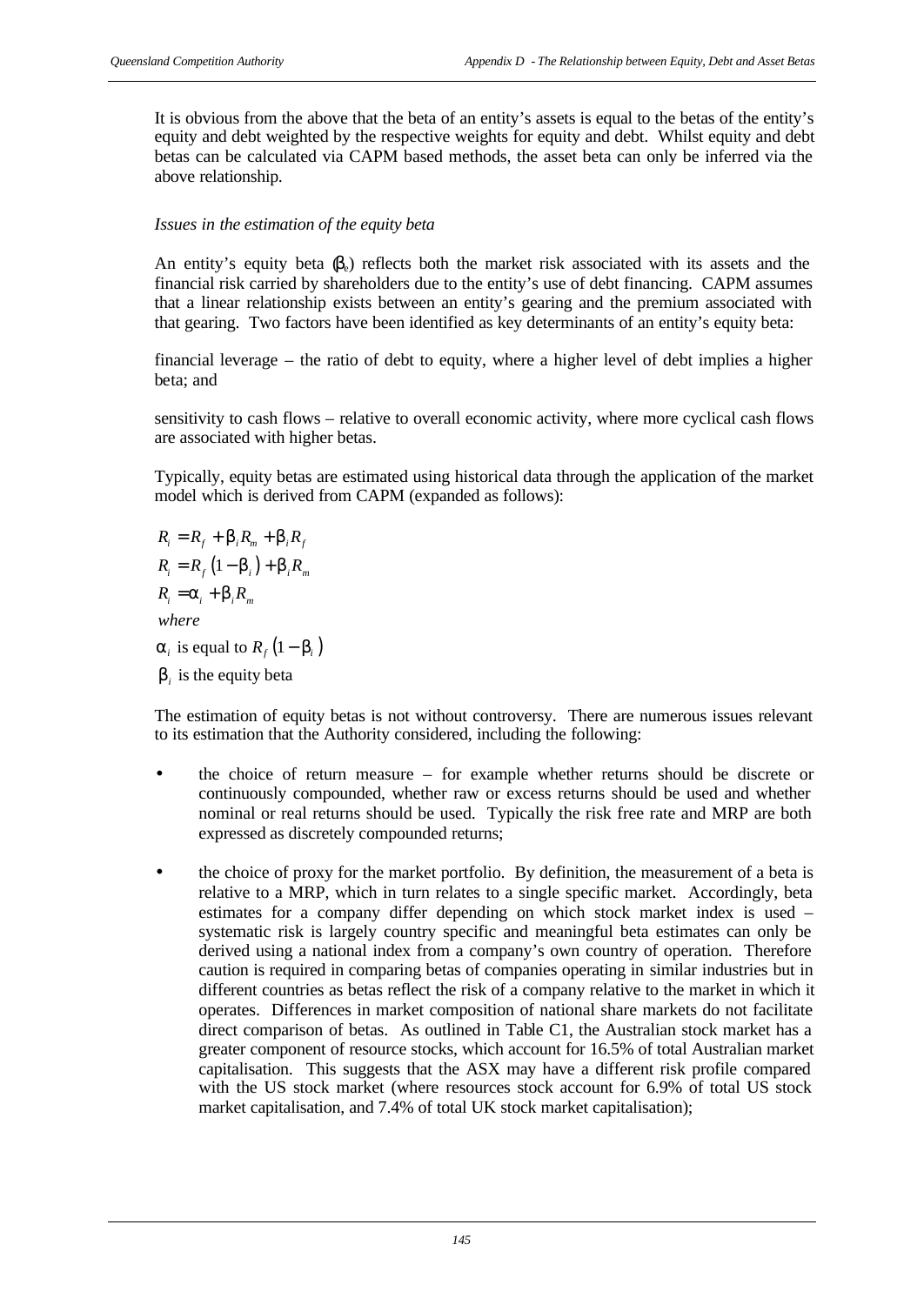It is obvious from the above that the beta of an entity's assets is equal to the betas of the entity's equity and debt weighted by the respective weights for equity and debt. Whilst equity and debt betas can be calculated via CAPM based methods, the asset beta can only be inferred via the above relationship.

*Issues in the estimation of the equity beta*

An entity's equity beta ($\beta_e$) reflects both the market risk associated with its assets and the financial risk carried by shareholders due to the entity's use of debt financing. CAPM assumes that a linear relationship exists between an entity's gearing and the premium associated with that gearing. Two factors have been identified as key determinants of an entity's equity beta:

financial leverage – the ratio of debt to equity, where a higher level of debt implies a higher beta; and

sensitivity to cash flows – relative to overall economic activity, where more cyclical cash flows are associated with higher betas.

Typically, equity betas are estimated using historical data through the application of the market model which is derived from CAPM (expanded as follows):

$$R_i = R_f + \beta_i R_m + \beta_i R_f$$

$$R_i = R_f \left(1 - \beta_i\right) + \beta_i R_m$$

$$R_i = \alpha_i + \beta_i R_m$$

*where*

$\alpha_i$ is equal to $R_f \left(1 - \beta_i\right)$

$\beta_i$ is the equity beta

The estimation of equity betas is not without controversy. There are numerous issues relevant to its estimation that the Authority considered, including the following:

- the choice of return measure – for example whether returns should be discrete or continuously compounded, whether raw or excess returns should be used and whether nominal or real returns should be used. Typically the risk free rate and MRP are both expressed as discretely compounded returns;
- the choice of proxy for the market portfolio. By definition, the measurement of a beta is relative to a MRP, which in turn relates to a single specific market. Accordingly, beta estimates for a company differ depending on which stock market index is used – systematic risk is largely country specific and meaningful beta estimates can only be derived using a national index from a company's own country of operation. Therefore caution is required in comparing betas of companies operating in similar industries but in different countries as betas reflect the risk of a company relative to the market in which it operates. Differences in market composition of national share markets do not facilitate direct comparison of betas. As outlined in Table C1, the Australian stock market has a greater component of resource stocks, which account for 16.5% of total Australian market capitalisation. This suggests that the ASX may have a different risk profile compared with the US stock market (where resources stock account for 6.9% of total US stock market capitalisation, and 7.4% of total UK stock market capitalisation);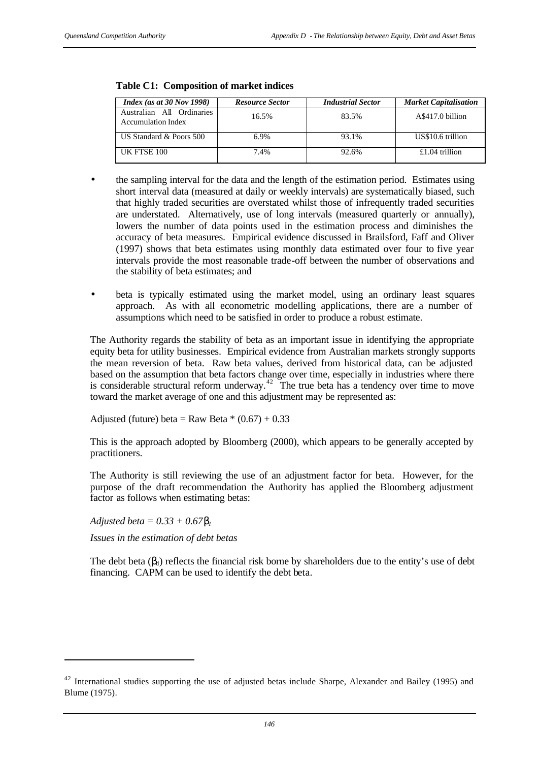**Table C1: Composition of market indices**

| *Index (as at 30 Nov 1998)* | *Resource Sector* | *Industrial Sector* | *Market Capitalisation* |
|---|---|---|---|
| Australian All Ordinaries Accumulation Index | 16.5% | 83.5% | A$417.0 billion |
| US Standard & Poors 500 | 6.9% | 93.1% | US$10.6 trillion |
| UK FTSE 100 | 7.4% | 92.6% | £1.04 trillion |

- the sampling interval for the data and the length of the estimation period. Estimates using short interval data (measured at daily or weekly intervals) are systematically biased, such that highly traded securities are overstated whilst those of infrequently traded securities are understated. Alternatively, use of long intervals (measured quarterly or annually), lowers the number of data points used in the estimation process and diminishes the accuracy of beta measures. Empirical evidence discussed in Brailsford, Faff and Oliver (1997) shows that beta estimates using monthly data estimated over four to five year intervals provide the most reasonable trade-off between the number of observations and the stability of beta estimates; and

- beta is typically estimated using the market model, using an ordinary least squares approach. As with all econometric modelling applications, there are a number of assumptions which need to be satisfied in order to produce a robust estimate.

The Authority regards the stability of beta as an important issue in identifying the appropriate equity beta for utility businesses. Empirical evidence from Australian markets strongly supports the mean reversion of beta. Raw beta values, derived from historical data, can be adjusted based on the assumption that beta factors change over time, especially in industries where there is considerable structural reform underway.[42] The true beta has a tendency over time to move toward the market average of one and this adjustment may be represented as:

Adjusted (future) beta = Raw Beta * (0.67) + 0.33

This is the approach adopted by Bloomberg (2000), which appears to be generally accepted by practitioners.

The Authority is still reviewing the use of an adjustment factor for beta. However, for the purpose of the draft recommendation the Authority has applied the Bloomberg adjustment factor as follows when estimating betas:

*Adjusted beta* $= 0.33 + 0.67\beta_l$

*Issues in the estimation of debt betas*

The debt beta ($\beta_d$) reflects the financial risk borne by shareholders due to the entity's use of debt financing. CAPM can be used to identify the debt beta.

---

[42] International studies supporting the use of adjusted betas include Sharpe, Alexander and Bailey (1995) and Blume (1975).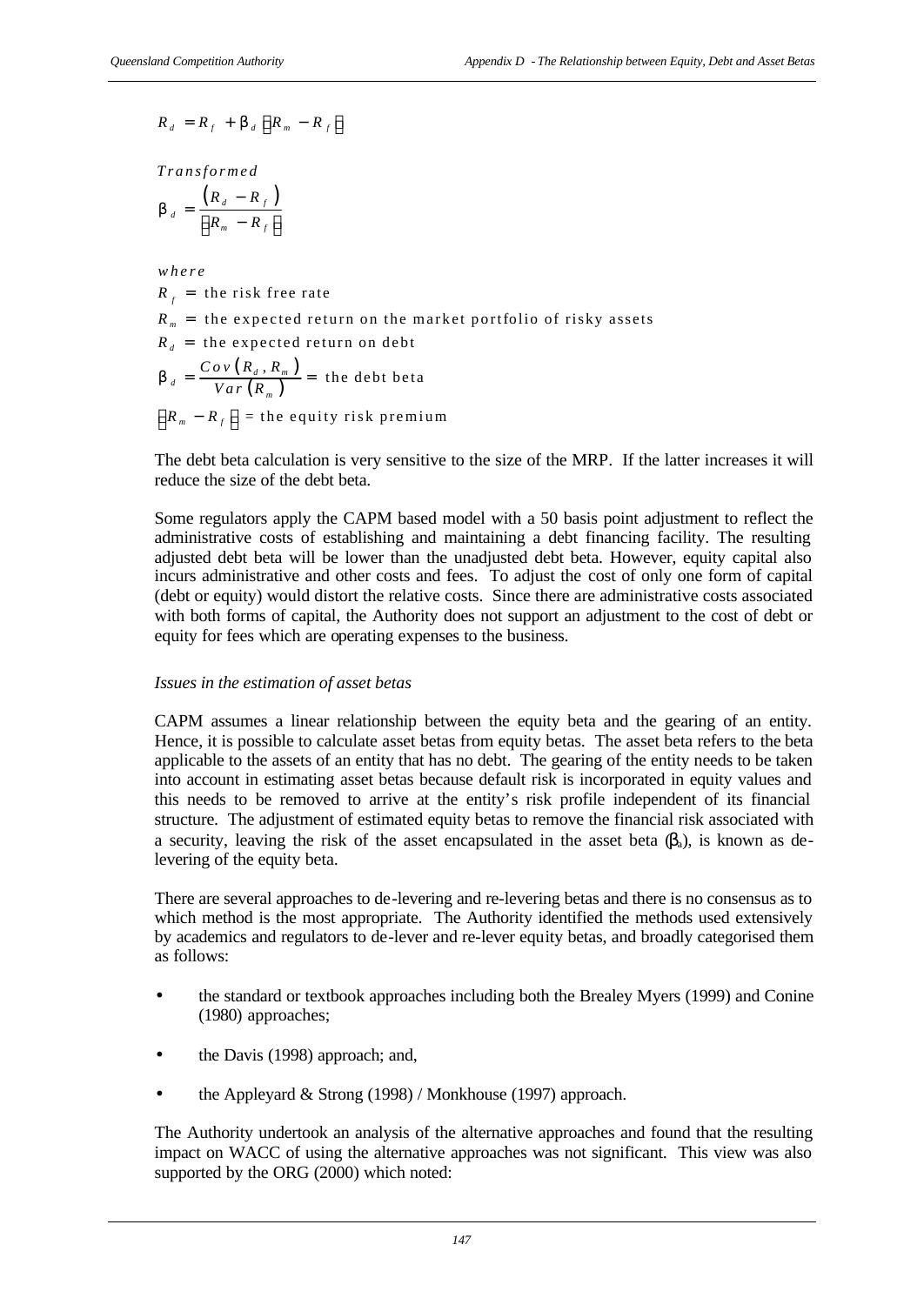$$R_d = R_f + \beta_d \left[R_m - R_f\right]$$

*Transformed*

$$\beta_d = \frac{\left(R_d - R_f\right)}{\left[R_m - R_f\right]}$$

*where*

$R_f$ = the risk free rate

$R_m$ = the expected return on the market portfolio of risky assets

$R_d$ = the expected return on debt

$\beta_d = \frac{Cov\left(R_d, R_m\right)}{Var\left(R_m\right)}$ = the debt beta

$\left[R_m - R_f\right]$ = the equity risk premium

The debt beta calculation is very sensitive to the size of the MRP. If the latter increases it will reduce the size of the debt beta.

Some regulators apply the CAPM based model with a 50 basis point adjustment to reflect the administrative costs of establishing and maintaining a debt financing facility. The resulting adjusted debt beta will be lower than the unadjusted debt beta. However, equity capital also incurs administrative and other costs and fees. To adjust the cost of only one form of capital (debt or equity) would distort the relative costs. Since there are administrative costs associated with both forms of capital, the Authority does not support an adjustment to the cost of debt or equity for fees which are operating expenses to the business.

*Issues in the estimation of asset betas*

CAPM assumes a linear relationship between the equity beta and the gearing of an entity. Hence, it is possible to calculate asset betas from equity betas. The asset beta refers to the beta applicable to the assets of an entity that has no debt. The gearing of the entity needs to be taken into account in estimating asset betas because default risk is incorporated in equity values and this needs to be removed to arrive at the entity's risk profile independent of its financial structure. The adjustment of estimated equity betas to remove the financial risk associated with a security, leaving the risk of the asset encapsulated in the asset beta ($\beta_a$), is known as de-levering of the equity beta.

There are several approaches to de-levering and re-levering betas and there is no consensus as to which method is the most appropriate. The Authority identified the methods used extensively by academics and regulators to de-lever and re-lever equity betas, and broadly categorised them as follows:

- the standard or textbook approaches including both the Brealey Myers (1999) and Conine (1980) approaches;
- the Davis (1998) approach; and,
- the Appleyard & Strong (1998) / Monkhouse (1997) approach.

The Authority undertook an analysis of the alternative approaches and found that the resulting impact on WACC of using the alternative approaches was not significant. This view was also supported by the ORG (2000) which noted: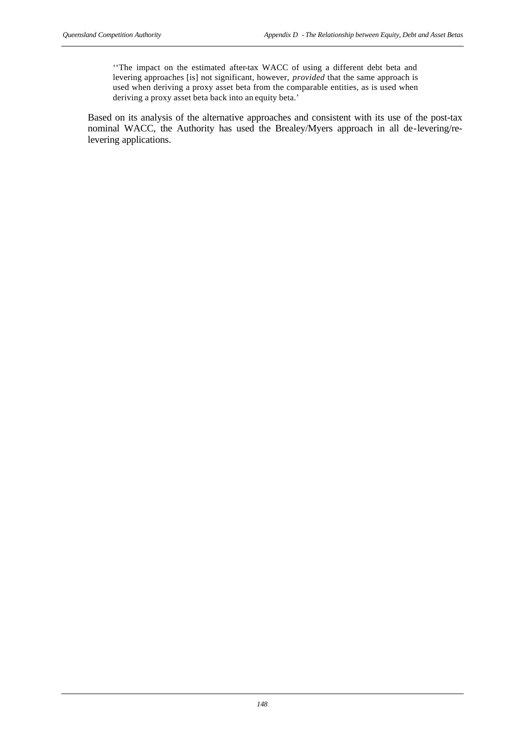> ''The impact on the estimated after-tax WACC of using a different debt beta and levering approaches [is] not significant, however, *provided* that the same approach is used when deriving a proxy asset beta from the comparable entities, as is used when deriving a proxy asset beta back into an equity beta.'

Based on its analysis of the alternative approaches and consistent with its use of the post-tax nominal WACC, the Authority has used the Brealey/Myers approach in all de-levering/re-levering applications.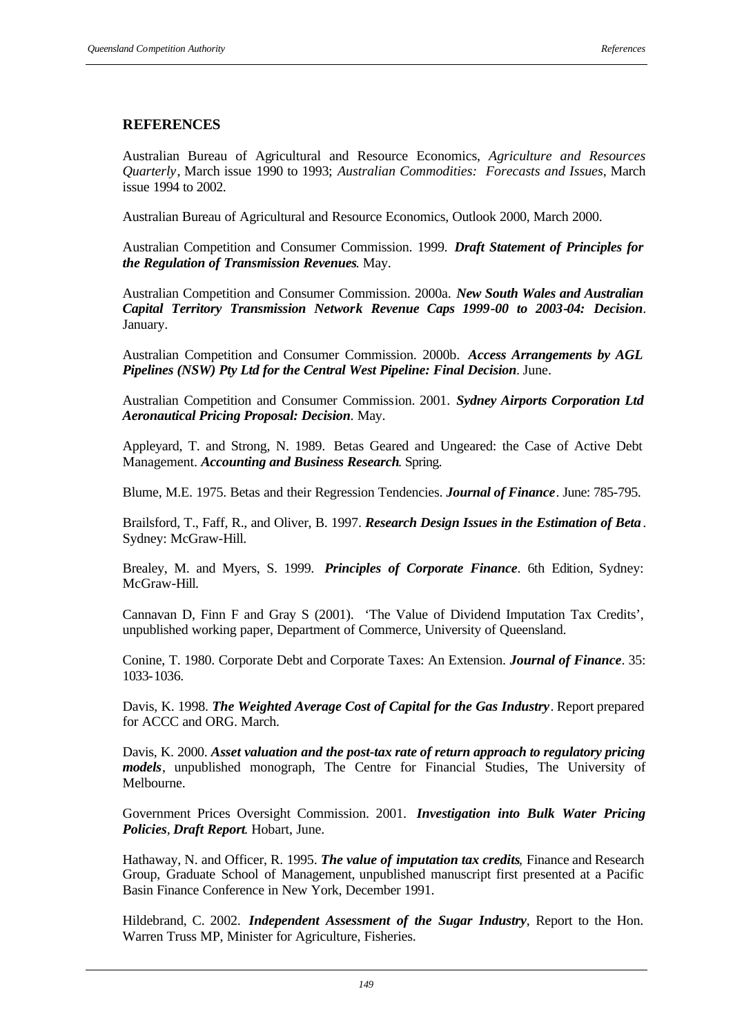## REFERENCES

Australian Bureau of Agricultural and Resource Economics, *Agriculture and Resources Quarterly*, March issue 1990 to 1993; *Australian Commodities: Forecasts and Issues*, March issue 1994 to 2002.

Australian Bureau of Agricultural and Resource Economics, Outlook 2000, March 2000.

Australian Competition and Consumer Commission. 1999. ***Draft Statement of Principles for the Regulation of Transmission Revenues***. May.

Australian Competition and Consumer Commission. 2000a. ***New South Wales and Australian Capital Territory Transmission Network Revenue Caps 1999-00 to 2003-04: Decision***. January.

Australian Competition and Consumer Commission. 2000b. ***Access Arrangements by AGL Pipelines (NSW) Pty Ltd for the Central West Pipeline: Final Decision***. June.

Australian Competition and Consumer Commission. 2001. ***Sydney Airports Corporation Ltd Aeronautical Pricing Proposal: Decision***. May.

Appleyard, T. and Strong, N. 1989. Betas Geared and Ungeared: the Case of Active Debt Management. ***Accounting and Business Research***. Spring.

Blume, M.E. 1975. Betas and their Regression Tendencies. ***Journal of Finance***. June: 785-795.

Brailsford, T., Faff, R., and Oliver, B. 1997. ***Research Design Issues in the Estimation of Beta***. Sydney: McGraw-Hill.

Brealey, M. and Myers, S. 1999. ***Principles of Corporate Finance***. 6th Edition, Sydney: McGraw-Hill.

Cannavan D, Finn F and Gray S (2001). 'The Value of Dividend Imputation Tax Credits', unpublished working paper, Department of Commerce, University of Queensland.

Conine, T. 1980. Corporate Debt and Corporate Taxes: An Extension. ***Journal of Finance***. 35: 1033-1036.

Davis, K. 1998. ***The Weighted Average Cost of Capital for the Gas Industry***. Report prepared for ACCC and ORG. March.

Davis, K. 2000. ***Asset valuation and the post-tax rate of return approach to regulatory pricing models***, unpublished monograph, The Centre for Financial Studies, The University of Melbourne.

Government Prices Oversight Commission. 2001. ***Investigation into Bulk Water Pricing Policies, Draft Report***. Hobart, June.

Hathaway, N. and Officer, R. 1995. ***The value of imputation tax credits***, Finance and Research Group, Graduate School of Management, unpublished manuscript first presented at a Pacific Basin Finance Conference in New York, December 1991.

Hildebrand, C. 2002. ***Independent Assessment of the Sugar Industry***, Report to the Hon. Warren Truss MP, Minister for Agriculture, Fisheries.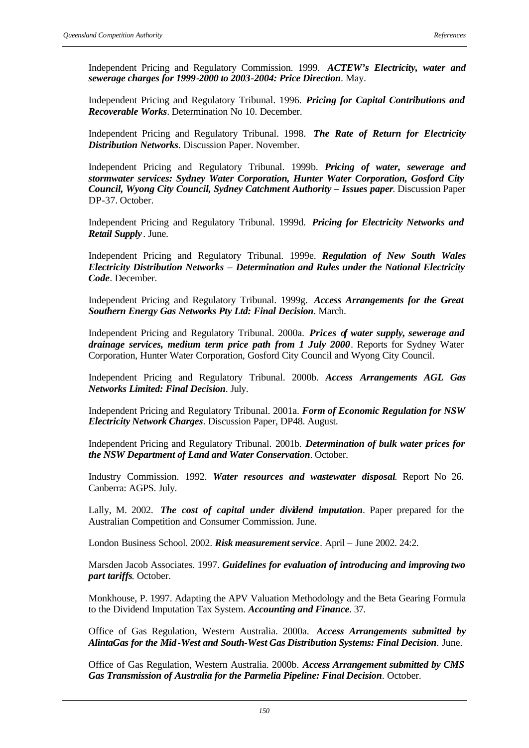Independent Pricing and Regulatory Commission. 1999. ***ACTEW's Electricity, water and sewerage charges for 1999-2000 to 2003-2004: Price Direction***. May.

Independent Pricing and Regulatory Tribunal. 1996. ***Pricing for Capital Contributions and Recoverable Works***. Determination No 10. December.

Independent Pricing and Regulatory Tribunal. 1998. ***The Rate of Return for Electricity Distribution Networks***. Discussion Paper. November.

Independent Pricing and Regulatory Tribunal. 1999b. ***Pricing of water, sewerage and stormwater services: Sydney Water Corporation, Hunter Water Corporation, Gosford City Council, Wyong City Council, Sydney Catchment Authority – Issues paper***. Discussion Paper DP-37. October.

Independent Pricing and Regulatory Tribunal. 1999d. ***Pricing for Electricity Networks and Retail Supply***. June.

Independent Pricing and Regulatory Tribunal. 1999e. ***Regulation of New South Wales Electricity Distribution Networks – Determination and Rules under the National Electricity Code***. December.

Independent Pricing and Regulatory Tribunal. 1999g. ***Access Arrangements for the Great Southern Energy Gas Networks Pty Ltd: Final Decision***. March.

Independent Pricing and Regulatory Tribunal. 2000a. ***Prices of water supply, sewerage and drainage services, medium term price path from 1 July 2000***. Reports for Sydney Water Corporation, Hunter Water Corporation, Gosford City Council and Wyong City Council.

Independent Pricing and Regulatory Tribunal. 2000b. ***Access Arrangements AGL Gas Networks Limited: Final Decision***. July.

Independent Pricing and Regulatory Tribunal. 2001a. ***Form of Economic Regulation for NSW Electricity Network Charges***. Discussion Paper, DP48. August.

Independent Pricing and Regulatory Tribunal. 2001b. ***Determination of bulk water prices for the NSW Department of Land and Water Conservation***. October.

Industry Commission. 1992. ***Water resources and wastewater disposal***. Report No 26. Canberra: AGPS. July.

Lally, M. 2002. ***The cost of capital under dividend imputation***. Paper prepared for the Australian Competition and Consumer Commission. June.

London Business School. 2002. ***Risk measurement service***. April – June 2002. 24:2.

Marsden Jacob Associates. 1997. ***Guidelines for evaluation of introducing and improving two part tariffs***. October.

Monkhouse, P. 1997. Adapting the APV Valuation Methodology and the Beta Gearing Formula to the Dividend Imputation Tax System. ***Accounting and Finance***. 37.

Office of Gas Regulation, Western Australia. 2000a. ***Access Arrangements submitted by AlintaGas for the Mid-West and South-West Gas Distribution Systems: Final Decision***. June.

Office of Gas Regulation, Western Australia. 2000b. ***Access Arrangement submitted by CMS Gas Transmission of Australia for the Parmelia Pipeline: Final Decision***. October.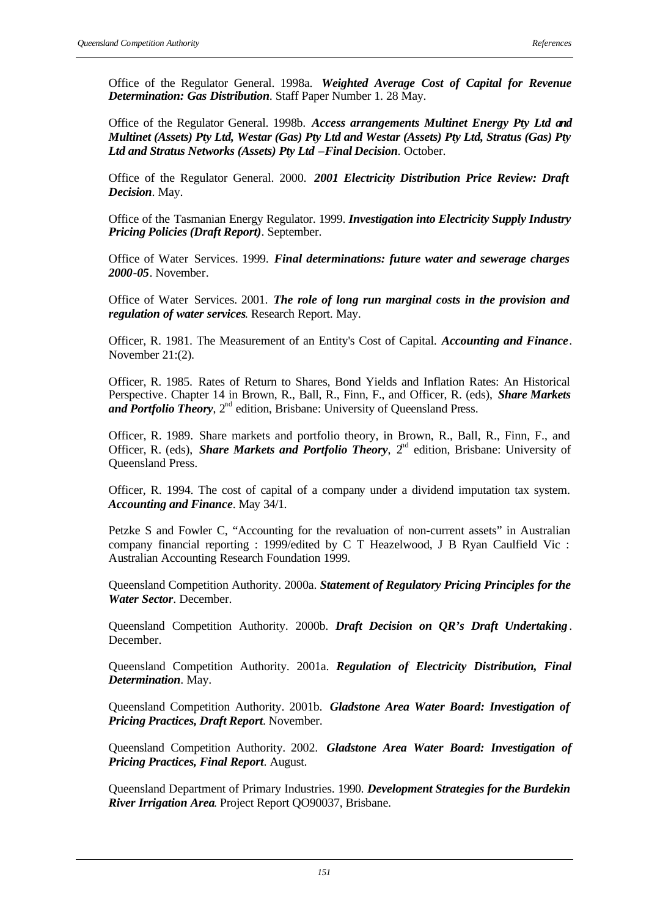Office of the Regulator General. 1998a. ***Weighted Average Cost of Capital for Revenue Determination: Gas Distribution***. Staff Paper Number 1. 28 May.

Office of the Regulator General. 1998b. ***Access arrangements Multinet Energy Pty Ltd and Multinet (Assets) Pty Ltd, Westar (Gas) Pty Ltd and Westar (Assets) Pty Ltd, Stratus (Gas) Pty Ltd and Stratus Networks (Assets) Pty Ltd –Final Decision***. October.

Office of the Regulator General. 2000. ***2001 Electricity Distribution Price Review: Draft Decision***. May.

Office of the Tasmanian Energy Regulator. 1999. ***Investigation into Electricity Supply Industry Pricing Policies (Draft Report)***. September.

Office of Water Services. 1999. ***Final determinations: future water and sewerage charges 2000-05***. November.

Office of Water Services. 2001. ***The role of long run marginal costs in the provision and regulation of water services***. Research Report. May.

Officer, R. 1981. The Measurement of an Entity's Cost of Capital. ***Accounting and Finance***. November 21:(2).

Officer, R. 1985. Rates of Return to Shares, Bond Yields and Inflation Rates: An Historical Perspective. Chapter 14 in Brown, R., Ball, R., Finn, F., and Officer, R. (eds), ***Share Markets and Portfolio Theory***, 2nd edition, Brisbane: University of Queensland Press.

Officer, R. 1989. Share markets and portfolio theory, in Brown, R., Ball, R., Finn, F., and Officer, R. (eds), ***Share Markets and Portfolio Theory***, 2nd edition, Brisbane: University of Queensland Press.

Officer, R. 1994. The cost of capital of a company under a dividend imputation tax system. ***Accounting and Finance***. May 34/1.

Petzke S and Fowler C, "Accounting for the revaluation of non-current assets" in Australian company financial reporting : 1999/edited by C T Heazelwood, J B Ryan Caulfield Vic : Australian Accounting Research Foundation 1999.

Queensland Competition Authority. 2000a. ***Statement of Regulatory Pricing Principles for the Water Sector***. December.

Queensland Competition Authority. 2000b. ***Draft Decision on QR's Draft Undertaking***. December.

Queensland Competition Authority. 2001a. ***Regulation of Electricity Distribution, Final Determination***. May.

Queensland Competition Authority. 2001b. ***Gladstone Area Water Board: Investigation of Pricing Practices, Draft Report***. November.

Queensland Competition Authority. 2002. ***Gladstone Area Water Board: Investigation of Pricing Practices, Final Report***. August.

Queensland Department of Primary Industries. 1990. ***Development Strategies for the Burdekin River Irrigation Area***. Project Report QO90037, Brisbane.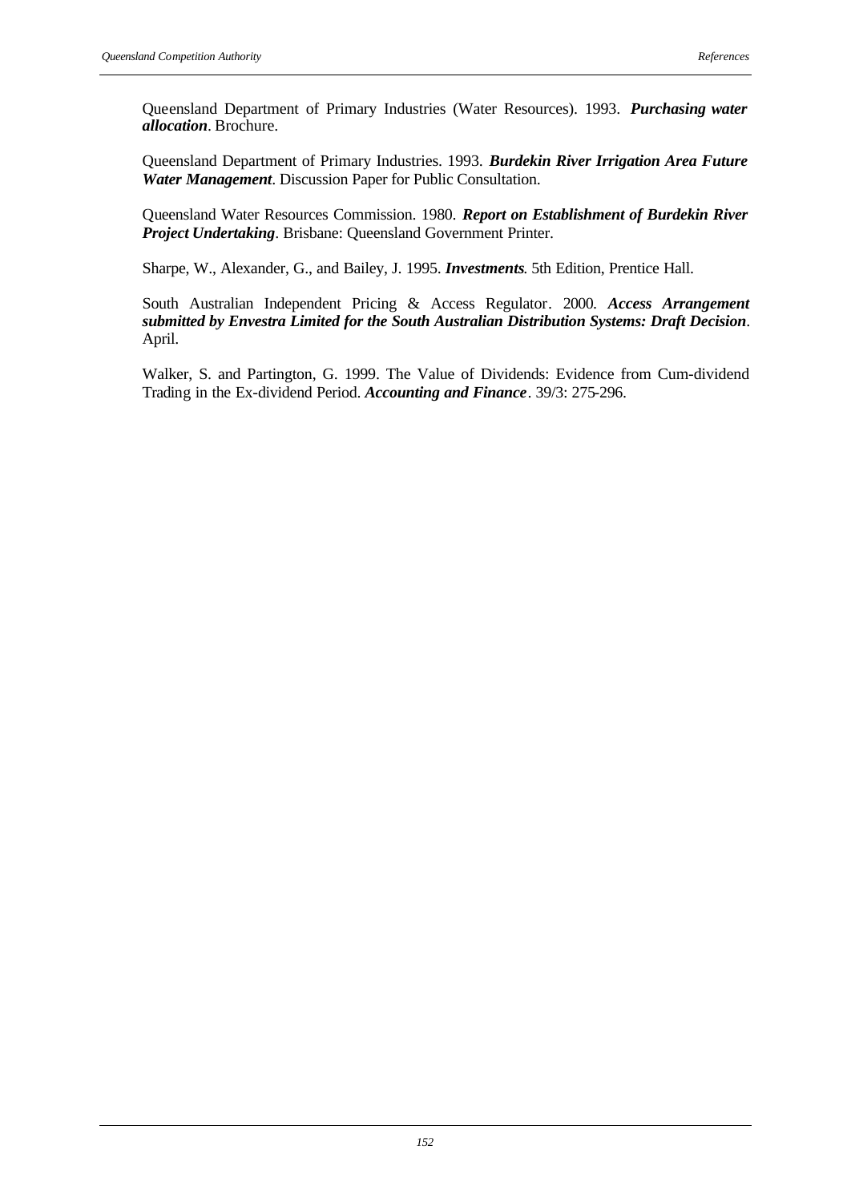Queensland Department of Primary Industries (Water Resources). 1993. ***Purchasing water allocation***. Brochure.

Queensland Department of Primary Industries. 1993. ***Burdekin River Irrigation Area Future Water Management***. Discussion Paper for Public Consultation.

Queensland Water Resources Commission. 1980. ***Report on Establishment of Burdekin River Project Undertaking***. Brisbane: Queensland Government Printer.

Sharpe, W., Alexander, G., and Bailey, J. 1995. ***Investments***. 5th Edition, Prentice Hall.

South Australian Independent Pricing & Access Regulator. 2000. ***Access Arrangement submitted by Envestra Limited for the South Australian Distribution Systems: Draft Decision***. April.

Walker, S. and Partington, G. 1999. The Value of Dividends: Evidence from Cum-dividend Trading in the Ex-dividend Period. ***Accounting and Finance***. 39/3: 275-296.